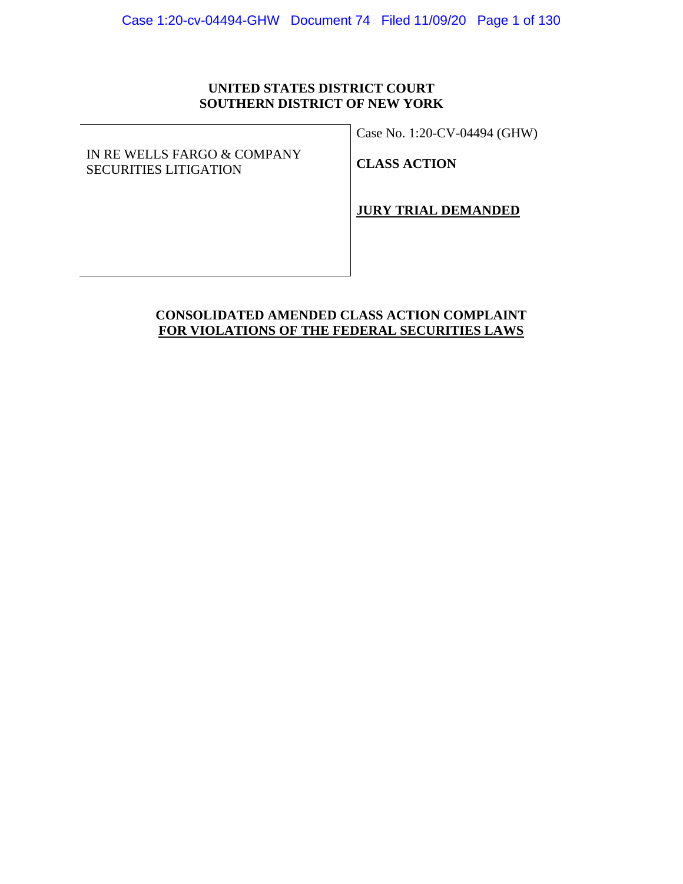**UNITED STATES DISTRICT COURT**
**SOUTHERN DISTRICT OF NEW YORK**

| | |
|---|---|
| IN RE WELLS FARGO & COMPANY SECURITIES LITIGATION | Case No. 1:20-CV-04494 (GHW) |
| | **CLASS ACTION** |
| | **JURY TRIAL DEMANDED** |

**CONSOLIDATED AMENDED CLASS ACTION COMPLAINT**
**FOR VIOLATIONS OF THE FEDERAL SECURITIES LAWS**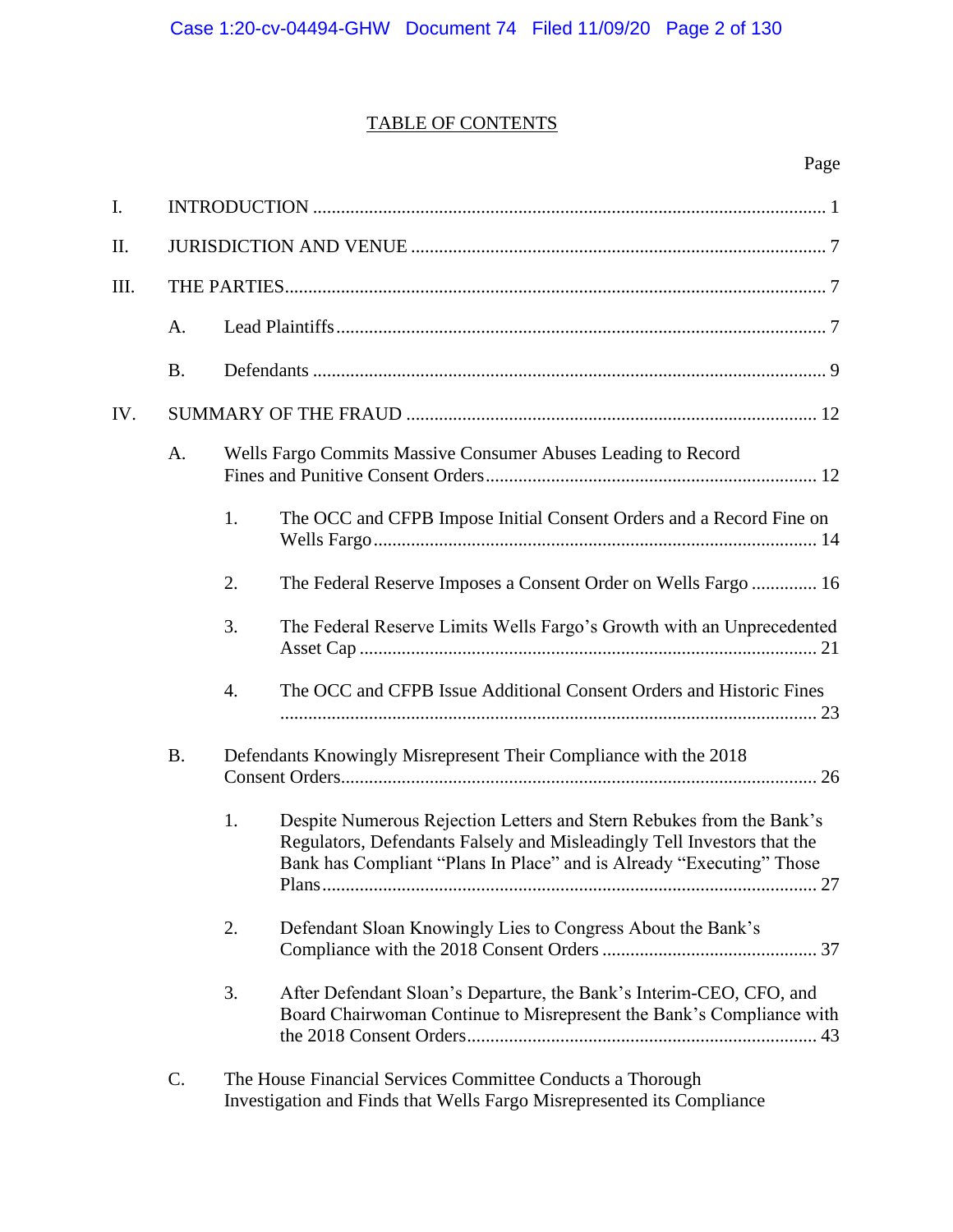# TABLE OF CONTENTS

Page

I. INTRODUCTION ..... 1

II. JURISDICTION AND VENUE ..... 7

III. THE PARTIES ..... 7

- A. Lead Plaintiffs ..... 7
- B. Defendants ..... 9

IV. SUMMARY OF THE FRAUD ..... 12

- A. Wells Fargo Commits Massive Consumer Abuses Leading to Record Fines and Punitive Consent Orders ..... 12
  1. The OCC and CFPB Impose Initial Consent Orders and a Record Fine on Wells Fargo ..... 14
  2. The Federal Reserve Imposes a Consent Order on Wells Fargo ..... 16
  3. The Federal Reserve Limits Wells Fargo's Growth with an Unprecedented Asset Cap ..... 21
  4. The OCC and CFPB Issue Additional Consent Orders and Historic Fines ..... 23
- B. Defendants Knowingly Misrepresent Their Compliance with the 2018 Consent Orders ..... 26
  1. Despite Numerous Rejection Letters and Stern Rebukes from the Bank's Regulators, Defendants Falsely and Misleadingly Tell Investors that the Bank has Compliant "Plans In Place" and is Already "Executing" Those Plans ..... 27
  2. Defendant Sloan Knowingly Lies to Congress About the Bank's Compliance with the 2018 Consent Orders ..... 37
  3. After Defendant Sloan's Departure, the Bank's Interim-CEO, CFO, and Board Chairwoman Continue to Misrepresent the Bank's Compliance with the 2018 Consent Orders ..... 43
- C. The House Financial Services Committee Conducts a Thorough Investigation and Finds that Wells Fargo Misrepresented its Compliance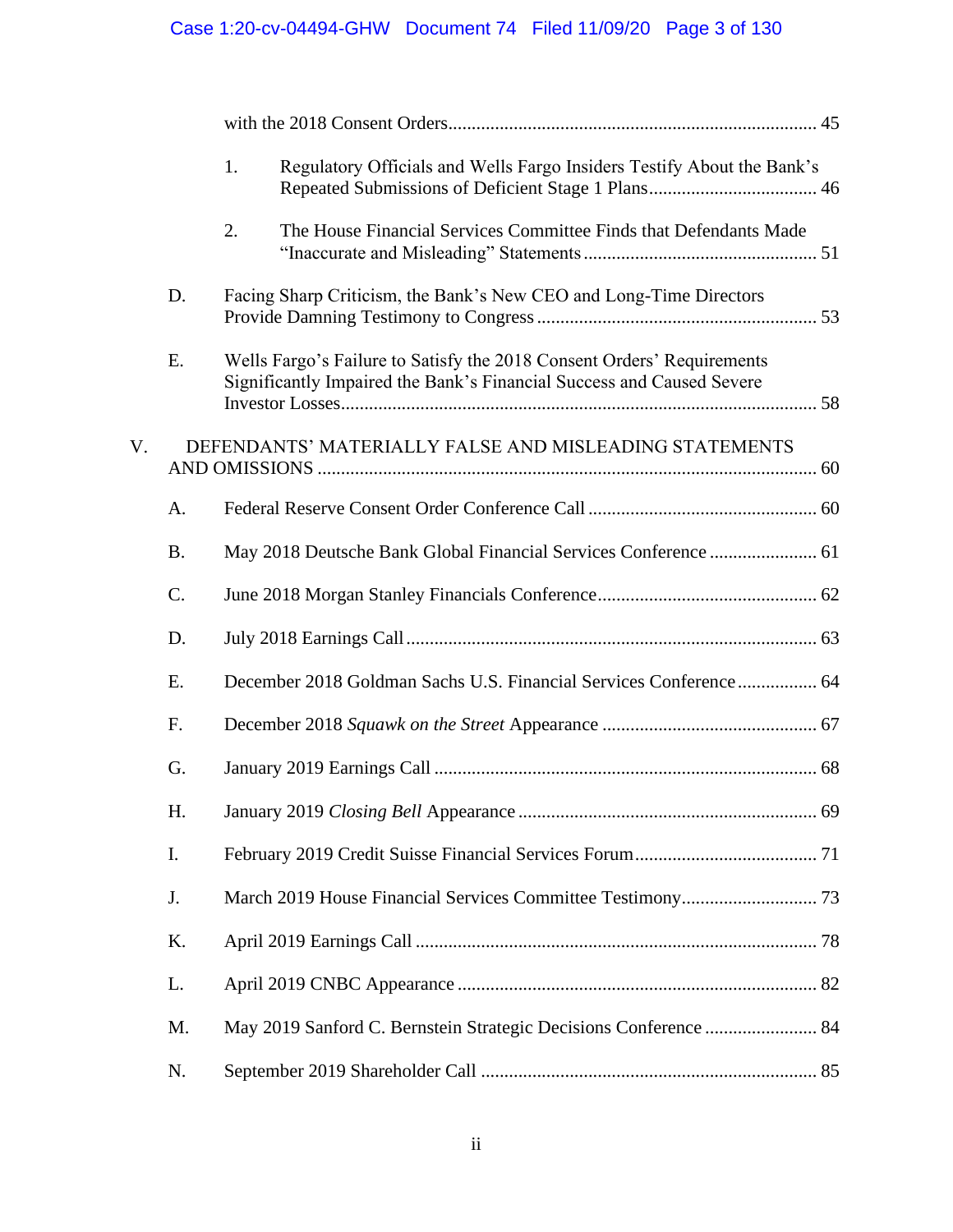with the 2018 Consent Orders ............................................................................. 45

1. Regulatory Officials and Wells Fargo Insiders Testify About the Bank's Repeated Submissions of Deficient Stage 1 Plans .................................... 46

2. The House Financial Services Committee Finds that Defendants Made "Inaccurate and Misleading" Statements ................................................. 51

D. Facing Sharp Criticism, the Bank's New CEO and Long-Time Directors Provide Damning Testimony to Congress ........................................................... 53

E. Wells Fargo's Failure to Satisfy the 2018 Consent Orders' Requirements Significantly Impaired the Bank's Financial Success and Caused Severe Investor Losses.................................................................................................... 58

V. DEFENDANTS' MATERIALLY FALSE AND MISLEADING STATEMENTS AND OMISSIONS ......................................................................................................... 60

A. Federal Reserve Consent Order Conference Call ................................................ 60

B. May 2018 Deutsche Bank Global Financial Services Conference ....................... 61

C. June 2018 Morgan Stanley Financials Conference.............................................. 62

D. July 2018 Earnings Call ...................................................................................... 63

E. December 2018 Goldman Sachs U.S. Financial Services Conference ................. 64

F. December 2018 *Squawk on the Street* Appearance ............................................. 67

G. January 2019 Earnings Call ................................................................................ 68

H. January 2019 *Closing Bell* Appearance ............................................................... 69

I. February 2019 Credit Suisse Financial Services Forum...................................... 71

J. March 2019 House Financial Services Committee Testimony............................ 73

K. April 2019 Earnings Call ..................................................................................... 78

L. April 2019 CNBC Appearance ............................................................................ 82

M. May 2019 Sanford C. Bernstein Strategic Decisions Conference ........................ 84

N. September 2019 Shareholder Call ...................................................................... 85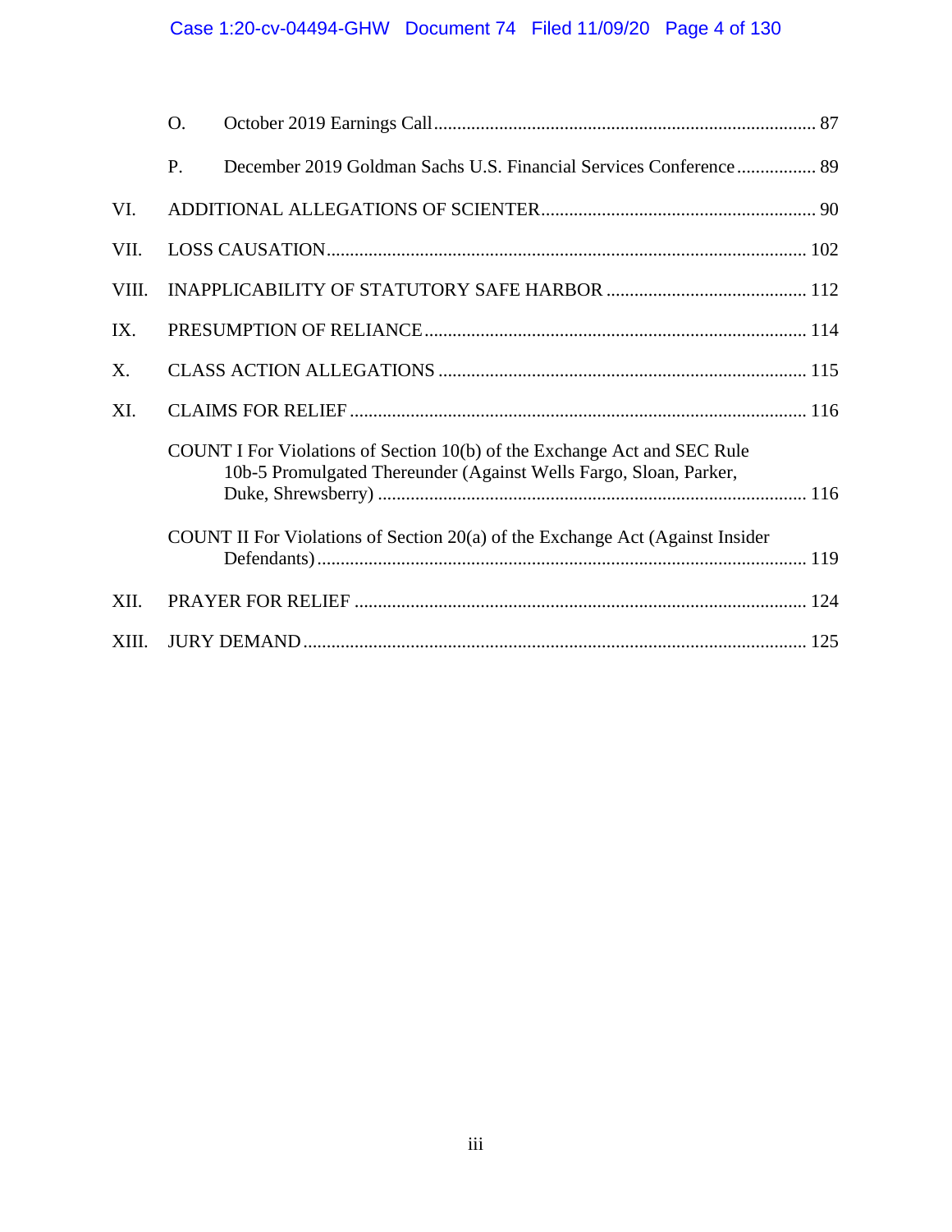O. October 2019 Earnings Call ... 87

P. December 2019 Goldman Sachs U.S. Financial Services Conference ... 89

VI. ADDITIONAL ALLEGATIONS OF SCIENTER ... 90

VII. LOSS CAUSATION ... 102

VIII. INAPPLICABILITY OF STATUTORY SAFE HARBOR ... 112

IX. PRESUMPTION OF RELIANCE ... 114

X. CLASS ACTION ALLEGATIONS ... 115

XI. CLAIMS FOR RELIEF ... 116

COUNT I For Violations of Section 10(b) of the Exchange Act and SEC Rule 10b-5 Promulgated Thereunder (Against Wells Fargo, Sloan, Parker, Duke, Shrewsberry) ... 116

COUNT II For Violations of Section 20(a) of the Exchange Act (Against Insider Defendants) ... 119

XII. PRAYER FOR RELIEF ... 124

XIII. JURY DEMAND ... 125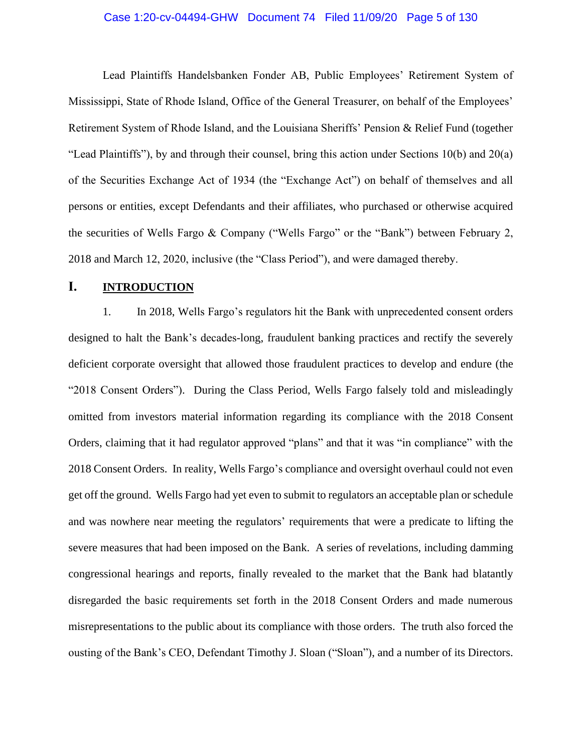Lead Plaintiffs Handelsbanken Fonder AB, Public Employees' Retirement System of Mississippi, State of Rhode Island, Office of the General Treasurer, on behalf of the Employees' Retirement System of Rhode Island, and the Louisiana Sheriffs' Pension & Relief Fund (together "Lead Plaintiffs"), by and through their counsel, bring this action under Sections 10(b) and 20(a) of the Securities Exchange Act of 1934 (the "Exchange Act") on behalf of themselves and all persons or entities, except Defendants and their affiliates, who purchased or otherwise acquired the securities of Wells Fargo & Company ("Wells Fargo" or the "Bank") between February 2, 2018 and March 12, 2020, inclusive (the "Class Period"), and were damaged thereby.

# I. INTRODUCTION

1. In 2018, Wells Fargo's regulators hit the Bank with unprecedented consent orders designed to halt the Bank's decades-long, fraudulent banking practices and rectify the severely deficient corporate oversight that allowed those fraudulent practices to develop and endure (the "2018 Consent Orders"). During the Class Period, Wells Fargo falsely told and misleadingly omitted from investors material information regarding its compliance with the 2018 Consent Orders, claiming that it had regulator approved "plans" and that it was "in compliance" with the 2018 Consent Orders. In reality, Wells Fargo's compliance and oversight overhaul could not even get off the ground. Wells Fargo had yet even to submit to regulators an acceptable plan or schedule and was nowhere near meeting the regulators' requirements that were a predicate to lifting the severe measures that had been imposed on the Bank. A series of revelations, including damming congressional hearings and reports, finally revealed to the market that the Bank had blatantly disregarded the basic requirements set forth in the 2018 Consent Orders and made numerous misrepresentations to the public about its compliance with those orders. The truth also forced the ousting of the Bank's CEO, Defendant Timothy J. Sloan ("Sloan"), and a number of its Directors.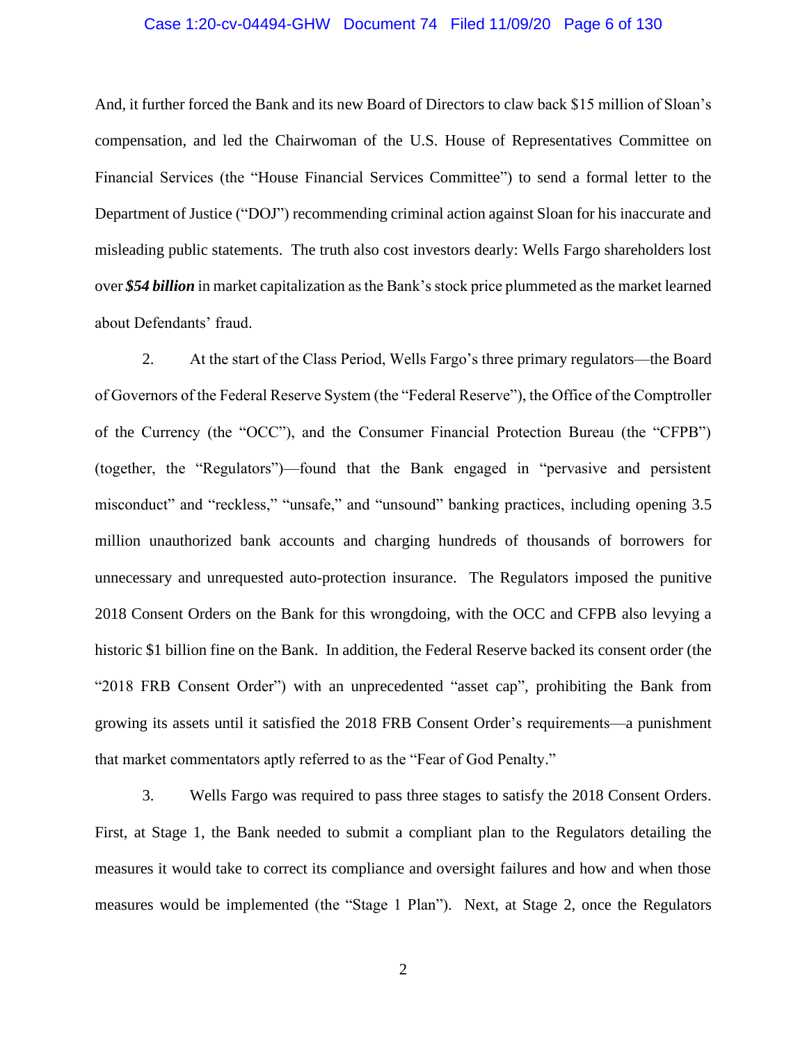And, it further forced the Bank and its new Board of Directors to claw back $15 million of Sloan's compensation, and led the Chairwoman of the U.S. House of Representatives Committee on Financial Services (the "House Financial Services Committee") to send a formal letter to the Department of Justice ("DOJ") recommending criminal action against Sloan for his inaccurate and misleading public statements. The truth also cost investors dearly: Wells Fargo shareholders lost over ***$54 billion*** in market capitalization as the Bank's stock price plummeted as the market learned about Defendants' fraud.

2. At the start of the Class Period, Wells Fargo's three primary regulators—the Board of Governors of the Federal Reserve System (the "Federal Reserve"), the Office of the Comptroller of the Currency (the "OCC"), and the Consumer Financial Protection Bureau (the "CFPB") (together, the "Regulators")—found that the Bank engaged in "pervasive and persistent misconduct" and "reckless," "unsafe," and "unsound" banking practices, including opening 3.5 million unauthorized bank accounts and charging hundreds of thousands of borrowers for unnecessary and unrequested auto-protection insurance. The Regulators imposed the punitive 2018 Consent Orders on the Bank for this wrongdoing, with the OCC and CFPB also levying a historic $1 billion fine on the Bank. In addition, the Federal Reserve backed its consent order (the "2018 FRB Consent Order") with an unprecedented "asset cap", prohibiting the Bank from growing its assets until it satisfied the 2018 FRB Consent Order's requirements—a punishment that market commentators aptly referred to as the "Fear of God Penalty."

3. Wells Fargo was required to pass three stages to satisfy the 2018 Consent Orders. First, at Stage 1, the Bank needed to submit a compliant plan to the Regulators detailing the measures it would take to correct its compliance and oversight failures and how and when those measures would be implemented (the "Stage 1 Plan"). Next, at Stage 2, once the Regulators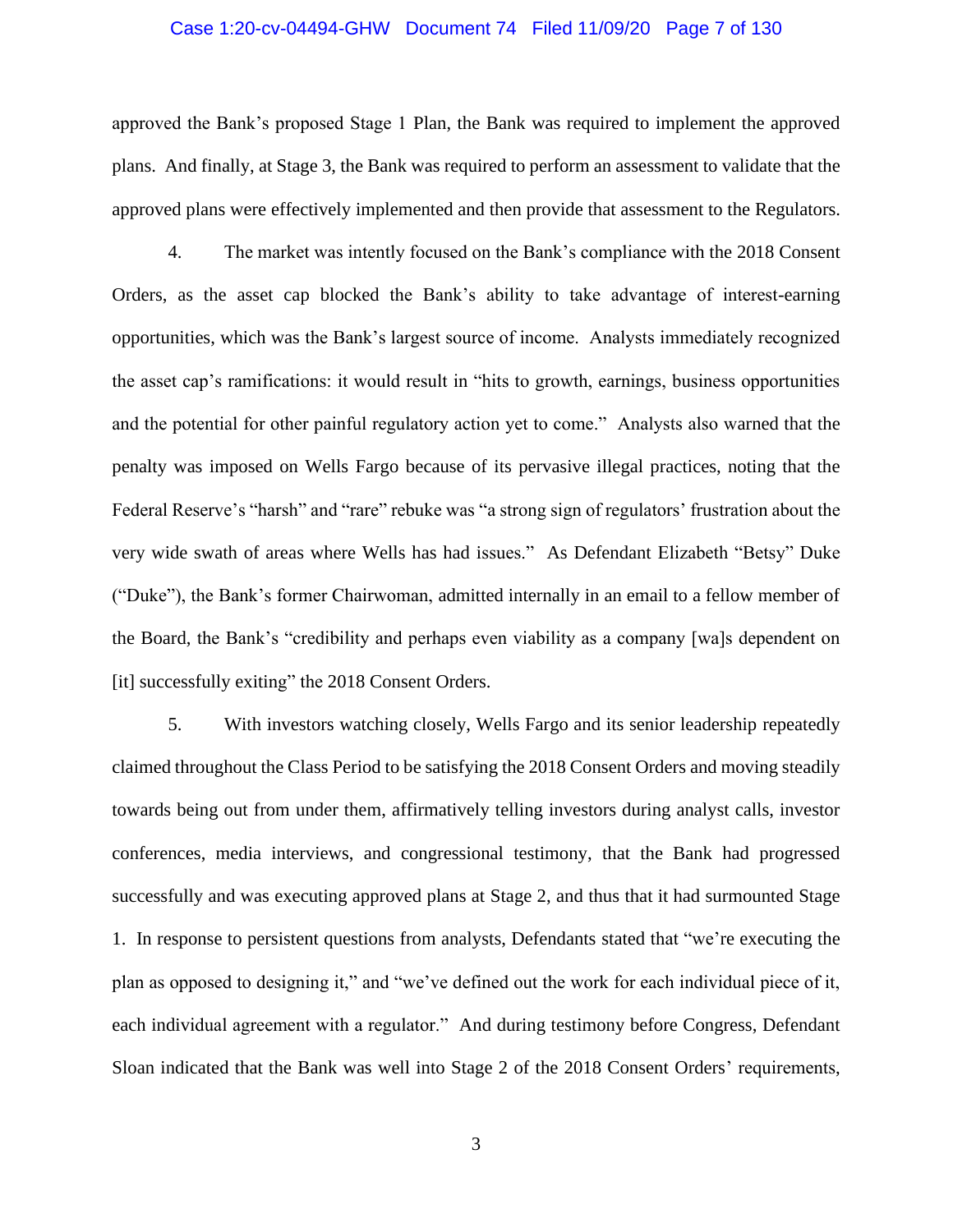approved the Bank's proposed Stage 1 Plan, the Bank was required to implement the approved plans. And finally, at Stage 3, the Bank was required to perform an assessment to validate that the approved plans were effectively implemented and then provide that assessment to the Regulators.

4. The market was intently focused on the Bank's compliance with the 2018 Consent Orders, as the asset cap blocked the Bank's ability to take advantage of interest-earning opportunities, which was the Bank's largest source of income. Analysts immediately recognized the asset cap's ramifications: it would result in "hits to growth, earnings, business opportunities and the potential for other painful regulatory action yet to come." Analysts also warned that the penalty was imposed on Wells Fargo because of its pervasive illegal practices, noting that the Federal Reserve's "harsh" and "rare" rebuke was "a strong sign of regulators' frustration about the very wide swath of areas where Wells has had issues." As Defendant Elizabeth "Betsy" Duke ("Duke"), the Bank's former Chairwoman, admitted internally in an email to a fellow member of the Board, the Bank's "credibility and perhaps even viability as a company [wa]s dependent on [it] successfully exiting" the 2018 Consent Orders.

5. With investors watching closely, Wells Fargo and its senior leadership repeatedly claimed throughout the Class Period to be satisfying the 2018 Consent Orders and moving steadily towards being out from under them, affirmatively telling investors during analyst calls, investor conferences, media interviews, and congressional testimony, that the Bank had progressed successfully and was executing approved plans at Stage 2, and thus that it had surmounted Stage 1. In response to persistent questions from analysts, Defendants stated that "we're executing the plan as opposed to designing it," and "we've defined out the work for each individual piece of it, each individual agreement with a regulator." And during testimony before Congress, Defendant Sloan indicated that the Bank was well into Stage 2 of the 2018 Consent Orders' requirements,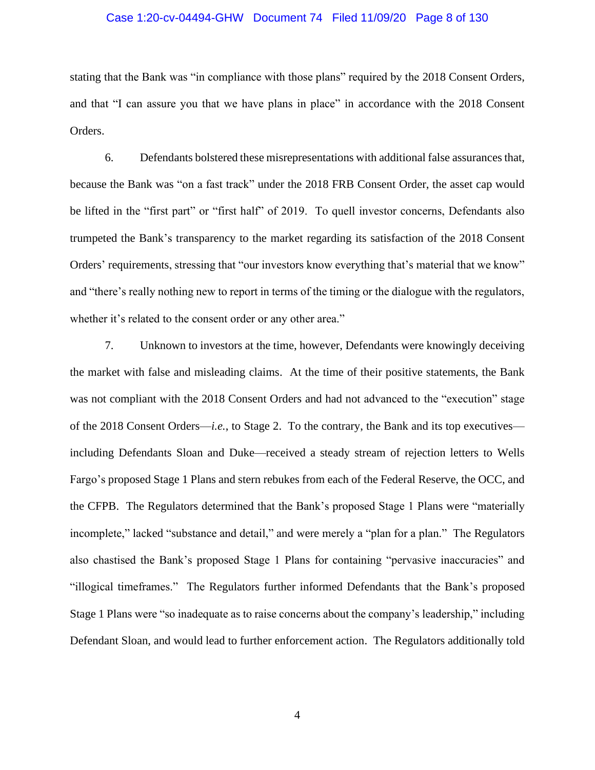stating that the Bank was "in compliance with those plans" required by the 2018 Consent Orders, and that "I can assure you that we have plans in place" in accordance with the 2018 Consent Orders.

6. Defendants bolstered these misrepresentations with additional false assurances that, because the Bank was "on a fast track" under the 2018 FRB Consent Order, the asset cap would be lifted in the "first part" or "first half" of 2019. To quell investor concerns, Defendants also trumpeted the Bank's transparency to the market regarding its satisfaction of the 2018 Consent Orders' requirements, stressing that "our investors know everything that's material that we know" and "there's really nothing new to report in terms of the timing or the dialogue with the regulators, whether it's related to the consent order or any other area."

7. Unknown to investors at the time, however, Defendants were knowingly deceiving the market with false and misleading claims. At the time of their positive statements, the Bank was not compliant with the 2018 Consent Orders and had not advanced to the "execution" stage of the 2018 Consent Orders—*i.e.*, to Stage 2. To the contrary, the Bank and its top executives—including Defendants Sloan and Duke—received a steady stream of rejection letters to Wells Fargo's proposed Stage 1 Plans and stern rebukes from each of the Federal Reserve, the OCC, and the CFPB. The Regulators determined that the Bank's proposed Stage 1 Plans were "materially incomplete," lacked "substance and detail," and were merely a "plan for a plan." The Regulators also chastised the Bank's proposed Stage 1 Plans for containing "pervasive inaccuracies" and "illogical timeframes." The Regulators further informed Defendants that the Bank's proposed Stage 1 Plans were "so inadequate as to raise concerns about the company's leadership," including Defendant Sloan, and would lead to further enforcement action. The Regulators additionally told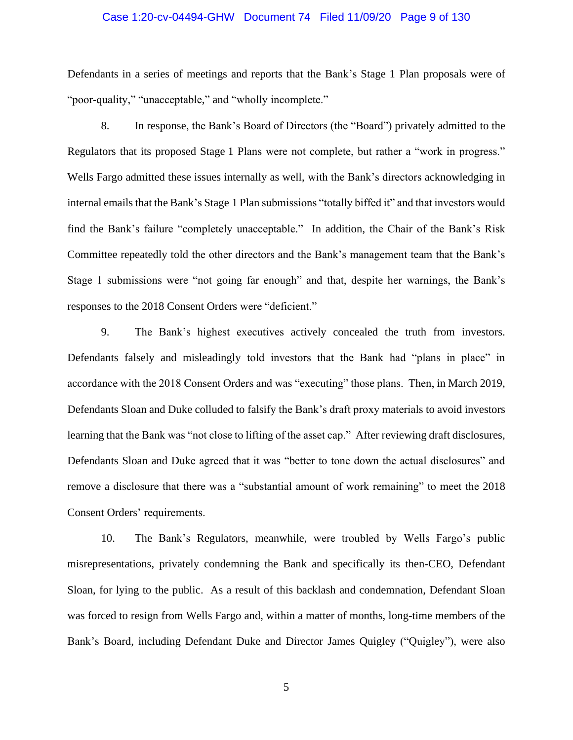Defendants in a series of meetings and reports that the Bank's Stage 1 Plan proposals were of "poor-quality," "unacceptable," and "wholly incomplete."

8. In response, the Bank's Board of Directors (the "Board") privately admitted to the Regulators that its proposed Stage 1 Plans were not complete, but rather a "work in progress." Wells Fargo admitted these issues internally as well, with the Bank's directors acknowledging in internal emails that the Bank's Stage 1 Plan submissions "totally biffed it" and that investors would find the Bank's failure "completely unacceptable." In addition, the Chair of the Bank's Risk Committee repeatedly told the other directors and the Bank's management team that the Bank's Stage 1 submissions were "not going far enough" and that, despite her warnings, the Bank's responses to the 2018 Consent Orders were "deficient."

9. The Bank's highest executives actively concealed the truth from investors. Defendants falsely and misleadingly told investors that the Bank had "plans in place" in accordance with the 2018 Consent Orders and was "executing" those plans. Then, in March 2019, Defendants Sloan and Duke colluded to falsify the Bank's draft proxy materials to avoid investors learning that the Bank was "not close to lifting of the asset cap." After reviewing draft disclosures, Defendants Sloan and Duke agreed that it was "better to tone down the actual disclosures" and remove a disclosure that there was a "substantial amount of work remaining" to meet the 2018 Consent Orders' requirements.

10. The Bank's Regulators, meanwhile, were troubled by Wells Fargo's public misrepresentations, privately condemning the Bank and specifically its then-CEO, Defendant Sloan, for lying to the public. As a result of this backlash and condemnation, Defendant Sloan was forced to resign from Wells Fargo and, within a matter of months, long-time members of the Bank's Board, including Defendant Duke and Director James Quigley ("Quigley"), were also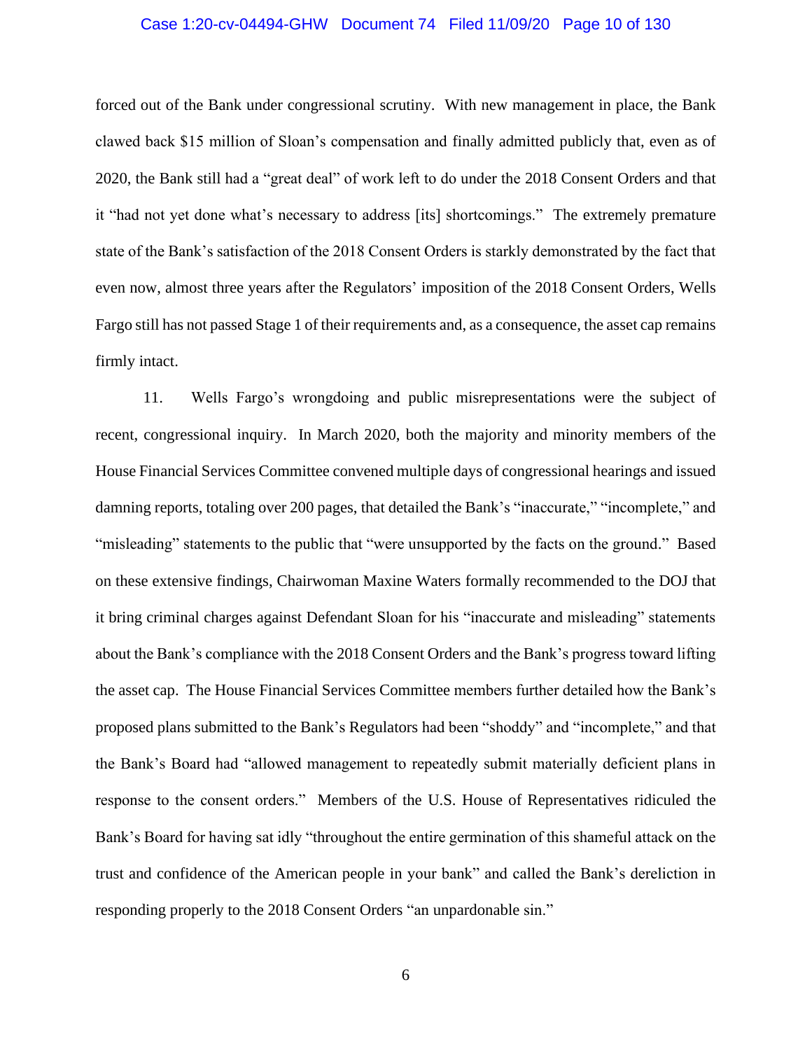forced out of the Bank under congressional scrutiny. With new management in place, the Bank clawed back $15 million of Sloan's compensation and finally admitted publicly that, even as of 2020, the Bank still had a "great deal" of work left to do under the 2018 Consent Orders and that it "had not yet done what's necessary to address [its] shortcomings." The extremely premature state of the Bank's satisfaction of the 2018 Consent Orders is starkly demonstrated by the fact that even now, almost three years after the Regulators' imposition of the 2018 Consent Orders, Wells Fargo still has not passed Stage 1 of their requirements and, as a consequence, the asset cap remains firmly intact.

11. Wells Fargo's wrongdoing and public misrepresentations were the subject of recent, congressional inquiry. In March 2020, both the majority and minority members of the House Financial Services Committee convened multiple days of congressional hearings and issued damning reports, totaling over 200 pages, that detailed the Bank's "inaccurate," "incomplete," and "misleading" statements to the public that "were unsupported by the facts on the ground." Based on these extensive findings, Chairwoman Maxine Waters formally recommended to the DOJ that it bring criminal charges against Defendant Sloan for his "inaccurate and misleading" statements about the Bank's compliance with the 2018 Consent Orders and the Bank's progress toward lifting the asset cap. The House Financial Services Committee members further detailed how the Bank's proposed plans submitted to the Bank's Regulators had been "shoddy" and "incomplete," and that the Bank's Board had "allowed management to repeatedly submit materially deficient plans in response to the consent orders." Members of the U.S. House of Representatives ridiculed the Bank's Board for having sat idly "throughout the entire germination of this shameful attack on the trust and confidence of the American people in your bank" and called the Bank's dereliction in responding properly to the 2018 Consent Orders "an unpardonable sin."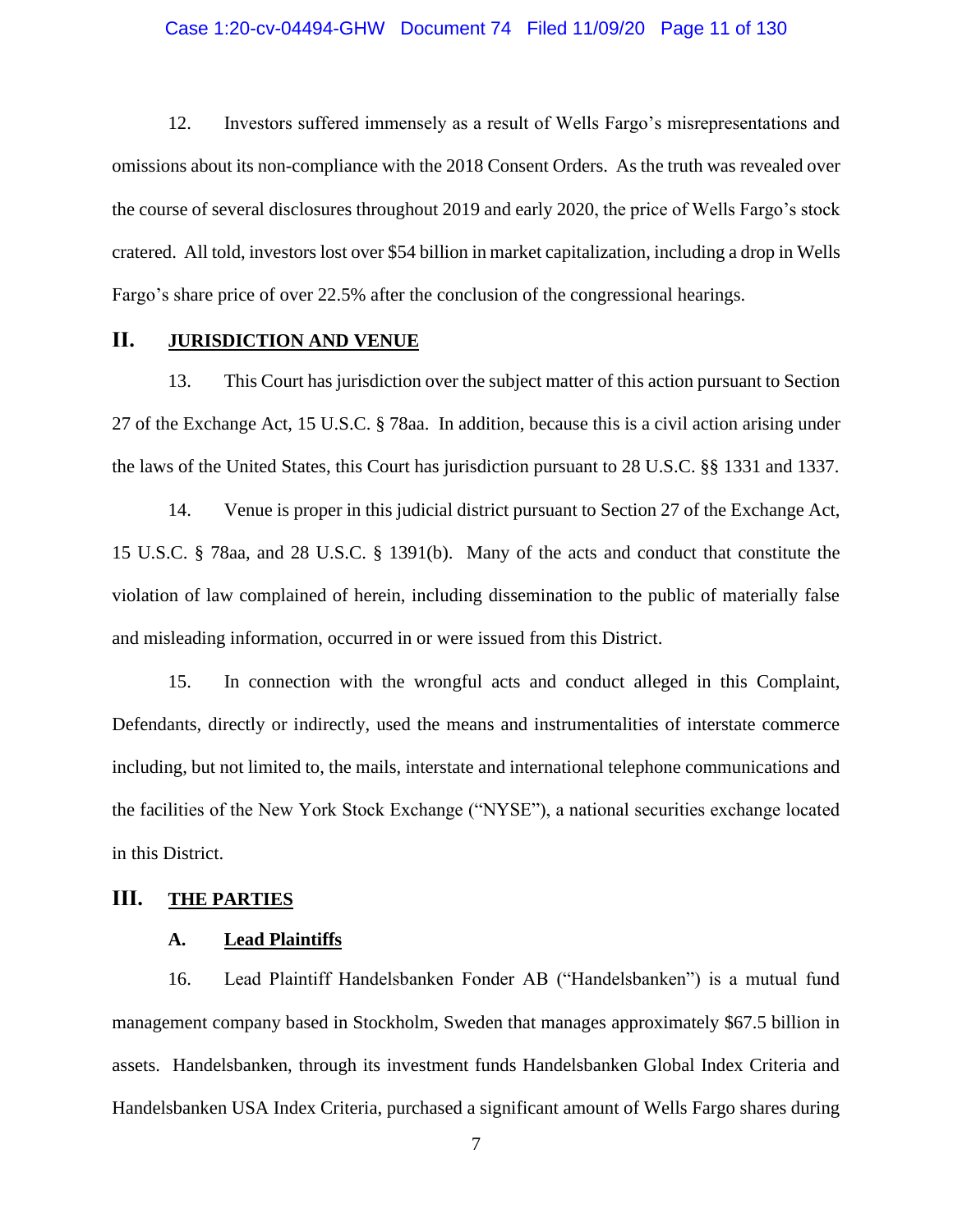12. Investors suffered immensely as a result of Wells Fargo's misrepresentations and omissions about its non-compliance with the 2018 Consent Orders. As the truth was revealed over the course of several disclosures throughout 2019 and early 2020, the price of Wells Fargo's stock cratered. All told, investors lost over $54 billion in market capitalization, including a drop in Wells Fargo's share price of over 22.5% after the conclusion of the congressional hearings.

## II. JURISDICTION AND VENUE

13. This Court has jurisdiction over the subject matter of this action pursuant to Section 27 of the Exchange Act, 15 U.S.C. § 78aa. In addition, because this is a civil action arising under the laws of the United States, this Court has jurisdiction pursuant to 28 U.S.C. §§ 1331 and 1337.

14. Venue is proper in this judicial district pursuant to Section 27 of the Exchange Act, 15 U.S.C. § 78aa, and 28 U.S.C. § 1391(b). Many of the acts and conduct that constitute the violation of law complained of herein, including dissemination to the public of materially false and misleading information, occurred in or were issued from this District.

15. In connection with the wrongful acts and conduct alleged in this Complaint, Defendants, directly or indirectly, used the means and instrumentalities of interstate commerce including, but not limited to, the mails, interstate and international telephone communications and the facilities of the New York Stock Exchange ("NYSE"), a national securities exchange located in this District.

## III. THE PARTIES

### A. Lead Plaintiffs

16. Lead Plaintiff Handelsbanken Fonder AB ("Handelsbanken") is a mutual fund management company based in Stockholm, Sweden that manages approximately $67.5 billion in assets. Handelsbanken, through its investment funds Handelsbanken Global Index Criteria and Handelsbanken USA Index Criteria, purchased a significant amount of Wells Fargo shares during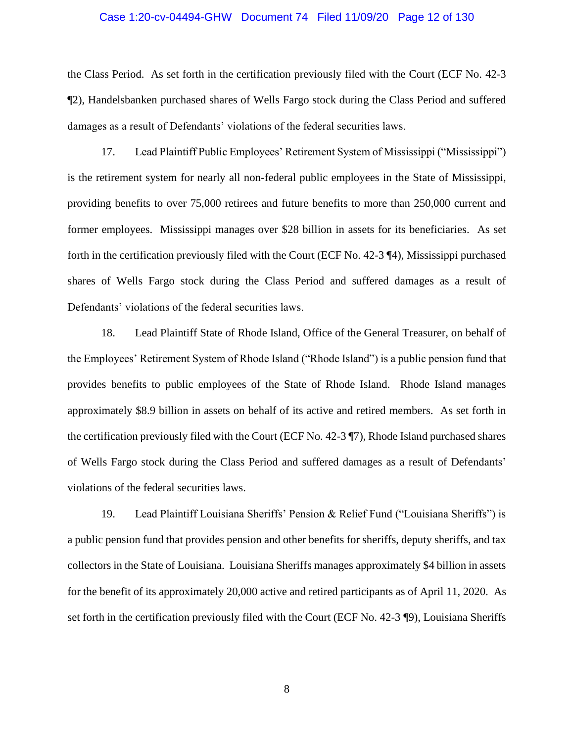the Class Period. As set forth in the certification previously filed with the Court (ECF No. 42-3 ¶2), Handelsbanken purchased shares of Wells Fargo stock during the Class Period and suffered damages as a result of Defendants' violations of the federal securities laws.

17. Lead Plaintiff Public Employees' Retirement System of Mississippi ("Mississippi") is the retirement system for nearly all non-federal public employees in the State of Mississippi, providing benefits to over 75,000 retirees and future benefits to more than 250,000 current and former employees. Mississippi manages over $28 billion in assets for its beneficiaries. As set forth in the certification previously filed with the Court (ECF No. 42-3 ¶4), Mississippi purchased shares of Wells Fargo stock during the Class Period and suffered damages as a result of Defendants' violations of the federal securities laws.

18. Lead Plaintiff State of Rhode Island, Office of the General Treasurer, on behalf of the Employees' Retirement System of Rhode Island ("Rhode Island") is a public pension fund that provides benefits to public employees of the State of Rhode Island. Rhode Island manages approximately $8.9 billion in assets on behalf of its active and retired members. As set forth in the certification previously filed with the Court (ECF No. 42-3 ¶7), Rhode Island purchased shares of Wells Fargo stock during the Class Period and suffered damages as a result of Defendants' violations of the federal securities laws.

19. Lead Plaintiff Louisiana Sheriffs' Pension & Relief Fund ("Louisiana Sheriffs") is a public pension fund that provides pension and other benefits for sheriffs, deputy sheriffs, and tax collectors in the State of Louisiana. Louisiana Sheriffs manages approximately $4 billion in assets for the benefit of its approximately 20,000 active and retired participants as of April 11, 2020. As set forth in the certification previously filed with the Court (ECF No. 42-3 ¶9), Louisiana Sheriffs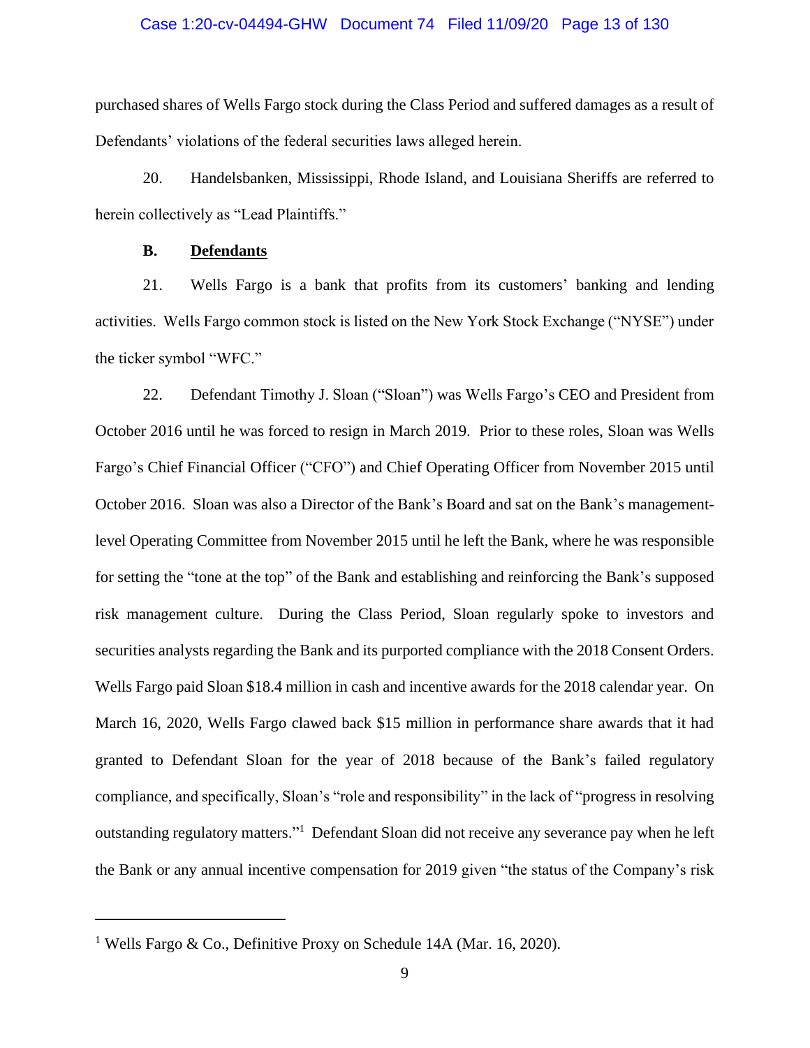purchased shares of Wells Fargo stock during the Class Period and suffered damages as a result of Defendants' violations of the federal securities laws alleged herein.

20. Handelsbanken, Mississippi, Rhode Island, and Louisiana Sheriffs are referred to herein collectively as "Lead Plaintiffs."

### B. Defendants

21. Wells Fargo is a bank that profits from its customers' banking and lending activities. Wells Fargo common stock is listed on the New York Stock Exchange ("NYSE") under the ticker symbol "WFC."

22. Defendant Timothy J. Sloan ("Sloan") was Wells Fargo's CEO and President from October 2016 until he was forced to resign in March 2019. Prior to these roles, Sloan was Wells Fargo's Chief Financial Officer ("CFO") and Chief Operating Officer from November 2015 until October 2016. Sloan was also a Director of the Bank's Board and sat on the Bank's management-level Operating Committee from November 2015 until he left the Bank, where he was responsible for setting the "tone at the top" of the Bank and establishing and reinforcing the Bank's supposed risk management culture. During the Class Period, Sloan regularly spoke to investors and securities analysts regarding the Bank and its purported compliance with the 2018 Consent Orders. Wells Fargo paid Sloan $18.4 million in cash and incentive awards for the 2018 calendar year. On March 16, 2020, Wells Fargo clawed back $15 million in performance share awards that it had granted to Defendant Sloan for the year of 2018 because of the Bank's failed regulatory compliance, and specifically, Sloan's "role and responsibility" in the lack of "progress in resolving outstanding regulatory matters."[1] Defendant Sloan did not receive any severance pay when he left the Bank or any annual incentive compensation for 2019 given "the status of the Company's risk

---

[1] Wells Fargo & Co., Definitive Proxy on Schedule 14A (Mar. 16, 2020).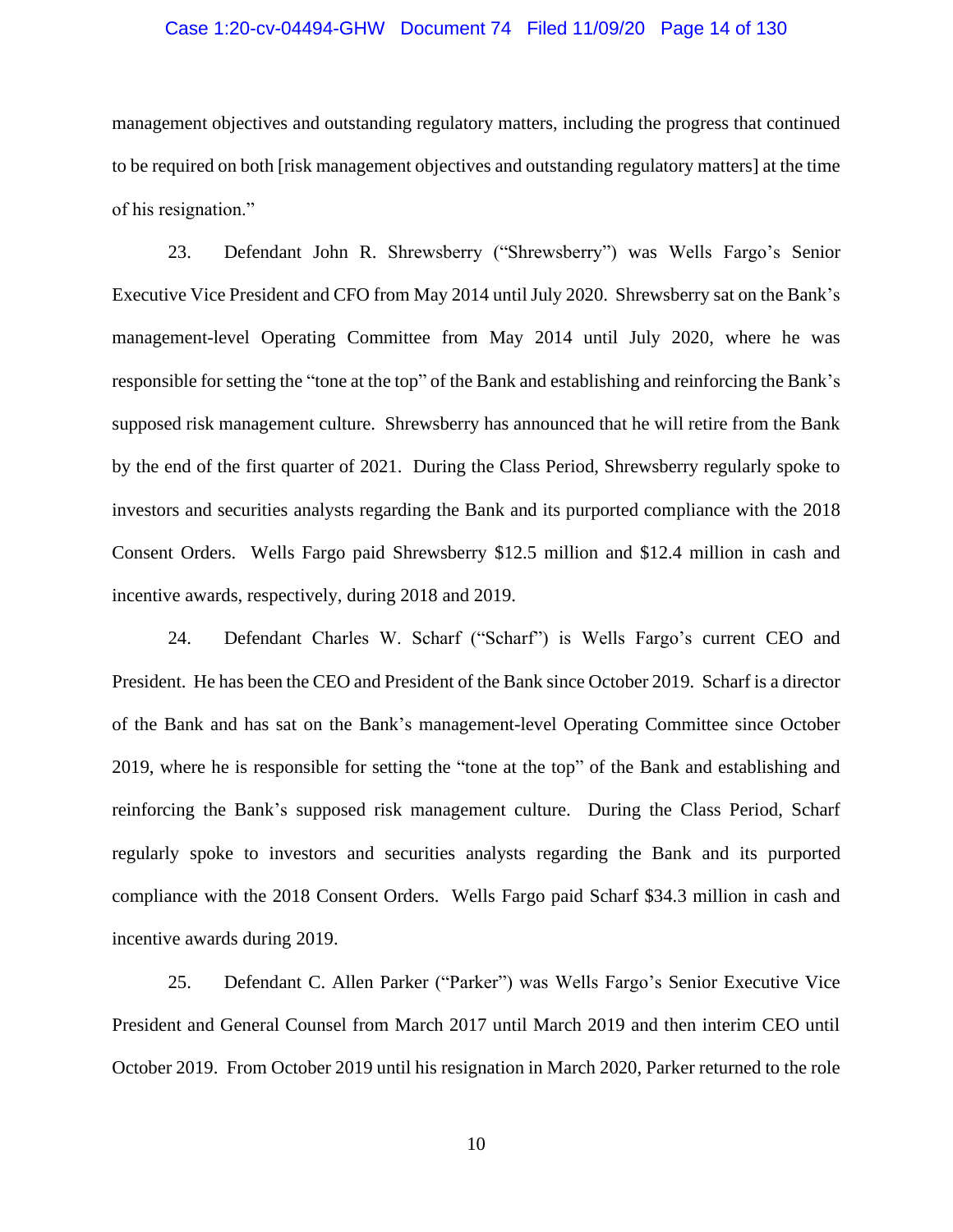management objectives and outstanding regulatory matters, including the progress that continued to be required on both [risk management objectives and outstanding regulatory matters] at the time of his resignation."

23. Defendant John R. Shrewsberry ("Shrewsberry") was Wells Fargo's Senior Executive Vice President and CFO from May 2014 until July 2020. Shrewsberry sat on the Bank's management-level Operating Committee from May 2014 until July 2020, where he was responsible for setting the "tone at the top" of the Bank and establishing and reinforcing the Bank's supposed risk management culture. Shrewsberry has announced that he will retire from the Bank by the end of the first quarter of 2021. During the Class Period, Shrewsberry regularly spoke to investors and securities analysts regarding the Bank and its purported compliance with the 2018 Consent Orders. Wells Fargo paid Shrewsberry $12.5 million and $12.4 million in cash and incentive awards, respectively, during 2018 and 2019.

24. Defendant Charles W. Scharf ("Scharf") is Wells Fargo's current CEO and President. He has been the CEO and President of the Bank since October 2019. Scharf is a director of the Bank and has sat on the Bank's management-level Operating Committee since October 2019, where he is responsible for setting the "tone at the top" of the Bank and establishing and reinforcing the Bank's supposed risk management culture. During the Class Period, Scharf regularly spoke to investors and securities analysts regarding the Bank and its purported compliance with the 2018 Consent Orders. Wells Fargo paid Scharf $34.3 million in cash and incentive awards during 2019.

25. Defendant C. Allen Parker ("Parker") was Wells Fargo's Senior Executive Vice President and General Counsel from March 2017 until March 2019 and then interim CEO until October 2019. From October 2019 until his resignation in March 2020, Parker returned to the role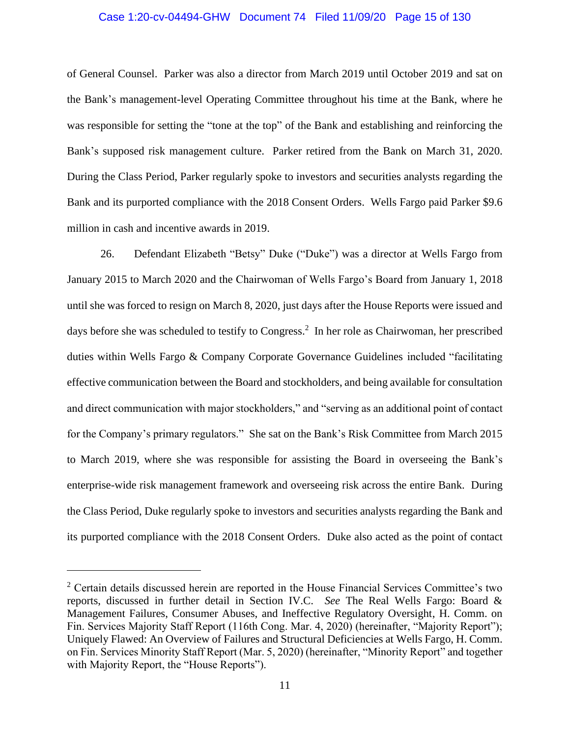of General Counsel. Parker was also a director from March 2019 until October 2019 and sat on the Bank's management-level Operating Committee throughout his time at the Bank, where he was responsible for setting the "tone at the top" of the Bank and establishing and reinforcing the Bank's supposed risk management culture. Parker retired from the Bank on March 31, 2020. During the Class Period, Parker regularly spoke to investors and securities analysts regarding the Bank and its purported compliance with the 2018 Consent Orders. Wells Fargo paid Parker $9.6 million in cash and incentive awards in 2019.

26. Defendant Elizabeth "Betsy" Duke ("Duke") was a director at Wells Fargo from January 2015 to March 2020 and the Chairwoman of Wells Fargo's Board from January 1, 2018 until she was forced to resign on March 8, 2020, just days after the House Reports were issued and days before she was scheduled to testify to Congress.[2] In her role as Chairwoman, her prescribed duties within Wells Fargo & Company Corporate Governance Guidelines included "facilitating effective communication between the Board and stockholders, and being available for consultation and direct communication with major stockholders," and "serving as an additional point of contact for the Company's primary regulators." She sat on the Bank's Risk Committee from March 2015 to March 2019, where she was responsible for assisting the Board in overseeing the Bank's enterprise-wide risk management framework and overseeing risk across the entire Bank. During the Class Period, Duke regularly spoke to investors and securities analysts regarding the Bank and its purported compliance with the 2018 Consent Orders. Duke also acted as the point of contact

---

[2] Certain details discussed herein are reported in the House Financial Services Committee's two reports, discussed in further detail in Section IV.C. *See* The Real Wells Fargo: Board & Management Failures, Consumer Abuses, and Ineffective Regulatory Oversight, H. Comm. on Fin. Services Majority Staff Report (116th Cong. Mar. 4, 2020) (hereinafter, "Majority Report"); Uniquely Flawed: An Overview of Failures and Structural Deficiencies at Wells Fargo, H. Comm. on Fin. Services Minority Staff Report (Mar. 5, 2020) (hereinafter, "Minority Report" and together with Majority Report, the "House Reports").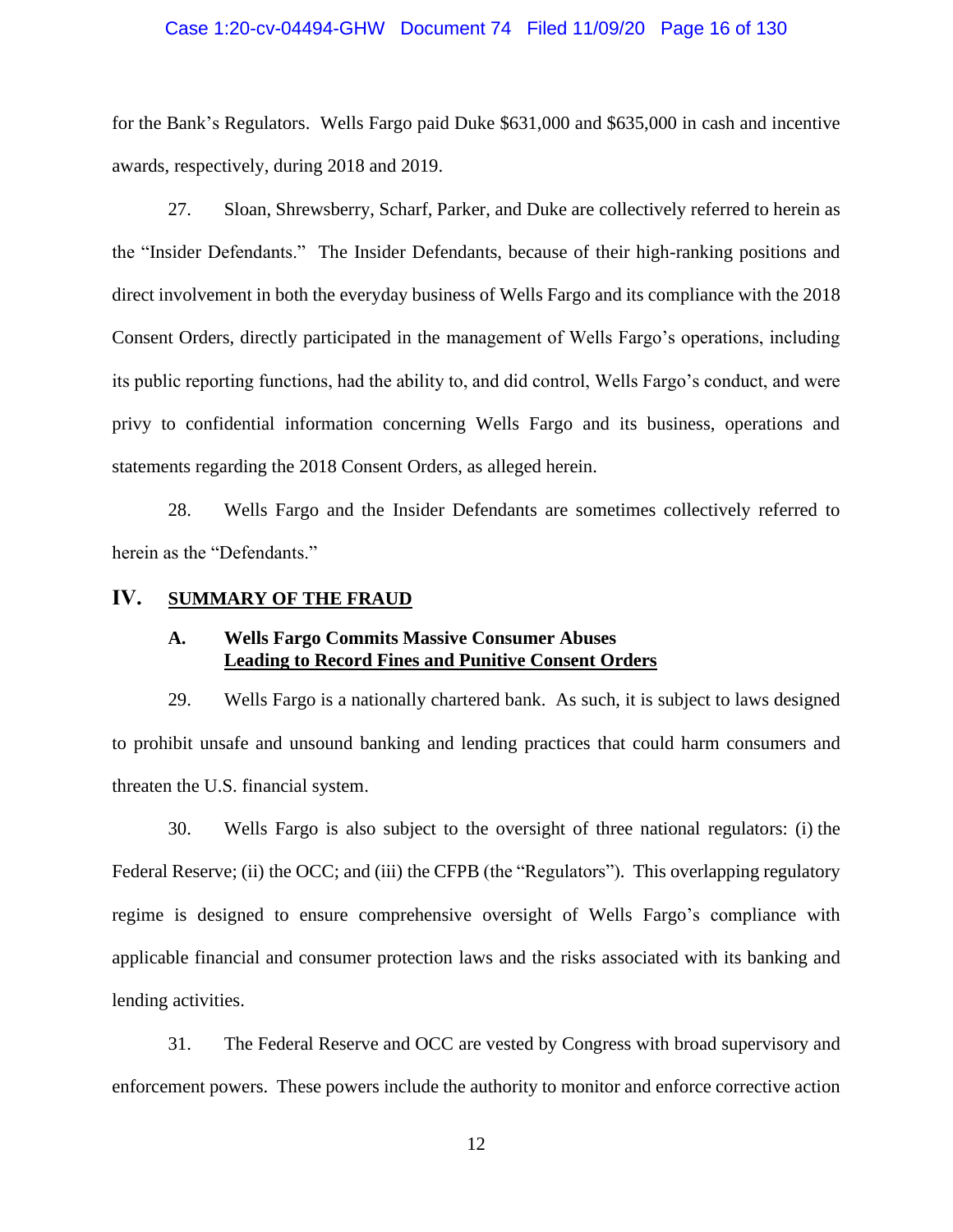for the Bank's Regulators. Wells Fargo paid Duke $631,000 and $635,000 in cash and incentive awards, respectively, during 2018 and 2019.

27. Sloan, Shrewsberry, Scharf, Parker, and Duke are collectively referred to herein as the "Insider Defendants." The Insider Defendants, because of their high-ranking positions and direct involvement in both the everyday business of Wells Fargo and its compliance with the 2018 Consent Orders, directly participated in the management of Wells Fargo's operations, including its public reporting functions, had the ability to, and did control, Wells Fargo's conduct, and were privy to confidential information concerning Wells Fargo and its business, operations and statements regarding the 2018 Consent Orders, as alleged herein.

28. Wells Fargo and the Insider Defendants are sometimes collectively referred to herein as the "Defendants."

## IV. SUMMARY OF THE FRAUD

### A. Wells Fargo Commits Massive Consumer Abuses Leading to Record Fines and Punitive Consent Orders

29. Wells Fargo is a nationally chartered bank. As such, it is subject to laws designed to prohibit unsafe and unsound banking and lending practices that could harm consumers and threaten the U.S. financial system.

30. Wells Fargo is also subject to the oversight of three national regulators: (i) the Federal Reserve; (ii) the OCC; and (iii) the CFPB (the "Regulators"). This overlapping regulatory regime is designed to ensure comprehensive oversight of Wells Fargo's compliance with applicable financial and consumer protection laws and the risks associated with its banking and lending activities.

31. The Federal Reserve and OCC are vested by Congress with broad supervisory and enforcement powers. These powers include the authority to monitor and enforce corrective action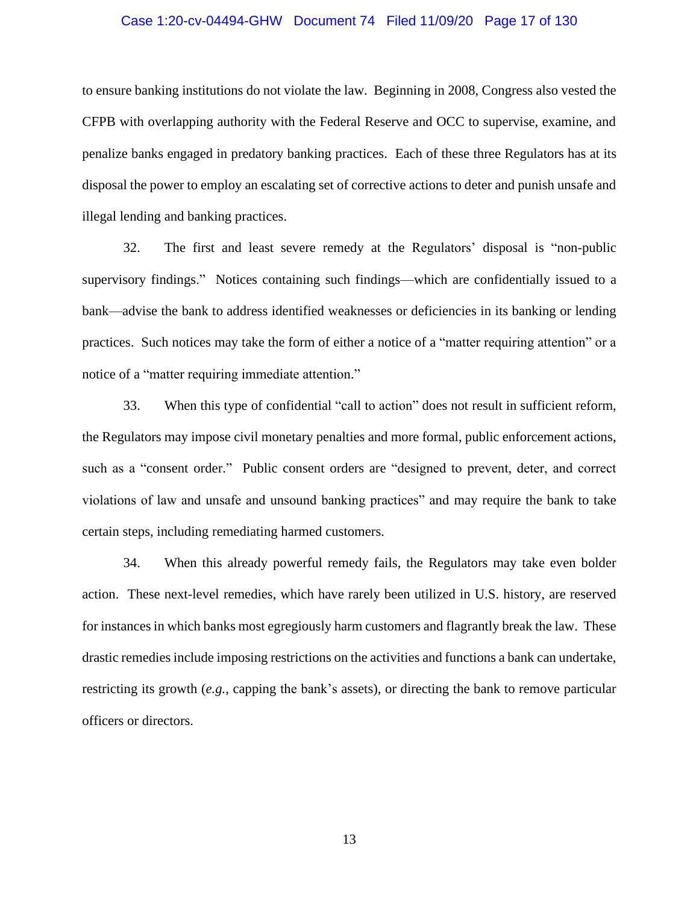to ensure banking institutions do not violate the law. Beginning in 2008, Congress also vested the CFPB with overlapping authority with the Federal Reserve and OCC to supervise, examine, and penalize banks engaged in predatory banking practices. Each of these three Regulators has at its disposal the power to employ an escalating set of corrective actions to deter and punish unsafe and illegal lending and banking practices.

32. The first and least severe remedy at the Regulators' disposal is "non-public supervisory findings." Notices containing such findings—which are confidentially issued to a bank—advise the bank to address identified weaknesses or deficiencies in its banking or lending practices. Such notices may take the form of either a notice of a "matter requiring attention" or a notice of a "matter requiring immediate attention."

33. When this type of confidential "call to action" does not result in sufficient reform, the Regulators may impose civil monetary penalties and more formal, public enforcement actions, such as a "consent order." Public consent orders are "designed to prevent, deter, and correct violations of law and unsafe and unsound banking practices" and may require the bank to take certain steps, including remediating harmed customers.

34. When this already powerful remedy fails, the Regulators may take even bolder action. These next-level remedies, which have rarely been utilized in U.S. history, are reserved for instances in which banks most egregiously harm customers and flagrantly break the law. These drastic remedies include imposing restrictions on the activities and functions a bank can undertake, restricting its growth (*e.g.*, capping the bank's assets), or directing the bank to remove particular officers or directors.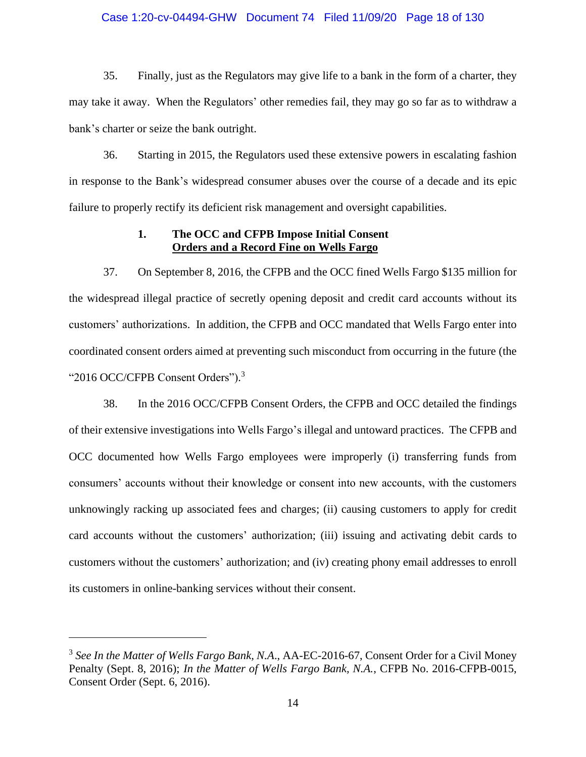35. Finally, just as the Regulators may give life to a bank in the form of a charter, they may take it away. When the Regulators' other remedies fail, they may go so far as to withdraw a bank's charter or seize the bank outright.

36. Starting in 2015, the Regulators used these extensive powers in escalating fashion in response to the Bank's widespread consumer abuses over the course of a decade and its epic failure to properly rectify its deficient risk management and oversight capabilities.

### 1. **The OCC and CFPB Impose Initial Consent Orders and a Record Fine on Wells Fargo**

37. On September 8, 2016, the CFPB and the OCC fined Wells Fargo $135 million for the widespread illegal practice of secretly opening deposit and credit card accounts without its customers' authorizations. In addition, the CFPB and OCC mandated that Wells Fargo enter into coordinated consent orders aimed at preventing such misconduct from occurring in the future (the "2016 OCC/CFPB Consent Orders").[3]

38. In the 2016 OCC/CFPB Consent Orders, the CFPB and OCC detailed the findings of their extensive investigations into Wells Fargo's illegal and untoward practices. The CFPB and OCC documented how Wells Fargo employees were improperly (i) transferring funds from consumers' accounts without their knowledge or consent into new accounts, with the customers unknowingly racking up associated fees and charges; (ii) causing customers to apply for credit card accounts without the customers' authorization; (iii) issuing and activating debit cards to customers without the customers' authorization; and (iv) creating phony email addresses to enroll its customers in online-banking services without their consent.

---

[3] *See In the Matter of Wells Fargo Bank, N.A.*, AA-EC-2016-67, Consent Order for a Civil Money Penalty (Sept. 8, 2016); *In the Matter of Wells Fargo Bank, N.A.*, CFPB No. 2016-CFPB-0015, Consent Order (Sept. 6, 2016).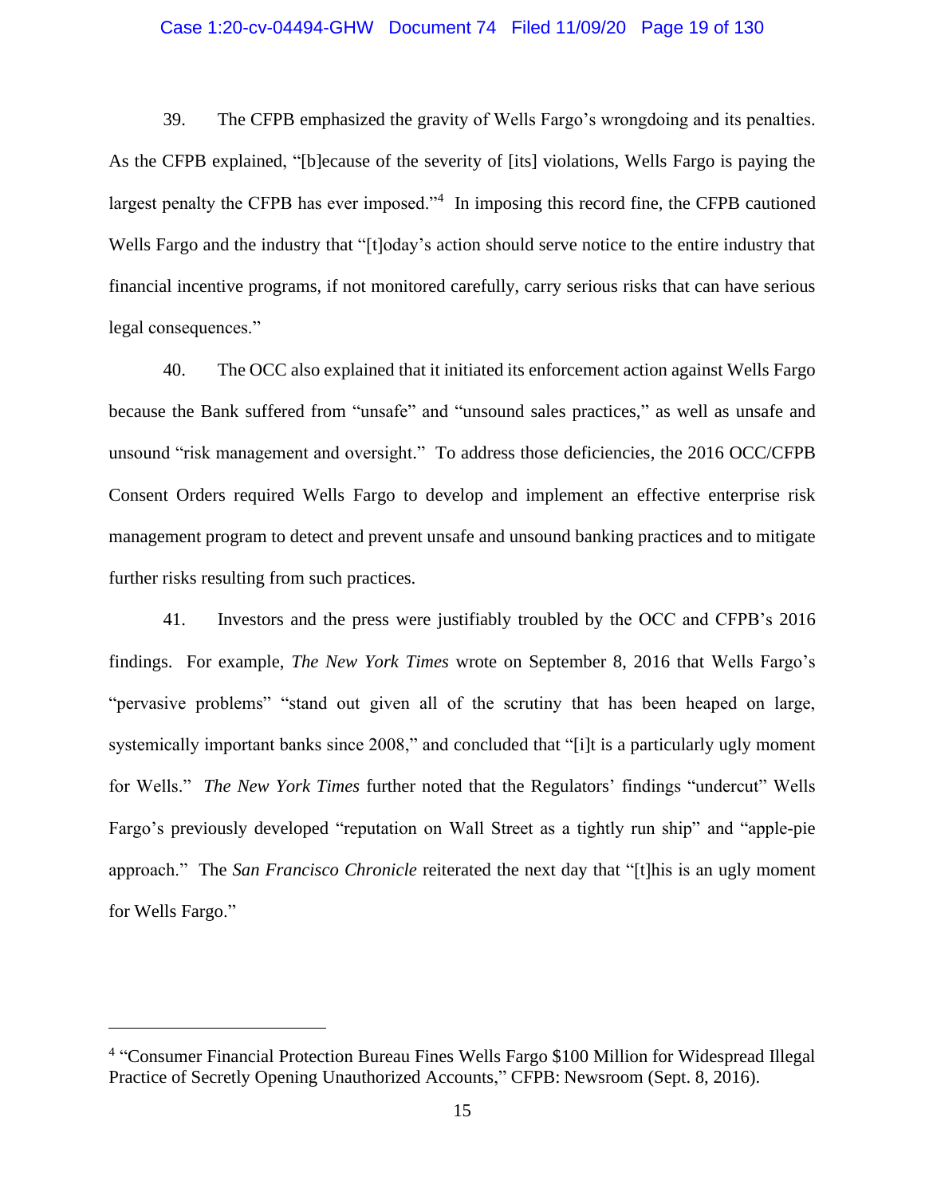39. The CFPB emphasized the gravity of Wells Fargo's wrongdoing and its penalties. As the CFPB explained, "[b]ecause of the severity of [its] violations, Wells Fargo is paying the largest penalty the CFPB has ever imposed."[4] In imposing this record fine, the CFPB cautioned Wells Fargo and the industry that "[t]oday's action should serve notice to the entire industry that financial incentive programs, if not monitored carefully, carry serious risks that can have serious legal consequences."

40. The OCC also explained that it initiated its enforcement action against Wells Fargo because the Bank suffered from "unsafe" and "unsound sales practices," as well as unsafe and unsound "risk management and oversight." To address those deficiencies, the 2016 OCC/CFPB Consent Orders required Wells Fargo to develop and implement an effective enterprise risk management program to detect and prevent unsafe and unsound banking practices and to mitigate further risks resulting from such practices.

41. Investors and the press were justifiably troubled by the OCC and CFPB's 2016 findings. For example, *The New York Times* wrote on September 8, 2016 that Wells Fargo's "pervasive problems" "stand out given all of the scrutiny that has been heaped on large, systemically important banks since 2008," and concluded that "[i]t is a particularly ugly moment for Wells." *The New York Times* further noted that the Regulators' findings "undercut" Wells Fargo's previously developed "reputation on Wall Street as a tightly run ship" and "apple-pie approach." The *San Francisco Chronicle* reiterated the next day that "[t]his is an ugly moment for Wells Fargo."

---

[4] "Consumer Financial Protection Bureau Fines Wells Fargo $100 Million for Widespread Illegal Practice of Secretly Opening Unauthorized Accounts," CFPB: Newsroom (Sept. 8, 2016).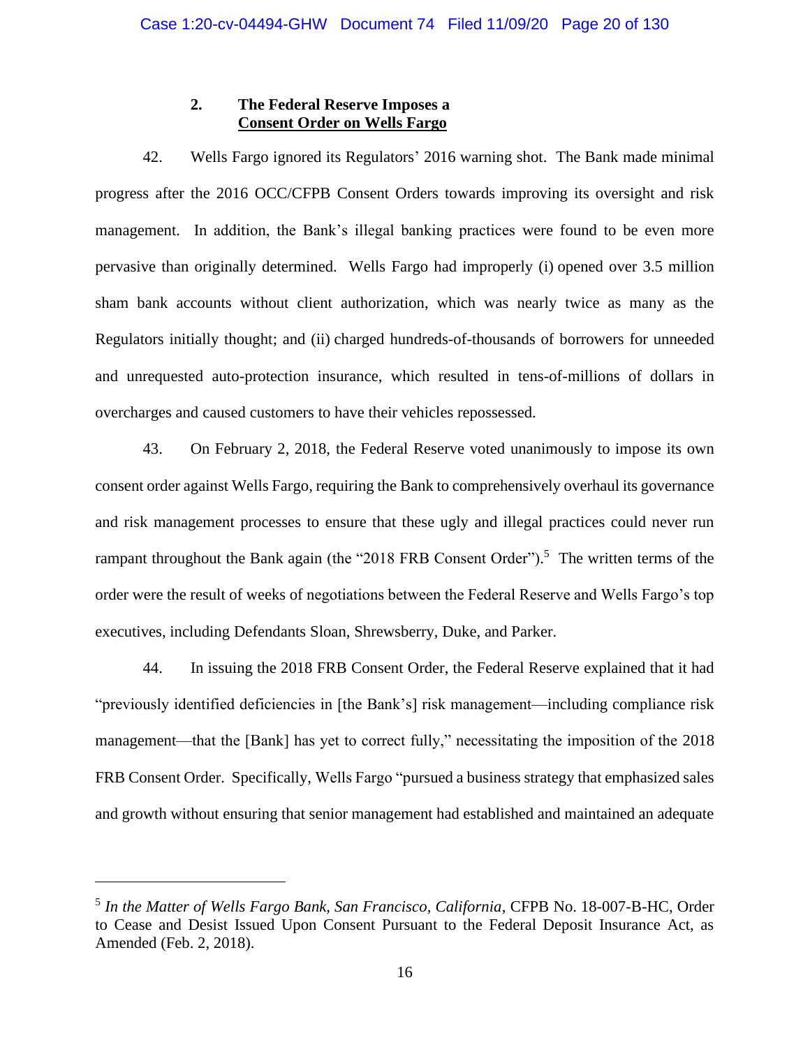### 2. The Federal Reserve Imposes a Consent Order on Wells Fargo

42. Wells Fargo ignored its Regulators' 2016 warning shot. The Bank made minimal progress after the 2016 OCC/CFPB Consent Orders towards improving its oversight and risk management. In addition, the Bank's illegal banking practices were found to be even more pervasive than originally determined. Wells Fargo had improperly (i) opened over 3.5 million sham bank accounts without client authorization, which was nearly twice as many as the Regulators initially thought; and (ii) charged hundreds-of-thousands of borrowers for unneeded and unrequested auto-protection insurance, which resulted in tens-of-millions of dollars in overcharges and caused customers to have their vehicles repossessed.

43. On February 2, 2018, the Federal Reserve voted unanimously to impose its own consent order against Wells Fargo, requiring the Bank to comprehensively overhaul its governance and risk management processes to ensure that these ugly and illegal practices could never run rampant throughout the Bank again (the "2018 FRB Consent Order").[5] The written terms of the order were the result of weeks of negotiations between the Federal Reserve and Wells Fargo's top executives, including Defendants Sloan, Shrewsberry, Duke, and Parker.

44. In issuing the 2018 FRB Consent Order, the Federal Reserve explained that it had "previously identified deficiencies in [the Bank's] risk management—including compliance risk management—that the [Bank] has yet to correct fully," necessitating the imposition of the 2018 FRB Consent Order. Specifically, Wells Fargo "pursued a business strategy that emphasized sales and growth without ensuring that senior management had established and maintained an adequate

---

[5] *In the Matter of Wells Fargo Bank, San Francisco, California*, CFPB No. 18-007-B-HC, Order to Cease and Desist Issued Upon Consent Pursuant to the Federal Deposit Insurance Act, as Amended (Feb. 2, 2018).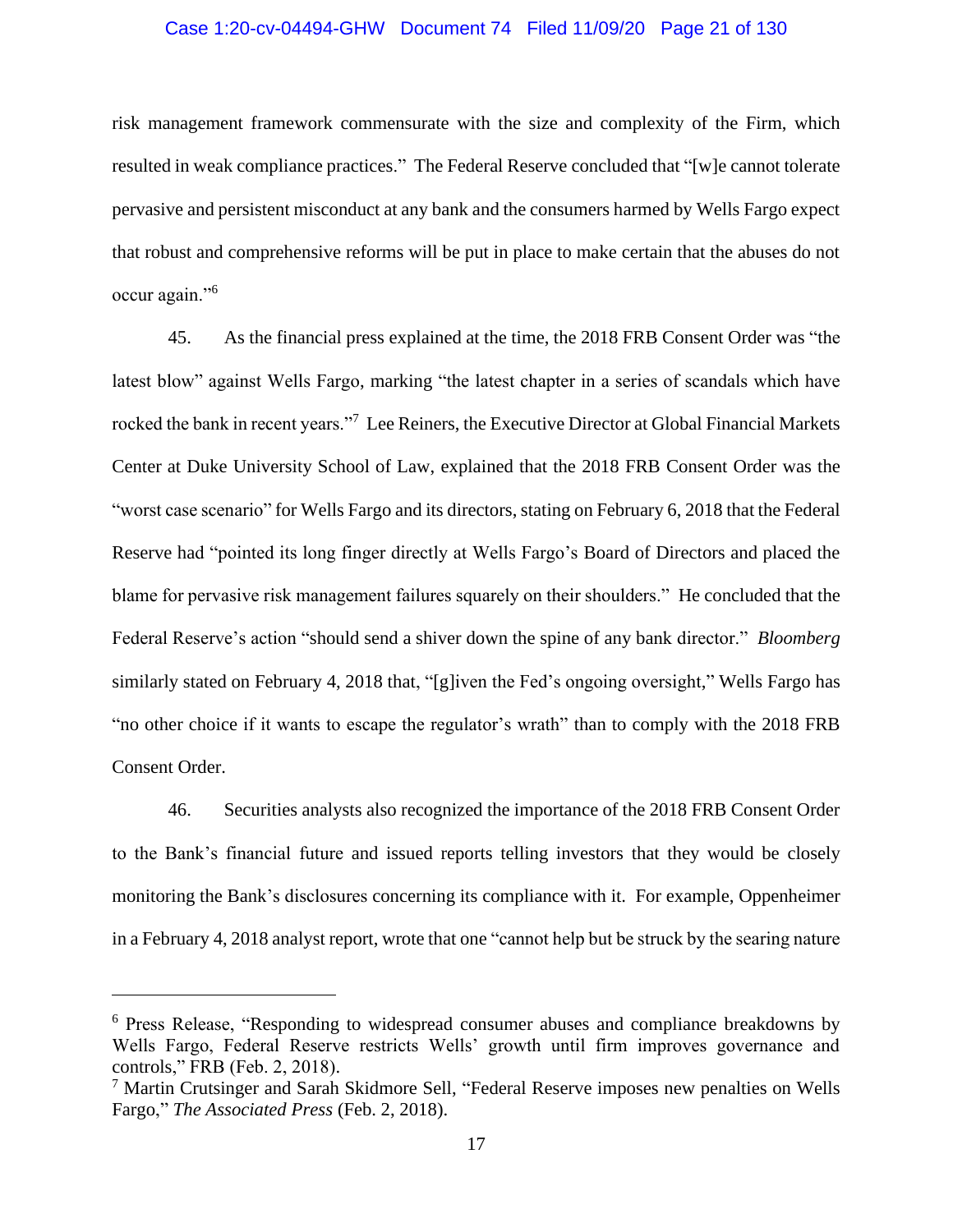risk management framework commensurate with the size and complexity of the Firm, which resulted in weak compliance practices." The Federal Reserve concluded that "[w]e cannot tolerate pervasive and persistent misconduct at any bank and the consumers harmed by Wells Fargo expect that robust and comprehensive reforms will be put in place to make certain that the abuses do not occur again."[6]

45. As the financial press explained at the time, the 2018 FRB Consent Order was "the latest blow" against Wells Fargo, marking "the latest chapter in a series of scandals which have rocked the bank in recent years."[7] Lee Reiners, the Executive Director at Global Financial Markets Center at Duke University School of Law, explained that the 2018 FRB Consent Order was the "worst case scenario" for Wells Fargo and its directors, stating on February 6, 2018 that the Federal Reserve had "pointed its long finger directly at Wells Fargo's Board of Directors and placed the blame for pervasive risk management failures squarely on their shoulders." He concluded that the Federal Reserve's action "should send a shiver down the spine of any bank director." *Bloomberg* similarly stated on February 4, 2018 that, "[g]iven the Fed's ongoing oversight," Wells Fargo has "no other choice if it wants to escape the regulator's wrath" than to comply with the 2018 FRB Consent Order.

46. Securities analysts also recognized the importance of the 2018 FRB Consent Order to the Bank's financial future and issued reports telling investors that they would be closely monitoring the Bank's disclosures concerning its compliance with it. For example, Oppenheimer in a February 4, 2018 analyst report, wrote that one "cannot help but be struck by the searing nature

---

[6] Press Release, "Responding to widespread consumer abuses and compliance breakdowns by Wells Fargo, Federal Reserve restricts Wells' growth until firm improves governance and controls," FRB (Feb. 2, 2018).

[7] Martin Crutsinger and Sarah Skidmore Sell, "Federal Reserve imposes new penalties on Wells Fargo," *The Associated Press* (Feb. 2, 2018).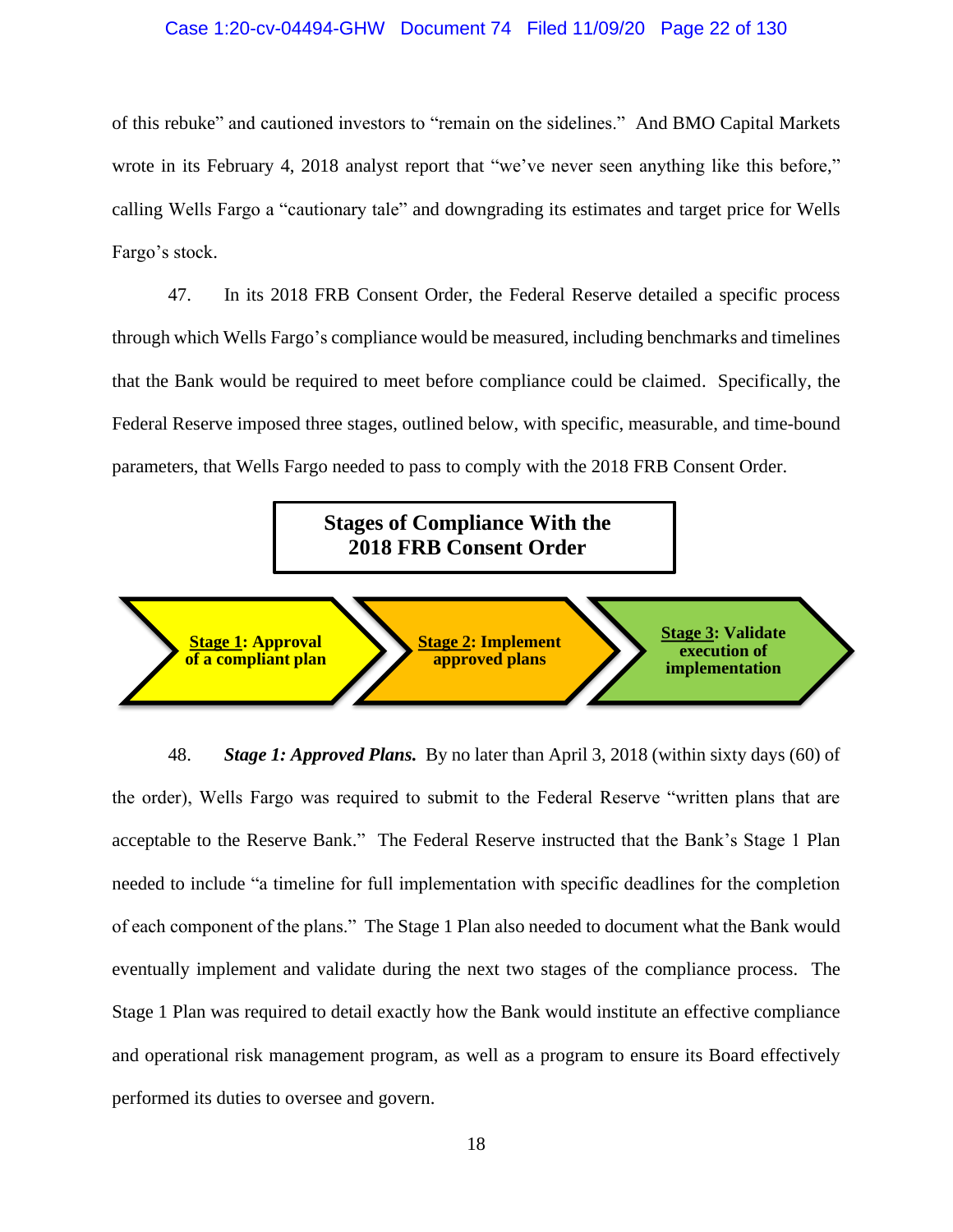of this rebuke" and cautioned investors to "remain on the sidelines." And BMO Capital Markets wrote in its February 4, 2018 analyst report that "we've never seen anything like this before," calling Wells Fargo a "cautionary tale" and downgrading its estimates and target price for Wells Fargo's stock.

47. In its 2018 FRB Consent Order, the Federal Reserve detailed a specific process through which Wells Fargo's compliance would be measured, including benchmarks and timelines that the Bank would be required to meet before compliance could be claimed. Specifically, the Federal Reserve imposed three stages, outlined below, with specific, measurable, and time-bound parameters, that Wells Fargo needed to pass to comply with the 2018 FRB Consent Order.

**Stages of Compliance With the 2018 FRB Consent Order**

**Stage 1: Approval of a compliant plan** → **Stage 2: Implement approved plans** → **Stage 3: Validate execution of implementation**

48. ***Stage 1: Approved Plans.*** By no later than April 3, 2018 (within sixty days (60) of the order), Wells Fargo was required to submit to the Federal Reserve "written plans that are acceptable to the Reserve Bank." The Federal Reserve instructed that the Bank's Stage 1 Plan needed to include "a timeline for full implementation with specific deadlines for the completion of each component of the plans." The Stage 1 Plan also needed to document what the Bank would eventually implement and validate during the next two stages of the compliance process. The Stage 1 Plan was required to detail exactly how the Bank would institute an effective compliance and operational risk management program, as well as a program to ensure its Board effectively performed its duties to oversee and govern.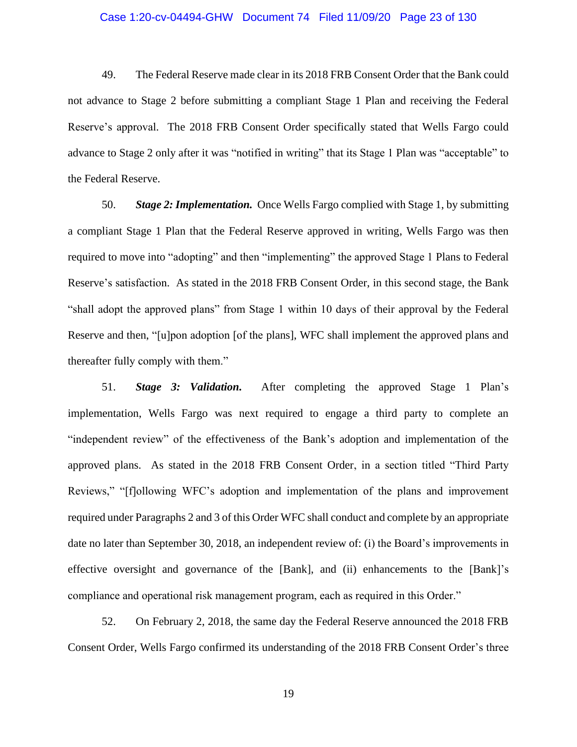49. The Federal Reserve made clear in its 2018 FRB Consent Order that the Bank could not advance to Stage 2 before submitting a compliant Stage 1 Plan and receiving the Federal Reserve's approval. The 2018 FRB Consent Order specifically stated that Wells Fargo could advance to Stage 2 only after it was "notified in writing" that its Stage 1 Plan was "acceptable" to the Federal Reserve.

50. ***Stage 2: Implementation.*** Once Wells Fargo complied with Stage 1, by submitting a compliant Stage 1 Plan that the Federal Reserve approved in writing, Wells Fargo was then required to move into "adopting" and then "implementing" the approved Stage 1 Plans to Federal Reserve's satisfaction. As stated in the 2018 FRB Consent Order, in this second stage, the Bank "shall adopt the approved plans" from Stage 1 within 10 days of their approval by the Federal Reserve and then, "[u]pon adoption [of the plans], WFC shall implement the approved plans and thereafter fully comply with them."

51. ***Stage 3: Validation.*** After completing the approved Stage 1 Plan's implementation, Wells Fargo was next required to engage a third party to complete an "independent review" of the effectiveness of the Bank's adoption and implementation of the approved plans. As stated in the 2018 FRB Consent Order, in a section titled "Third Party Reviews," "[f]ollowing WFC's adoption and implementation of the plans and improvement required under Paragraphs 2 and 3 of this Order WFC shall conduct and complete by an appropriate date no later than September 30, 2018, an independent review of: (i) the Board's improvements in effective oversight and governance of the [Bank], and (ii) enhancements to the [Bank]'s compliance and operational risk management program, each as required in this Order."

52. On February 2, 2018, the same day the Federal Reserve announced the 2018 FRB Consent Order, Wells Fargo confirmed its understanding of the 2018 FRB Consent Order's three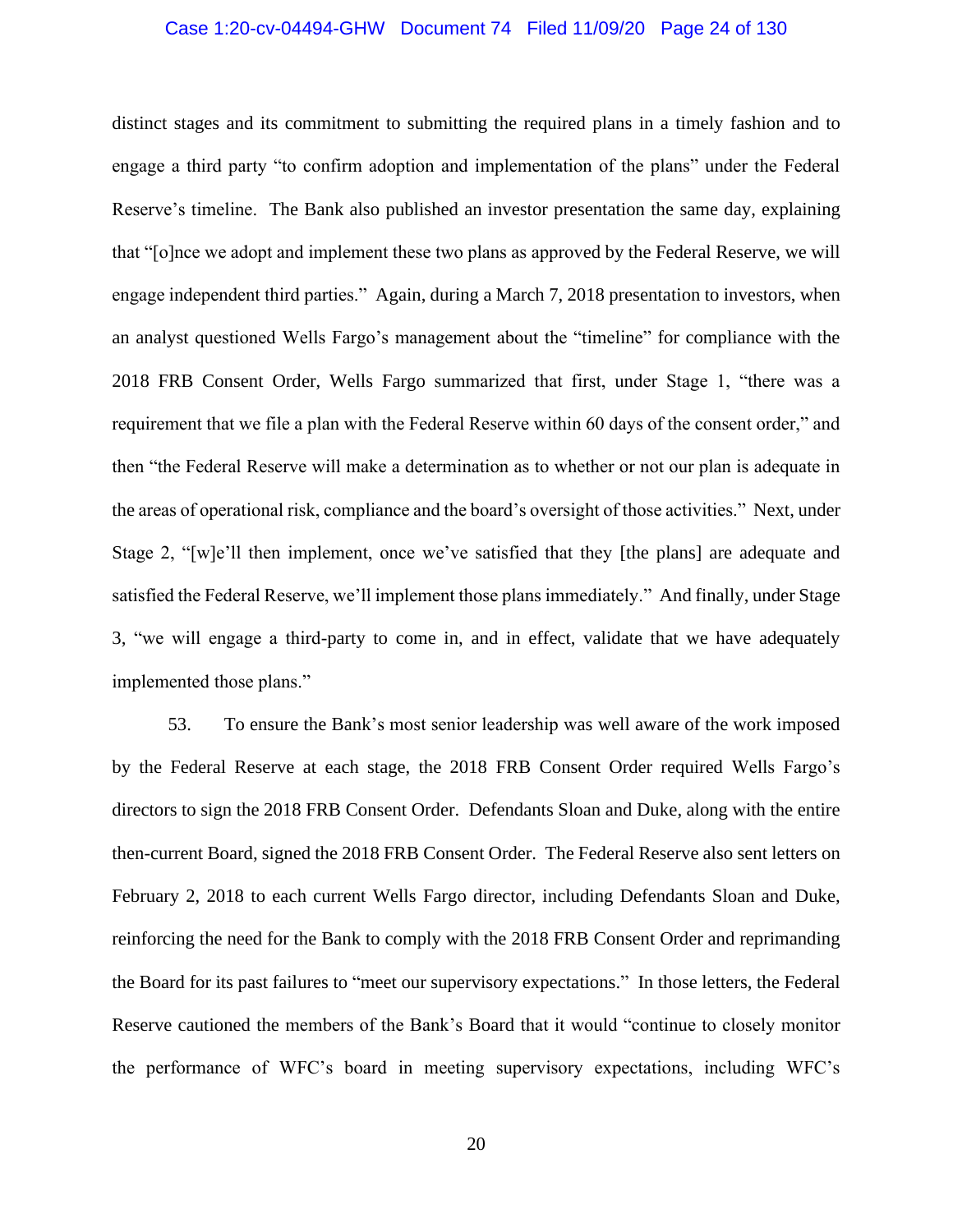distinct stages and its commitment to submitting the required plans in a timely fashion and to engage a third party "to confirm adoption and implementation of the plans" under the Federal Reserve's timeline. The Bank also published an investor presentation the same day, explaining that "[o]nce we adopt and implement these two plans as approved by the Federal Reserve, we will engage independent third parties." Again, during a March 7, 2018 presentation to investors, when an analyst questioned Wells Fargo's management about the "timeline" for compliance with the 2018 FRB Consent Order, Wells Fargo summarized that first, under Stage 1, "there was a requirement that we file a plan with the Federal Reserve within 60 days of the consent order," and then "the Federal Reserve will make a determination as to whether or not our plan is adequate in the areas of operational risk, compliance and the board's oversight of those activities." Next, under Stage 2, "[w]e'll then implement, once we've satisfied that they [the plans] are adequate and satisfied the Federal Reserve, we'll implement those plans immediately." And finally, under Stage 3, "we will engage a third-party to come in, and in effect, validate that we have adequately implemented those plans."

53. To ensure the Bank's most senior leadership was well aware of the work imposed by the Federal Reserve at each stage, the 2018 FRB Consent Order required Wells Fargo's directors to sign the 2018 FRB Consent Order. Defendants Sloan and Duke, along with the entire then-current Board, signed the 2018 FRB Consent Order. The Federal Reserve also sent letters on February 2, 2018 to each current Wells Fargo director, including Defendants Sloan and Duke, reinforcing the need for the Bank to comply with the 2018 FRB Consent Order and reprimanding the Board for its past failures to "meet our supervisory expectations." In those letters, the Federal Reserve cautioned the members of the Bank's Board that it would "continue to closely monitor the performance of WFC's board in meeting supervisory expectations, including WFC's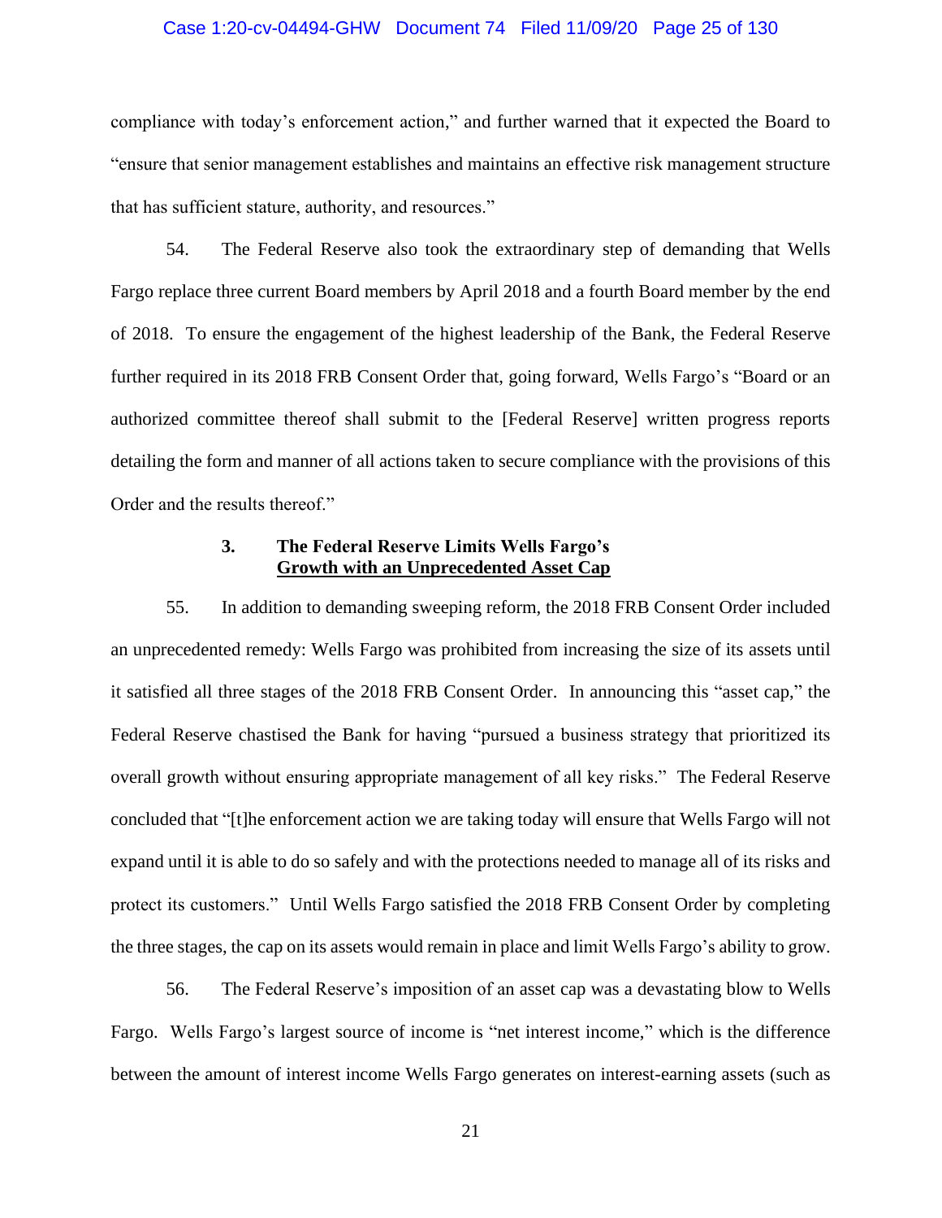compliance with today's enforcement action," and further warned that it expected the Board to "ensure that senior management establishes and maintains an effective risk management structure that has sufficient stature, authority, and resources."

54. The Federal Reserve also took the extraordinary step of demanding that Wells Fargo replace three current Board members by April 2018 and a fourth Board member by the end of 2018. To ensure the engagement of the highest leadership of the Bank, the Federal Reserve further required in its 2018 FRB Consent Order that, going forward, Wells Fargo's "Board or an authorized committee thereof shall submit to the [Federal Reserve] written progress reports detailing the form and manner of all actions taken to secure compliance with the provisions of this Order and the results thereof."

### 3. The Federal Reserve Limits Wells Fargo's Growth with an Unprecedented Asset Cap

55. In addition to demanding sweeping reform, the 2018 FRB Consent Order included an unprecedented remedy: Wells Fargo was prohibited from increasing the size of its assets until it satisfied all three stages of the 2018 FRB Consent Order. In announcing this "asset cap," the Federal Reserve chastised the Bank for having "pursued a business strategy that prioritized its overall growth without ensuring appropriate management of all key risks." The Federal Reserve concluded that "[t]he enforcement action we are taking today will ensure that Wells Fargo will not expand until it is able to do so safely and with the protections needed to manage all of its risks and protect its customers." Until Wells Fargo satisfied the 2018 FRB Consent Order by completing the three stages, the cap on its assets would remain in place and limit Wells Fargo's ability to grow.

56. The Federal Reserve's imposition of an asset cap was a devastating blow to Wells Fargo. Wells Fargo's largest source of income is "net interest income," which is the difference between the amount of interest income Wells Fargo generates on interest-earning assets (such as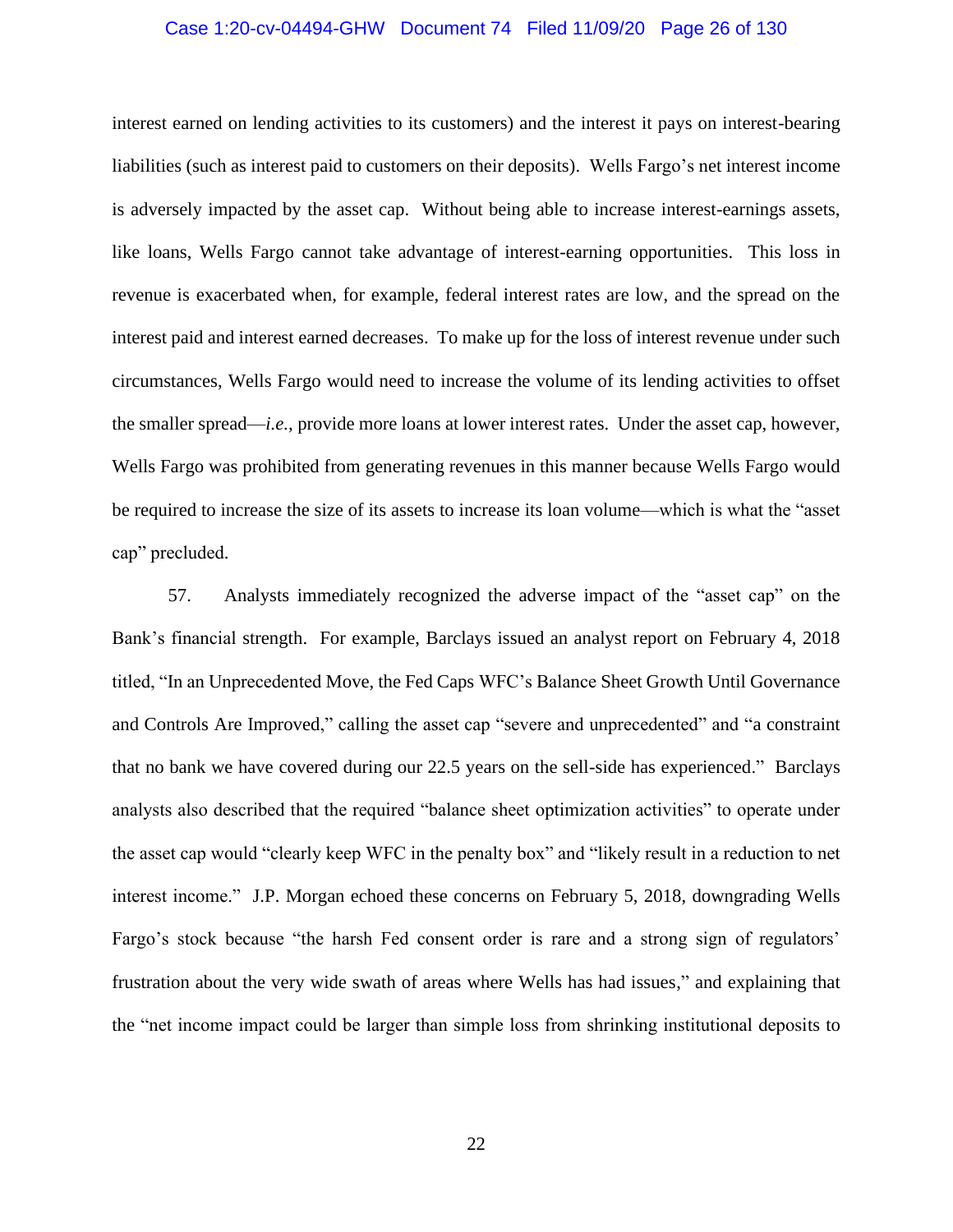interest earned on lending activities to its customers) and the interest it pays on interest-bearing liabilities (such as interest paid to customers on their deposits). Wells Fargo's net interest income is adversely impacted by the asset cap. Without being able to increase interest-earnings assets, like loans, Wells Fargo cannot take advantage of interest-earning opportunities. This loss in revenue is exacerbated when, for example, federal interest rates are low, and the spread on the interest paid and interest earned decreases. To make up for the loss of interest revenue under such circumstances, Wells Fargo would need to increase the volume of its lending activities to offset the smaller spread—*i.e.*, provide more loans at lower interest rates. Under the asset cap, however, Wells Fargo was prohibited from generating revenues in this manner because Wells Fargo would be required to increase the size of its assets to increase its loan volume—which is what the "asset cap" precluded.

57. Analysts immediately recognized the adverse impact of the "asset cap" on the Bank's financial strength. For example, Barclays issued an analyst report on February 4, 2018 titled, "In an Unprecedented Move, the Fed Caps WFC's Balance Sheet Growth Until Governance and Controls Are Improved," calling the asset cap "severe and unprecedented" and "a constraint that no bank we have covered during our 22.5 years on the sell-side has experienced." Barclays analysts also described that the required "balance sheet optimization activities" to operate under the asset cap would "clearly keep WFC in the penalty box" and "likely result in a reduction to net interest income." J.P. Morgan echoed these concerns on February 5, 2018, downgrading Wells Fargo's stock because "the harsh Fed consent order is rare and a strong sign of regulators' frustration about the very wide swath of areas where Wells has had issues," and explaining that the "net income impact could be larger than simple loss from shrinking institutional deposits to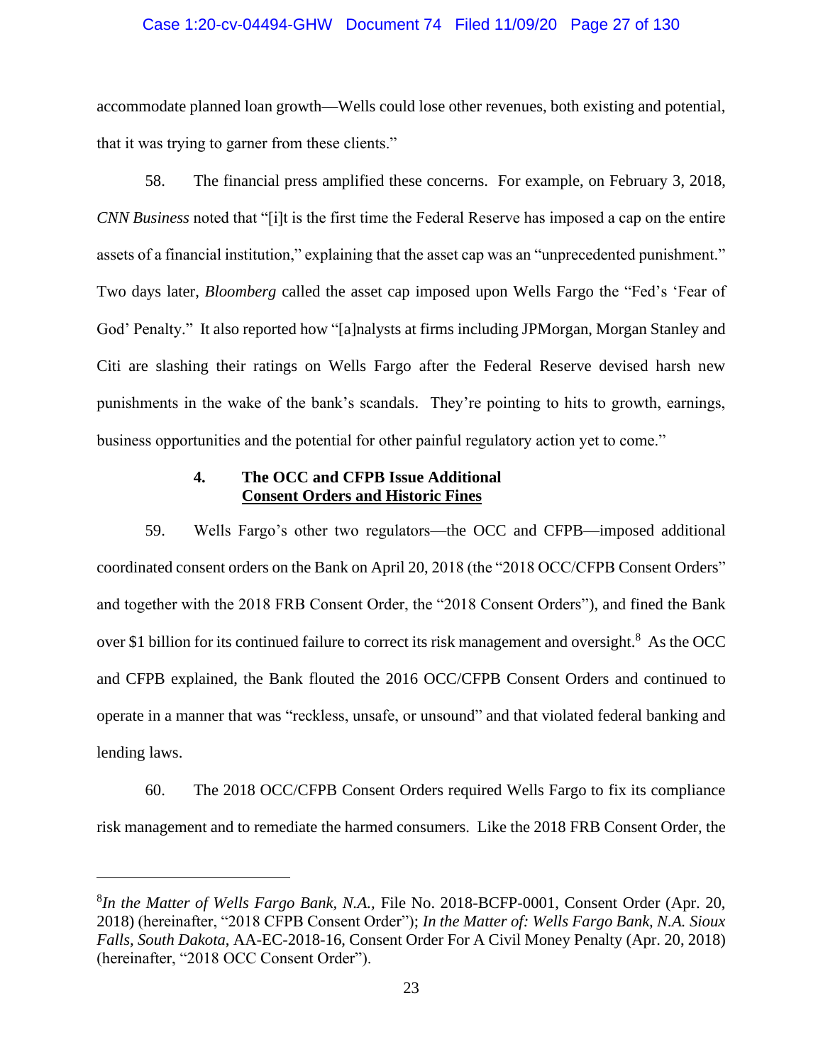accommodate planned loan growth—Wells could lose other revenues, both existing and potential, that it was trying to garner from these clients."

58. The financial press amplified these concerns. For example, on February 3, 2018, *CNN Business* noted that "[i]t is the first time the Federal Reserve has imposed a cap on the entire assets of a financial institution," explaining that the asset cap was an "unprecedented punishment." Two days later, *Bloomberg* called the asset cap imposed upon Wells Fargo the "Fed's 'Fear of God' Penalty." It also reported how "[a]nalysts at firms including JPMorgan, Morgan Stanley and Citi are slashing their ratings on Wells Fargo after the Federal Reserve devised harsh new punishments in the wake of the bank's scandals. They're pointing to hits to growth, earnings, business opportunities and the potential for other painful regulatory action yet to come."

#### 4. The OCC and CFPB Issue Additional Consent Orders and Historic Fines

59. Wells Fargo's other two regulators—the OCC and CFPB—imposed additional coordinated consent orders on the Bank on April 20, 2018 (the "2018 OCC/CFPB Consent Orders" and together with the 2018 FRB Consent Order, the "2018 Consent Orders"), and fined the Bank over $1 billion for its continued failure to correct its risk management and oversight.[8] As the OCC and CFPB explained, the Bank flouted the 2016 OCC/CFPB Consent Orders and continued to operate in a manner that was "reckless, unsafe, or unsound" and that violated federal banking and lending laws.

60. The 2018 OCC/CFPB Consent Orders required Wells Fargo to fix its compliance risk management and to remediate the harmed consumers. Like the 2018 FRB Consent Order, the

---

[8] *In the Matter of Wells Fargo Bank, N.A.,* File No. 2018-BCFP-0001, Consent Order (Apr. 20, 2018) (hereinafter, "2018 CFPB Consent Order"); *In the Matter of: Wells Fargo Bank, N.A. Sioux Falls, South Dakota*, AA-EC-2018-16, Consent Order For A Civil Money Penalty (Apr. 20, 2018) (hereinafter, "2018 OCC Consent Order").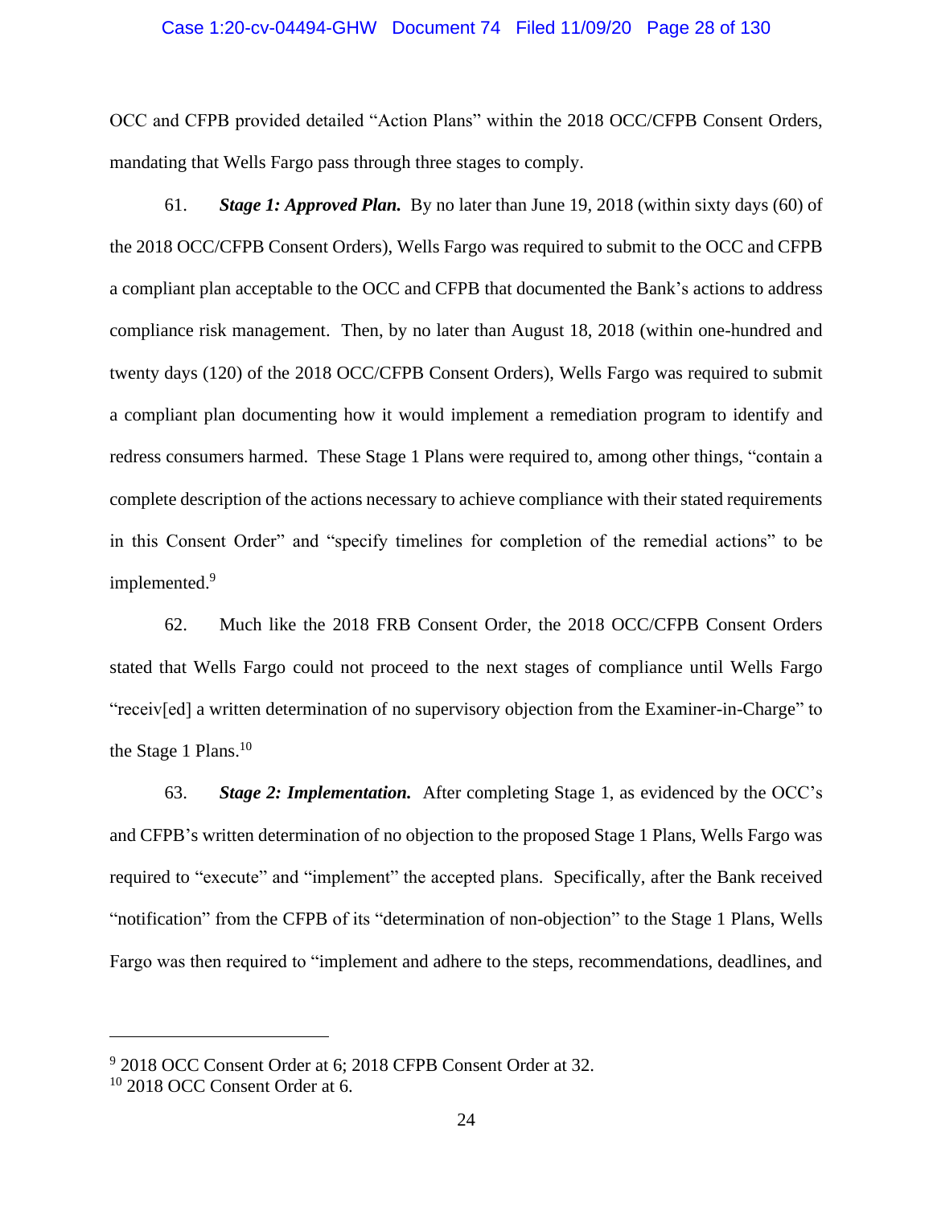OCC and CFPB provided detailed "Action Plans" within the 2018 OCC/CFPB Consent Orders, mandating that Wells Fargo pass through three stages to comply.

61. ***Stage 1: Approved Plan.*** By no later than June 19, 2018 (within sixty days (60) of the 2018 OCC/CFPB Consent Orders), Wells Fargo was required to submit to the OCC and CFPB a compliant plan acceptable to the OCC and CFPB that documented the Bank's actions to address compliance risk management. Then, by no later than August 18, 2018 (within one-hundred and twenty days (120) of the 2018 OCC/CFPB Consent Orders), Wells Fargo was required to submit a compliant plan documenting how it would implement a remediation program to identify and redress consumers harmed. These Stage 1 Plans were required to, among other things, "contain a complete description of the actions necessary to achieve compliance with their stated requirements in this Consent Order" and "specify timelines for completion of the remedial actions" to be implemented.[9]

62. Much like the 2018 FRB Consent Order, the 2018 OCC/CFPB Consent Orders stated that Wells Fargo could not proceed to the next stages of compliance until Wells Fargo "receiv[ed] a written determination of no supervisory objection from the Examiner-in-Charge" to the Stage 1 Plans.[10]

63. ***Stage 2: Implementation.*** After completing Stage 1, as evidenced by the OCC's and CFPB's written determination of no objection to the proposed Stage 1 Plans, Wells Fargo was required to "execute" and "implement" the accepted plans. Specifically, after the Bank received "notification" from the CFPB of its "determination of non-objection" to the Stage 1 Plans, Wells Fargo was then required to "implement and adhere to the steps, recommendations, deadlines, and

---

[9] 2018 OCC Consent Order at 6; 2018 CFPB Consent Order at 32.

[10] 2018 OCC Consent Order at 6.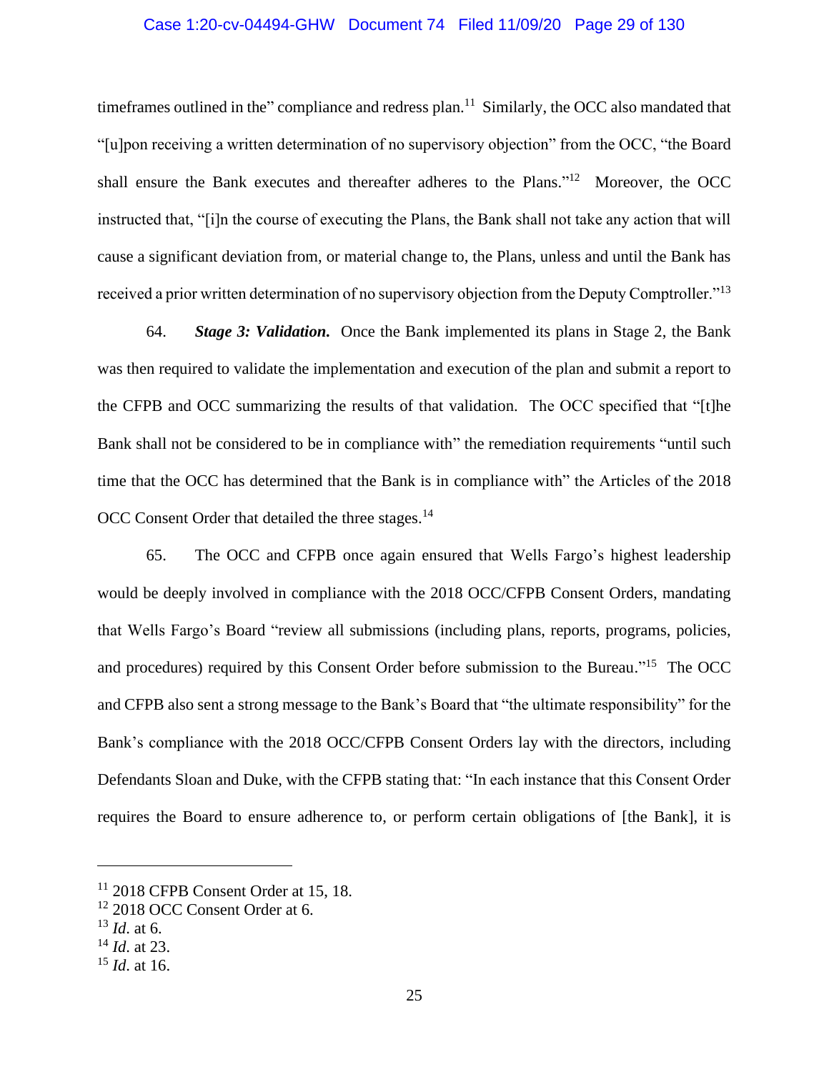timeframes outlined in the" compliance and redress plan.[11] Similarly, the OCC also mandated that "[u]pon receiving a written determination of no supervisory objection" from the OCC, "the Board shall ensure the Bank executes and thereafter adheres to the Plans."[12] Moreover, the OCC instructed that, "[i]n the course of executing the Plans, the Bank shall not take any action that will cause a significant deviation from, or material change to, the Plans, unless and until the Bank has received a prior written determination of no supervisory objection from the Deputy Comptroller."[13]

64. ***Stage 3: Validation.*** Once the Bank implemented its plans in Stage 2, the Bank was then required to validate the implementation and execution of the plan and submit a report to the CFPB and OCC summarizing the results of that validation. The OCC specified that "[t]he Bank shall not be considered to be in compliance with" the remediation requirements "until such time that the OCC has determined that the Bank is in compliance with" the Articles of the 2018 OCC Consent Order that detailed the three stages.[14]

65. The OCC and CFPB once again ensured that Wells Fargo's highest leadership would be deeply involved in compliance with the 2018 OCC/CFPB Consent Orders, mandating that Wells Fargo's Board "review all submissions (including plans, reports, programs, policies, and procedures) required by this Consent Order before submission to the Bureau."[15] The OCC and CFPB also sent a strong message to the Bank's Board that "the ultimate responsibility" for the Bank's compliance with the 2018 OCC/CFPB Consent Orders lay with the directors, including Defendants Sloan and Duke, with the CFPB stating that: "In each instance that this Consent Order requires the Board to ensure adherence to, or perform certain obligations of [the Bank], it is

---

[11] 2018 CFPB Consent Order at 15, 18.

[12] 2018 OCC Consent Order at 6.

[13] *Id*. at 6.

[14] *Id*. at 23.

[15] *Id*. at 16.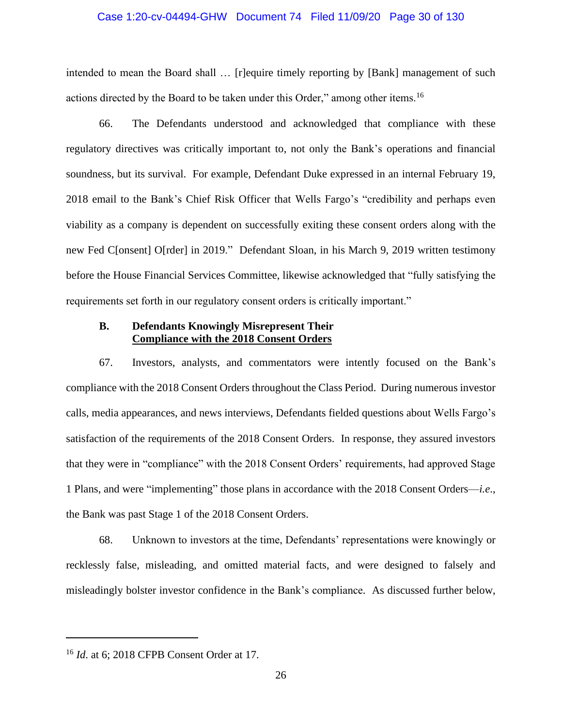intended to mean the Board shall … [r]equire timely reporting by [Bank] management of such actions directed by the Board to be taken under this Order," among other items.[16]

66. The Defendants understood and acknowledged that compliance with these regulatory directives was critically important to, not only the Bank's operations and financial soundness, but its survival. For example, Defendant Duke expressed in an internal February 19, 2018 email to the Bank's Chief Risk Officer that Wells Fargo's "credibility and perhaps even viability as a company is dependent on successfully exiting these consent orders along with the new Fed C[onsent] O[rder] in 2019." Defendant Sloan, in his March 9, 2019 written testimony before the House Financial Services Committee, likewise acknowledged that "fully satisfying the requirements set forth in our regulatory consent orders is critically important."

### B. Defendants Knowingly Misrepresent Their Compliance with the 2018 Consent Orders

67. Investors, analysts, and commentators were intently focused on the Bank's compliance with the 2018 Consent Orders throughout the Class Period. During numerous investor calls, media appearances, and news interviews, Defendants fielded questions about Wells Fargo's satisfaction of the requirements of the 2018 Consent Orders. In response, they assured investors that they were in "compliance" with the 2018 Consent Orders' requirements, had approved Stage 1 Plans, and were "implementing" those plans in accordance with the 2018 Consent Orders—*i.e.*, the Bank was past Stage 1 of the 2018 Consent Orders.

68. Unknown to investors at the time, Defendants' representations were knowingly or recklessly false, misleading, and omitted material facts, and were designed to falsely and misleadingly bolster investor confidence in the Bank's compliance. As discussed further below,

---

[16] *Id*. at 6; 2018 CFPB Consent Order at 17.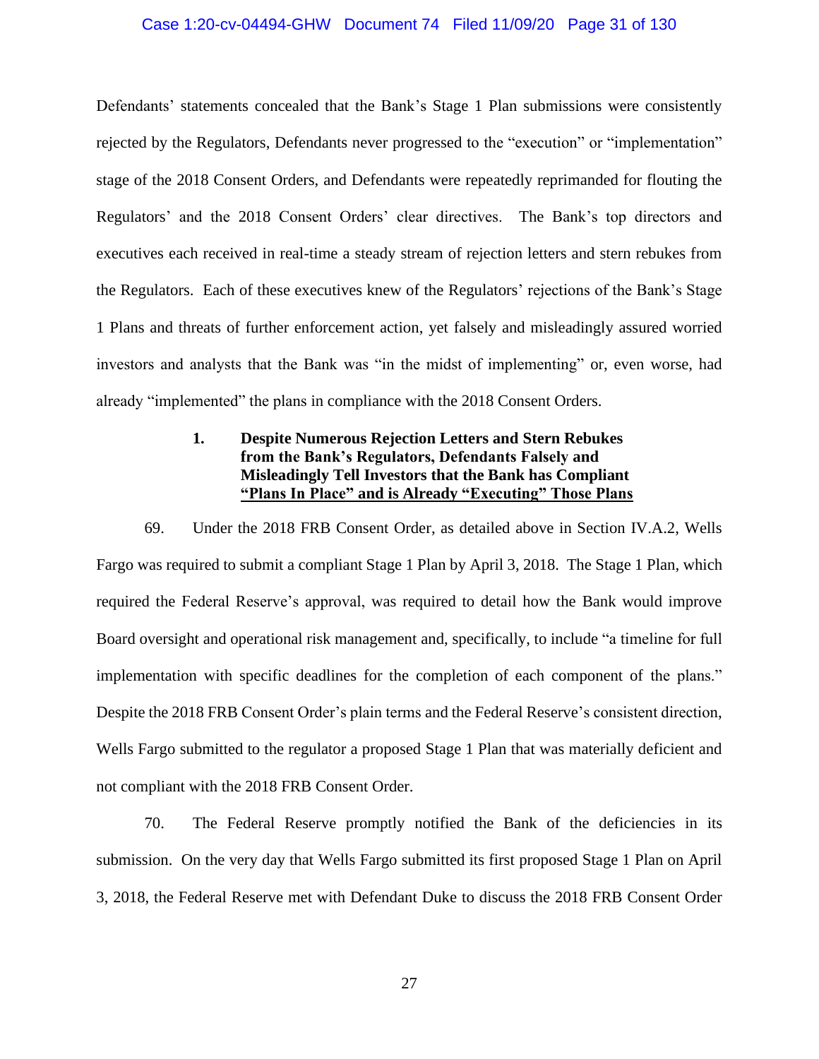Defendants' statements concealed that the Bank's Stage 1 Plan submissions were consistently rejected by the Regulators, Defendants never progressed to the "execution" or "implementation" stage of the 2018 Consent Orders, and Defendants were repeatedly reprimanded for flouting the Regulators' and the 2018 Consent Orders' clear directives. The Bank's top directors and executives each received in real-time a steady stream of rejection letters and stern rebukes from the Regulators. Each of these executives knew of the Regulators' rejections of the Bank's Stage 1 Plans and threats of further enforcement action, yet falsely and misleadingly assured worried investors and analysts that the Bank was "in the midst of implementing" or, even worse, had already "implemented" the plans in compliance with the 2018 Consent Orders.

### 1. Despite Numerous Rejection Letters and Stern Rebukes from the Bank's Regulators, Defendants Falsely and Misleadingly Tell Investors that the Bank has Compliant "Plans In Place" and is Already "Executing" Those Plans

69. Under the 2018 FRB Consent Order, as detailed above in Section IV.A.2, Wells Fargo was required to submit a compliant Stage 1 Plan by April 3, 2018. The Stage 1 Plan, which required the Federal Reserve's approval, was required to detail how the Bank would improve Board oversight and operational risk management and, specifically, to include "a timeline for full implementation with specific deadlines for the completion of each component of the plans." Despite the 2018 FRB Consent Order's plain terms and the Federal Reserve's consistent direction, Wells Fargo submitted to the regulator a proposed Stage 1 Plan that was materially deficient and not compliant with the 2018 FRB Consent Order.

70. The Federal Reserve promptly notified the Bank of the deficiencies in its submission. On the very day that Wells Fargo submitted its first proposed Stage 1 Plan on April 3, 2018, the Federal Reserve met with Defendant Duke to discuss the 2018 FRB Consent Order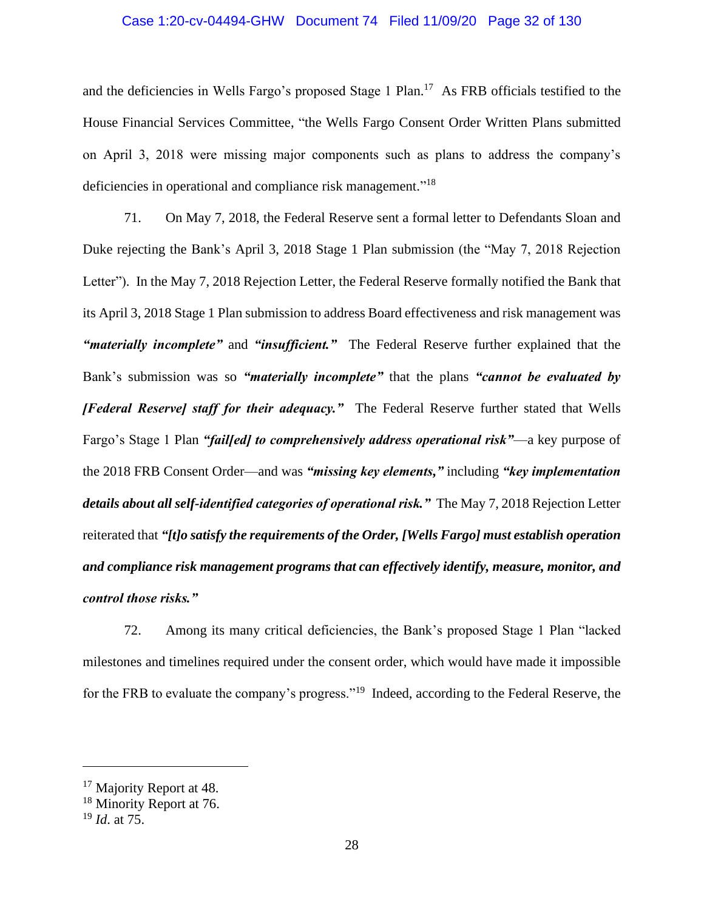and the deficiencies in Wells Fargo's proposed Stage 1 Plan.[17] As FRB officials testified to the House Financial Services Committee, "the Wells Fargo Consent Order Written Plans submitted on April 3, 2018 were missing major components such as plans to address the company's deficiencies in operational and compliance risk management."[18]

71. On May 7, 2018, the Federal Reserve sent a formal letter to Defendants Sloan and Duke rejecting the Bank's April 3, 2018 Stage 1 Plan submission (the "May 7, 2018 Rejection Letter"). In the May 7, 2018 Rejection Letter, the Federal Reserve formally notified the Bank that its April 3, 2018 Stage 1 Plan submission to address Board effectiveness and risk management was ***"materially incomplete"*** and ***"insufficient."*** The Federal Reserve further explained that the Bank's submission was so ***"materially incomplete"*** that the plans ***"cannot be evaluated by [Federal Reserve] staff for their adequacy."*** The Federal Reserve further stated that Wells Fargo's Stage 1 Plan ***"fail[ed] to comprehensively address operational risk"***—a key purpose of the 2018 FRB Consent Order—and was ***"missing key elements,"*** including ***"key implementation details about all self-identified categories of operational risk."*** The May 7, 2018 Rejection Letter reiterated that ***"[t]o satisfy the requirements of the Order, [Wells Fargo] must establish operation and compliance risk management programs that can effectively identify, measure, monitor, and control those risks."***

72. Among its many critical deficiencies, the Bank's proposed Stage 1 Plan "lacked milestones and timelines required under the consent order, which would have made it impossible for the FRB to evaluate the company's progress."[19] Indeed, according to the Federal Reserve, the

---

[17] Majority Report at 48.

[18] Minority Report at 76.

[19] *Id*. at 75.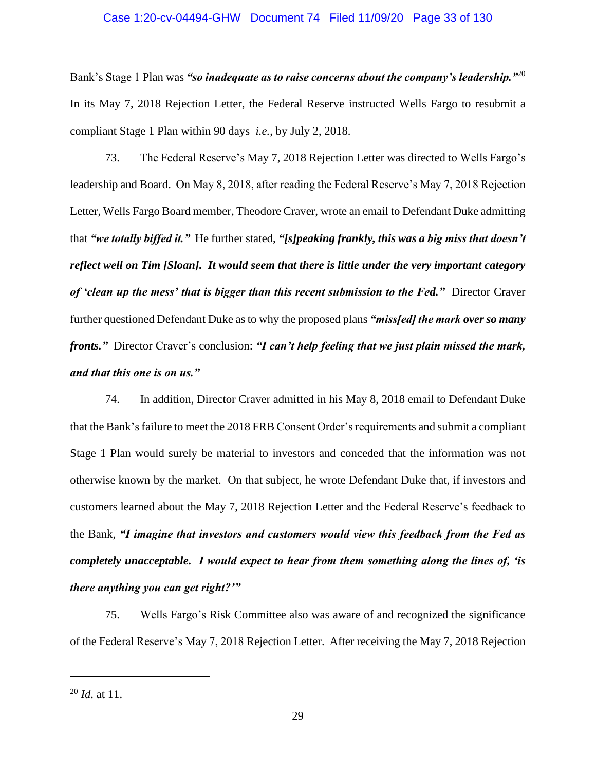Bank's Stage 1 Plan was ***"so inadequate as to raise concerns about the company's leadership."***[20] In its May 7, 2018 Rejection Letter, the Federal Reserve instructed Wells Fargo to resubmit a compliant Stage 1 Plan within 90 days–*i.e.*, by July 2, 2018.

73. The Federal Reserve's May 7, 2018 Rejection Letter was directed to Wells Fargo's leadership and Board. On May 8, 2018, after reading the Federal Reserve's May 7, 2018 Rejection Letter, Wells Fargo Board member, Theodore Craver, wrote an email to Defendant Duke admitting that ***"we totally biffed it."*** He further stated, ***"[s]peaking frankly, this was a big miss that doesn't reflect well on Tim [Sloan]. It would seem that there is little under the very important category of 'clean up the mess' that is bigger than this recent submission to the Fed."*** Director Craver further questioned Defendant Duke as to why the proposed plans ***"miss[ed] the mark over so many fronts."*** Director Craver's conclusion: ***"I can't help feeling that we just plain missed the mark, and that this one is on us."***

74. In addition, Director Craver admitted in his May 8, 2018 email to Defendant Duke that the Bank's failure to meet the 2018 FRB Consent Order's requirements and submit a compliant Stage 1 Plan would surely be material to investors and conceded that the information was not otherwise known by the market. On that subject, he wrote Defendant Duke that, if investors and customers learned about the May 7, 2018 Rejection Letter and the Federal Reserve's feedback to the Bank, ***"I imagine that investors and customers would view this feedback from the Fed as completely unacceptable. I would expect to hear from them something along the lines of, 'is there anything you can get right?'"***

75. Wells Fargo's Risk Committee also was aware of and recognized the significance of the Federal Reserve's May 7, 2018 Rejection Letter. After receiving the May 7, 2018 Rejection

---

[20] *Id*. at 11.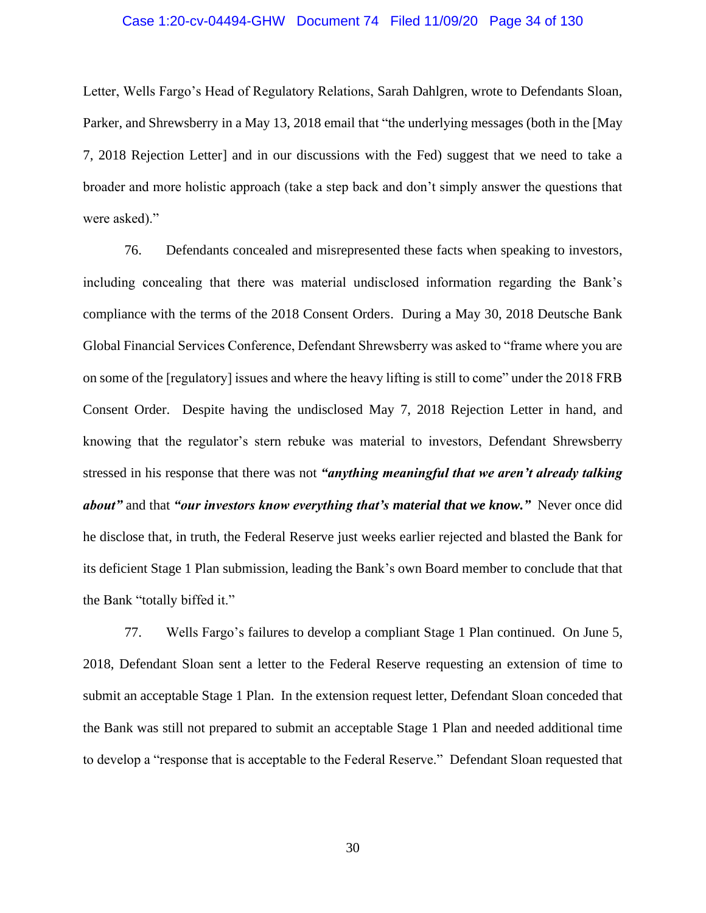Letter, Wells Fargo's Head of Regulatory Relations, Sarah Dahlgren, wrote to Defendants Sloan, Parker, and Shrewsberry in a May 13, 2018 email that "the underlying messages (both in the [May 7, 2018 Rejection Letter] and in our discussions with the Fed) suggest that we need to take a broader and more holistic approach (take a step back and don't simply answer the questions that were asked)."

76. Defendants concealed and misrepresented these facts when speaking to investors, including concealing that there was material undisclosed information regarding the Bank's compliance with the terms of the 2018 Consent Orders. During a May 30, 2018 Deutsche Bank Global Financial Services Conference, Defendant Shrewsberry was asked to "frame where you are on some of the [regulatory] issues and where the heavy lifting is still to come" under the 2018 FRB Consent Order. Despite having the undisclosed May 7, 2018 Rejection Letter in hand, and knowing that the regulator's stern rebuke was material to investors, Defendant Shrewsberry stressed in his response that there was not ***"anything meaningful that we aren't already talking about"*** and that ***"our investors know everything that's material that we know."*** Never once did he disclose that, in truth, the Federal Reserve just weeks earlier rejected and blasted the Bank for its deficient Stage 1 Plan submission, leading the Bank's own Board member to conclude that that the Bank "totally biffed it."

77. Wells Fargo's failures to develop a compliant Stage 1 Plan continued. On June 5, 2018, Defendant Sloan sent a letter to the Federal Reserve requesting an extension of time to submit an acceptable Stage 1 Plan. In the extension request letter, Defendant Sloan conceded that the Bank was still not prepared to submit an acceptable Stage 1 Plan and needed additional time to develop a "response that is acceptable to the Federal Reserve." Defendant Sloan requested that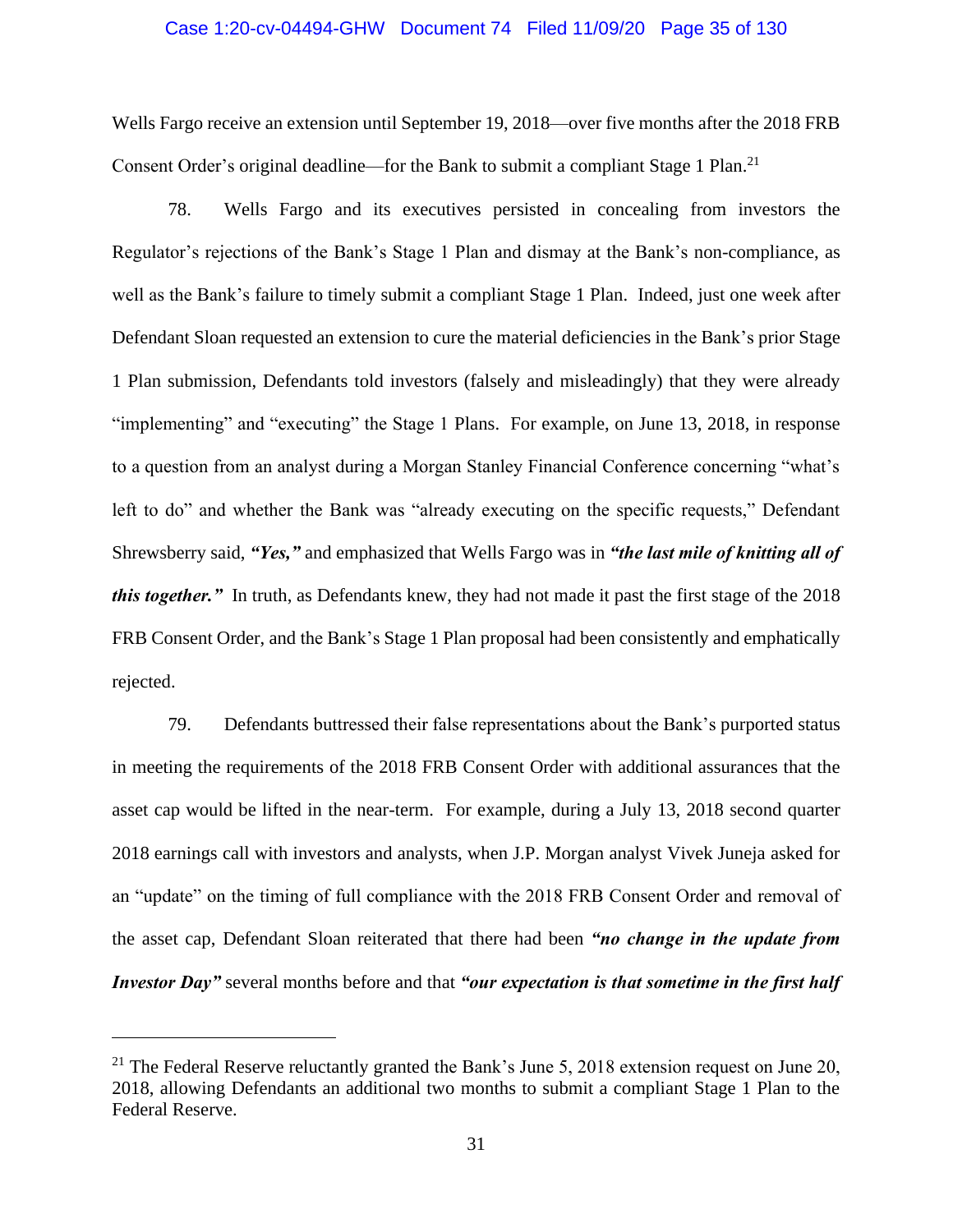Wells Fargo receive an extension until September 19, 2018—over five months after the 2018 FRB Consent Order's original deadline—for the Bank to submit a compliant Stage 1 Plan.[21]

78. Wells Fargo and its executives persisted in concealing from investors the Regulator's rejections of the Bank's Stage 1 Plan and dismay at the Bank's non-compliance, as well as the Bank's failure to timely submit a compliant Stage 1 Plan. Indeed, just one week after Defendant Sloan requested an extension to cure the material deficiencies in the Bank's prior Stage 1 Plan submission, Defendants told investors (falsely and misleadingly) that they were already "implementing" and "executing" the Stage 1 Plans. For example, on June 13, 2018, in response to a question from an analyst during a Morgan Stanley Financial Conference concerning "what's left to do" and whether the Bank was "already executing on the specific requests," Defendant Shrewsberry said, ***"Yes,"*** and emphasized that Wells Fargo was in ***"the last mile of knitting all of this together."*** In truth, as Defendants knew, they had not made it past the first stage of the 2018 FRB Consent Order, and the Bank's Stage 1 Plan proposal had been consistently and emphatically rejected.

79. Defendants buttressed their false representations about the Bank's purported status in meeting the requirements of the 2018 FRB Consent Order with additional assurances that the asset cap would be lifted in the near-term. For example, during a July 13, 2018 second quarter 2018 earnings call with investors and analysts, when J.P. Morgan analyst Vivek Juneja asked for an "update" on the timing of full compliance with the 2018 FRB Consent Order and removal of the asset cap, Defendant Sloan reiterated that there had been ***"no change in the update from Investor Day"*** several months before and that ***"our expectation is that sometime in the first half***

---

[21] The Federal Reserve reluctantly granted the Bank's June 5, 2018 extension request on June 20, 2018, allowing Defendants an additional two months to submit a compliant Stage 1 Plan to the Federal Reserve.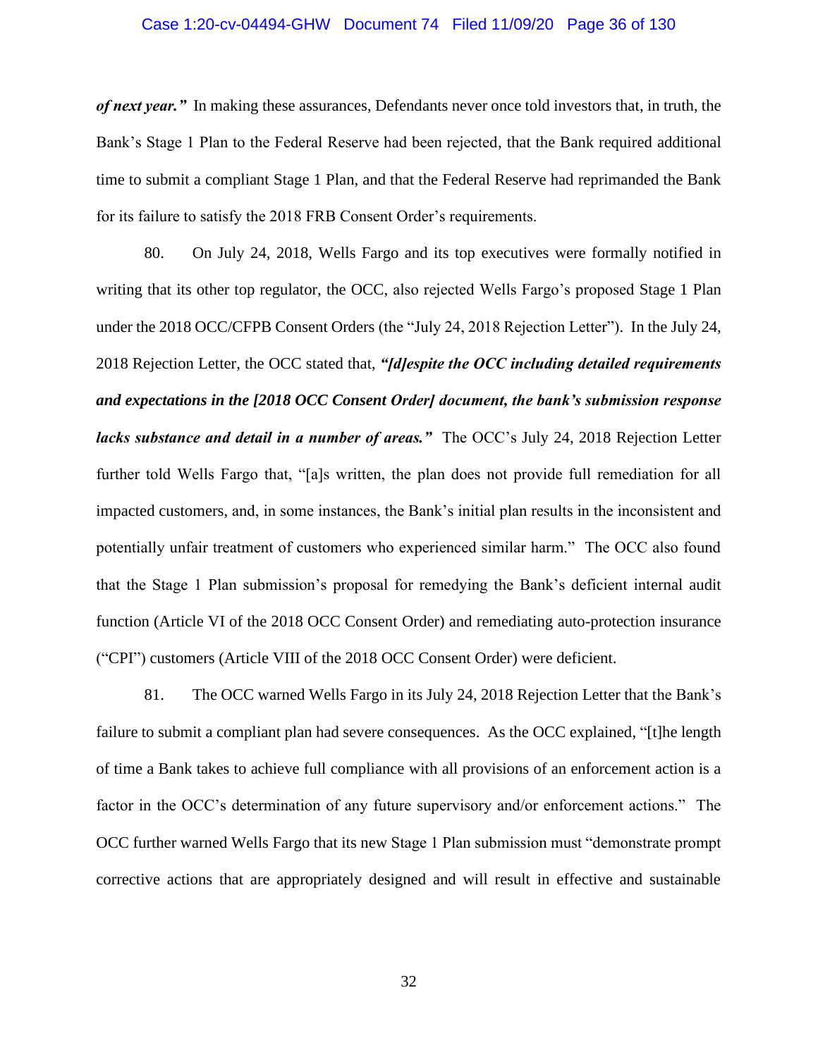***of next year."*** In making these assurances, Defendants never once told investors that, in truth, the Bank's Stage 1 Plan to the Federal Reserve had been rejected, that the Bank required additional time to submit a compliant Stage 1 Plan, and that the Federal Reserve had reprimanded the Bank for its failure to satisfy the 2018 FRB Consent Order's requirements.

80. On July 24, 2018, Wells Fargo and its top executives were formally notified in writing that its other top regulator, the OCC, also rejected Wells Fargo's proposed Stage 1 Plan under the 2018 OCC/CFPB Consent Orders (the "July 24, 2018 Rejection Letter"). In the July 24, 2018 Rejection Letter, the OCC stated that, ***"[d]espite the OCC including detailed requirements and expectations in the [2018 OCC Consent Order] document, the bank's submission response lacks substance and detail in a number of areas."*** The OCC's July 24, 2018 Rejection Letter further told Wells Fargo that, "[a]s written, the plan does not provide full remediation for all impacted customers, and, in some instances, the Bank's initial plan results in the inconsistent and potentially unfair treatment of customers who experienced similar harm." The OCC also found that the Stage 1 Plan submission's proposal for remedying the Bank's deficient internal audit function (Article VI of the 2018 OCC Consent Order) and remediating auto-protection insurance ("CPI") customers (Article VIII of the 2018 OCC Consent Order) were deficient.

81. The OCC warned Wells Fargo in its July 24, 2018 Rejection Letter that the Bank's failure to submit a compliant plan had severe consequences. As the OCC explained, "[t]he length of time a Bank takes to achieve full compliance with all provisions of an enforcement action is a factor in the OCC's determination of any future supervisory and/or enforcement actions." The OCC further warned Wells Fargo that its new Stage 1 Plan submission must "demonstrate prompt corrective actions that are appropriately designed and will result in effective and sustainable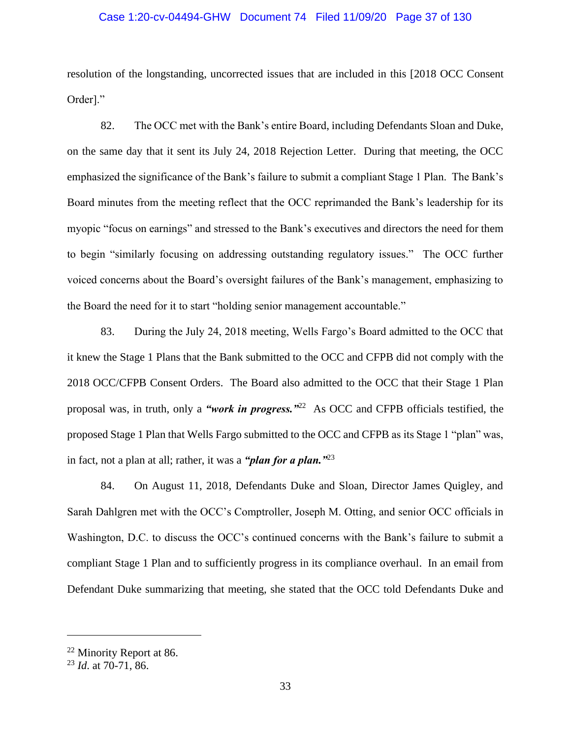resolution of the longstanding, uncorrected issues that are included in this [2018 OCC Consent Order]."

82. The OCC met with the Bank's entire Board, including Defendants Sloan and Duke, on the same day that it sent its July 24, 2018 Rejection Letter. During that meeting, the OCC emphasized the significance of the Bank's failure to submit a compliant Stage 1 Plan. The Bank's Board minutes from the meeting reflect that the OCC reprimanded the Bank's leadership for its myopic "focus on earnings" and stressed to the Bank's executives and directors the need for them to begin "similarly focusing on addressing outstanding regulatory issues." The OCC further voiced concerns about the Board's oversight failures of the Bank's management, emphasizing to the Board the need for it to start "holding senior management accountable."

83. During the July 24, 2018 meeting, Wells Fargo's Board admitted to the OCC that it knew the Stage 1 Plans that the Bank submitted to the OCC and CFPB did not comply with the 2018 OCC/CFPB Consent Orders. The Board also admitted to the OCC that their Stage 1 Plan proposal was, in truth, only a ***"work in progress."***[22] As OCC and CFPB officials testified, the proposed Stage 1 Plan that Wells Fargo submitted to the OCC and CFPB as its Stage 1 "plan" was, in fact, not a plan at all; rather, it was a ***"plan for a plan."***[23]

84. On August 11, 2018, Defendants Duke and Sloan, Director James Quigley, and Sarah Dahlgren met with the OCC's Comptroller, Joseph M. Otting, and senior OCC officials in Washington, D.C. to discuss the OCC's continued concerns with the Bank's failure to submit a compliant Stage 1 Plan and to sufficiently progress in its compliance overhaul. In an email from Defendant Duke summarizing that meeting, she stated that the OCC told Defendants Duke and

---

[22] Minority Report at 86.

[23] *Id*. at 70-71, 86.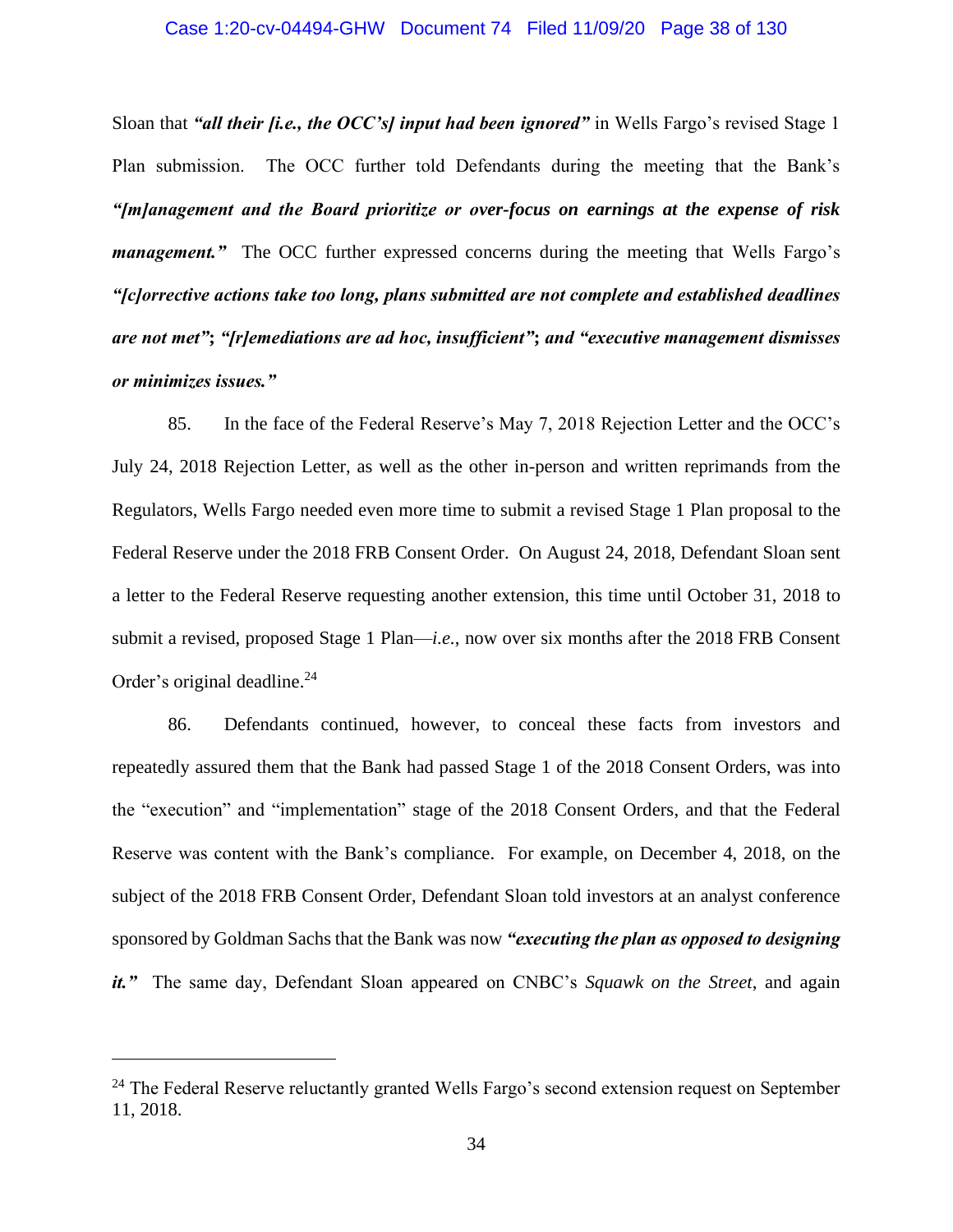Sloan that ***"all their [i.e., the OCC's] input had been ignored"*** in Wells Fargo's revised Stage 1 Plan submission. The OCC further told Defendants during the meeting that the Bank's ***"[m]anagement and the Board prioritize or over-focus on earnings at the expense of risk management."*** The OCC further expressed concerns during the meeting that Wells Fargo's ***"[c]orrective actions take too long, plans submitted are not complete and established deadlines are not met"; "[r]emediations are ad hoc, insufficient"; and "executive management dismisses or minimizes issues."***

85. In the face of the Federal Reserve's May 7, 2018 Rejection Letter and the OCC's July 24, 2018 Rejection Letter, as well as the other in-person and written reprimands from the Regulators, Wells Fargo needed even more time to submit a revised Stage 1 Plan proposal to the Federal Reserve under the 2018 FRB Consent Order. On August 24, 2018, Defendant Sloan sent a letter to the Federal Reserve requesting another extension, this time until October 31, 2018 to submit a revised, proposed Stage 1 Plan—*i.e.*, now over six months after the 2018 FRB Consent Order's original deadline.[24]

86. Defendants continued, however, to conceal these facts from investors and repeatedly assured them that the Bank had passed Stage 1 of the 2018 Consent Orders, was into the "execution" and "implementation" stage of the 2018 Consent Orders, and that the Federal Reserve was content with the Bank's compliance. For example, on December 4, 2018, on the subject of the 2018 FRB Consent Order, Defendant Sloan told investors at an analyst conference sponsored by Goldman Sachs that the Bank was now ***"executing the plan as opposed to designing it."*** The same day, Defendant Sloan appeared on CNBC's *Squawk on the Street*, and again

---

[24] The Federal Reserve reluctantly granted Wells Fargo's second extension request on September 11, 2018.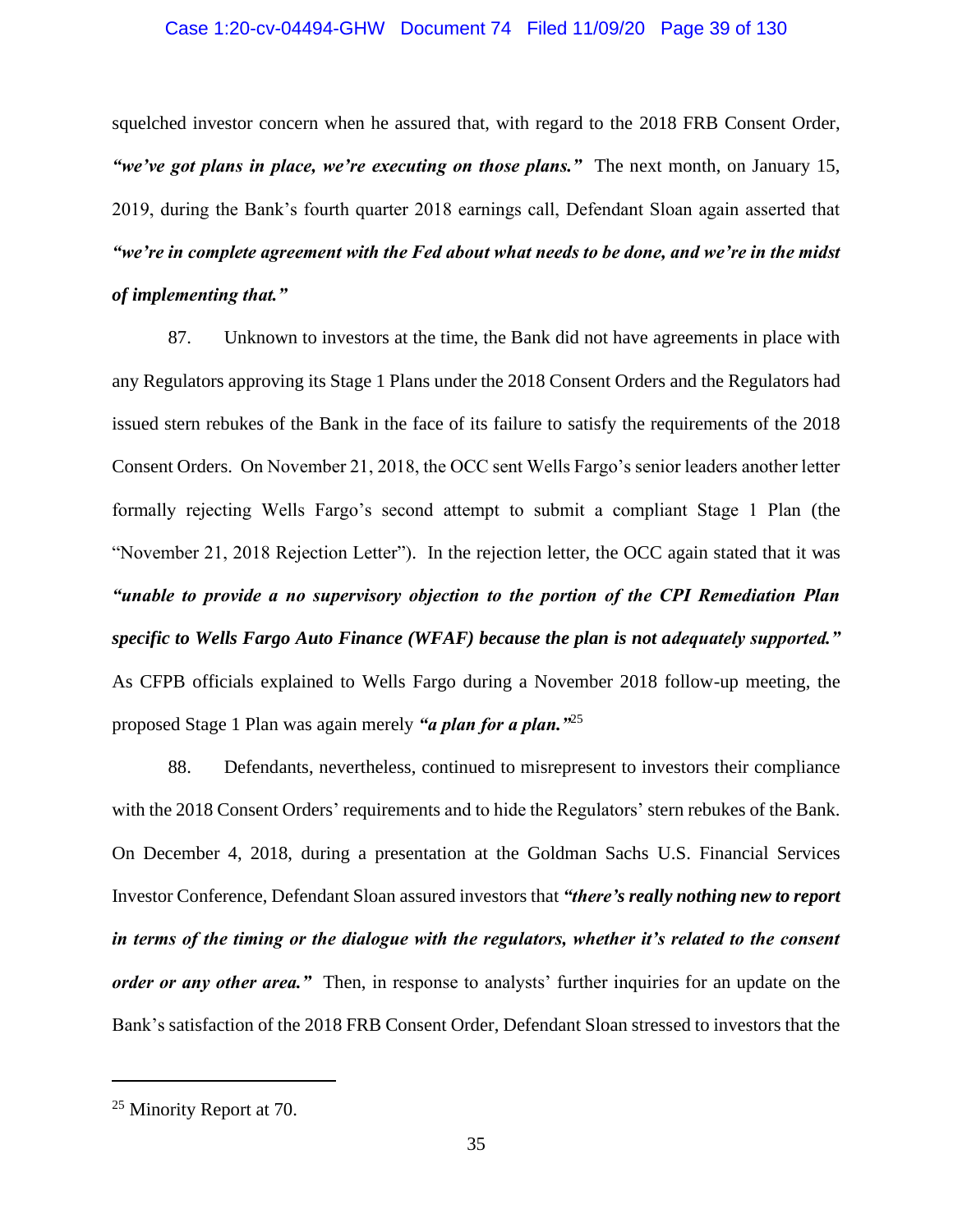squelched investor concern when he assured that, with regard to the 2018 FRB Consent Order, ***"we've got plans in place, we're executing on those plans."*** The next month, on January 15, 2019, during the Bank's fourth quarter 2018 earnings call, Defendant Sloan again asserted that ***"we're in complete agreement with the Fed about what needs to be done, and we're in the midst of implementing that."***

87. Unknown to investors at the time, the Bank did not have agreements in place with any Regulators approving its Stage 1 Plans under the 2018 Consent Orders and the Regulators had issued stern rebukes of the Bank in the face of its failure to satisfy the requirements of the 2018 Consent Orders. On November 21, 2018, the OCC sent Wells Fargo's senior leaders another letter formally rejecting Wells Fargo's second attempt to submit a compliant Stage 1 Plan (the "November 21, 2018 Rejection Letter"). In the rejection letter, the OCC again stated that it was ***"unable to provide a no supervisory objection to the portion of the CPI Remediation Plan specific to Wells Fargo Auto Finance (WFAF) because the plan is not adequately supported."*** As CFPB officials explained to Wells Fargo during a November 2018 follow-up meeting, the proposed Stage 1 Plan was again merely ***"a plan for a plan."***[25]

88. Defendants, nevertheless, continued to misrepresent to investors their compliance with the 2018 Consent Orders' requirements and to hide the Regulators' stern rebukes of the Bank. On December 4, 2018, during a presentation at the Goldman Sachs U.S. Financial Services Investor Conference, Defendant Sloan assured investors that ***"there's really nothing new to report in terms of the timing or the dialogue with the regulators, whether it's related to the consent order or any other area."*** Then, in response to analysts' further inquiries for an update on the Bank's satisfaction of the 2018 FRB Consent Order, Defendant Sloan stressed to investors that the

---

[25] Minority Report at 70.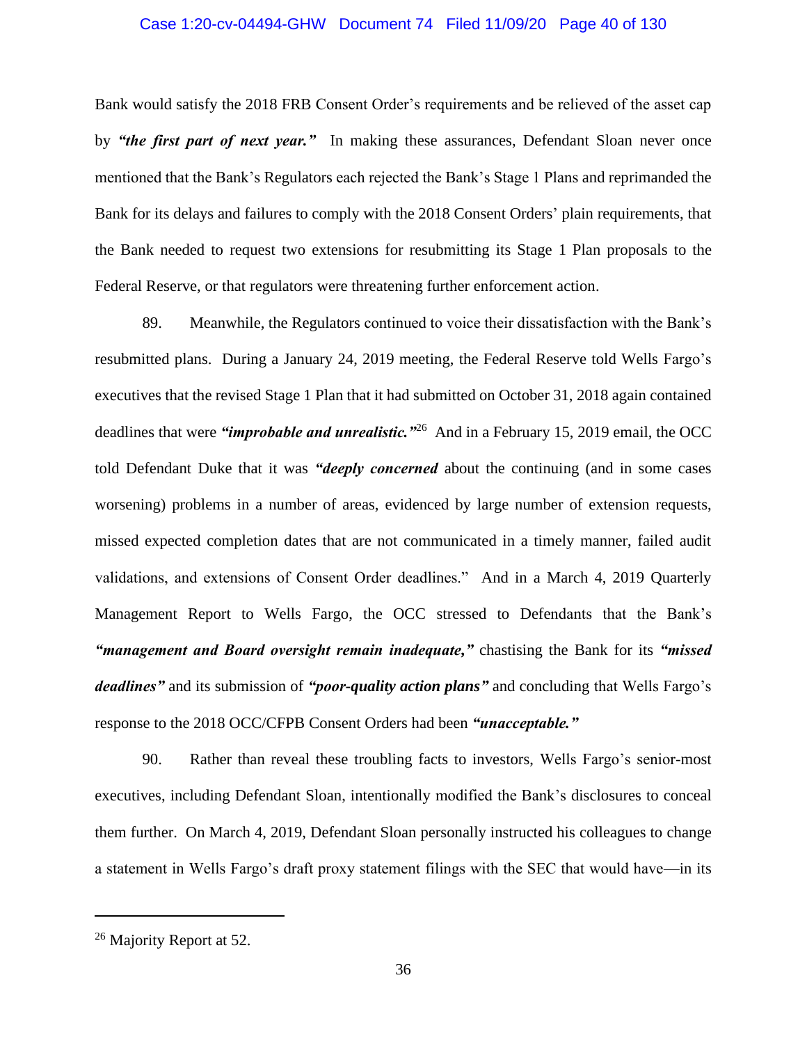Bank would satisfy the 2018 FRB Consent Order's requirements and be relieved of the asset cap by ***"the first part of next year."*** In making these assurances, Defendant Sloan never once mentioned that the Bank's Regulators each rejected the Bank's Stage 1 Plans and reprimanded the Bank for its delays and failures to comply with the 2018 Consent Orders' plain requirements, that the Bank needed to request two extensions for resubmitting its Stage 1 Plan proposals to the Federal Reserve, or that regulators were threatening further enforcement action.

89. Meanwhile, the Regulators continued to voice their dissatisfaction with the Bank's resubmitted plans. During a January 24, 2019 meeting, the Federal Reserve told Wells Fargo's executives that the revised Stage 1 Plan that it had submitted on October 31, 2018 again contained deadlines that were ***"improbable and unrealistic."***[26] And in a February 15, 2019 email, the OCC told Defendant Duke that it was ***"deeply concerned*** about the continuing (and in some cases worsening) problems in a number of areas, evidenced by large number of extension requests, missed expected completion dates that are not communicated in a timely manner, failed audit validations, and extensions of Consent Order deadlines." And in a March 4, 2019 Quarterly Management Report to Wells Fargo, the OCC stressed to Defendants that the Bank's ***"management and Board oversight remain inadequate,"*** chastising the Bank for its ***"missed deadlines"*** and its submission of ***"poor-quality action plans"*** and concluding that Wells Fargo's response to the 2018 OCC/CFPB Consent Orders had been ***"unacceptable."***

90. Rather than reveal these troubling facts to investors, Wells Fargo's senior-most executives, including Defendant Sloan, intentionally modified the Bank's disclosures to conceal them further. On March 4, 2019, Defendant Sloan personally instructed his colleagues to change a statement in Wells Fargo's draft proxy statement filings with the SEC that would have—in its

---

[26] Majority Report at 52.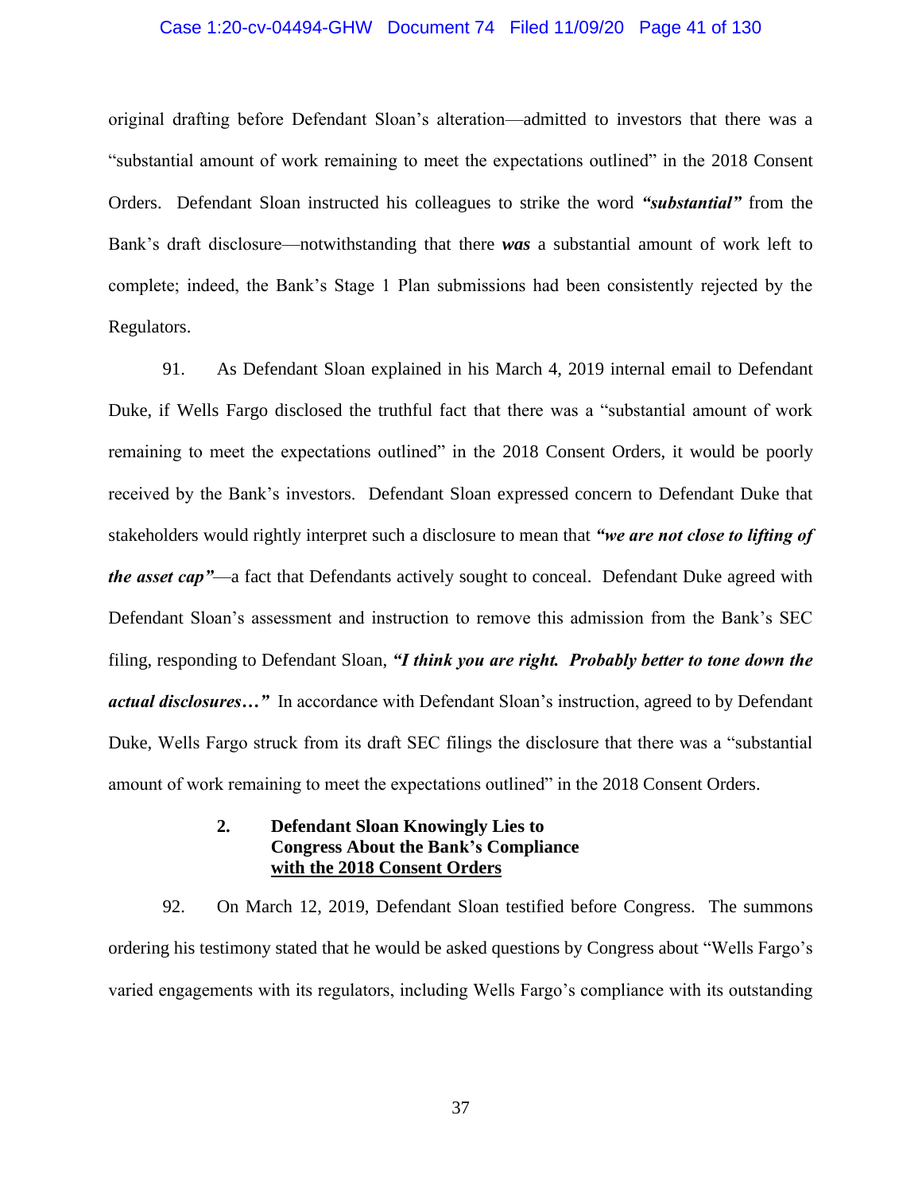original drafting before Defendant Sloan's alteration—admitted to investors that there was a "substantial amount of work remaining to meet the expectations outlined" in the 2018 Consent Orders. Defendant Sloan instructed his colleagues to strike the word ***"substantial"*** from the Bank's draft disclosure—notwithstanding that there ***was*** a substantial amount of work left to complete; indeed, the Bank's Stage 1 Plan submissions had been consistently rejected by the Regulators.

91. As Defendant Sloan explained in his March 4, 2019 internal email to Defendant Duke, if Wells Fargo disclosed the truthful fact that there was a "substantial amount of work remaining to meet the expectations outlined" in the 2018 Consent Orders, it would be poorly received by the Bank's investors. Defendant Sloan expressed concern to Defendant Duke that stakeholders would rightly interpret such a disclosure to mean that ***"we are not close to lifting of the asset cap"***—a fact that Defendants actively sought to conceal. Defendant Duke agreed with Defendant Sloan's assessment and instruction to remove this admission from the Bank's SEC filing, responding to Defendant Sloan, ***"I think you are right. Probably better to tone down the actual disclosures…"*** In accordance with Defendant Sloan's instruction, agreed to by Defendant Duke, Wells Fargo struck from its draft SEC filings the disclosure that there was a "substantial amount of work remaining to meet the expectations outlined" in the 2018 Consent Orders.

### 2. Defendant Sloan Knowingly Lies to Congress About the Bank's Compliance with the 2018 Consent Orders

92. On March 12, 2019, Defendant Sloan testified before Congress. The summons ordering his testimony stated that he would be asked questions by Congress about "Wells Fargo's varied engagements with its regulators, including Wells Fargo's compliance with its outstanding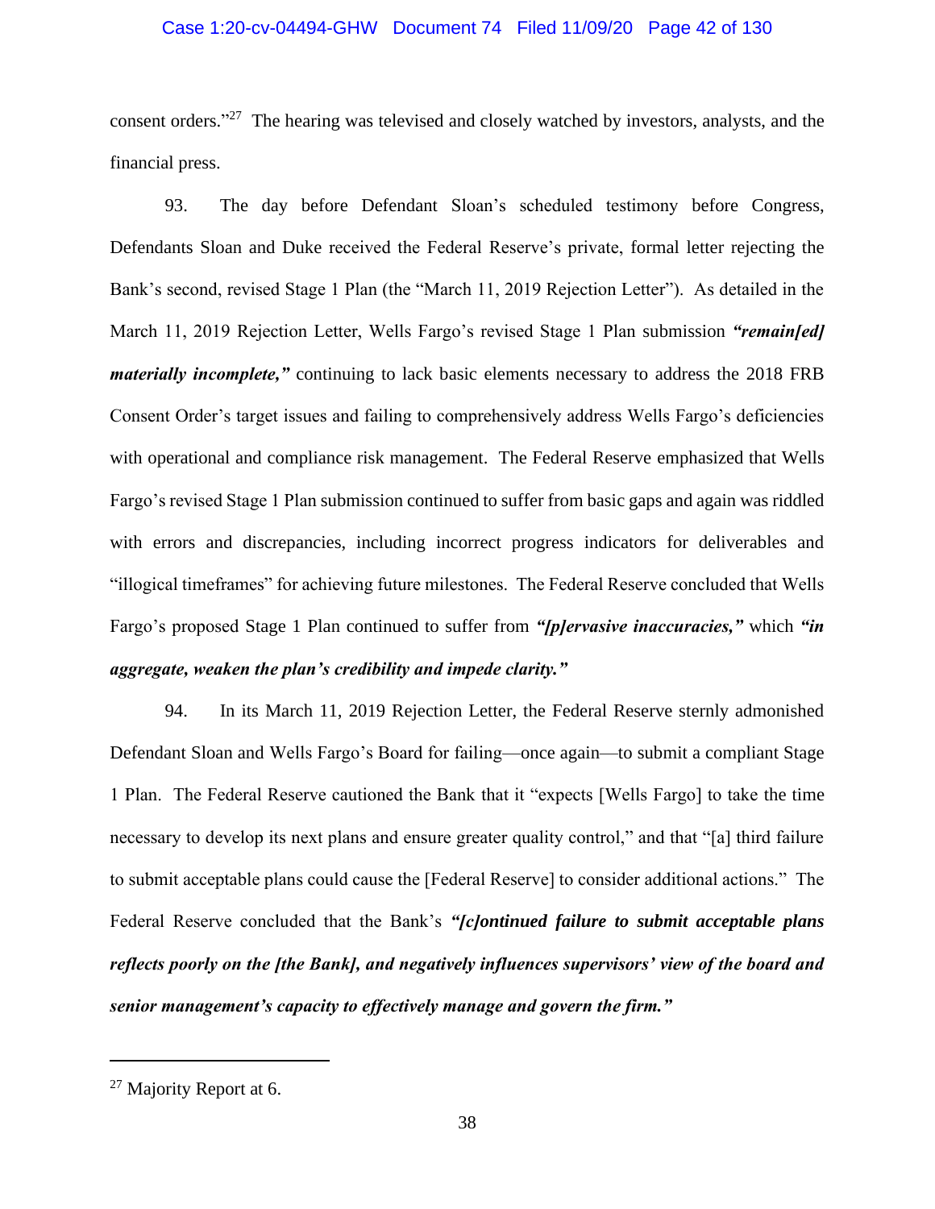consent orders."[27] The hearing was televised and closely watched by investors, analysts, and the financial press.

93. The day before Defendant Sloan's scheduled testimony before Congress, Defendants Sloan and Duke received the Federal Reserve's private, formal letter rejecting the Bank's second, revised Stage 1 Plan (the "March 11, 2019 Rejection Letter"). As detailed in the March 11, 2019 Rejection Letter, Wells Fargo's revised Stage 1 Plan submission ***"remain[ed] materially incomplete,"*** continuing to lack basic elements necessary to address the 2018 FRB Consent Order's target issues and failing to comprehensively address Wells Fargo's deficiencies with operational and compliance risk management. The Federal Reserve emphasized that Wells Fargo's revised Stage 1 Plan submission continued to suffer from basic gaps and again was riddled with errors and discrepancies, including incorrect progress indicators for deliverables and "illogical timeframes" for achieving future milestones. The Federal Reserve concluded that Wells Fargo's proposed Stage 1 Plan continued to suffer from ***"[p]ervasive inaccuracies,"*** which ***"in aggregate, weaken the plan's credibility and impede clarity."***

94. In its March 11, 2019 Rejection Letter, the Federal Reserve sternly admonished Defendant Sloan and Wells Fargo's Board for failing—once again—to submit a compliant Stage 1 Plan. The Federal Reserve cautioned the Bank that it "expects [Wells Fargo] to take the time necessary to develop its next plans and ensure greater quality control," and that "[a] third failure to submit acceptable plans could cause the [Federal Reserve] to consider additional actions." The Federal Reserve concluded that the Bank's ***"[c]ontinued failure to submit acceptable plans reflects poorly on the [the Bank], and negatively influences supervisors' view of the board and senior management's capacity to effectively manage and govern the firm."***

---

[27] Majority Report at 6.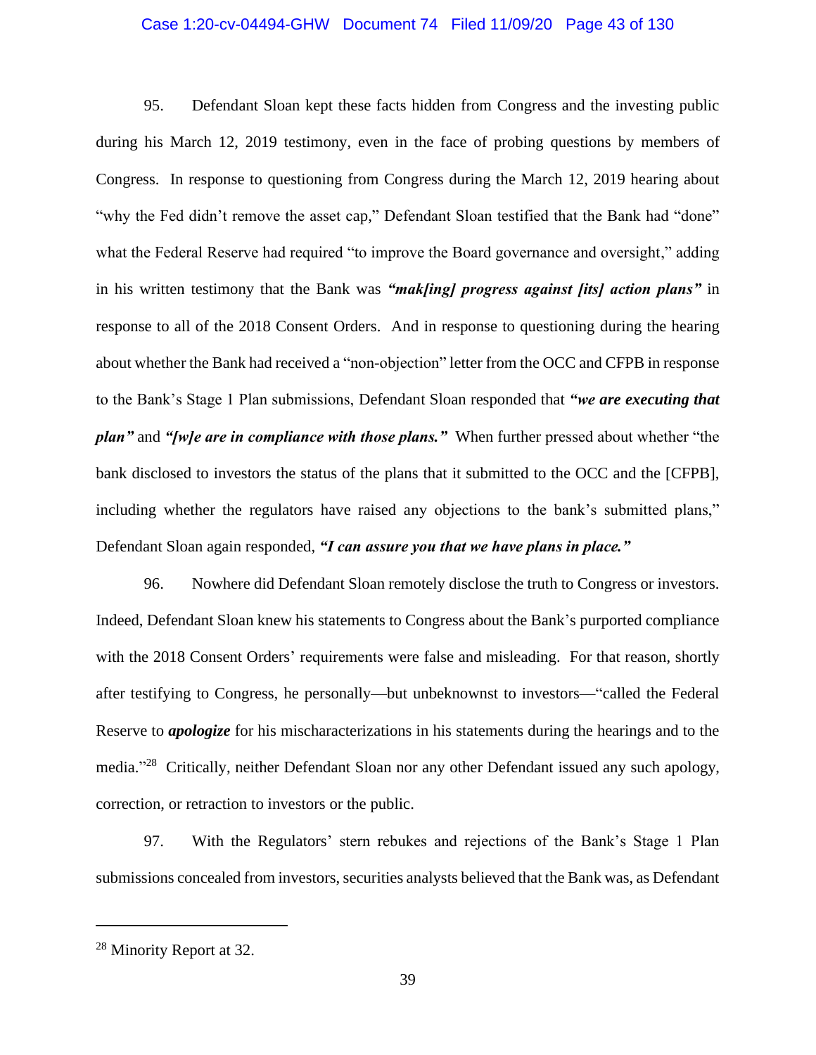95. Defendant Sloan kept these facts hidden from Congress and the investing public during his March 12, 2019 testimony, even in the face of probing questions by members of Congress. In response to questioning from Congress during the March 12, 2019 hearing about "why the Fed didn't remove the asset cap," Defendant Sloan testified that the Bank had "done" what the Federal Reserve had required "to improve the Board governance and oversight," adding in his written testimony that the Bank was ***"mak[ing] progress against [its] action plans"*** in response to all of the 2018 Consent Orders. And in response to questioning during the hearing about whether the Bank had received a "non-objection" letter from the OCC and CFPB in response to the Bank's Stage 1 Plan submissions, Defendant Sloan responded that ***"we are executing that plan"*** and ***"[w]e are in compliance with those plans."*** When further pressed about whether "the bank disclosed to investors the status of the plans that it submitted to the OCC and the [CFPB], including whether the regulators have raised any objections to the bank's submitted plans," Defendant Sloan again responded, ***"I can assure you that we have plans in place."***

96. Nowhere did Defendant Sloan remotely disclose the truth to Congress or investors. Indeed, Defendant Sloan knew his statements to Congress about the Bank's purported compliance with the 2018 Consent Orders' requirements were false and misleading. For that reason, shortly after testifying to Congress, he personally—but unbeknownst to investors—"called the Federal Reserve to ***apologize*** for his mischaracterizations in his statements during the hearings and to the media."[28] Critically, neither Defendant Sloan nor any other Defendant issued any such apology, correction, or retraction to investors or the public.

97. With the Regulators' stern rebukes and rejections of the Bank's Stage 1 Plan submissions concealed from investors, securities analysts believed that the Bank was, as Defendant

---

[28] Minority Report at 32.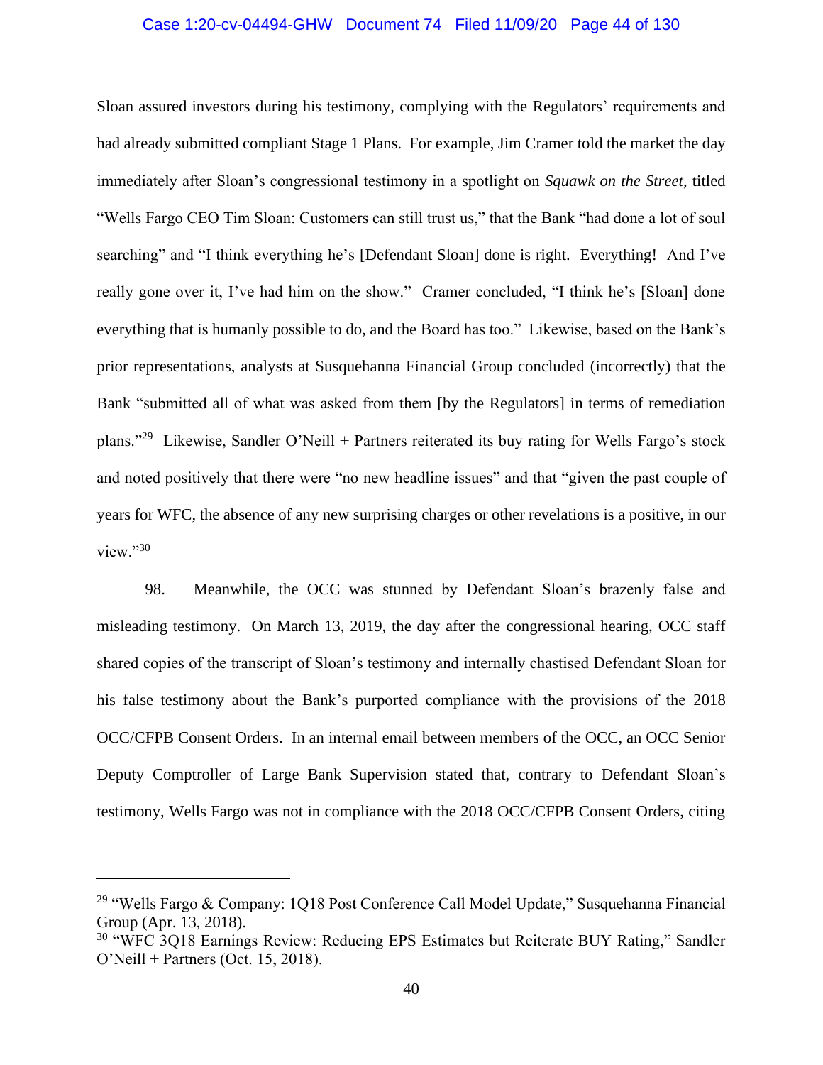Sloan assured investors during his testimony, complying with the Regulators' requirements and had already submitted compliant Stage 1 Plans. For example, Jim Cramer told the market the day immediately after Sloan's congressional testimony in a spotlight on *Squawk on the Street*, titled "Wells Fargo CEO Tim Sloan: Customers can still trust us," that the Bank "had done a lot of soul searching" and "I think everything he's [Defendant Sloan] done is right. Everything! And I've really gone over it, I've had him on the show." Cramer concluded, "I think he's [Sloan] done everything that is humanly possible to do, and the Board has too." Likewise, based on the Bank's prior representations, analysts at Susquehanna Financial Group concluded (incorrectly) that the Bank "submitted all of what was asked from them [by the Regulators] in terms of remediation plans."[29] Likewise, Sandler O'Neill + Partners reiterated its buy rating for Wells Fargo's stock and noted positively that there were "no new headline issues" and that "given the past couple of years for WFC, the absence of any new surprising charges or other revelations is a positive, in our view."[30]

98. Meanwhile, the OCC was stunned by Defendant Sloan's brazenly false and misleading testimony. On March 13, 2019, the day after the congressional hearing, OCC staff shared copies of the transcript of Sloan's testimony and internally chastised Defendant Sloan for his false testimony about the Bank's purported compliance with the provisions of the 2018 OCC/CFPB Consent Orders. In an internal email between members of the OCC, an OCC Senior Deputy Comptroller of Large Bank Supervision stated that, contrary to Defendant Sloan's testimony, Wells Fargo was not in compliance with the 2018 OCC/CFPB Consent Orders, citing

---

[29] "Wells Fargo & Company: 1Q18 Post Conference Call Model Update," Susquehanna Financial Group (Apr. 13, 2018).

[30] "WFC 3Q18 Earnings Review: Reducing EPS Estimates but Reiterate BUY Rating," Sandler O'Neill + Partners (Oct. 15, 2018).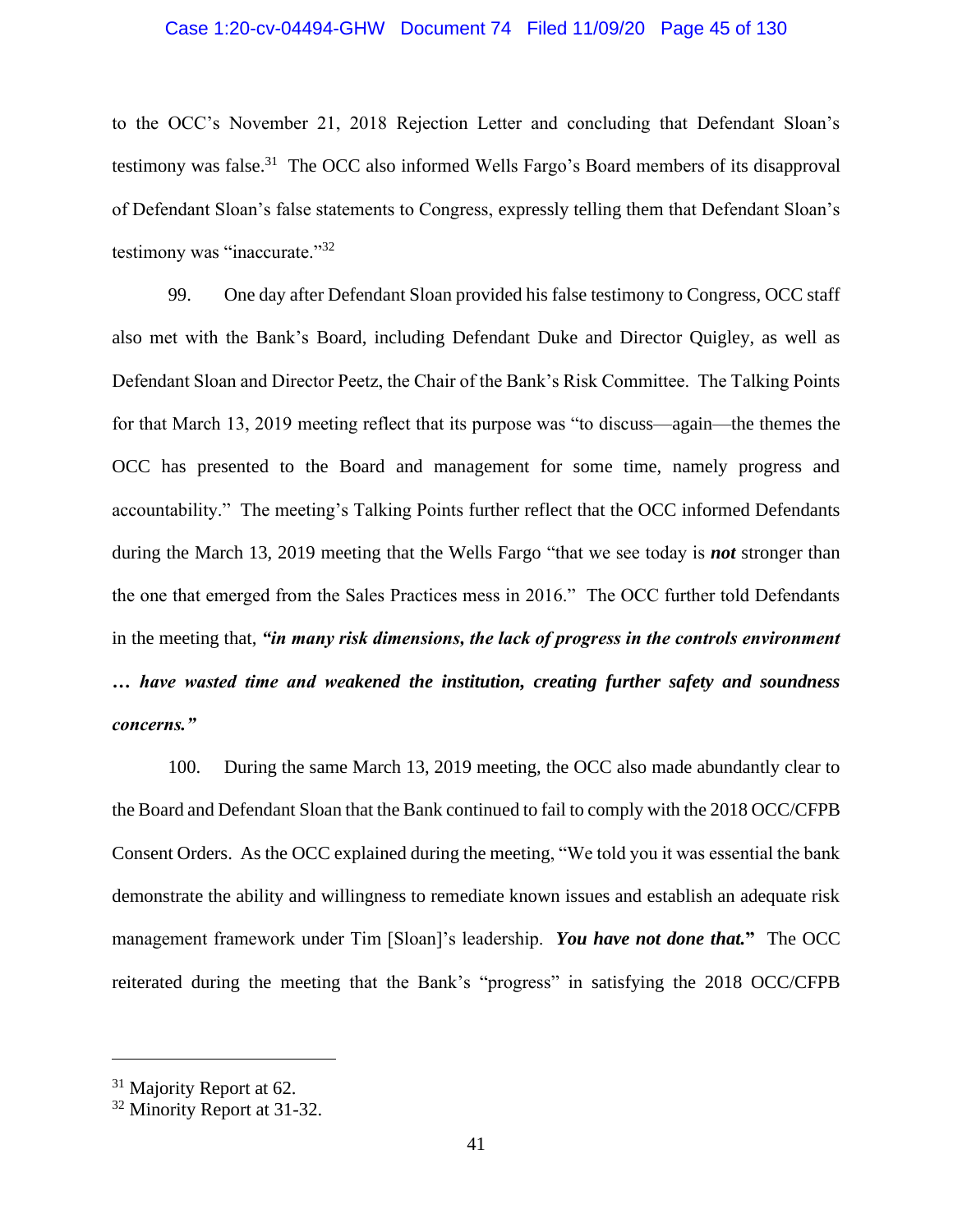to the OCC's November 21, 2018 Rejection Letter and concluding that Defendant Sloan's testimony was false.[31] The OCC also informed Wells Fargo's Board members of its disapproval of Defendant Sloan's false statements to Congress, expressly telling them that Defendant Sloan's testimony was "inaccurate."[32]

99. One day after Defendant Sloan provided his false testimony to Congress, OCC staff also met with the Bank's Board, including Defendant Duke and Director Quigley, as well as Defendant Sloan and Director Peetz, the Chair of the Bank's Risk Committee. The Talking Points for that March 13, 2019 meeting reflect that its purpose was "to discuss—again—the themes the OCC has presented to the Board and management for some time, namely progress and accountability." The meeting's Talking Points further reflect that the OCC informed Defendants during the March 13, 2019 meeting that the Wells Fargo "that we see today is ***not*** stronger than the one that emerged from the Sales Practices mess in 2016." The OCC further told Defendants in the meeting that, ***"in many risk dimensions, the lack of progress in the controls environment … have wasted time and weakened the institution, creating further safety and soundness concerns."***

100. During the same March 13, 2019 meeting, the OCC also made abundantly clear to the Board and Defendant Sloan that the Bank continued to fail to comply with the 2018 OCC/CFPB Consent Orders. As the OCC explained during the meeting, "We told you it was essential the bank demonstrate the ability and willingness to remediate known issues and establish an adequate risk management framework under Tim [Sloan]'s leadership. ***You have not done that.*****"** The OCC reiterated during the meeting that the Bank's "progress" in satisfying the 2018 OCC/CFPB

---

[31] Majority Report at 62.

[32] Minority Report at 31-32.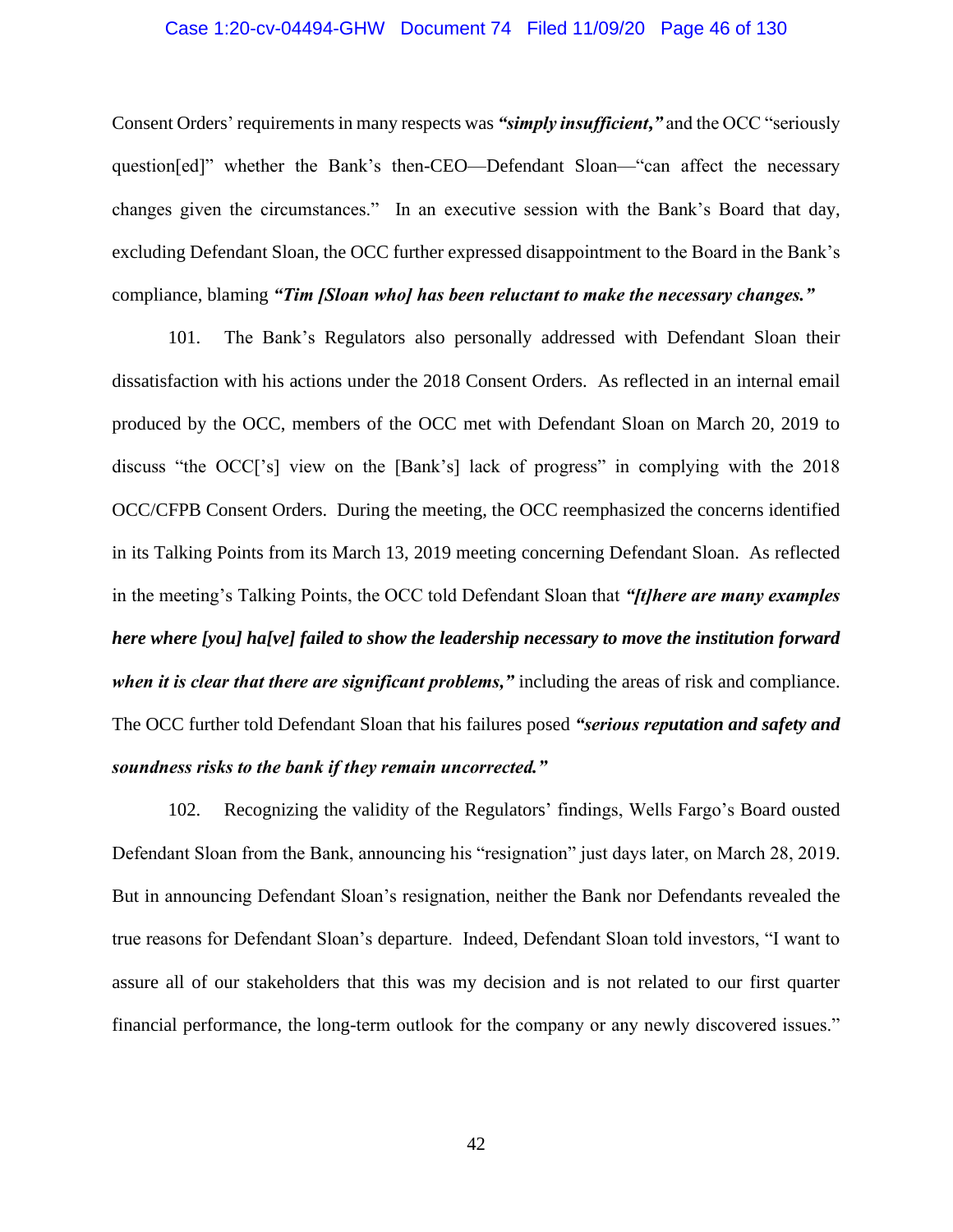Consent Orders' requirements in many respects was ***"simply insufficient,"*** and the OCC "seriously question[ed]" whether the Bank's then-CEO—Defendant Sloan—"can affect the necessary changes given the circumstances." In an executive session with the Bank's Board that day, excluding Defendant Sloan, the OCC further expressed disappointment to the Board in the Bank's compliance, blaming ***"Tim [Sloan who] has been reluctant to make the necessary changes."***

101. The Bank's Regulators also personally addressed with Defendant Sloan their dissatisfaction with his actions under the 2018 Consent Orders. As reflected in an internal email produced by the OCC, members of the OCC met with Defendant Sloan on March 20, 2019 to discuss "the OCC['s] view on the [Bank's] lack of progress" in complying with the 2018 OCC/CFPB Consent Orders. During the meeting, the OCC reemphasized the concerns identified in its Talking Points from its March 13, 2019 meeting concerning Defendant Sloan. As reflected in the meeting's Talking Points, the OCC told Defendant Sloan that ***"[t]here are many examples here where [you] ha[ve] failed to show the leadership necessary to move the institution forward when it is clear that there are significant problems,"*** including the areas of risk and compliance. The OCC further told Defendant Sloan that his failures posed ***"serious reputation and safety and soundness risks to the bank if they remain uncorrected."***

102. Recognizing the validity of the Regulators' findings, Wells Fargo's Board ousted Defendant Sloan from the Bank, announcing his "resignation" just days later, on March 28, 2019. But in announcing Defendant Sloan's resignation, neither the Bank nor Defendants revealed the true reasons for Defendant Sloan's departure. Indeed, Defendant Sloan told investors, "I want to assure all of our stakeholders that this was my decision and is not related to our first quarter financial performance, the long-term outlook for the company or any newly discovered issues."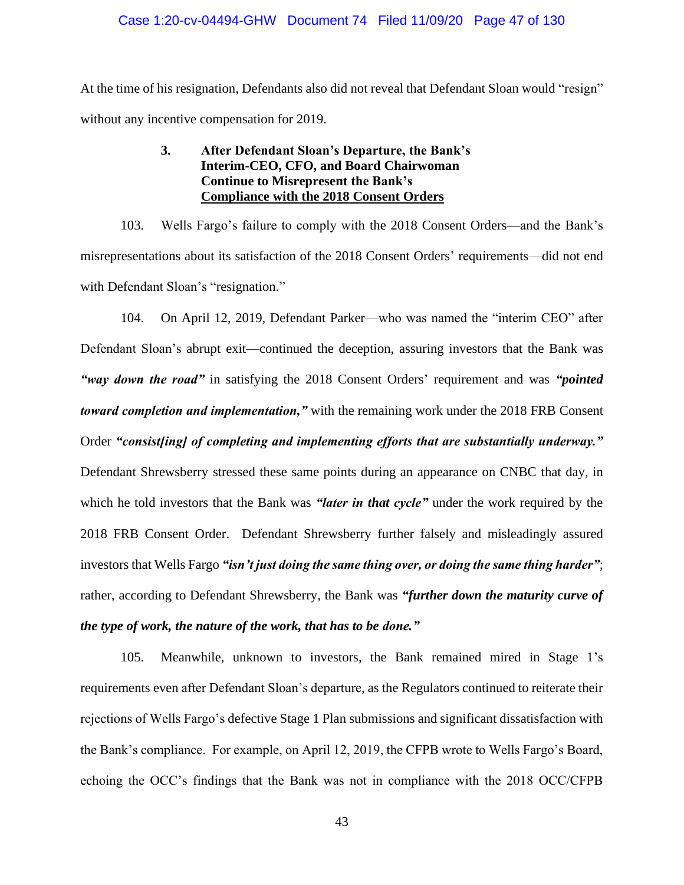At the time of his resignation, Defendants also did not reveal that Defendant Sloan would "resign" without any incentive compensation for 2019.

### 3. After Defendant Sloan's Departure, the Bank's Interim-CEO, CFO, and Board Chairwoman Continue to Misrepresent the Bank's Compliance with the 2018 Consent Orders

103. Wells Fargo's failure to comply with the 2018 Consent Orders—and the Bank's misrepresentations about its satisfaction of the 2018 Consent Orders' requirements—did not end with Defendant Sloan's "resignation."

104. On April 12, 2019, Defendant Parker—who was named the "interim CEO" after Defendant Sloan's abrupt exit—continued the deception, assuring investors that the Bank was ***"way down the road"*** in satisfying the 2018 Consent Orders' requirement and was ***"pointed toward completion and implementation,"*** with the remaining work under the 2018 FRB Consent Order ***"consist[ing] of completing and implementing efforts that are substantially underway."*** Defendant Shrewsberry stressed these same points during an appearance on CNBC that day, in which he told investors that the Bank was ***"later in that cycle"*** under the work required by the 2018 FRB Consent Order. Defendant Shrewsberry further falsely and misleadingly assured investors that Wells Fargo ***"isn't just doing the same thing over, or doing the same thing harder"***; rather, according to Defendant Shrewsberry, the Bank was ***"further down the maturity curve of the type of work, the nature of the work, that has to be done."***

105. Meanwhile, unknown to investors, the Bank remained mired in Stage 1's requirements even after Defendant Sloan's departure, as the Regulators continued to reiterate their rejections of Wells Fargo's defective Stage 1 Plan submissions and significant dissatisfaction with the Bank's compliance. For example, on April 12, 2019, the CFPB wrote to Wells Fargo's Board, echoing the OCC's findings that the Bank was not in compliance with the 2018 OCC/CFPB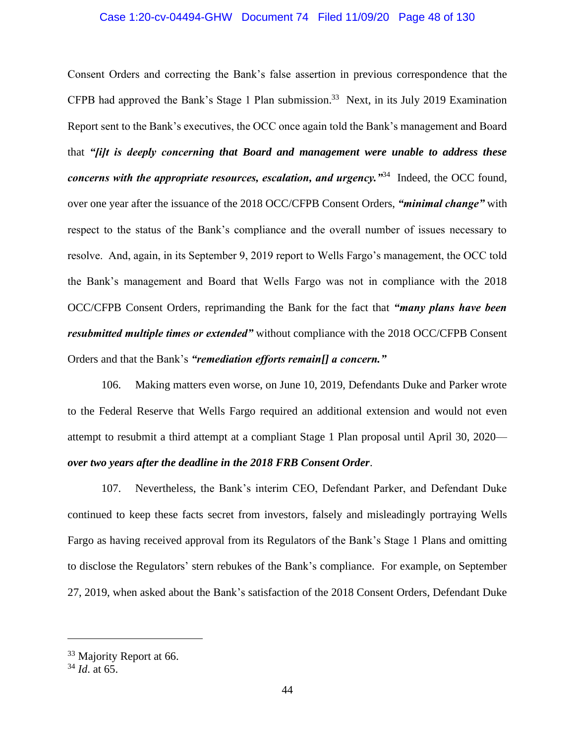Consent Orders and correcting the Bank's false assertion in previous correspondence that the CFPB had approved the Bank's Stage 1 Plan submission.[33] Next, in its July 2019 Examination Report sent to the Bank's executives, the OCC once again told the Bank's management and Board that ***"[i]t is deeply concerning that Board and management were unable to address these concerns with the appropriate resources, escalation, and urgency."***[34] Indeed, the OCC found, over one year after the issuance of the 2018 OCC/CFPB Consent Orders, ***"minimal change"*** with respect to the status of the Bank's compliance and the overall number of issues necessary to resolve. And, again, in its September 9, 2019 report to Wells Fargo's management, the OCC told the Bank's management and Board that Wells Fargo was not in compliance with the 2018 OCC/CFPB Consent Orders, reprimanding the Bank for the fact that ***"many plans have been resubmitted multiple times or extended"*** without compliance with the 2018 OCC/CFPB Consent Orders and that the Bank's ***"remediation efforts remain[] a concern."***

106. Making matters even worse, on June 10, 2019, Defendants Duke and Parker wrote to the Federal Reserve that Wells Fargo required an additional extension and would not even attempt to resubmit a third attempt at a compliant Stage 1 Plan proposal until April 30, 2020—***over two years after the deadline in the 2018 FRB Consent Order***.

107. Nevertheless, the Bank's interim CEO, Defendant Parker, and Defendant Duke continued to keep these facts secret from investors, falsely and misleadingly portraying Wells Fargo as having received approval from its Regulators of the Bank's Stage 1 Plans and omitting to disclose the Regulators' stern rebukes of the Bank's compliance. For example, on September 27, 2019, when asked about the Bank's satisfaction of the 2018 Consent Orders, Defendant Duke

---

[33] Majority Report at 66.

[34] *Id*. at 65.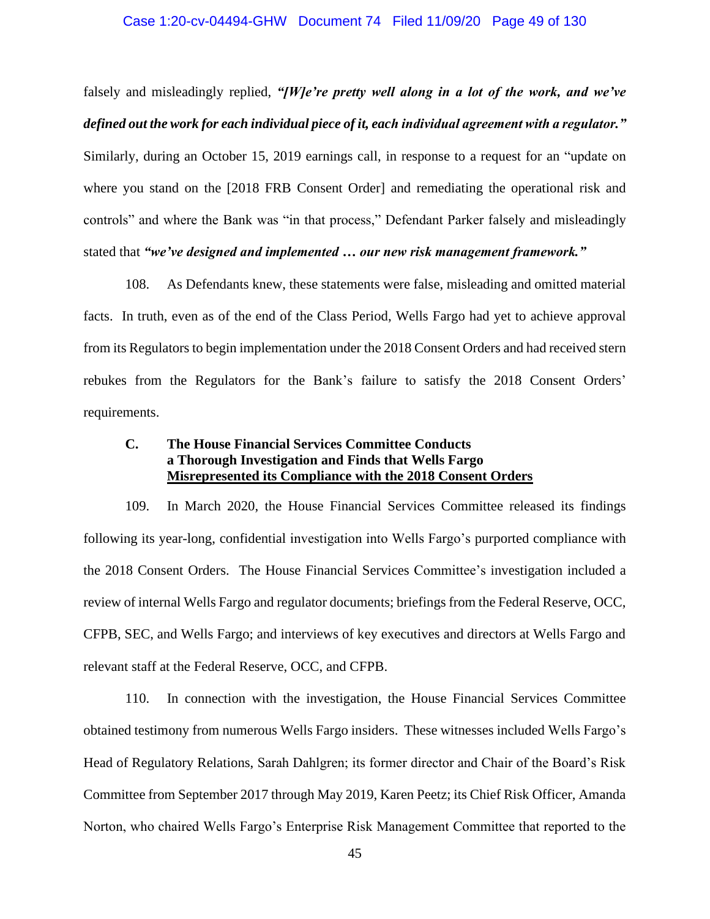falsely and misleadingly replied, ***"[W]e're pretty well along in a lot of the work, and we've defined out the work for each individual piece of it, each individual agreement with a regulator."*** Similarly, during an October 15, 2019 earnings call, in response to a request for an "update on where you stand on the [2018 FRB Consent Order] and remediating the operational risk and controls" and where the Bank was "in that process," Defendant Parker falsely and misleadingly stated that ***"we've designed and implemented … our new risk management framework."***

108. As Defendants knew, these statements were false, misleading and omitted material facts. In truth, even as of the end of the Class Period, Wells Fargo had yet to achieve approval from its Regulators to begin implementation under the 2018 Consent Orders and had received stern rebukes from the Regulators for the Bank's failure to satisfy the 2018 Consent Orders' requirements.

### C. The House Financial Services Committee Conducts a Thorough Investigation and Finds that Wells Fargo Misrepresented its Compliance with the 2018 Consent Orders

109. In March 2020, the House Financial Services Committee released its findings following its year-long, confidential investigation into Wells Fargo's purported compliance with the 2018 Consent Orders. The House Financial Services Committee's investigation included a review of internal Wells Fargo and regulator documents; briefings from the Federal Reserve, OCC, CFPB, SEC, and Wells Fargo; and interviews of key executives and directors at Wells Fargo and relevant staff at the Federal Reserve, OCC, and CFPB.

110. In connection with the investigation, the House Financial Services Committee obtained testimony from numerous Wells Fargo insiders. These witnesses included Wells Fargo's Head of Regulatory Relations, Sarah Dahlgren; its former director and Chair of the Board's Risk Committee from September 2017 through May 2019, Karen Peetz; its Chief Risk Officer, Amanda Norton, who chaired Wells Fargo's Enterprise Risk Management Committee that reported to the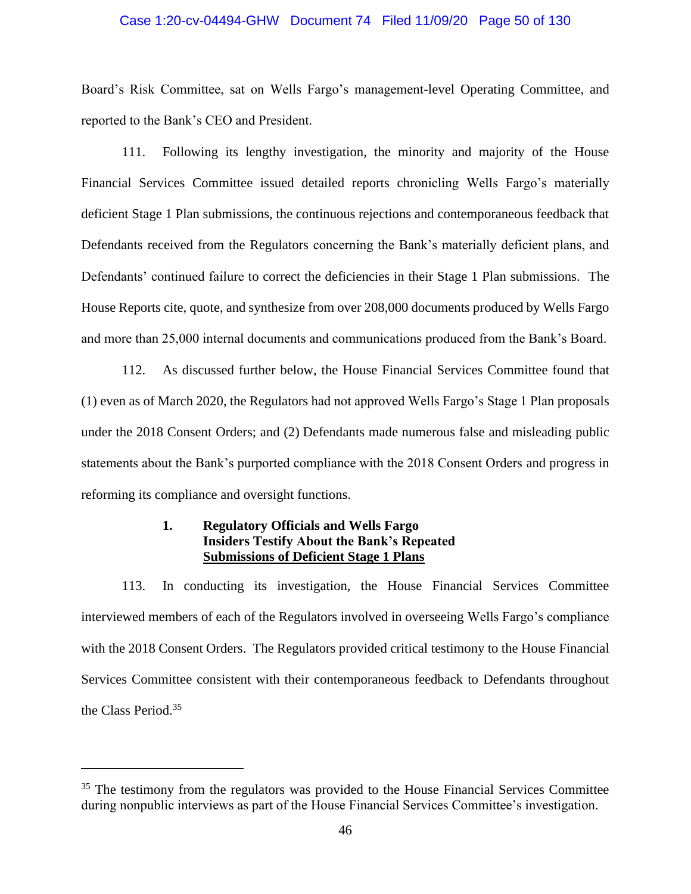Board's Risk Committee, sat on Wells Fargo's management-level Operating Committee, and reported to the Bank's CEO and President.

111. Following its lengthy investigation, the minority and majority of the House Financial Services Committee issued detailed reports chronicling Wells Fargo's materially deficient Stage 1 Plan submissions, the continuous rejections and contemporaneous feedback that Defendants received from the Regulators concerning the Bank's materially deficient plans, and Defendants' continued failure to correct the deficiencies in their Stage 1 Plan submissions. The House Reports cite, quote, and synthesize from over 208,000 documents produced by Wells Fargo and more than 25,000 internal documents and communications produced from the Bank's Board.

112. As discussed further below, the House Financial Services Committee found that (1) even as of March 2020, the Regulators had not approved Wells Fargo's Stage 1 Plan proposals under the 2018 Consent Orders; and (2) Defendants made numerous false and misleading public statements about the Bank's purported compliance with the 2018 Consent Orders and progress in reforming its compliance and oversight functions.

### 1. Regulatory Officials and Wells Fargo Insiders Testify About the Bank's Repeated Submissions of Deficient Stage 1 Plans

113. In conducting its investigation, the House Financial Services Committee interviewed members of each of the Regulators involved in overseeing Wells Fargo's compliance with the 2018 Consent Orders. The Regulators provided critical testimony to the House Financial Services Committee consistent with their contemporaneous feedback to Defendants throughout the Class Period.[35]

---

[35] The testimony from the regulators was provided to the House Financial Services Committee during nonpublic interviews as part of the House Financial Services Committee's investigation.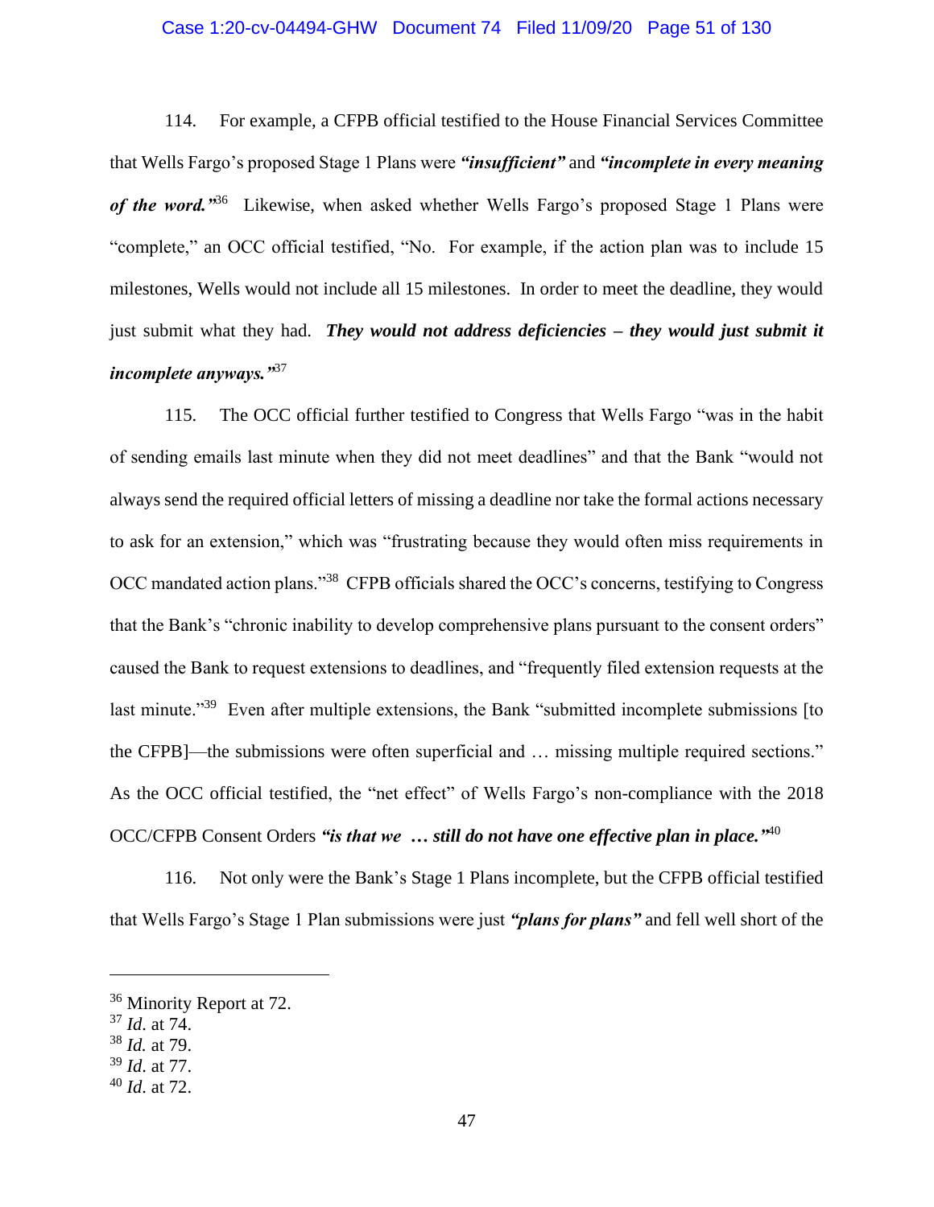114. For example, a CFPB official testified to the House Financial Services Committee that Wells Fargo's proposed Stage 1 Plans were ***"insufficient"*** and ***"incomplete in every meaning of the word."***[36] Likewise, when asked whether Wells Fargo's proposed Stage 1 Plans were "complete," an OCC official testified, "No. For example, if the action plan was to include 15 milestones, Wells would not include all 15 milestones. In order to meet the deadline, they would just submit what they had. ***They would not address deficiencies – they would just submit it incomplete anyways."***[37]

115. The OCC official further testified to Congress that Wells Fargo "was in the habit of sending emails last minute when they did not meet deadlines" and that the Bank "would not always send the required official letters of missing a deadline nor take the formal actions necessary to ask for an extension," which was "frustrating because they would often miss requirements in OCC mandated action plans."[38] CFPB officials shared the OCC's concerns, testifying to Congress that the Bank's "chronic inability to develop comprehensive plans pursuant to the consent orders" caused the Bank to request extensions to deadlines, and "frequently filed extension requests at the last minute."[39] Even after multiple extensions, the Bank "submitted incomplete submissions [to the CFPB]—the submissions were often superficial and … missing multiple required sections." As the OCC official testified, the "net effect" of Wells Fargo's non-compliance with the 2018 OCC/CFPB Consent Orders ***"is that we … still do not have one effective plan in place."***[40]

116. Not only were the Bank's Stage 1 Plans incomplete, but the CFPB official testified that Wells Fargo's Stage 1 Plan submissions were just ***"plans for plans"*** and fell well short of the

---

[36] Minority Report at 72.
[37] *Id*. at 74.
[38] *Id.* at 79.
[39] *Id*. at 77.
[40] *Id*. at 72.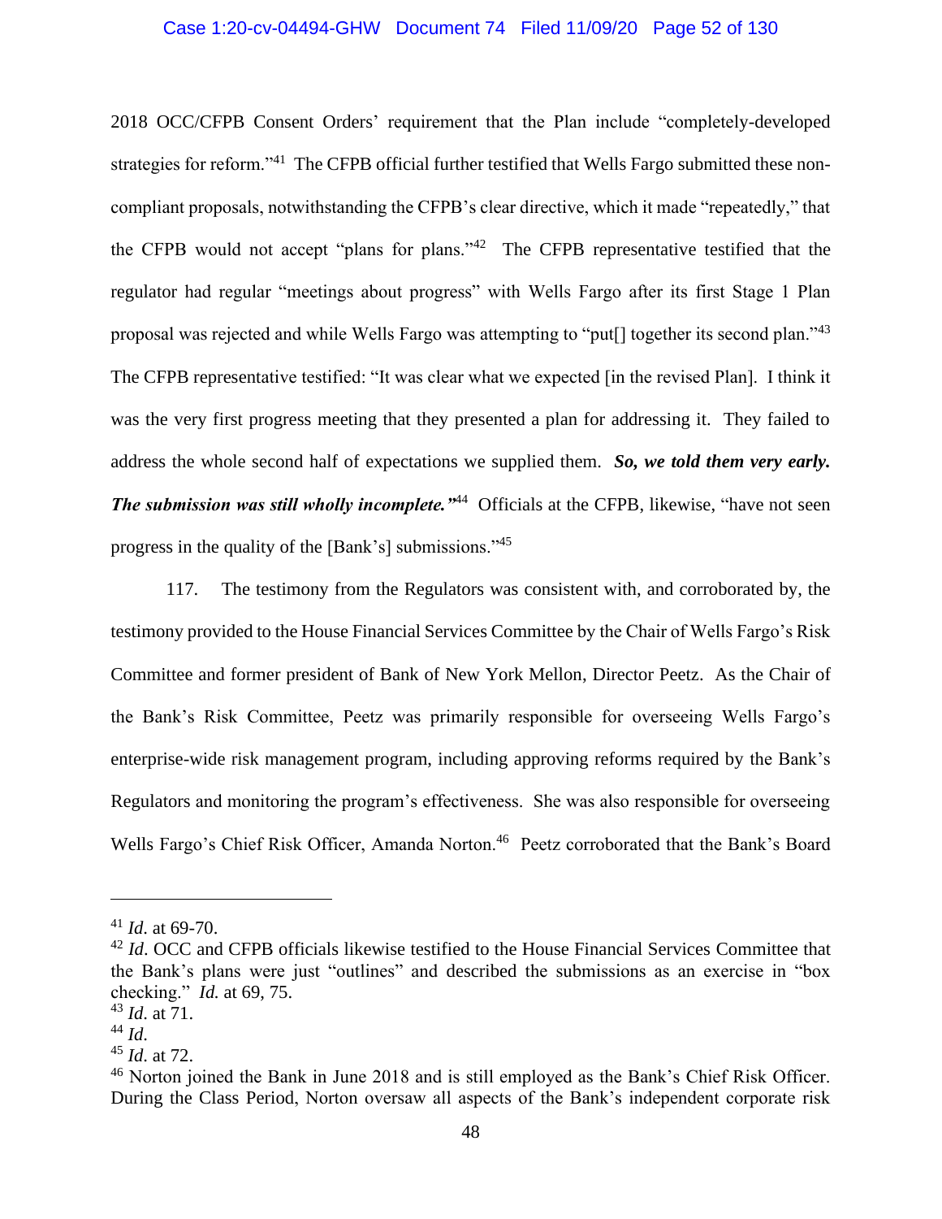2018 OCC/CFPB Consent Orders' requirement that the Plan include "completely-developed strategies for reform."[41] The CFPB official further testified that Wells Fargo submitted these non-compliant proposals, notwithstanding the CFPB's clear directive, which it made "repeatedly," that the CFPB would not accept "plans for plans."[42] The CFPB representative testified that the regulator had regular "meetings about progress" with Wells Fargo after its first Stage 1 Plan proposal was rejected and while Wells Fargo was attempting to "put[] together its second plan."[43] The CFPB representative testified: "It was clear what we expected [in the revised Plan]. I think it was the very first progress meeting that they presented a plan for addressing it. They failed to address the whole second half of expectations we supplied them. ***So, we told them very early. The submission was still wholly incomplete."***[44] Officials at the CFPB, likewise, "have not seen progress in the quality of the [Bank's] submissions."[45]

117. The testimony from the Regulators was consistent with, and corroborated by, the testimony provided to the House Financial Services Committee by the Chair of Wells Fargo's Risk Committee and former president of Bank of New York Mellon, Director Peetz. As the Chair of the Bank's Risk Committee, Peetz was primarily responsible for overseeing Wells Fargo's enterprise-wide risk management program, including approving reforms required by the Bank's Regulators and monitoring the program's effectiveness. She was also responsible for overseeing Wells Fargo's Chief Risk Officer, Amanda Norton.[46] Peetz corroborated that the Bank's Board

---

[41] *Id*. at 69-70.

[42] *Id*. OCC and CFPB officials likewise testified to the House Financial Services Committee that the Bank's plans were just "outlines" and described the submissions as an exercise in "box checking." *Id.* at 69, 75.

[43] *Id*. at 71.

[44] *Id*.

[45] *Id*. at 72.

[46] Norton joined the Bank in June 2018 and is still employed as the Bank's Chief Risk Officer. During the Class Period, Norton oversaw all aspects of the Bank's independent corporate risk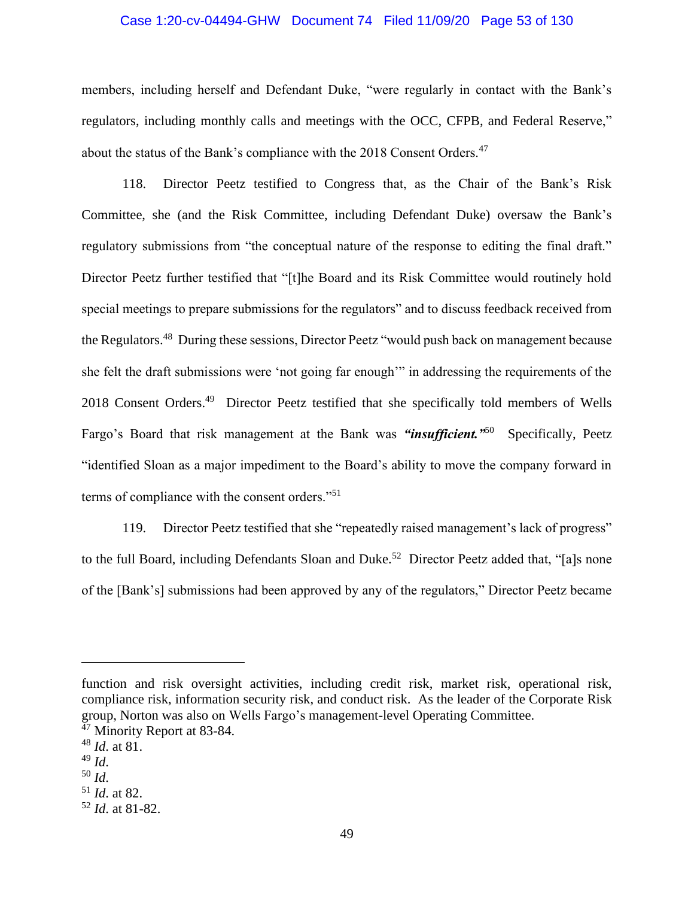members, including herself and Defendant Duke, "were regularly in contact with the Bank's regulators, including monthly calls and meetings with the OCC, CFPB, and Federal Reserve," about the status of the Bank's compliance with the 2018 Consent Orders.[47]

118. Director Peetz testified to Congress that, as the Chair of the Bank's Risk Committee, she (and the Risk Committee, including Defendant Duke) oversaw the Bank's regulatory submissions from "the conceptual nature of the response to editing the final draft." Director Peetz further testified that "[t]he Board and its Risk Committee would routinely hold special meetings to prepare submissions for the regulators" and to discuss feedback received from the Regulators.[48] During these sessions, Director Peetz "would push back on management because she felt the draft submissions were 'not going far enough'" in addressing the requirements of the 2018 Consent Orders.[49] Director Peetz testified that she specifically told members of Wells Fargo's Board that risk management at the Bank was ***"insufficient."***[50] Specifically, Peetz "identified Sloan as a major impediment to the Board's ability to move the company forward in terms of compliance with the consent orders."[51]

119. Director Peetz testified that she "repeatedly raised management's lack of progress" to the full Board, including Defendants Sloan and Duke.[52] Director Peetz added that, "[a]s none of the [Bank's] submissions had been approved by any of the regulators," Director Peetz became

---

function and risk oversight activities, including credit risk, market risk, operational risk, compliance risk, information security risk, and conduct risk. As the leader of the Corporate Risk group, Norton was also on Wells Fargo's management-level Operating Committee.

[47] Minority Report at 83-84.

[48] *Id.* at 81.

[49] *Id.*

[50] *Id.*

[51] *Id.* at 82.

[52] *Id.* at 81-82.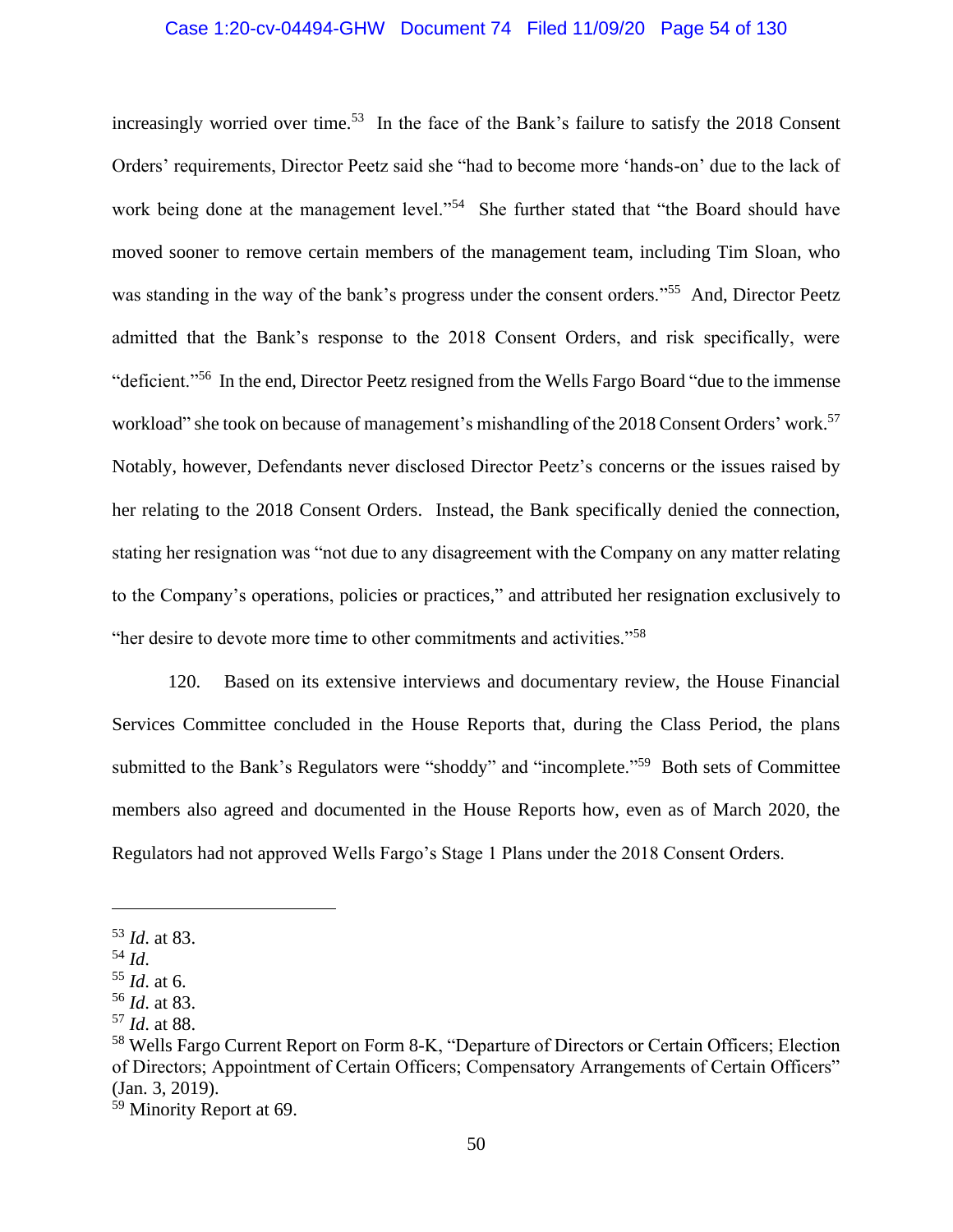increasingly worried over time.[53] In the face of the Bank's failure to satisfy the 2018 Consent Orders' requirements, Director Peetz said she "had to become more 'hands-on' due to the lack of work being done at the management level."[54] She further stated that "the Board should have moved sooner to remove certain members of the management team, including Tim Sloan, who was standing in the way of the bank's progress under the consent orders."[55] And, Director Peetz admitted that the Bank's response to the 2018 Consent Orders, and risk specifically, were "deficient."[56] In the end, Director Peetz resigned from the Wells Fargo Board "due to the immense workload" she took on because of management's mishandling of the 2018 Consent Orders' work.[57] Notably, however, Defendants never disclosed Director Peetz's concerns or the issues raised by her relating to the 2018 Consent Orders. Instead, the Bank specifically denied the connection, stating her resignation was "not due to any disagreement with the Company on any matter relating to the Company's operations, policies or practices," and attributed her resignation exclusively to "her desire to devote more time to other commitments and activities."[58]

120. Based on its extensive interviews and documentary review, the House Financial Services Committee concluded in the House Reports that, during the Class Period, the plans submitted to the Bank's Regulators were "shoddy" and "incomplete."[59] Both sets of Committee members also agreed and documented in the House Reports how, even as of March 2020, the Regulators had not approved Wells Fargo's Stage 1 Plans under the 2018 Consent Orders.

---

[53] *Id*. at 83.
[54] *Id*.
[55] *Id*. at 6.
[56] *Id*. at 83.
[57] *Id*. at 88.
[58] Wells Fargo Current Report on Form 8-K, "Departure of Directors or Certain Officers; Election of Directors; Appointment of Certain Officers; Compensatory Arrangements of Certain Officers" (Jan. 3, 2019).
[59] Minority Report at 69.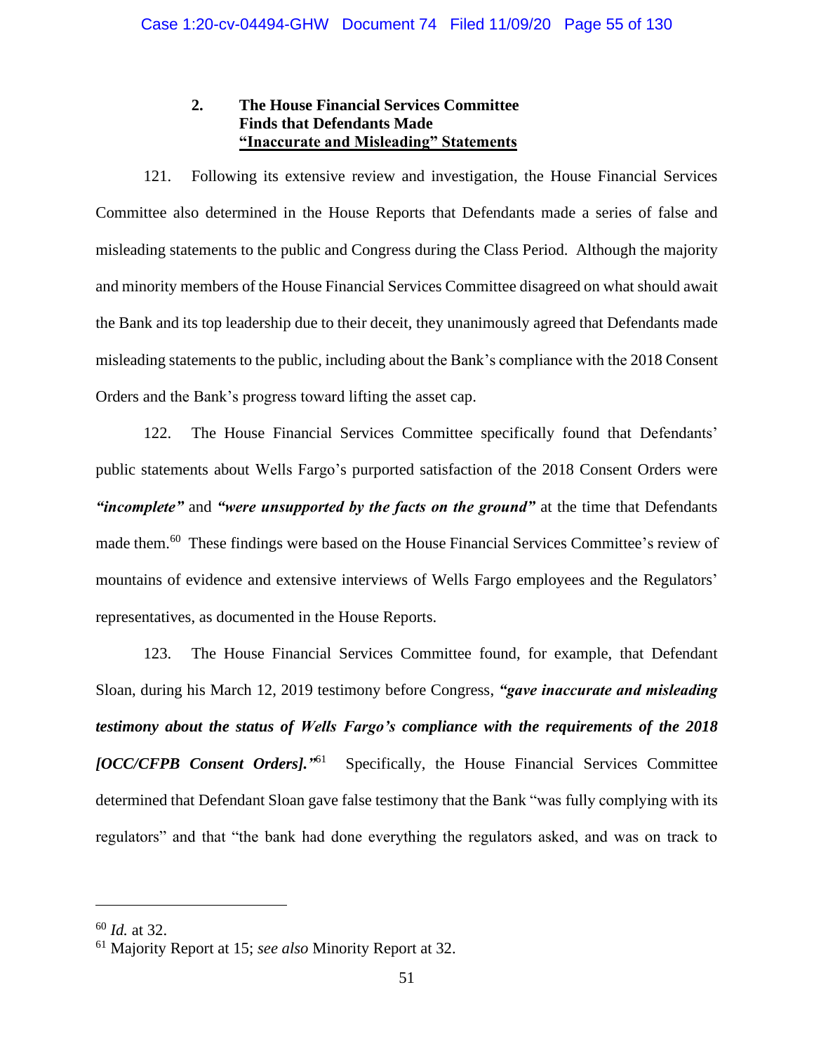### 2. The House Financial Services Committee Finds that Defendants Made "Inaccurate and Misleading" Statements

121. Following its extensive review and investigation, the House Financial Services Committee also determined in the House Reports that Defendants made a series of false and misleading statements to the public and Congress during the Class Period. Although the majority and minority members of the House Financial Services Committee disagreed on what should await the Bank and its top leadership due to their deceit, they unanimously agreed that Defendants made misleading statements to the public, including about the Bank's compliance with the 2018 Consent Orders and the Bank's progress toward lifting the asset cap.

122. The House Financial Services Committee specifically found that Defendants' public statements about Wells Fargo's purported satisfaction of the 2018 Consent Orders were ***"incomplete"*** and ***"were unsupported by the facts on the ground"*** at the time that Defendants made them.[60] These findings were based on the House Financial Services Committee's review of mountains of evidence and extensive interviews of Wells Fargo employees and the Regulators' representatives, as documented in the House Reports.

123. The House Financial Services Committee found, for example, that Defendant Sloan, during his March 12, 2019 testimony before Congress, ***"gave inaccurate and misleading testimony about the status of Wells Fargo's compliance with the requirements of the 2018 [OCC/CFPB Consent Orders]."***[61] Specifically, the House Financial Services Committee determined that Defendant Sloan gave false testimony that the Bank "was fully complying with its regulators" and that "the bank had done everything the regulators asked, and was on track to

---

[60] *Id.* at 32.

[61] Majority Report at 15; *see also* Minority Report at 32.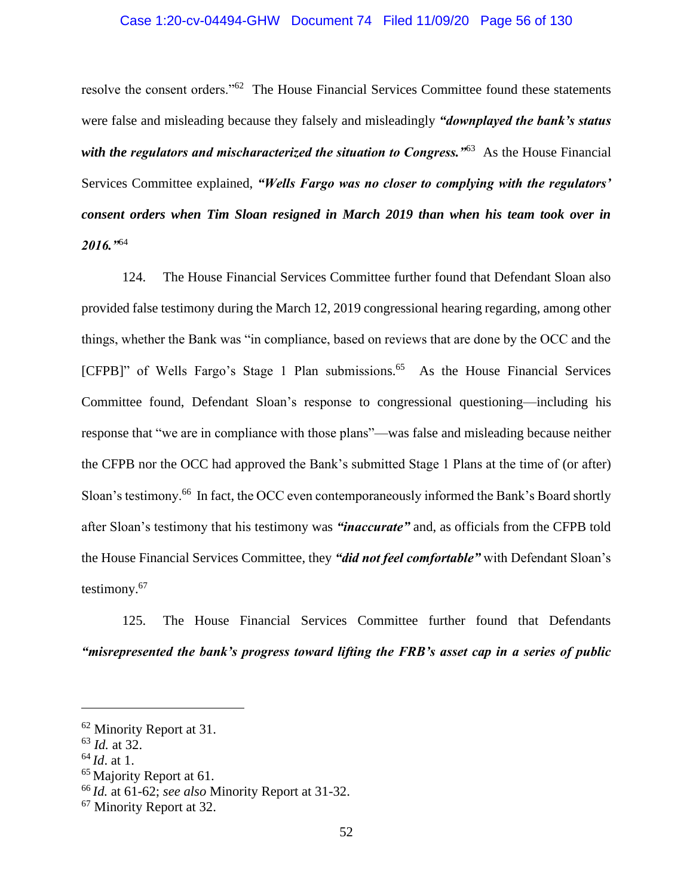resolve the consent orders."[62] The House Financial Services Committee found these statements were false and misleading because they falsely and misleadingly ***"downplayed the bank's status with the regulators and mischaracterized the situation to Congress."***[63] As the House Financial Services Committee explained, ***"Wells Fargo was no closer to complying with the regulators' consent orders when Tim Sloan resigned in March 2019 than when his team took over in 2016."***[64]

124. The House Financial Services Committee further found that Defendant Sloan also provided false testimony during the March 12, 2019 congressional hearing regarding, among other things, whether the Bank was "in compliance, based on reviews that are done by the OCC and the [CFPB]" of Wells Fargo's Stage 1 Plan submissions.[65] As the House Financial Services Committee found, Defendant Sloan's response to congressional questioning—including his response that "we are in compliance with those plans"—was false and misleading because neither the CFPB nor the OCC had approved the Bank's submitted Stage 1 Plans at the time of (or after) Sloan's testimony.[66] In fact, the OCC even contemporaneously informed the Bank's Board shortly after Sloan's testimony that his testimony was ***"inaccurate"*** and, as officials from the CFPB told the House Financial Services Committee, they ***"did not feel comfortable"*** with Defendant Sloan's testimony.[67]

125. The House Financial Services Committee further found that Defendants ***"misrepresented the bank's progress toward lifting the FRB's asset cap in a series of public***

---

[62] Minority Report at 31.

[63] *Id.* at 32.

[64] *Id*. at 1.

[65] Majority Report at 61.

[66] *Id.* at 61-62; *see also* Minority Report at 31-32.

[67] Minority Report at 32.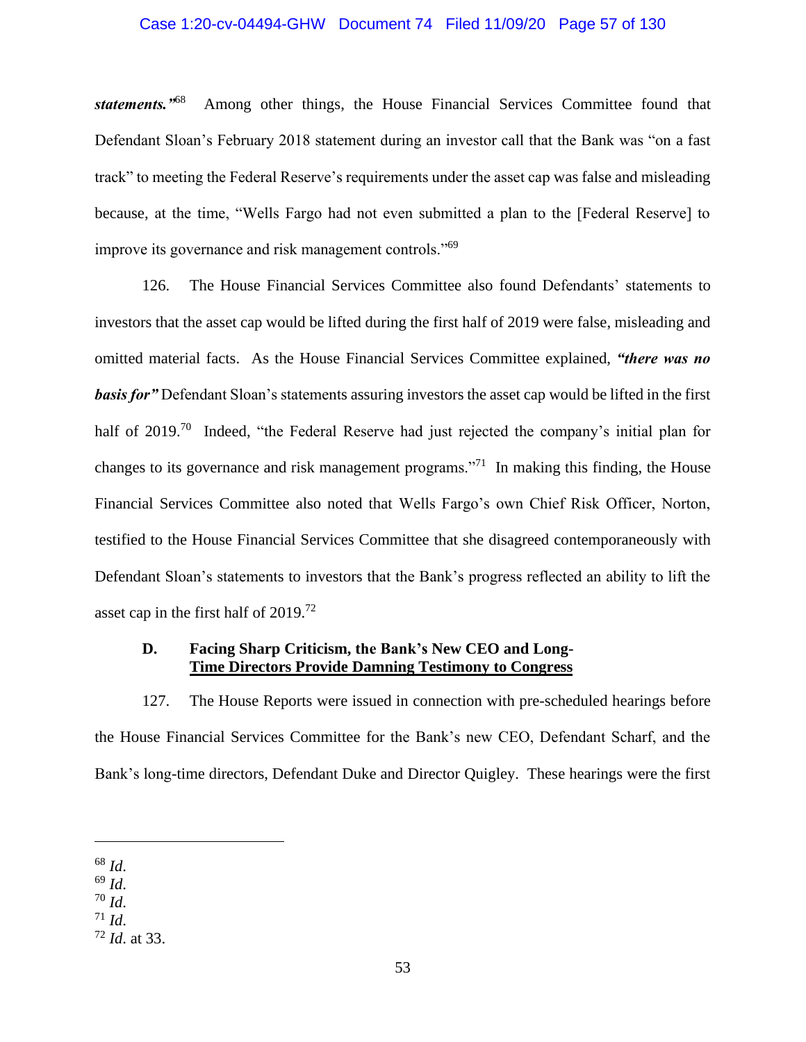***statements.”***[68] Among other things, the House Financial Services Committee found that Defendant Sloan's February 2018 statement during an investor call that the Bank was "on a fast track" to meeting the Federal Reserve's requirements under the asset cap was false and misleading because, at the time, "Wells Fargo had not even submitted a plan to the [Federal Reserve] to improve its governance and risk management controls."[69]

126. The House Financial Services Committee also found Defendants' statements to investors that the asset cap would be lifted during the first half of 2019 were false, misleading and omitted material facts. As the House Financial Services Committee explained, ***"there was no basis for"*** Defendant Sloan's statements assuring investors the asset cap would be lifted in the first half of 2019.[70] Indeed, "the Federal Reserve had just rejected the company's initial plan for changes to its governance and risk management programs."[71] In making this finding, the House Financial Services Committee also noted that Wells Fargo's own Chief Risk Officer, Norton, testified to the House Financial Services Committee that she disagreed contemporaneously with Defendant Sloan's statements to investors that the Bank's progress reflected an ability to lift the asset cap in the first half of 2019.[72]

### D. Facing Sharp Criticism, the Bank's New CEO and Long-Time Directors Provide Damning Testimony to Congress

127. The House Reports were issued in connection with pre-scheduled hearings before the House Financial Services Committee for the Bank's new CEO, Defendant Scharf, and the Bank's long-time directors, Defendant Duke and Director Quigley. These hearings were the first

---

[68] *Id*.

[69] *Id*.

[70] *Id*.

[71] *Id*.

[72] *Id*. at 33.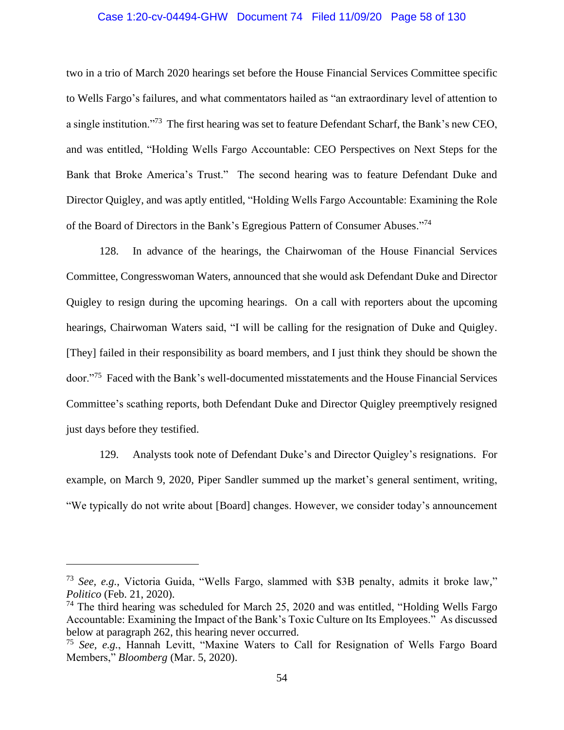two in a trio of March 2020 hearings set before the House Financial Services Committee specific to Wells Fargo's failures, and what commentators hailed as "an extraordinary level of attention to a single institution."[73] The first hearing was set to feature Defendant Scharf, the Bank's new CEO, and was entitled, "Holding Wells Fargo Accountable: CEO Perspectives on Next Steps for the Bank that Broke America's Trust." The second hearing was to feature Defendant Duke and Director Quigley, and was aptly entitled, "Holding Wells Fargo Accountable: Examining the Role of the Board of Directors in the Bank's Egregious Pattern of Consumer Abuses."[74]

128. In advance of the hearings, the Chairwoman of the House Financial Services Committee, Congresswoman Waters, announced that she would ask Defendant Duke and Director Quigley to resign during the upcoming hearings. On a call with reporters about the upcoming hearings, Chairwoman Waters said, "I will be calling for the resignation of Duke and Quigley. [They] failed in their responsibility as board members, and I just think they should be shown the door."[75] Faced with the Bank's well-documented misstatements and the House Financial Services Committee's scathing reports, both Defendant Duke and Director Quigley preemptively resigned just days before they testified.

129. Analysts took note of Defendant Duke's and Director Quigley's resignations. For example, on March 9, 2020, Piper Sandler summed up the market's general sentiment, writing, "We typically do not write about [Board] changes. However, we consider today's announcement

---

[73] *See, e.g.*, Victoria Guida, "Wells Fargo, slammed with $3B penalty, admits it broke law," *Politico* (Feb. 21, 2020).

[74] The third hearing was scheduled for March 25, 2020 and was entitled, "Holding Wells Fargo Accountable: Examining the Impact of the Bank's Toxic Culture on Its Employees." As discussed below at paragraph 262, this hearing never occurred.

[75] *See, e.g.*, Hannah Levitt, "Maxine Waters to Call for Resignation of Wells Fargo Board Members," *Bloomberg* (Mar. 5, 2020).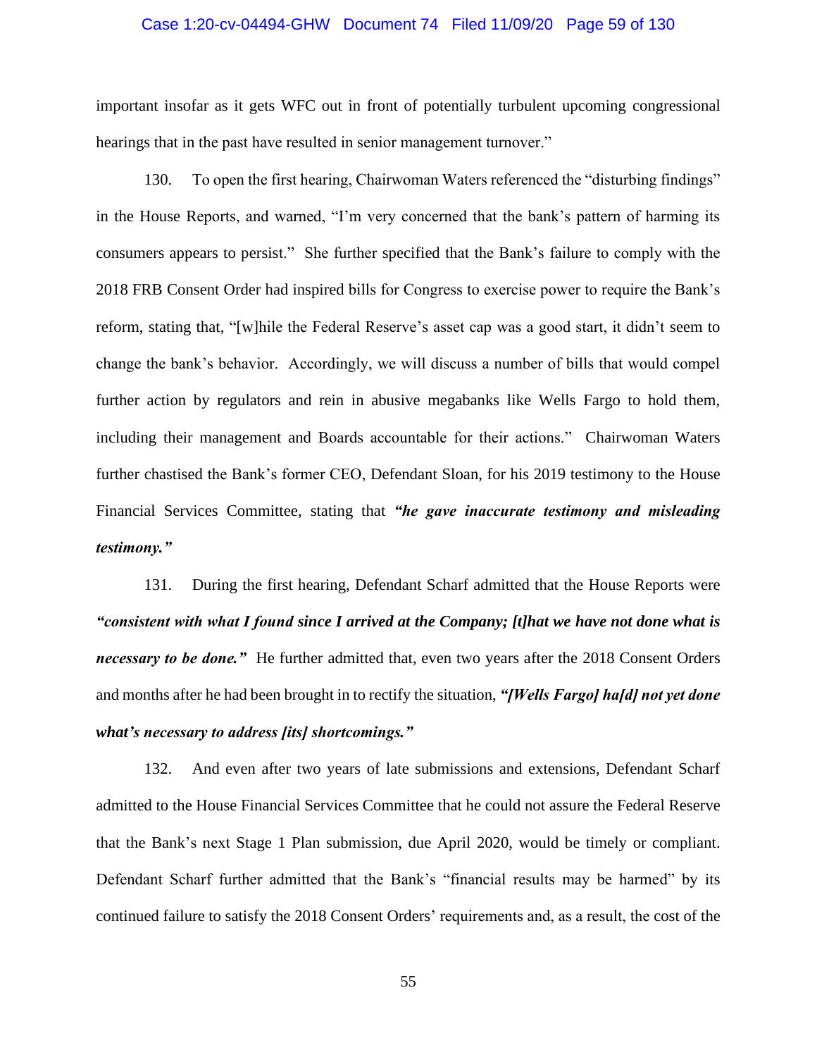important insofar as it gets WFC out in front of potentially turbulent upcoming congressional hearings that in the past have resulted in senior management turnover."

130. To open the first hearing, Chairwoman Waters referenced the "disturbing findings" in the House Reports, and warned, "I'm very concerned that the bank's pattern of harming its consumers appears to persist." She further specified that the Bank's failure to comply with the 2018 FRB Consent Order had inspired bills for Congress to exercise power to require the Bank's reform, stating that, "[w]hile the Federal Reserve's asset cap was a good start, it didn't seem to change the bank's behavior. Accordingly, we will discuss a number of bills that would compel further action by regulators and rein in abusive megabanks like Wells Fargo to hold them, including their management and Boards accountable for their actions." Chairwoman Waters further chastised the Bank's former CEO, Defendant Sloan, for his 2019 testimony to the House Financial Services Committee, stating that ***"he gave inaccurate testimony and misleading testimony."***

131. During the first hearing, Defendant Scharf admitted that the House Reports were ***"consistent with what I found since I arrived at the Company; [t]hat we have not done what is necessary to be done."*** He further admitted that, even two years after the 2018 Consent Orders and months after he had been brought in to rectify the situation, ***"[Wells Fargo] ha[d] not yet done what's necessary to address [its] shortcomings."***

132. And even after two years of late submissions and extensions, Defendant Scharf admitted to the House Financial Services Committee that he could not assure the Federal Reserve that the Bank's next Stage 1 Plan submission, due April 2020, would be timely or compliant. Defendant Scharf further admitted that the Bank's "financial results may be harmed" by its continued failure to satisfy the 2018 Consent Orders' requirements and, as a result, the cost of the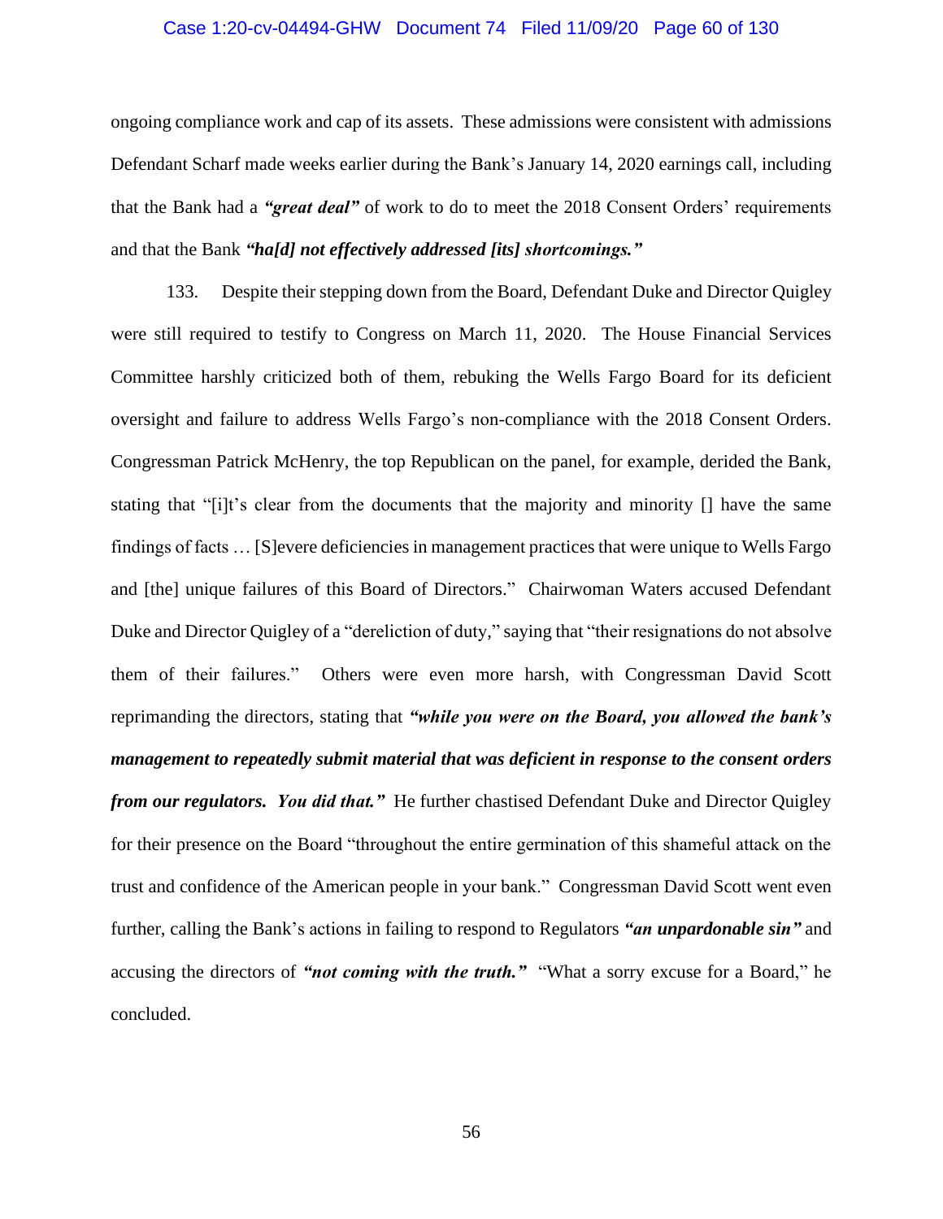ongoing compliance work and cap of its assets. These admissions were consistent with admissions Defendant Scharf made weeks earlier during the Bank's January 14, 2020 earnings call, including that the Bank had a ***"great deal"*** of work to do to meet the 2018 Consent Orders' requirements and that the Bank ***"ha[d] not effectively addressed [its] shortcomings."***

133. Despite their stepping down from the Board, Defendant Duke and Director Quigley were still required to testify to Congress on March 11, 2020. The House Financial Services Committee harshly criticized both of them, rebuking the Wells Fargo Board for its deficient oversight and failure to address Wells Fargo's non-compliance with the 2018 Consent Orders. Congressman Patrick McHenry, the top Republican on the panel, for example, derided the Bank, stating that "[i]t's clear from the documents that the majority and minority [] have the same findings of facts … [S]evere deficiencies in management practices that were unique to Wells Fargo and [the] unique failures of this Board of Directors." Chairwoman Waters accused Defendant Duke and Director Quigley of a "dereliction of duty," saying that "their resignations do not absolve them of their failures." Others were even more harsh, with Congressman David Scott reprimanding the directors, stating that ***"while you were on the Board, you allowed the bank's management to repeatedly submit material that was deficient in response to the consent orders from our regulators. You did that."*** He further chastised Defendant Duke and Director Quigley for their presence on the Board "throughout the entire germination of this shameful attack on the trust and confidence of the American people in your bank." Congressman David Scott went even further, calling the Bank's actions in failing to respond to Regulators ***"an unpardonable sin"*** and accusing the directors of ***"not coming with the truth."*** "What a sorry excuse for a Board," he concluded.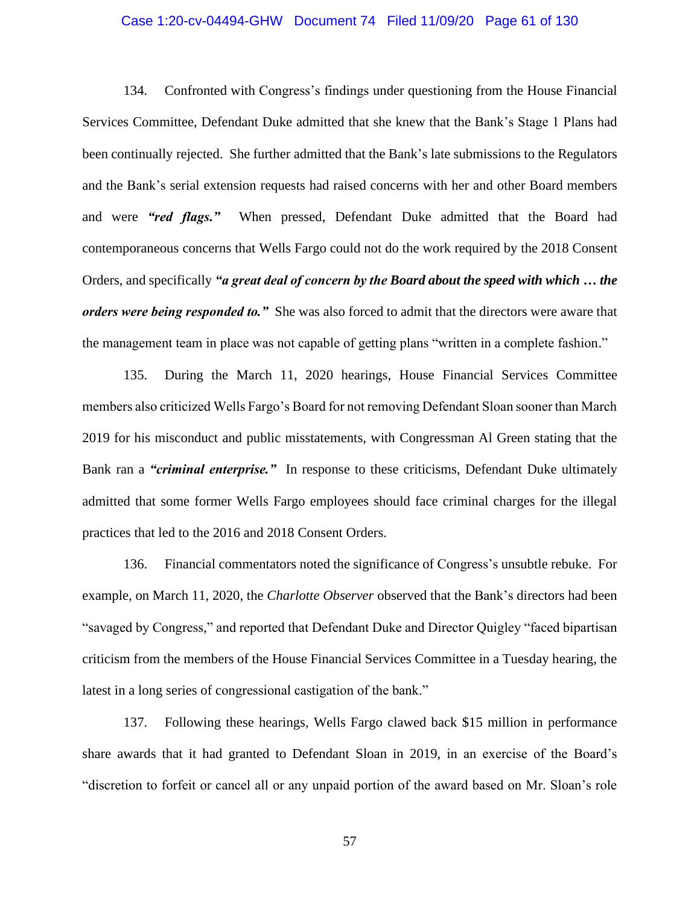134. Confronted with Congress's findings under questioning from the House Financial Services Committee, Defendant Duke admitted that she knew that the Bank's Stage 1 Plans had been continually rejected. She further admitted that the Bank's late submissions to the Regulators and the Bank's serial extension requests had raised concerns with her and other Board members and were ***"red flags."*** When pressed, Defendant Duke admitted that the Board had contemporaneous concerns that Wells Fargo could not do the work required by the 2018 Consent Orders, and specifically ***"a great deal of concern by the Board about the speed with which … the orders were being responded to."*** She was also forced to admit that the directors were aware that the management team in place was not capable of getting plans "written in a complete fashion."

135. During the March 11, 2020 hearings, House Financial Services Committee members also criticized Wells Fargo's Board for not removing Defendant Sloan sooner than March 2019 for his misconduct and public misstatements, with Congressman Al Green stating that the Bank ran a ***"criminal enterprise."*** In response to these criticisms, Defendant Duke ultimately admitted that some former Wells Fargo employees should face criminal charges for the illegal practices that led to the 2016 and 2018 Consent Orders.

136. Financial commentators noted the significance of Congress's unsubtle rebuke. For example, on March 11, 2020, the *Charlotte Observer* observed that the Bank's directors had been "savaged by Congress," and reported that Defendant Duke and Director Quigley "faced bipartisan criticism from the members of the House Financial Services Committee in a Tuesday hearing, the latest in a long series of congressional castigation of the bank."

137. Following these hearings, Wells Fargo clawed back $15 million in performance share awards that it had granted to Defendant Sloan in 2019, in an exercise of the Board's "discretion to forfeit or cancel all or any unpaid portion of the award based on Mr. Sloan's role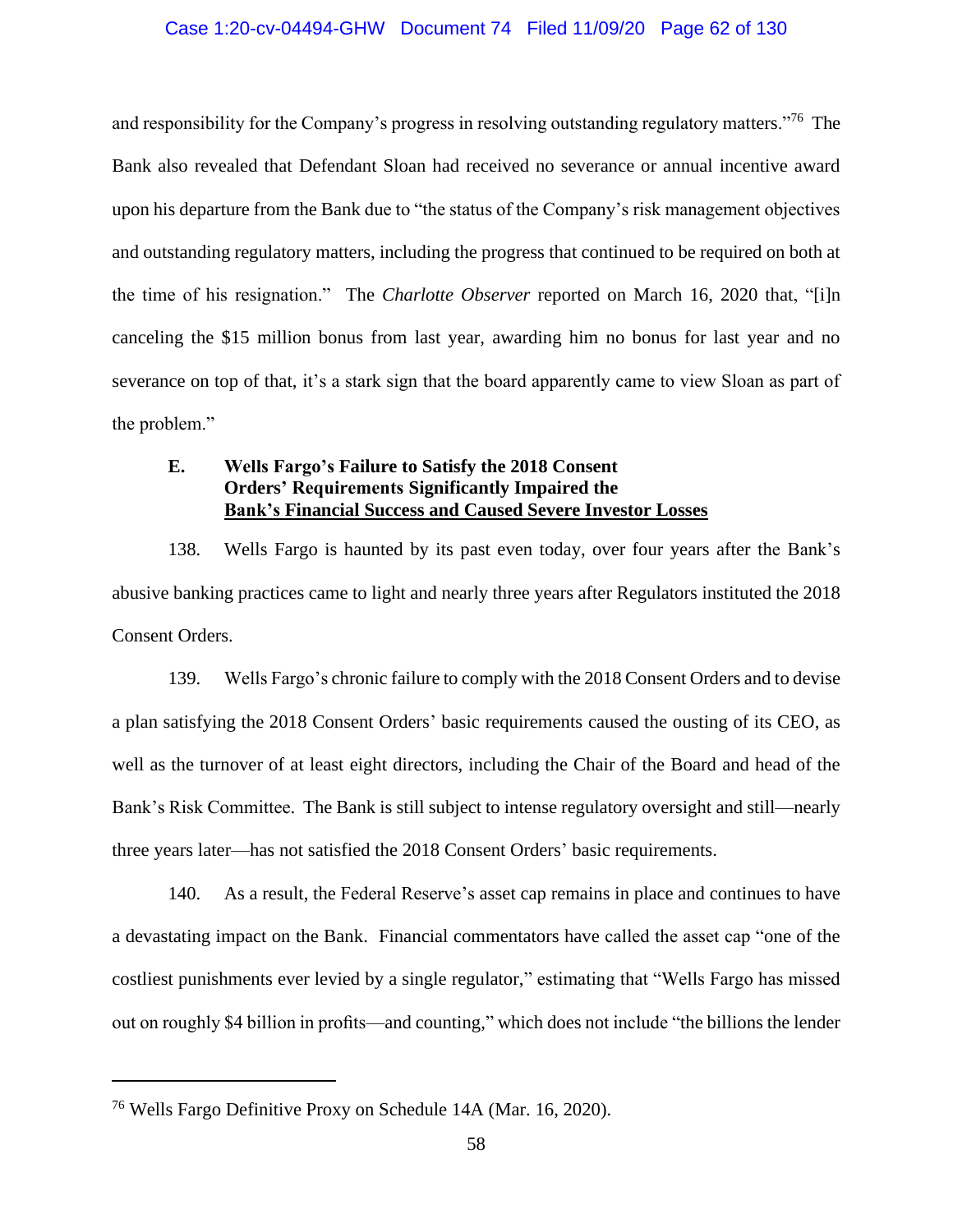and responsibility for the Company's progress in resolving outstanding regulatory matters."[76] The Bank also revealed that Defendant Sloan had received no severance or annual incentive award upon his departure from the Bank due to "the status of the Company's risk management objectives and outstanding regulatory matters, including the progress that continued to be required on both at the time of his resignation." The *Charlotte Observer* reported on March 16, 2020 that, "[i]n canceling the $15 million bonus from last year, awarding him no bonus for last year and no severance on top of that, it's a stark sign that the board apparently came to view Sloan as part of the problem."

### E. Wells Fargo's Failure to Satisfy the 2018 Consent Orders' Requirements Significantly Impaired the Bank's Financial Success and Caused Severe Investor Losses

138. Wells Fargo is haunted by its past even today, over four years after the Bank's abusive banking practices came to light and nearly three years after Regulators instituted the 2018 Consent Orders.

139. Wells Fargo's chronic failure to comply with the 2018 Consent Orders and to devise a plan satisfying the 2018 Consent Orders' basic requirements caused the ousting of its CEO, as well as the turnover of at least eight directors, including the Chair of the Board and head of the Bank's Risk Committee. The Bank is still subject to intense regulatory oversight and still—nearly three years later—has not satisfied the 2018 Consent Orders' basic requirements.

140. As a result, the Federal Reserve's asset cap remains in place and continues to have a devastating impact on the Bank. Financial commentators have called the asset cap "one of the costliest punishments ever levied by a single regulator," estimating that "Wells Fargo has missed out on roughly $4 billion in profits—and counting," which does not include "the billions the lender

---

[76] Wells Fargo Definitive Proxy on Schedule 14A (Mar. 16, 2020).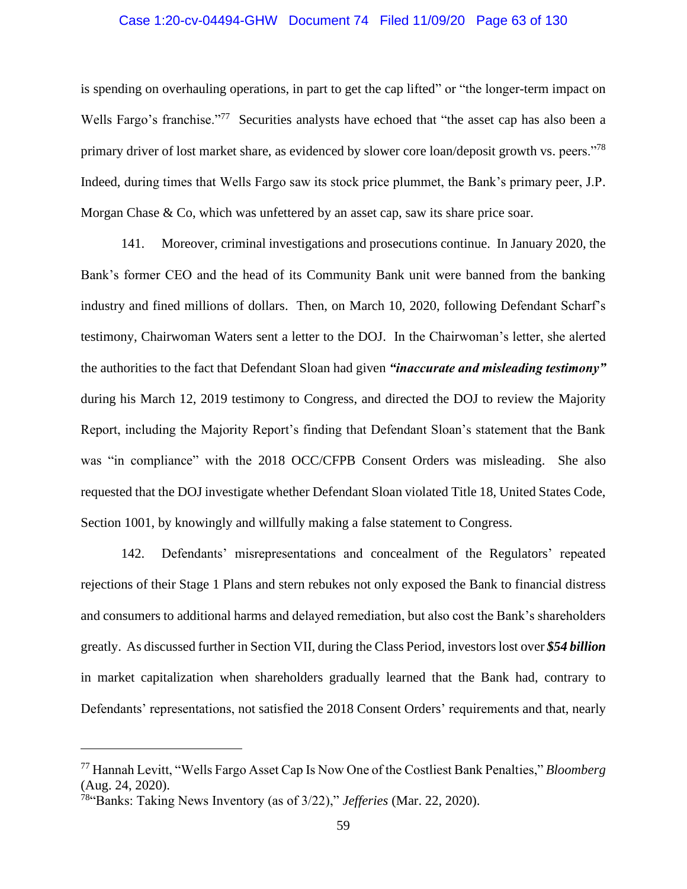is spending on overhauling operations, in part to get the cap lifted" or "the longer-term impact on Wells Fargo's franchise."[77] Securities analysts have echoed that "the asset cap has also been a primary driver of lost market share, as evidenced by slower core loan/deposit growth vs. peers."[78] Indeed, during times that Wells Fargo saw its stock price plummet, the Bank's primary peer, J.P. Morgan Chase & Co, which was unfettered by an asset cap, saw its share price soar.

141. Moreover, criminal investigations and prosecutions continue. In January 2020, the Bank's former CEO and the head of its Community Bank unit were banned from the banking industry and fined millions of dollars. Then, on March 10, 2020, following Defendant Scharf's testimony, Chairwoman Waters sent a letter to the DOJ. In the Chairwoman's letter, she alerted the authorities to the fact that Defendant Sloan had given ***"inaccurate and misleading testimony"*** during his March 12, 2019 testimony to Congress, and directed the DOJ to review the Majority Report, including the Majority Report's finding that Defendant Sloan's statement that the Bank was "in compliance" with the 2018 OCC/CFPB Consent Orders was misleading. She also requested that the DOJ investigate whether Defendant Sloan violated Title 18, United States Code, Section 1001, by knowingly and willfully making a false statement to Congress.

142. Defendants' misrepresentations and concealment of the Regulators' repeated rejections of their Stage 1 Plans and stern rebukes not only exposed the Bank to financial distress and consumers to additional harms and delayed remediation, but also cost the Bank's shareholders greatly. As discussed further in Section VII, during the Class Period, investors lost over ***$54 billion*** in market capitalization when shareholders gradually learned that the Bank had, contrary to Defendants' representations, not satisfied the 2018 Consent Orders' requirements and that, nearly

---

[77] Hannah Levitt, "Wells Fargo Asset Cap Is Now One of the Costliest Bank Penalties," *Bloomberg* (Aug. 24, 2020).

[78] "Banks: Taking News Inventory (as of 3/22)," *Jefferies* (Mar. 22, 2020).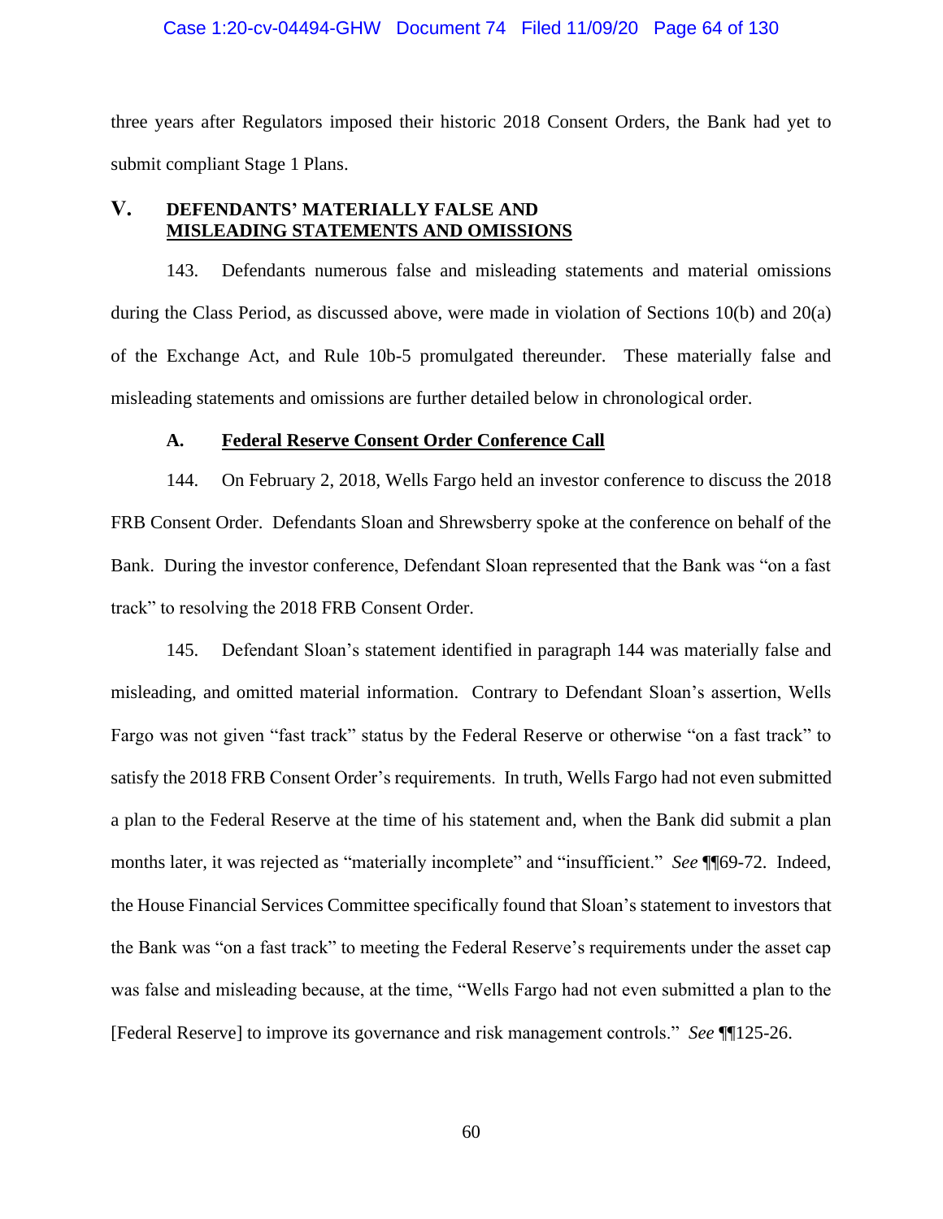three years after Regulators imposed their historic 2018 Consent Orders, the Bank had yet to submit compliant Stage 1 Plans.

## V. DEFENDANTS' MATERIALLY FALSE AND MISLEADING STATEMENTS AND OMISSIONS

143. Defendants numerous false and misleading statements and material omissions during the Class Period, as discussed above, were made in violation of Sections 10(b) and 20(a) of the Exchange Act, and Rule 10b-5 promulgated thereunder. These materially false and misleading statements and omissions are further detailed below in chronological order.

### A. Federal Reserve Consent Order Conference Call

144. On February 2, 2018, Wells Fargo held an investor conference to discuss the 2018 FRB Consent Order. Defendants Sloan and Shrewsberry spoke at the conference on behalf of the Bank. During the investor conference, Defendant Sloan represented that the Bank was "on a fast track" to resolving the 2018 FRB Consent Order.

145. Defendant Sloan's statement identified in paragraph 144 was materially false and misleading, and omitted material information. Contrary to Defendant Sloan's assertion, Wells Fargo was not given "fast track" status by the Federal Reserve or otherwise "on a fast track" to satisfy the 2018 FRB Consent Order's requirements. In truth, Wells Fargo had not even submitted a plan to the Federal Reserve at the time of his statement and, when the Bank did submit a plan months later, it was rejected as "materially incomplete" and "insufficient." *See* ¶¶69-72. Indeed, the House Financial Services Committee specifically found that Sloan's statement to investors that the Bank was "on a fast track" to meeting the Federal Reserve's requirements under the asset cap was false and misleading because, at the time, "Wells Fargo had not even submitted a plan to the [Federal Reserve] to improve its governance and risk management controls." *See* ¶¶125-26.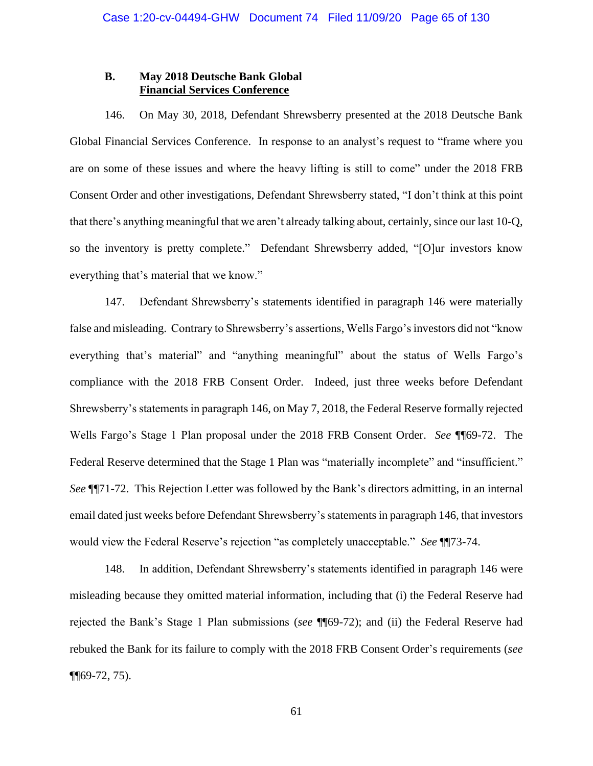### B. May 2018 Deutsche Bank Global <u>Financial Services Conference</u>

146. On May 30, 2018, Defendant Shrewsberry presented at the 2018 Deutsche Bank Global Financial Services Conference. In response to an analyst's request to "frame where you are on some of these issues and where the heavy lifting is still to come" under the 2018 FRB Consent Order and other investigations, Defendant Shrewsberry stated, "I don't think at this point that there's anything meaningful that we aren't already talking about, certainly, since our last 10-Q, so the inventory is pretty complete." Defendant Shrewsberry added, "[O]ur investors know everything that's material that we know."

147. Defendant Shrewsberry's statements identified in paragraph 146 were materially false and misleading. Contrary to Shrewsberry's assertions, Wells Fargo's investors did not "know everything that's material" and "anything meaningful" about the status of Wells Fargo's compliance with the 2018 FRB Consent Order. Indeed, just three weeks before Defendant Shrewsberry's statements in paragraph 146, on May 7, 2018, the Federal Reserve formally rejected Wells Fargo's Stage 1 Plan proposal under the 2018 FRB Consent Order. *See* ¶¶69-72. The Federal Reserve determined that the Stage 1 Plan was "materially incomplete" and "insufficient." *See* ¶¶71-72. This Rejection Letter was followed by the Bank's directors admitting, in an internal email dated just weeks before Defendant Shrewsberry's statements in paragraph 146, that investors would view the Federal Reserve's rejection "as completely unacceptable." *See* ¶¶73-74.

148. In addition, Defendant Shrewsberry's statements identified in paragraph 146 were misleading because they omitted material information, including that (i) the Federal Reserve had rejected the Bank's Stage 1 Plan submissions (*see* ¶¶69-72); and (ii) the Federal Reserve had rebuked the Bank for its failure to comply with the 2018 FRB Consent Order's requirements (*see* ¶¶69-72, 75).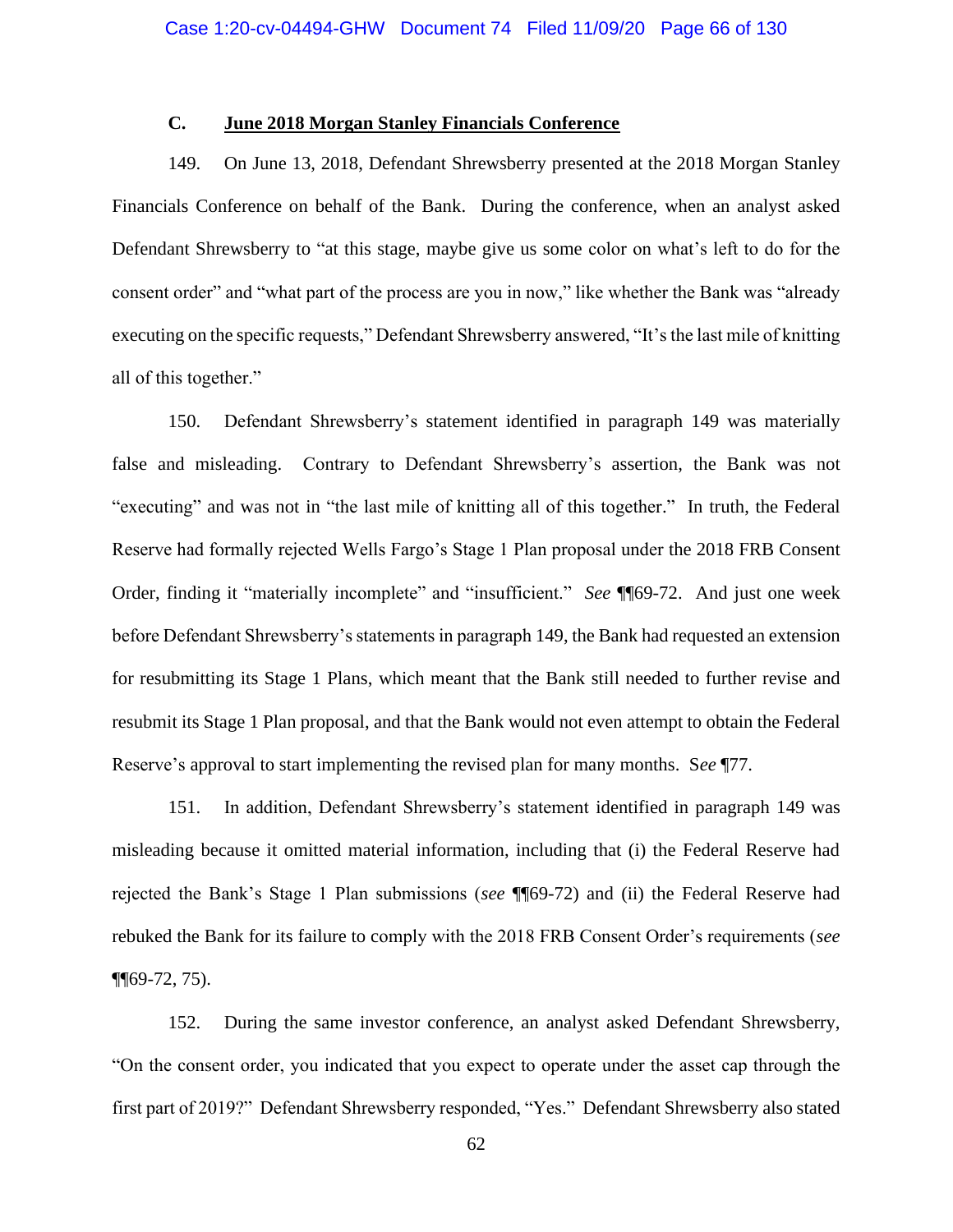### C. June 2018 Morgan Stanley Financials Conference

149. On June 13, 2018, Defendant Shrewsberry presented at the 2018 Morgan Stanley Financials Conference on behalf of the Bank. During the conference, when an analyst asked Defendant Shrewsberry to "at this stage, maybe give us some color on what's left to do for the consent order" and "what part of the process are you in now," like whether the Bank was "already executing on the specific requests," Defendant Shrewsberry answered, "It's the last mile of knitting all of this together."

150. Defendant Shrewsberry's statement identified in paragraph 149 was materially false and misleading. Contrary to Defendant Shrewsberry's assertion, the Bank was not "executing" and was not in "the last mile of knitting all of this together." In truth, the Federal Reserve had formally rejected Wells Fargo's Stage 1 Plan proposal under the 2018 FRB Consent Order, finding it "materially incomplete" and "insufficient." *See* ¶¶69-72. And just one week before Defendant Shrewsberry's statements in paragraph 149, the Bank had requested an extension for resubmitting its Stage 1 Plans, which meant that the Bank still needed to further revise and resubmit its Stage 1 Plan proposal, and that the Bank would not even attempt to obtain the Federal Reserve's approval to start implementing the revised plan for many months. S*ee* ¶77.

151. In addition, Defendant Shrewsberry's statement identified in paragraph 149 was misleading because it omitted material information, including that (i) the Federal Reserve had rejected the Bank's Stage 1 Plan submissions (*see* ¶¶69-72) and (ii) the Federal Reserve had rebuked the Bank for its failure to comply with the 2018 FRB Consent Order's requirements (*see* ¶¶69-72, 75).

152. During the same investor conference, an analyst asked Defendant Shrewsberry, "On the consent order, you indicated that you expect to operate under the asset cap through the first part of 2019?" Defendant Shrewsberry responded, "Yes." Defendant Shrewsberry also stated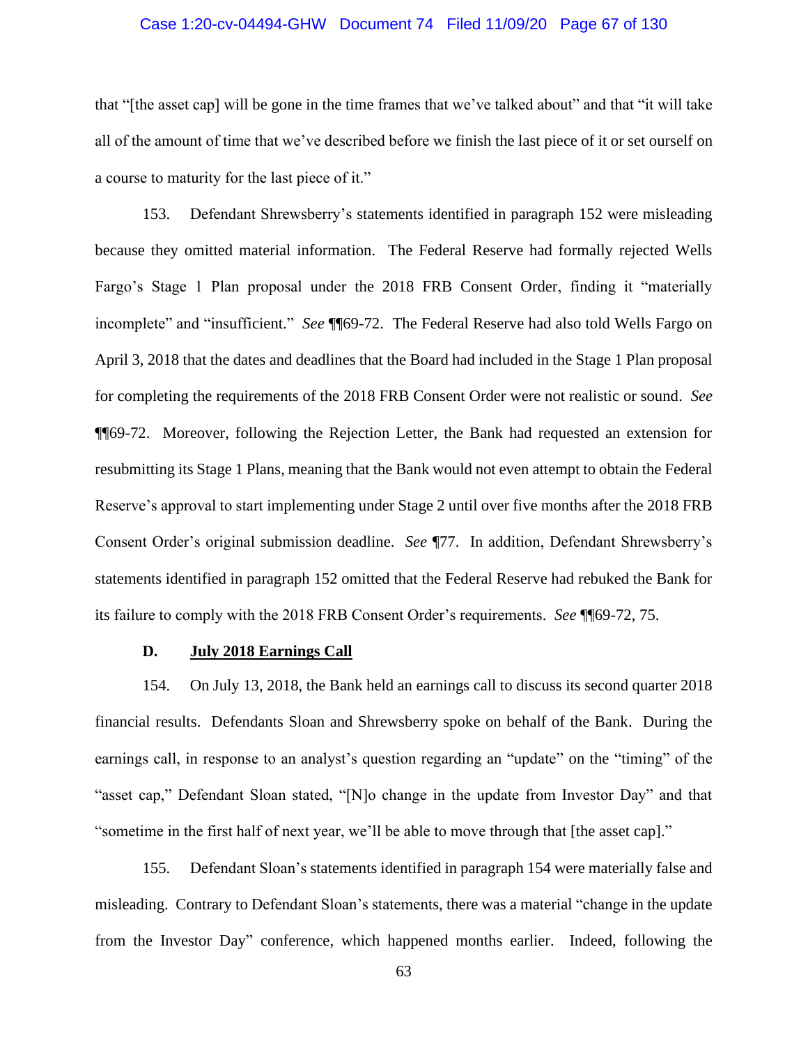that "[the asset cap] will be gone in the time frames that we've talked about" and that "it will take all of the amount of time that we've described before we finish the last piece of it or set ourself on a course to maturity for the last piece of it."

153. Defendant Shrewsberry's statements identified in paragraph 152 were misleading because they omitted material information. The Federal Reserve had formally rejected Wells Fargo's Stage 1 Plan proposal under the 2018 FRB Consent Order, finding it "materially incomplete" and "insufficient." *See* ¶¶69-72. The Federal Reserve had also told Wells Fargo on April 3, 2018 that the dates and deadlines that the Board had included in the Stage 1 Plan proposal for completing the requirements of the 2018 FRB Consent Order were not realistic or sound. *See* ¶¶69-72. Moreover, following the Rejection Letter, the Bank had requested an extension for resubmitting its Stage 1 Plans, meaning that the Bank would not even attempt to obtain the Federal Reserve's approval to start implementing under Stage 2 until over five months after the 2018 FRB Consent Order's original submission deadline. *See* ¶77. In addition, Defendant Shrewsberry's statements identified in paragraph 152 omitted that the Federal Reserve had rebuked the Bank for its failure to comply with the 2018 FRB Consent Order's requirements. *See* ¶¶69-72, 75.

### D. <u>July 2018 Earnings Call</u>

154. On July 13, 2018, the Bank held an earnings call to discuss its second quarter 2018 financial results. Defendants Sloan and Shrewsberry spoke on behalf of the Bank. During the earnings call, in response to an analyst's question regarding an "update" on the "timing" of the "asset cap," Defendant Sloan stated, "[N]o change in the update from Investor Day" and that "sometime in the first half of next year, we'll be able to move through that [the asset cap]."

155. Defendant Sloan's statements identified in paragraph 154 were materially false and misleading. Contrary to Defendant Sloan's statements, there was a material "change in the update from the Investor Day" conference, which happened months earlier. Indeed, following the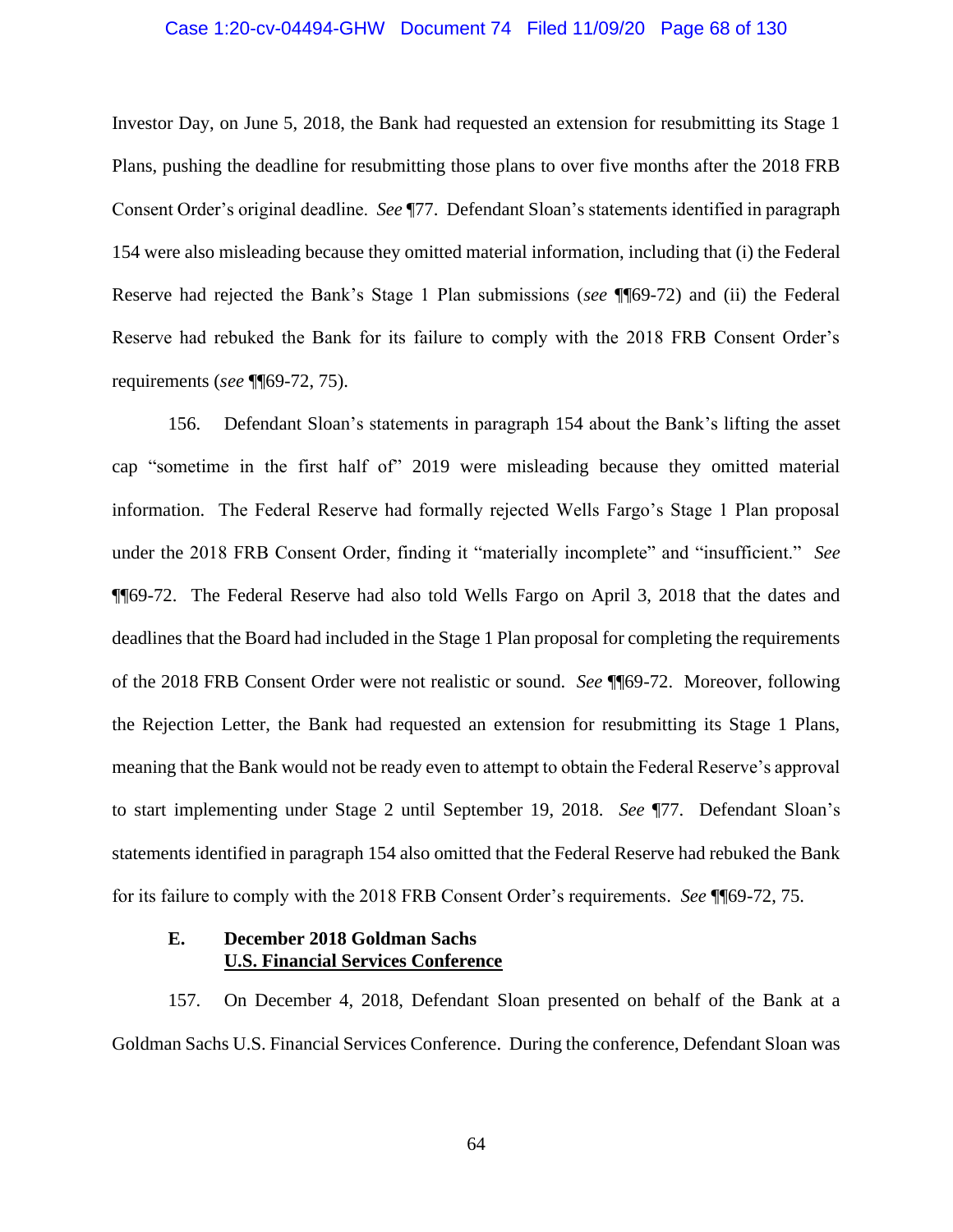Investor Day, on June 5, 2018, the Bank had requested an extension for resubmitting its Stage 1 Plans, pushing the deadline for resubmitting those plans to over five months after the 2018 FRB Consent Order's original deadline. *See* ¶77. Defendant Sloan's statements identified in paragraph 154 were also misleading because they omitted material information, including that (i) the Federal Reserve had rejected the Bank's Stage 1 Plan submissions (*see* ¶¶69-72) and (ii) the Federal Reserve had rebuked the Bank for its failure to comply with the 2018 FRB Consent Order's requirements (*see* ¶¶69-72, 75).

156. Defendant Sloan's statements in paragraph 154 about the Bank's lifting the asset cap "sometime in the first half of" 2019 were misleading because they omitted material information. The Federal Reserve had formally rejected Wells Fargo's Stage 1 Plan proposal under the 2018 FRB Consent Order, finding it "materially incomplete" and "insufficient." *See* ¶¶69-72. The Federal Reserve had also told Wells Fargo on April 3, 2018 that the dates and deadlines that the Board had included in the Stage 1 Plan proposal for completing the requirements of the 2018 FRB Consent Order were not realistic or sound. *See* ¶¶69-72. Moreover, following the Rejection Letter, the Bank had requested an extension for resubmitting its Stage 1 Plans, meaning that the Bank would not be ready even to attempt to obtain the Federal Reserve's approval to start implementing under Stage 2 until September 19, 2018. *See* ¶77. Defendant Sloan's statements identified in paragraph 154 also omitted that the Federal Reserve had rebuked the Bank for its failure to comply with the 2018 FRB Consent Order's requirements. *See* ¶¶69-72, 75.

### E. December 2018 Goldman Sachs U.S. Financial Services Conference

157. On December 4, 2018, Defendant Sloan presented on behalf of the Bank at a Goldman Sachs U.S. Financial Services Conference. During the conference, Defendant Sloan was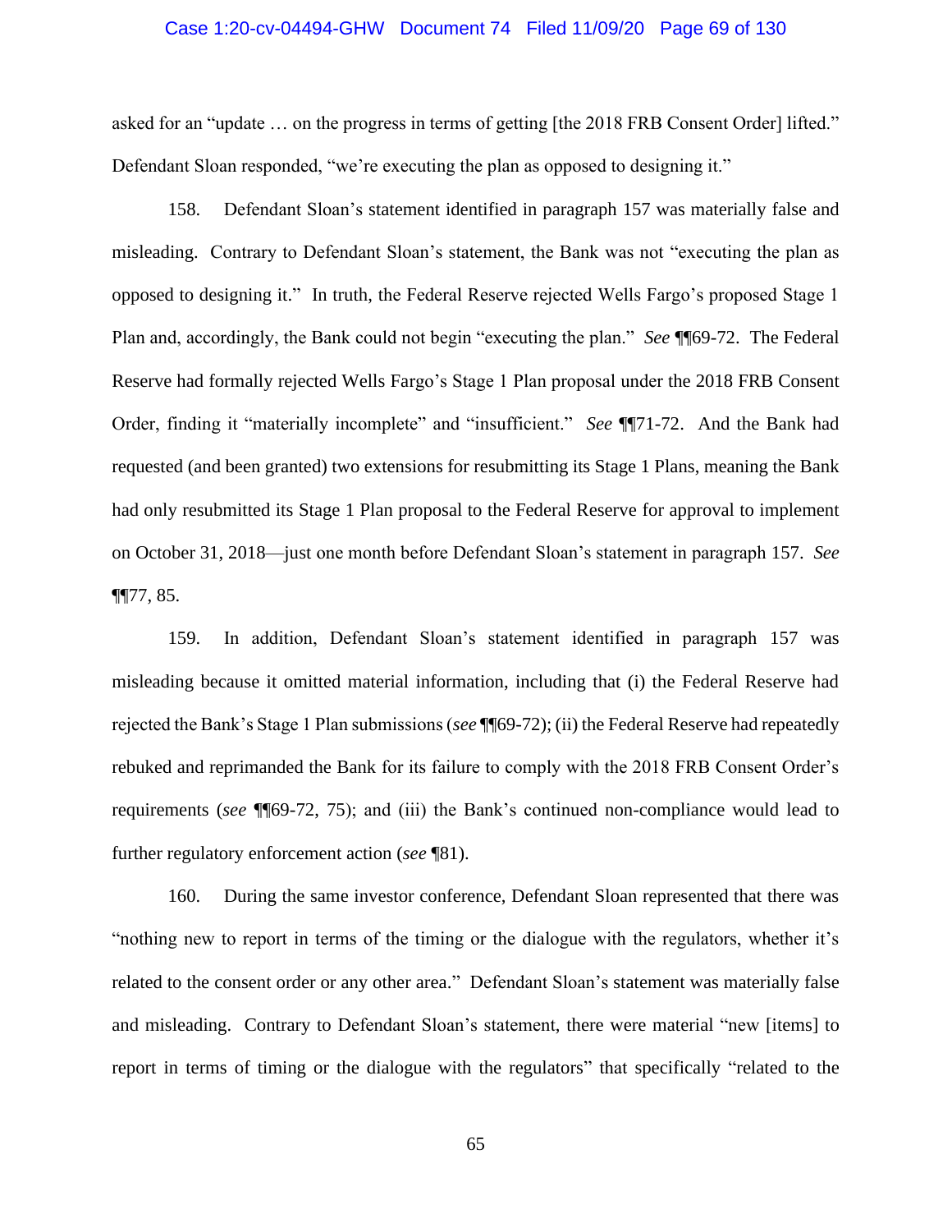asked for an "update … on the progress in terms of getting [the 2018 FRB Consent Order] lifted." Defendant Sloan responded, "we're executing the plan as opposed to designing it."

158. Defendant Sloan's statement identified in paragraph 157 was materially false and misleading. Contrary to Defendant Sloan's statement, the Bank was not "executing the plan as opposed to designing it." In truth, the Federal Reserve rejected Wells Fargo's proposed Stage 1 Plan and, accordingly, the Bank could not begin "executing the plan." *See* ¶¶69-72. The Federal Reserve had formally rejected Wells Fargo's Stage 1 Plan proposal under the 2018 FRB Consent Order, finding it "materially incomplete" and "insufficient." *See* ¶¶71-72. And the Bank had requested (and been granted) two extensions for resubmitting its Stage 1 Plans, meaning the Bank had only resubmitted its Stage 1 Plan proposal to the Federal Reserve for approval to implement on October 31, 2018—just one month before Defendant Sloan's statement in paragraph 157. *See* ¶¶77, 85.

159. In addition, Defendant Sloan's statement identified in paragraph 157 was misleading because it omitted material information, including that (i) the Federal Reserve had rejected the Bank's Stage 1 Plan submissions (*see* ¶¶69-72); (ii) the Federal Reserve had repeatedly rebuked and reprimanded the Bank for its failure to comply with the 2018 FRB Consent Order's requirements (*see* ¶¶69-72, 75); and (iii) the Bank's continued non-compliance would lead to further regulatory enforcement action (*see* ¶81).

160. During the same investor conference, Defendant Sloan represented that there was "nothing new to report in terms of the timing or the dialogue with the regulators, whether it's related to the consent order or any other area." Defendant Sloan's statement was materially false and misleading. Contrary to Defendant Sloan's statement, there were material "new [items] to report in terms of timing or the dialogue with the regulators" that specifically "related to the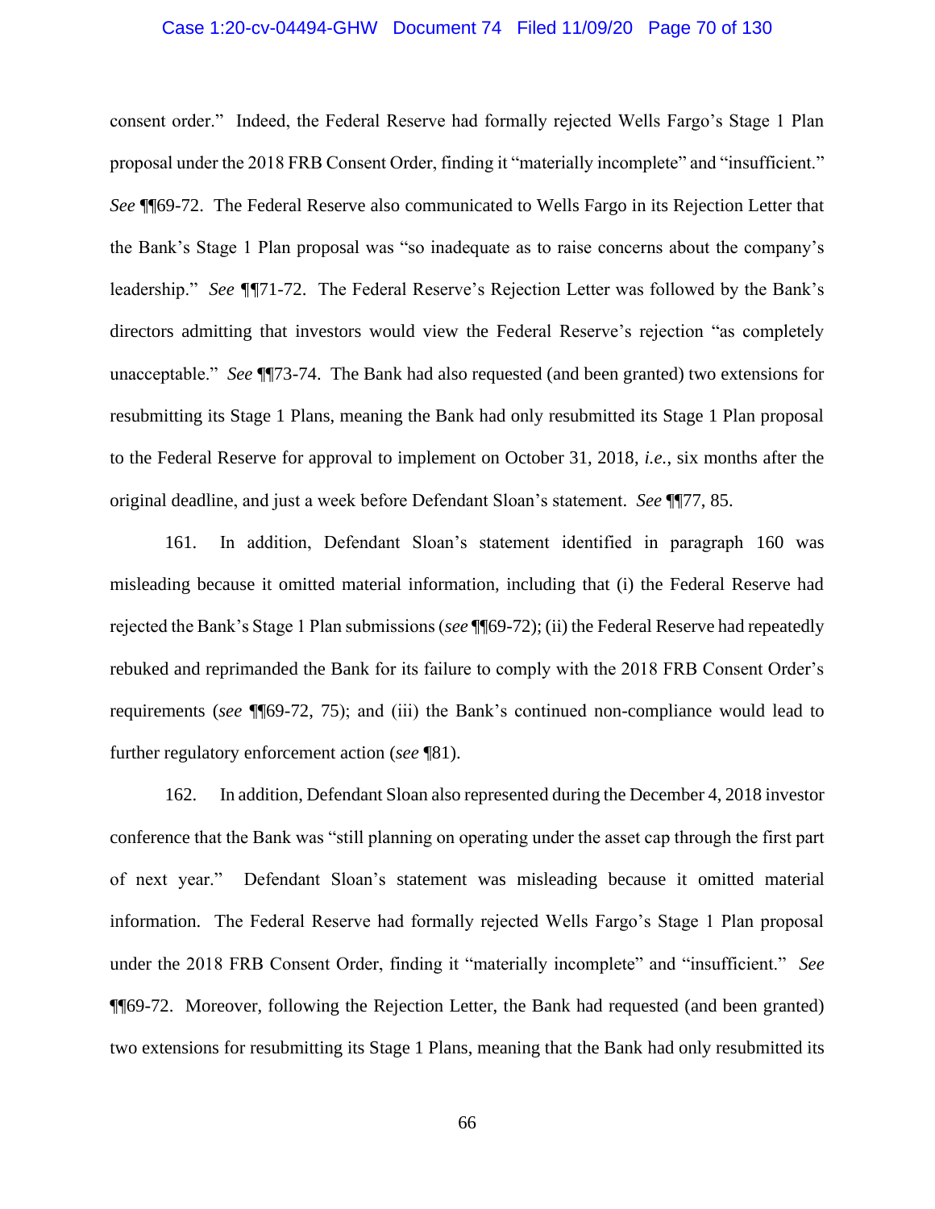consent order." Indeed, the Federal Reserve had formally rejected Wells Fargo's Stage 1 Plan proposal under the 2018 FRB Consent Order, finding it "materially incomplete" and "insufficient." *See* ¶¶69-72. The Federal Reserve also communicated to Wells Fargo in its Rejection Letter that the Bank's Stage 1 Plan proposal was "so inadequate as to raise concerns about the company's leadership." *See* ¶¶71-72. The Federal Reserve's Rejection Letter was followed by the Bank's directors admitting that investors would view the Federal Reserve's rejection "as completely unacceptable." *See* ¶¶73-74. The Bank had also requested (and been granted) two extensions for resubmitting its Stage 1 Plans, meaning the Bank had only resubmitted its Stage 1 Plan proposal to the Federal Reserve for approval to implement on October 31, 2018, *i.e.*, six months after the original deadline, and just a week before Defendant Sloan's statement. *See* ¶¶77, 85.

161. In addition, Defendant Sloan's statement identified in paragraph 160 was misleading because it omitted material information, including that (i) the Federal Reserve had rejected the Bank's Stage 1 Plan submissions (*see* ¶¶69-72); (ii) the Federal Reserve had repeatedly rebuked and reprimanded the Bank for its failure to comply with the 2018 FRB Consent Order's requirements (*see* ¶¶69-72, 75); and (iii) the Bank's continued non-compliance would lead to further regulatory enforcement action (*see* ¶81).

162. In addition, Defendant Sloan also represented during the December 4, 2018 investor conference that the Bank was "still planning on operating under the asset cap through the first part of next year." Defendant Sloan's statement was misleading because it omitted material information. The Federal Reserve had formally rejected Wells Fargo's Stage 1 Plan proposal under the 2018 FRB Consent Order, finding it "materially incomplete" and "insufficient." *See* ¶¶69-72. Moreover, following the Rejection Letter, the Bank had requested (and been granted) two extensions for resubmitting its Stage 1 Plans, meaning that the Bank had only resubmitted its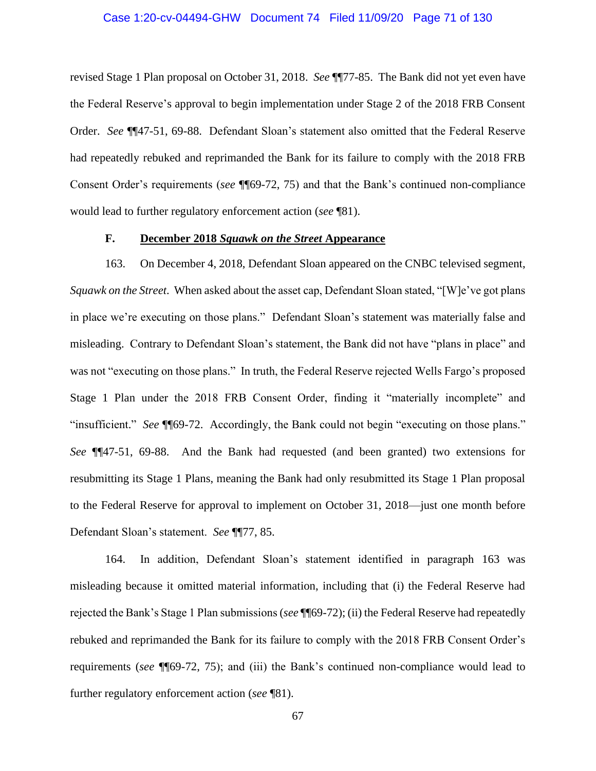revised Stage 1 Plan proposal on October 31, 2018. *See* ¶¶77-85. The Bank did not yet even have the Federal Reserve's approval to begin implementation under Stage 2 of the 2018 FRB Consent Order. *See* ¶¶47-51, 69-88. Defendant Sloan's statement also omitted that the Federal Reserve had repeatedly rebuked and reprimanded the Bank for its failure to comply with the 2018 FRB Consent Order's requirements (*see* ¶¶69-72, 75) and that the Bank's continued non-compliance would lead to further regulatory enforcement action (*see* ¶81).

### F. December 2018 *Squawk on the Street* Appearance

163. On December 4, 2018, Defendant Sloan appeared on the CNBC televised segment, *Squawk on the Street*. When asked about the asset cap, Defendant Sloan stated, "[W]e've got plans in place we're executing on those plans." Defendant Sloan's statement was materially false and misleading. Contrary to Defendant Sloan's statement, the Bank did not have "plans in place" and was not "executing on those plans." In truth, the Federal Reserve rejected Wells Fargo's proposed Stage 1 Plan under the 2018 FRB Consent Order, finding it "materially incomplete" and "insufficient." *See* ¶¶69-72. Accordingly, the Bank could not begin "executing on those plans." *See* ¶¶47-51, 69-88. And the Bank had requested (and been granted) two extensions for resubmitting its Stage 1 Plans, meaning the Bank had only resubmitted its Stage 1 Plan proposal to the Federal Reserve for approval to implement on October 31, 2018—just one month before Defendant Sloan's statement. *See* ¶¶77, 85.

164. In addition, Defendant Sloan's statement identified in paragraph 163 was misleading because it omitted material information, including that (i) the Federal Reserve had rejected the Bank's Stage 1 Plan submissions (*see* ¶¶69-72); (ii) the Federal Reserve had repeatedly rebuked and reprimanded the Bank for its failure to comply with the 2018 FRB Consent Order's requirements (*see* ¶¶69-72, 75); and (iii) the Bank's continued non-compliance would lead to further regulatory enforcement action (*see* ¶81).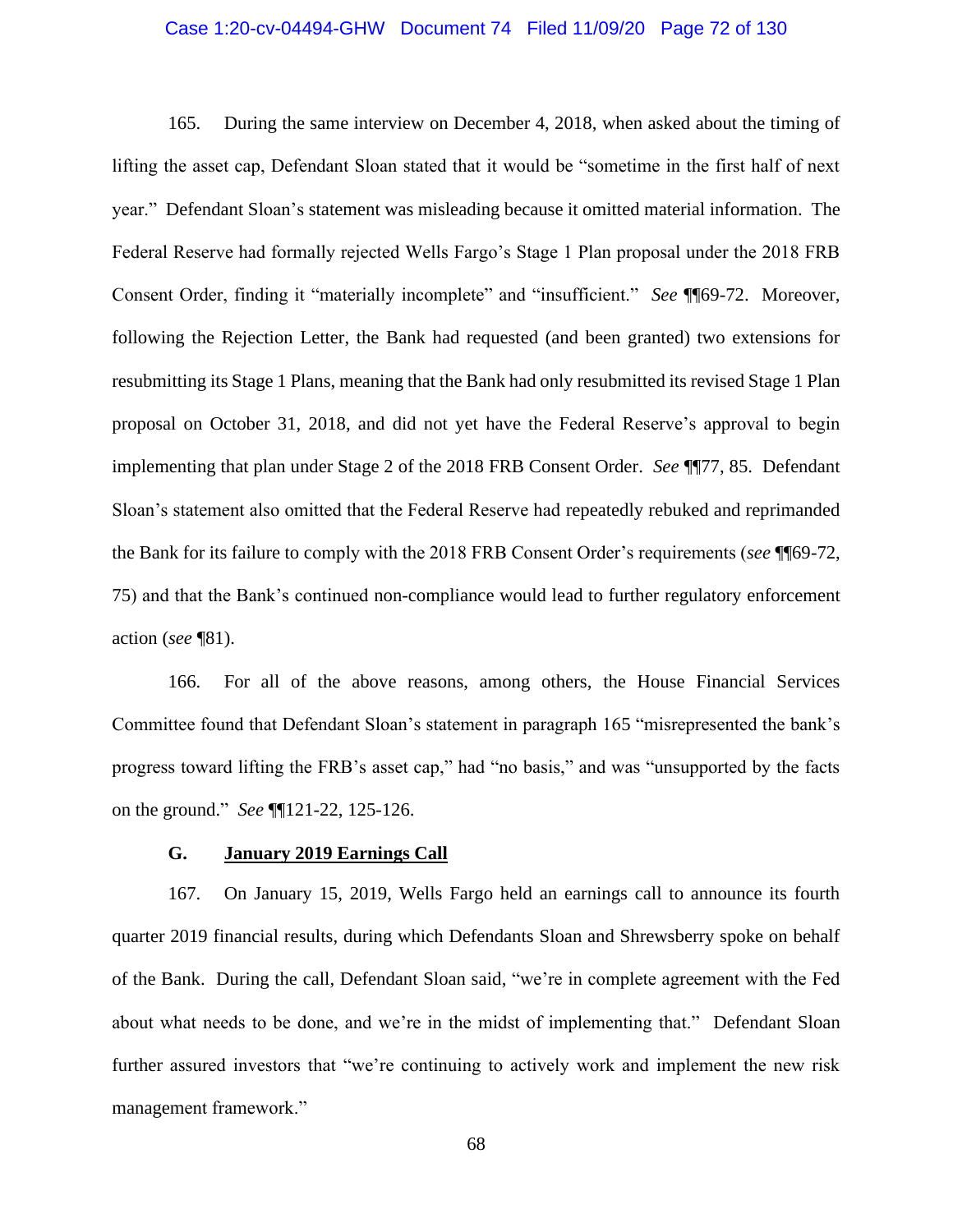165. During the same interview on December 4, 2018, when asked about the timing of lifting the asset cap, Defendant Sloan stated that it would be "sometime in the first half of next year." Defendant Sloan's statement was misleading because it omitted material information. The Federal Reserve had formally rejected Wells Fargo's Stage 1 Plan proposal under the 2018 FRB Consent Order, finding it "materially incomplete" and "insufficient." *See* ¶¶69-72. Moreover, following the Rejection Letter, the Bank had requested (and been granted) two extensions for resubmitting its Stage 1 Plans, meaning that the Bank had only resubmitted its revised Stage 1 Plan proposal on October 31, 2018, and did not yet have the Federal Reserve's approval to begin implementing that plan under Stage 2 of the 2018 FRB Consent Order. *See* ¶¶77, 85. Defendant Sloan's statement also omitted that the Federal Reserve had repeatedly rebuked and reprimanded the Bank for its failure to comply with the 2018 FRB Consent Order's requirements (*see* ¶¶69-72, 75) and that the Bank's continued non-compliance would lead to further regulatory enforcement action (*see* ¶81).

166. For all of the above reasons, among others, the House Financial Services Committee found that Defendant Sloan's statement in paragraph 165 "misrepresented the bank's progress toward lifting the FRB's asset cap," had "no basis," and was "unsupported by the facts on the ground." *See* ¶¶121-22, 125-126.

### G. <u>January 2019 Earnings Call</u>

167. On January 15, 2019, Wells Fargo held an earnings call to announce its fourth quarter 2019 financial results, during which Defendants Sloan and Shrewsberry spoke on behalf of the Bank. During the call, Defendant Sloan said, "we're in complete agreement with the Fed about what needs to be done, and we're in the midst of implementing that." Defendant Sloan further assured investors that "we're continuing to actively work and implement the new risk management framework."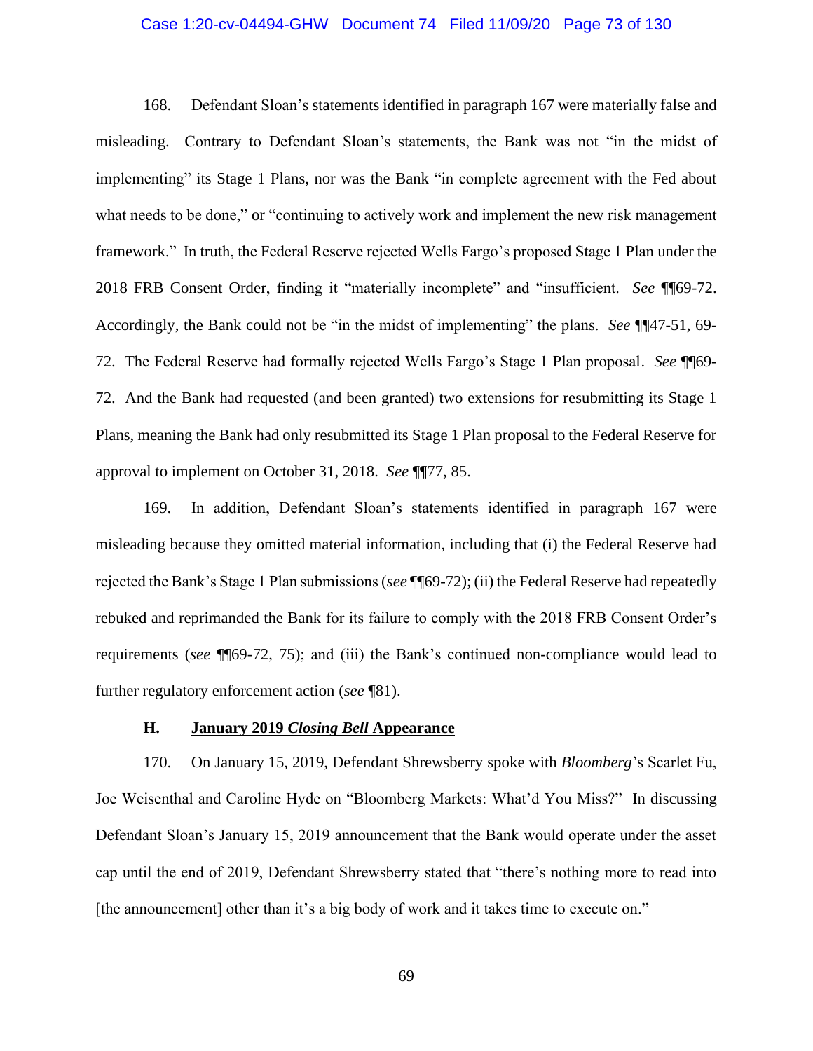168. Defendant Sloan's statements identified in paragraph 167 were materially false and misleading. Contrary to Defendant Sloan's statements, the Bank was not "in the midst of implementing" its Stage 1 Plans, nor was the Bank "in complete agreement with the Fed about what needs to be done," or "continuing to actively work and implement the new risk management framework." In truth, the Federal Reserve rejected Wells Fargo's proposed Stage 1 Plan under the 2018 FRB Consent Order, finding it "materially incomplete" and "insufficient. *See* ¶¶69-72. Accordingly, the Bank could not be "in the midst of implementing" the plans. *See* ¶¶47-51, 69-72. The Federal Reserve had formally rejected Wells Fargo's Stage 1 Plan proposal. *See* ¶¶69-72. And the Bank had requested (and been granted) two extensions for resubmitting its Stage 1 Plans, meaning the Bank had only resubmitted its Stage 1 Plan proposal to the Federal Reserve for approval to implement on October 31, 2018. *See* ¶¶77, 85.

169. In addition, Defendant Sloan's statements identified in paragraph 167 were misleading because they omitted material information, including that (i) the Federal Reserve had rejected the Bank's Stage 1 Plan submissions (*see* ¶¶69-72); (ii) the Federal Reserve had repeatedly rebuked and reprimanded the Bank for its failure to comply with the 2018 FRB Consent Order's requirements (*see* ¶¶69-72, 75); and (iii) the Bank's continued non-compliance would lead to further regulatory enforcement action (*see* ¶81).

### H. January 2019 *Closing Bell* Appearance

170. On January 15, 2019, Defendant Shrewsberry spoke with *Bloomberg*'s Scarlet Fu, Joe Weisenthal and Caroline Hyde on "Bloomberg Markets: What'd You Miss?" In discussing Defendant Sloan's January 15, 2019 announcement that the Bank would operate under the asset cap until the end of 2019, Defendant Shrewsberry stated that "there's nothing more to read into [the announcement] other than it's a big body of work and it takes time to execute on."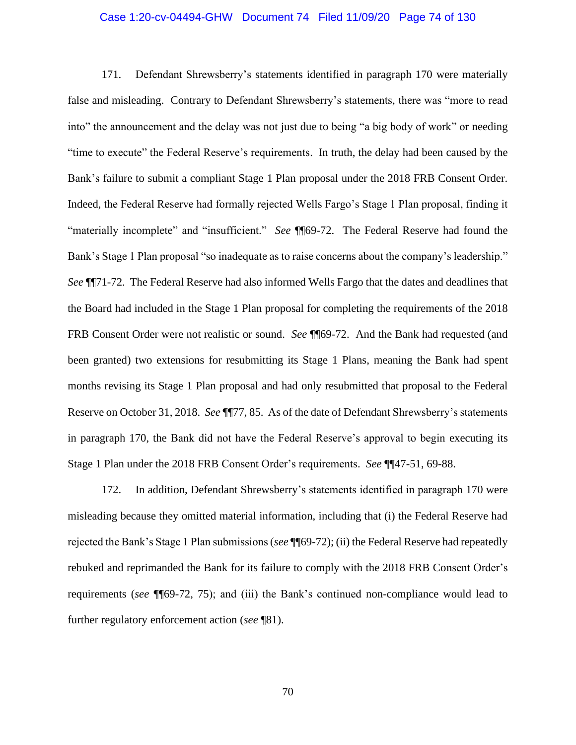171. Defendant Shrewsberry's statements identified in paragraph 170 were materially false and misleading. Contrary to Defendant Shrewsberry's statements, there was "more to read into" the announcement and the delay was not just due to being "a big body of work" or needing "time to execute" the Federal Reserve's requirements. In truth, the delay had been caused by the Bank's failure to submit a compliant Stage 1 Plan proposal under the 2018 FRB Consent Order. Indeed, the Federal Reserve had formally rejected Wells Fargo's Stage 1 Plan proposal, finding it "materially incomplete" and "insufficient." *See* ¶¶69-72. The Federal Reserve had found the Bank's Stage 1 Plan proposal "so inadequate as to raise concerns about the company's leadership." *See* ¶¶71-72. The Federal Reserve had also informed Wells Fargo that the dates and deadlines that the Board had included in the Stage 1 Plan proposal for completing the requirements of the 2018 FRB Consent Order were not realistic or sound. *See* ¶¶69-72. And the Bank had requested (and been granted) two extensions for resubmitting its Stage 1 Plans, meaning the Bank had spent months revising its Stage 1 Plan proposal and had only resubmitted that proposal to the Federal Reserve on October 31, 2018. *See* ¶¶77, 85. As of the date of Defendant Shrewsberry's statements in paragraph 170, the Bank did not have the Federal Reserve's approval to begin executing its Stage 1 Plan under the 2018 FRB Consent Order's requirements. *See* ¶¶47-51, 69-88.

172. In addition, Defendant Shrewsberry's statements identified in paragraph 170 were misleading because they omitted material information, including that (i) the Federal Reserve had rejected the Bank's Stage 1 Plan submissions (*see* ¶¶69-72); (ii) the Federal Reserve had repeatedly rebuked and reprimanded the Bank for its failure to comply with the 2018 FRB Consent Order's requirements (*see* ¶¶69-72, 75); and (iii) the Bank's continued non-compliance would lead to further regulatory enforcement action (*see* ¶81).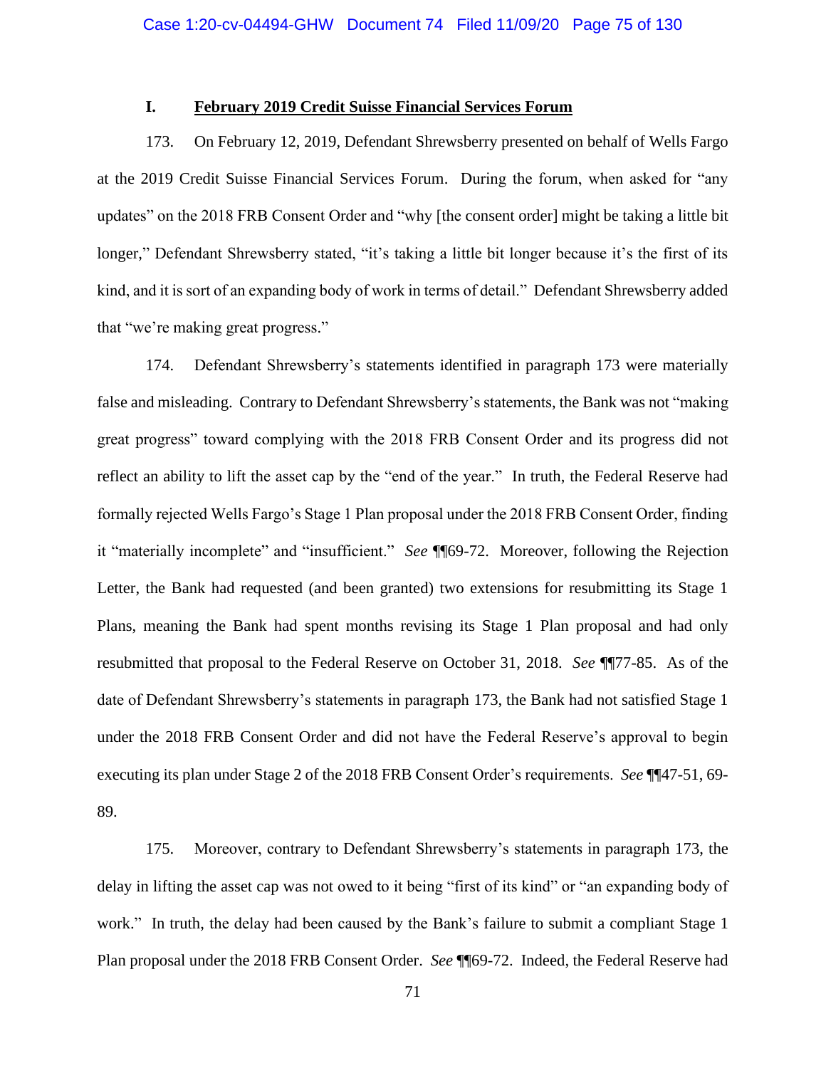## I. February 2019 Credit Suisse Financial Services Forum

173. On February 12, 2019, Defendant Shrewsberry presented on behalf of Wells Fargo at the 2019 Credit Suisse Financial Services Forum. During the forum, when asked for "any updates" on the 2018 FRB Consent Order and "why [the consent order] might be taking a little bit longer," Defendant Shrewsberry stated, "it's taking a little bit longer because it's the first of its kind, and it is sort of an expanding body of work in terms of detail." Defendant Shrewsberry added that "we're making great progress."

174. Defendant Shrewsberry's statements identified in paragraph 173 were materially false and misleading. Contrary to Defendant Shrewsberry's statements, the Bank was not "making great progress" toward complying with the 2018 FRB Consent Order and its progress did not reflect an ability to lift the asset cap by the "end of the year." In truth, the Federal Reserve had formally rejected Wells Fargo's Stage 1 Plan proposal under the 2018 FRB Consent Order, finding it "materially incomplete" and "insufficient." *See* ¶¶69-72. Moreover, following the Rejection Letter, the Bank had requested (and been granted) two extensions for resubmitting its Stage 1 Plans, meaning the Bank had spent months revising its Stage 1 Plan proposal and had only resubmitted that proposal to the Federal Reserve on October 31, 2018. *See* ¶¶77-85. As of the date of Defendant Shrewsberry's statements in paragraph 173, the Bank had not satisfied Stage 1 under the 2018 FRB Consent Order and did not have the Federal Reserve's approval to begin executing its plan under Stage 2 of the 2018 FRB Consent Order's requirements. *See* ¶¶47-51, 69-89.

175. Moreover, contrary to Defendant Shrewsberry's statements in paragraph 173, the delay in lifting the asset cap was not owed to it being "first of its kind" or "an expanding body of work." In truth, the delay had been caused by the Bank's failure to submit a compliant Stage 1 Plan proposal under the 2018 FRB Consent Order. *See* ¶¶69-72. Indeed, the Federal Reserve had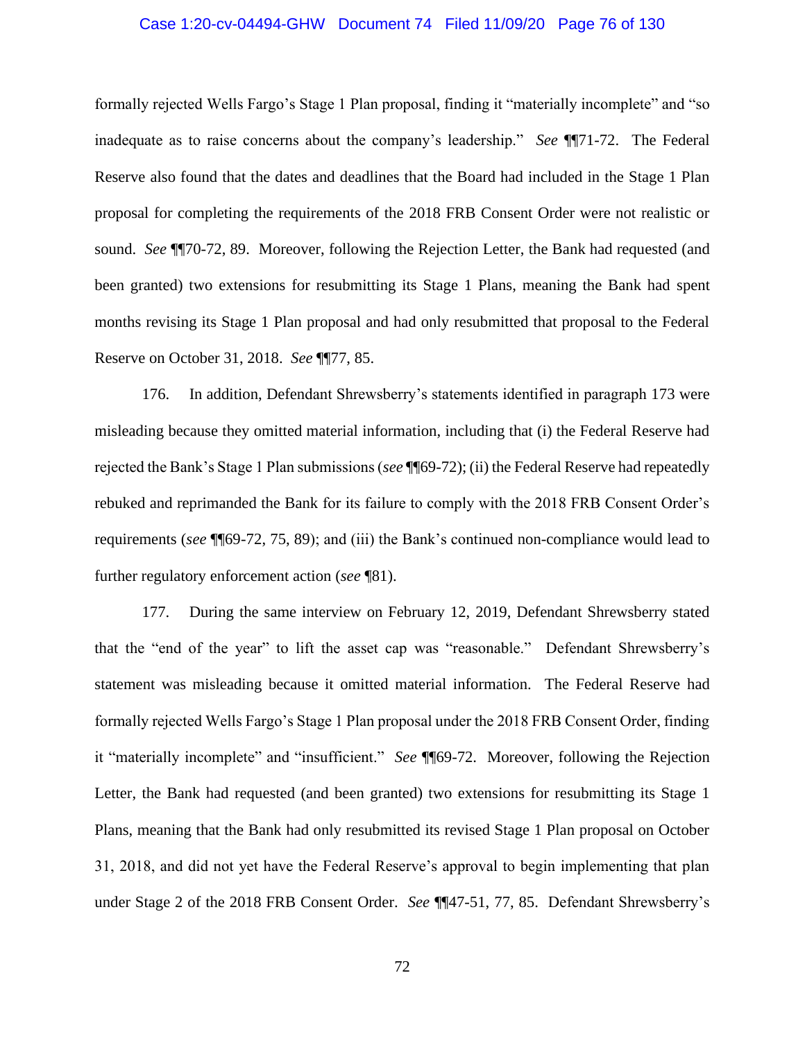formally rejected Wells Fargo's Stage 1 Plan proposal, finding it "materially incomplete" and "so inadequate as to raise concerns about the company's leadership." *See* ¶¶71-72. The Federal Reserve also found that the dates and deadlines that the Board had included in the Stage 1 Plan proposal for completing the requirements of the 2018 FRB Consent Order were not realistic or sound. *See* ¶¶70-72, 89. Moreover, following the Rejection Letter, the Bank had requested (and been granted) two extensions for resubmitting its Stage 1 Plans, meaning the Bank had spent months revising its Stage 1 Plan proposal and had only resubmitted that proposal to the Federal Reserve on October 31, 2018. *See* ¶¶77, 85.

176. In addition, Defendant Shrewsberry's statements identified in paragraph 173 were misleading because they omitted material information, including that (i) the Federal Reserve had rejected the Bank's Stage 1 Plan submissions (*see* ¶¶69-72); (ii) the Federal Reserve had repeatedly rebuked and reprimanded the Bank for its failure to comply with the 2018 FRB Consent Order's requirements (*see* ¶¶69-72, 75, 89); and (iii) the Bank's continued non-compliance would lead to further regulatory enforcement action (*see* ¶81).

177. During the same interview on February 12, 2019, Defendant Shrewsberry stated that the "end of the year" to lift the asset cap was "reasonable." Defendant Shrewsberry's statement was misleading because it omitted material information. The Federal Reserve had formally rejected Wells Fargo's Stage 1 Plan proposal under the 2018 FRB Consent Order, finding it "materially incomplete" and "insufficient." *See* ¶¶69-72. Moreover, following the Rejection Letter, the Bank had requested (and been granted) two extensions for resubmitting its Stage 1 Plans, meaning that the Bank had only resubmitted its revised Stage 1 Plan proposal on October 31, 2018, and did not yet have the Federal Reserve's approval to begin implementing that plan under Stage 2 of the 2018 FRB Consent Order. *See* ¶¶47-51, 77, 85. Defendant Shrewsberry's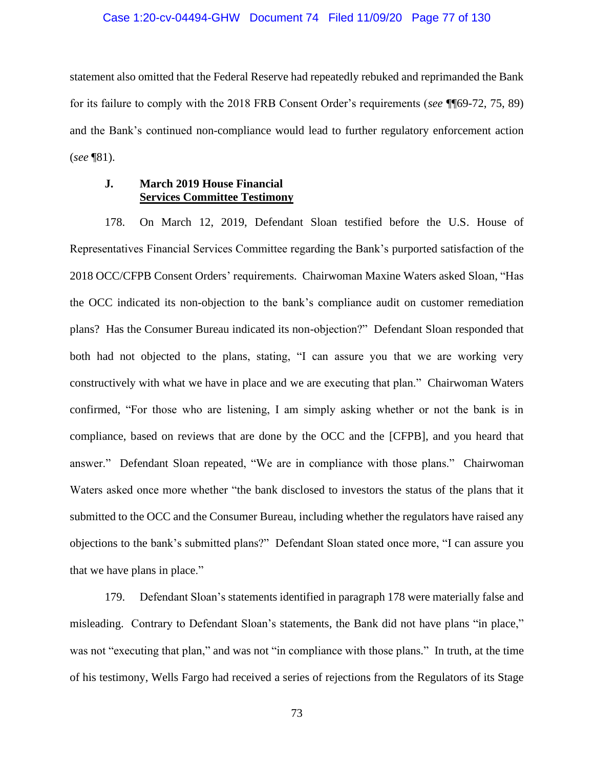statement also omitted that the Federal Reserve had repeatedly rebuked and reprimanded the Bank for its failure to comply with the 2018 FRB Consent Order's requirements (*see* ¶¶69-72, 75, 89) and the Bank's continued non-compliance would lead to further regulatory enforcement action (*see* ¶81).

### J. March 2019 House Financial Services Committee Testimony

178. On March 12, 2019, Defendant Sloan testified before the U.S. House of Representatives Financial Services Committee regarding the Bank's purported satisfaction of the 2018 OCC/CFPB Consent Orders' requirements. Chairwoman Maxine Waters asked Sloan, "Has the OCC indicated its non-objection to the bank's compliance audit on customer remediation plans? Has the Consumer Bureau indicated its non-objection?" Defendant Sloan responded that both had not objected to the plans, stating, "I can assure you that we are working very constructively with what we have in place and we are executing that plan." Chairwoman Waters confirmed, "For those who are listening, I am simply asking whether or not the bank is in compliance, based on reviews that are done by the OCC and the [CFPB], and you heard that answer." Defendant Sloan repeated, "We are in compliance with those plans." Chairwoman Waters asked once more whether "the bank disclosed to investors the status of the plans that it submitted to the OCC and the Consumer Bureau, including whether the regulators have raised any objections to the bank's submitted plans?" Defendant Sloan stated once more, "I can assure you that we have plans in place."

179. Defendant Sloan's statements identified in paragraph 178 were materially false and misleading. Contrary to Defendant Sloan's statements, the Bank did not have plans "in place," was not "executing that plan," and was not "in compliance with those plans." In truth, at the time of his testimony, Wells Fargo had received a series of rejections from the Regulators of its Stage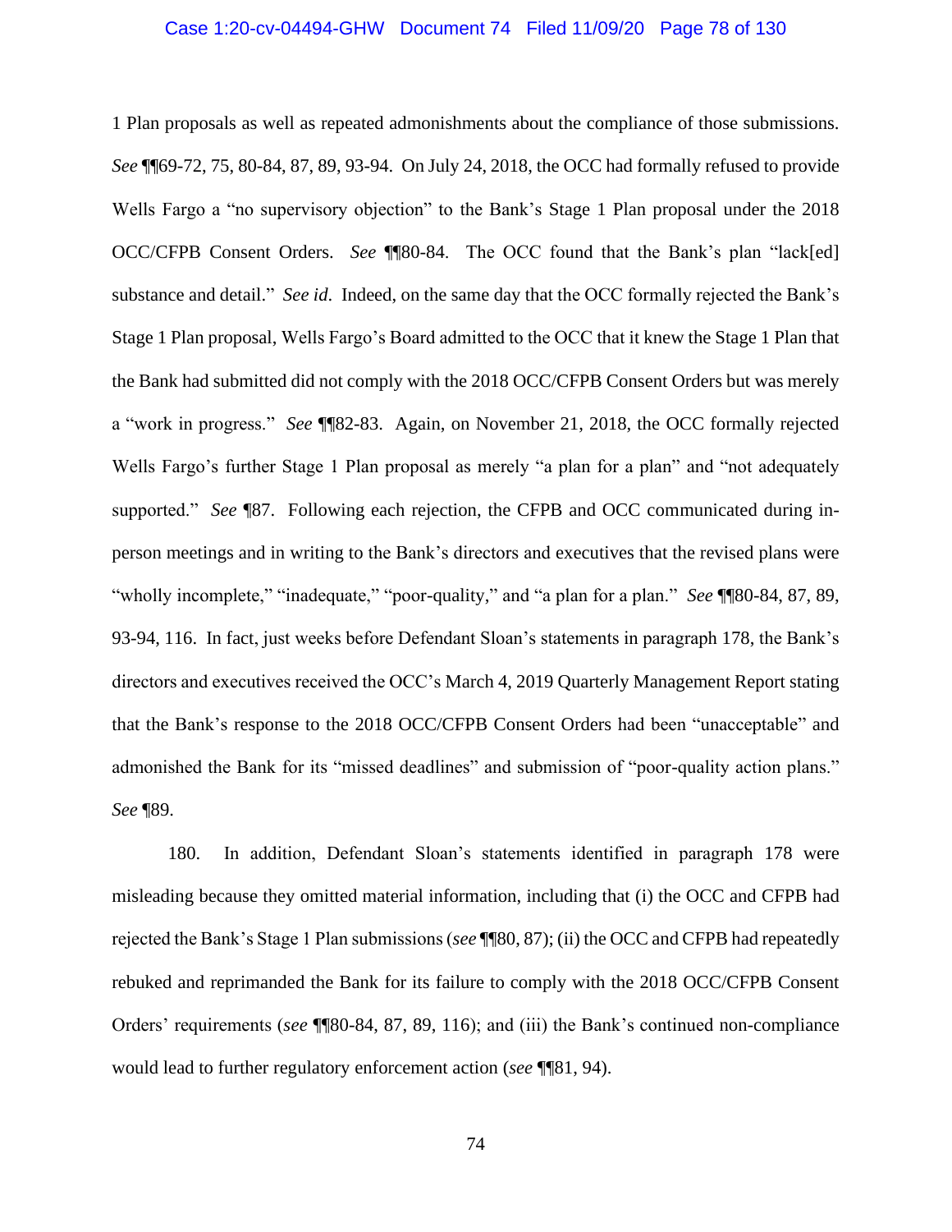1 Plan proposals as well as repeated admonishments about the compliance of those submissions. *See* ¶¶69-72, 75, 80-84, 87, 89, 93-94. On July 24, 2018, the OCC had formally refused to provide Wells Fargo a "no supervisory objection" to the Bank's Stage 1 Plan proposal under the 2018 OCC/CFPB Consent Orders. *See* ¶¶80-84. The OCC found that the Bank's plan "lack[ed] substance and detail." *See id*. Indeed, on the same day that the OCC formally rejected the Bank's Stage 1 Plan proposal, Wells Fargo's Board admitted to the OCC that it knew the Stage 1 Plan that the Bank had submitted did not comply with the 2018 OCC/CFPB Consent Orders but was merely a "work in progress." *See* ¶¶82-83. Again, on November 21, 2018, the OCC formally rejected Wells Fargo's further Stage 1 Plan proposal as merely "a plan for a plan" and "not adequately supported." *See* ¶87. Following each rejection, the CFPB and OCC communicated during in-person meetings and in writing to the Bank's directors and executives that the revised plans were "wholly incomplete," "inadequate," "poor-quality," and "a plan for a plan." *See* ¶¶80-84, 87, 89, 93-94, 116. In fact, just weeks before Defendant Sloan's statements in paragraph 178, the Bank's directors and executives received the OCC's March 4, 2019 Quarterly Management Report stating that the Bank's response to the 2018 OCC/CFPB Consent Orders had been "unacceptable" and admonished the Bank for its "missed deadlines" and submission of "poor-quality action plans." *See* ¶89.

180. In addition, Defendant Sloan's statements identified in paragraph 178 were misleading because they omitted material information, including that (i) the OCC and CFPB had rejected the Bank's Stage 1 Plan submissions (*see* ¶¶80, 87); (ii) the OCC and CFPB had repeatedly rebuked and reprimanded the Bank for its failure to comply with the 2018 OCC/CFPB Consent Orders' requirements (*see* ¶¶80-84, 87, 89, 116); and (iii) the Bank's continued non-compliance would lead to further regulatory enforcement action (*see* ¶¶81, 94).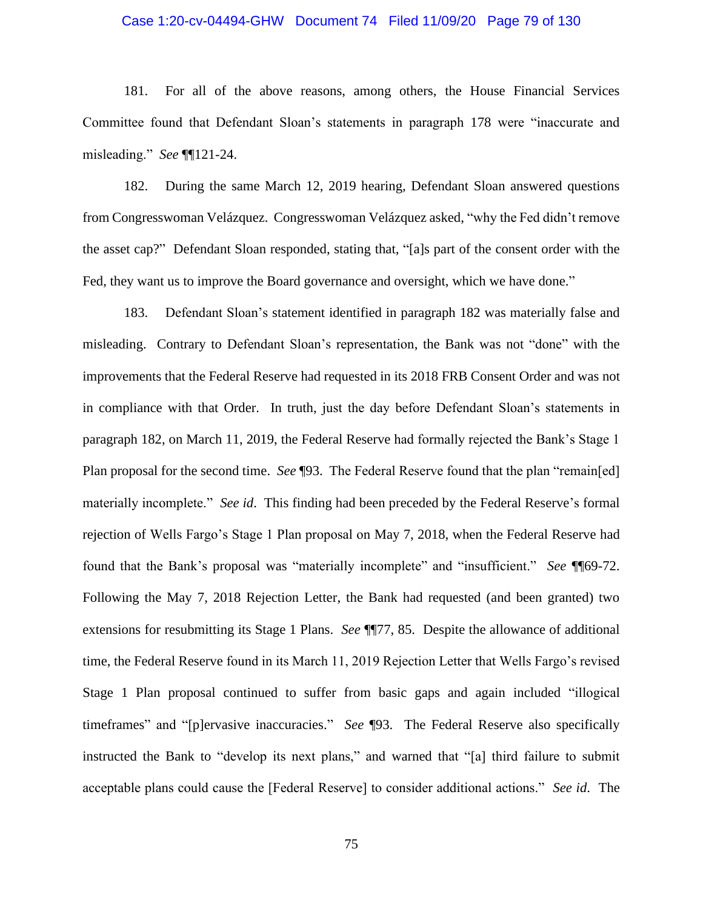181. For all of the above reasons, among others, the House Financial Services Committee found that Defendant Sloan's statements in paragraph 178 were "inaccurate and misleading." *See* ¶¶121-24.

182. During the same March 12, 2019 hearing, Defendant Sloan answered questions from Congresswoman Velázquez. Congresswoman Velázquez asked, "why the Fed didn't remove the asset cap?" Defendant Sloan responded, stating that, "[a]s part of the consent order with the Fed, they want us to improve the Board governance and oversight, which we have done."

183. Defendant Sloan's statement identified in paragraph 182 was materially false and misleading. Contrary to Defendant Sloan's representation, the Bank was not "done" with the improvements that the Federal Reserve had requested in its 2018 FRB Consent Order and was not in compliance with that Order. In truth, just the day before Defendant Sloan's statements in paragraph 182, on March 11, 2019, the Federal Reserve had formally rejected the Bank's Stage 1 Plan proposal for the second time. *See* ¶93. The Federal Reserve found that the plan "remain[ed] materially incomplete." *See id*. This finding had been preceded by the Federal Reserve's formal rejection of Wells Fargo's Stage 1 Plan proposal on May 7, 2018, when the Federal Reserve had found that the Bank's proposal was "materially incomplete" and "insufficient." *See* ¶¶69-72. Following the May 7, 2018 Rejection Letter, the Bank had requested (and been granted) two extensions for resubmitting its Stage 1 Plans. *See* ¶¶77, 85. Despite the allowance of additional time, the Federal Reserve found in its March 11, 2019 Rejection Letter that Wells Fargo's revised Stage 1 Plan proposal continued to suffer from basic gaps and again included "illogical timeframes" and "[p]ervasive inaccuracies." *See* ¶93. The Federal Reserve also specifically instructed the Bank to "develop its next plans," and warned that "[a] third failure to submit acceptable plans could cause the [Federal Reserve] to consider additional actions." *See id*. The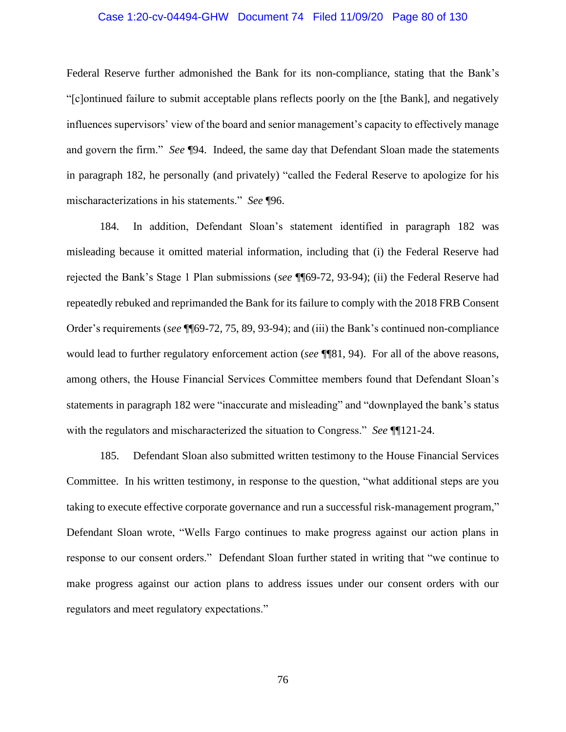Federal Reserve further admonished the Bank for its non-compliance, stating that the Bank's "[c]ontinued failure to submit acceptable plans reflects poorly on the [the Bank], and negatively influences supervisors' view of the board and senior management's capacity to effectively manage and govern the firm." *See* ¶94. Indeed, the same day that Defendant Sloan made the statements in paragraph 182, he personally (and privately) "called the Federal Reserve to apologize for his mischaracterizations in his statements." *See* ¶96.

184. In addition, Defendant Sloan's statement identified in paragraph 182 was misleading because it omitted material information, including that (i) the Federal Reserve had rejected the Bank's Stage 1 Plan submissions (*see* ¶¶69-72, 93-94); (ii) the Federal Reserve had repeatedly rebuked and reprimanded the Bank for its failure to comply with the 2018 FRB Consent Order's requirements (*see* ¶¶69-72, 75, 89, 93-94); and (iii) the Bank's continued non-compliance would lead to further regulatory enforcement action (*see* ¶¶81, 94). For all of the above reasons, among others, the House Financial Services Committee members found that Defendant Sloan's statements in paragraph 182 were "inaccurate and misleading" and "downplayed the bank's status with the regulators and mischaracterized the situation to Congress." *See* ¶¶121-24.

185. Defendant Sloan also submitted written testimony to the House Financial Services Committee. In his written testimony, in response to the question, "what additional steps are you taking to execute effective corporate governance and run a successful risk-management program," Defendant Sloan wrote, "Wells Fargo continues to make progress against our action plans in response to our consent orders." Defendant Sloan further stated in writing that "we continue to make progress against our action plans to address issues under our consent orders with our regulators and meet regulatory expectations."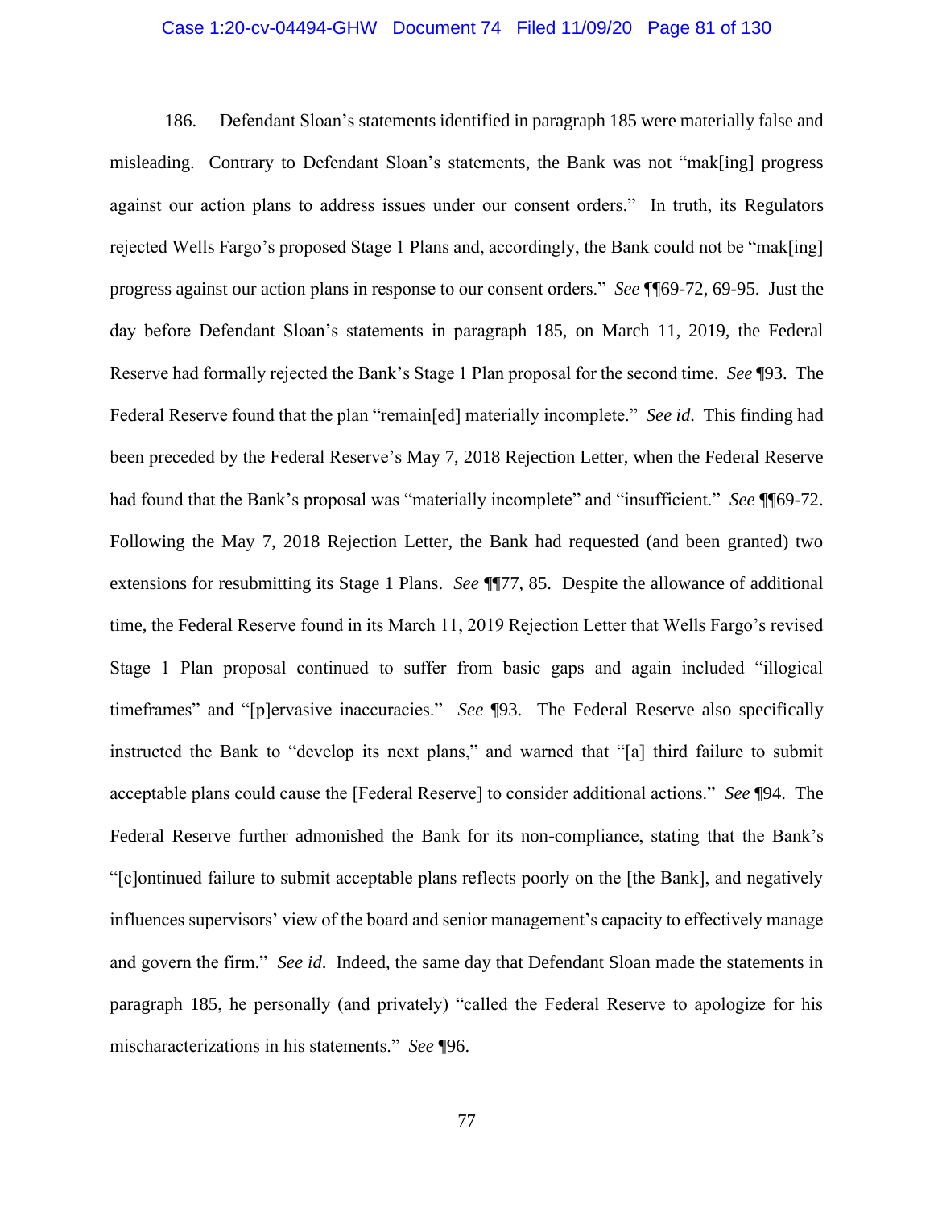186. Defendant Sloan's statements identified in paragraph 185 were materially false and misleading. Contrary to Defendant Sloan's statements, the Bank was not "mak[ing] progress against our action plans to address issues under our consent orders." In truth, its Regulators rejected Wells Fargo's proposed Stage 1 Plans and, accordingly, the Bank could not be "mak[ing] progress against our action plans in response to our consent orders." *See* ¶¶69-72, 69-95. Just the day before Defendant Sloan's statements in paragraph 185, on March 11, 2019, the Federal Reserve had formally rejected the Bank's Stage 1 Plan proposal for the second time. *See* ¶93. The Federal Reserve found that the plan "remain[ed] materially incomplete." *See id.* This finding had been preceded by the Federal Reserve's May 7, 2018 Rejection Letter, when the Federal Reserve had found that the Bank's proposal was "materially incomplete" and "insufficient." *See* ¶¶69-72. Following the May 7, 2018 Rejection Letter, the Bank had requested (and been granted) two extensions for resubmitting its Stage 1 Plans. *See* ¶¶77, 85. Despite the allowance of additional time, the Federal Reserve found in its March 11, 2019 Rejection Letter that Wells Fargo's revised Stage 1 Plan proposal continued to suffer from basic gaps and again included "illogical timeframes" and "[p]ervasive inaccuracies." *See* ¶93. The Federal Reserve also specifically instructed the Bank to "develop its next plans," and warned that "[a] third failure to submit acceptable plans could cause the [Federal Reserve] to consider additional actions." *See* ¶94. The Federal Reserve further admonished the Bank for its non-compliance, stating that the Bank's "[c]ontinued failure to submit acceptable plans reflects poorly on the [the Bank], and negatively influences supervisors' view of the board and senior management's capacity to effectively manage and govern the firm." *See id.* Indeed, the same day that Defendant Sloan made the statements in paragraph 185, he personally (and privately) "called the Federal Reserve to apologize for his mischaracterizations in his statements." *See* ¶96.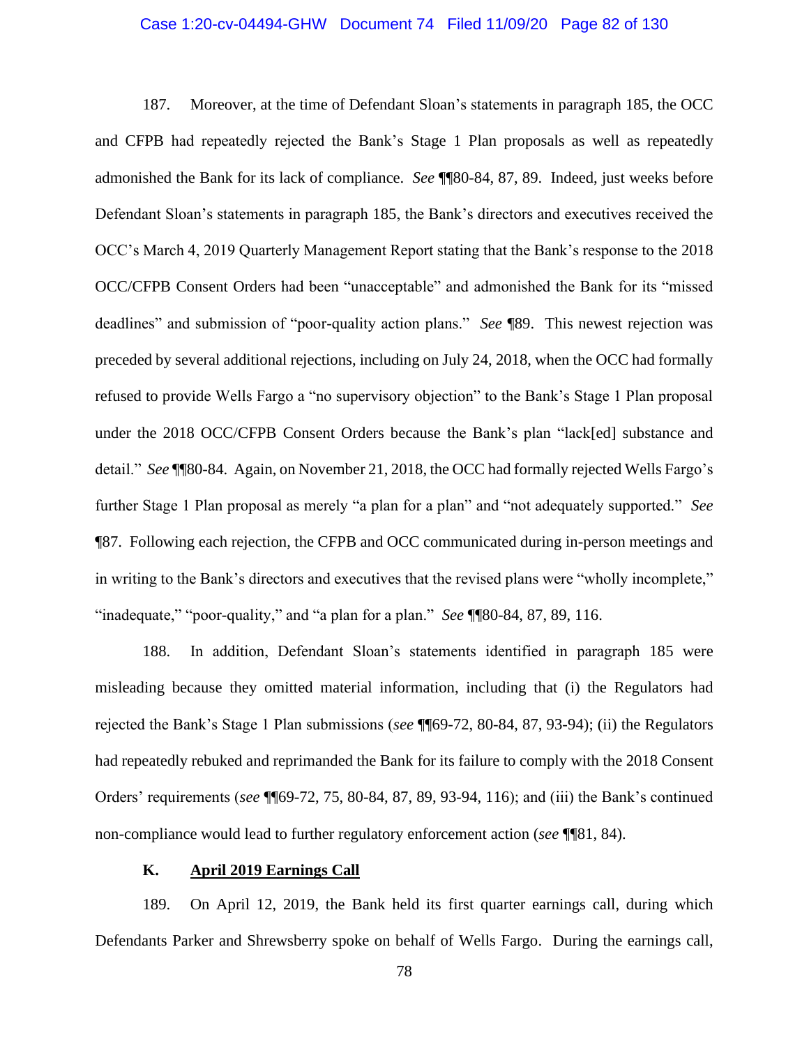187. Moreover, at the time of Defendant Sloan's statements in paragraph 185, the OCC and CFPB had repeatedly rejected the Bank's Stage 1 Plan proposals as well as repeatedly admonished the Bank for its lack of compliance. *See* ¶¶80-84, 87, 89. Indeed, just weeks before Defendant Sloan's statements in paragraph 185, the Bank's directors and executives received the OCC's March 4, 2019 Quarterly Management Report stating that the Bank's response to the 2018 OCC/CFPB Consent Orders had been "unacceptable" and admonished the Bank for its "missed deadlines" and submission of "poor-quality action plans." *See* ¶89. This newest rejection was preceded by several additional rejections, including on July 24, 2018, when the OCC had formally refused to provide Wells Fargo a "no supervisory objection" to the Bank's Stage 1 Plan proposal under the 2018 OCC/CFPB Consent Orders because the Bank's plan "lack[ed] substance and detail." *See* ¶¶80-84. Again, on November 21, 2018, the OCC had formally rejected Wells Fargo's further Stage 1 Plan proposal as merely "a plan for a plan" and "not adequately supported." *See* ¶87. Following each rejection, the CFPB and OCC communicated during in-person meetings and in writing to the Bank's directors and executives that the revised plans were "wholly incomplete," "inadequate," "poor-quality," and "a plan for a plan." *See* ¶¶80-84, 87, 89, 116.

188. In addition, Defendant Sloan's statements identified in paragraph 185 were misleading because they omitted material information, including that (i) the Regulators had rejected the Bank's Stage 1 Plan submissions (*see* ¶¶69-72, 80-84, 87, 93-94); (ii) the Regulators had repeatedly rebuked and reprimanded the Bank for its failure to comply with the 2018 Consent Orders' requirements (*see* ¶¶69-72, 75, 80-84, 87, 89, 93-94, 116); and (iii) the Bank's continued non-compliance would lead to further regulatory enforcement action (*see* ¶¶81, 84).

### K. <u>April 2019 Earnings Call</u>

189. On April 12, 2019, the Bank held its first quarter earnings call, during which Defendants Parker and Shrewsberry spoke on behalf of Wells Fargo. During the earnings call,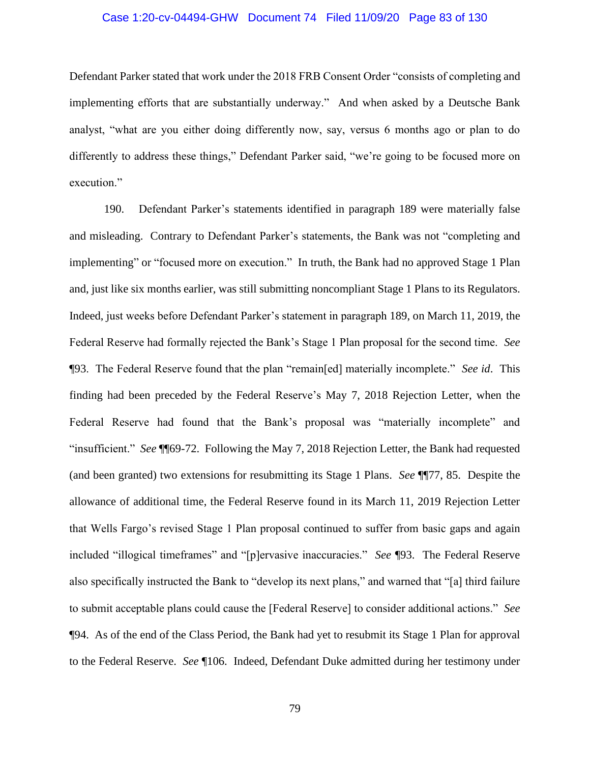Defendant Parker stated that work under the 2018 FRB Consent Order "consists of completing and implementing efforts that are substantially underway." And when asked by a Deutsche Bank analyst, "what are you either doing differently now, say, versus 6 months ago or plan to do differently to address these things," Defendant Parker said, "we're going to be focused more on execution."

190. Defendant Parker's statements identified in paragraph 189 were materially false and misleading. Contrary to Defendant Parker's statements, the Bank was not "completing and implementing" or "focused more on execution." In truth, the Bank had no approved Stage 1 Plan and, just like six months earlier, was still submitting noncompliant Stage 1 Plans to its Regulators. Indeed, just weeks before Defendant Parker's statement in paragraph 189, on March 11, 2019, the Federal Reserve had formally rejected the Bank's Stage 1 Plan proposal for the second time. *See* ¶93. The Federal Reserve found that the plan "remain[ed] materially incomplete." *See id*. This finding had been preceded by the Federal Reserve's May 7, 2018 Rejection Letter, when the Federal Reserve had found that the Bank's proposal was "materially incomplete" and "insufficient." *See* ¶¶69-72. Following the May 7, 2018 Rejection Letter, the Bank had requested (and been granted) two extensions for resubmitting its Stage 1 Plans. *See* ¶¶77, 85. Despite the allowance of additional time, the Federal Reserve found in its March 11, 2019 Rejection Letter that Wells Fargo's revised Stage 1 Plan proposal continued to suffer from basic gaps and again included "illogical timeframes" and "[p]ervasive inaccuracies." *See* ¶93. The Federal Reserve also specifically instructed the Bank to "develop its next plans," and warned that "[a] third failure to submit acceptable plans could cause the [Federal Reserve] to consider additional actions." *See* ¶94. As of the end of the Class Period, the Bank had yet to resubmit its Stage 1 Plan for approval to the Federal Reserve. *See* ¶106. Indeed, Defendant Duke admitted during her testimony under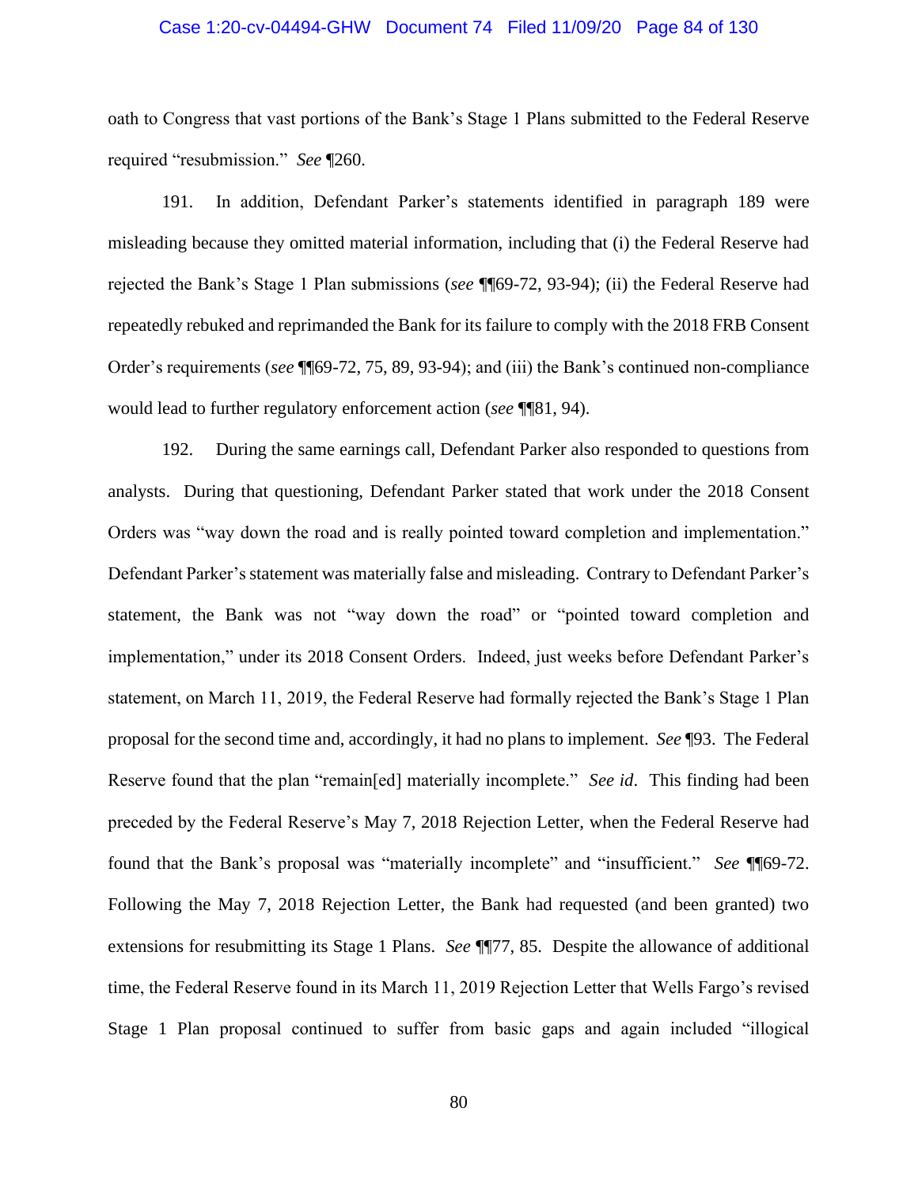oath to Congress that vast portions of the Bank's Stage 1 Plans submitted to the Federal Reserve required "resubmission." *See* ¶260.

191. In addition, Defendant Parker's statements identified in paragraph 189 were misleading because they omitted material information, including that (i) the Federal Reserve had rejected the Bank's Stage 1 Plan submissions (*see* ¶¶69-72, 93-94); (ii) the Federal Reserve had repeatedly rebuked and reprimanded the Bank for its failure to comply with the 2018 FRB Consent Order's requirements (*see* ¶¶69-72, 75, 89, 93-94); and (iii) the Bank's continued non-compliance would lead to further regulatory enforcement action (*see* ¶¶81, 94).

192. During the same earnings call, Defendant Parker also responded to questions from analysts. During that questioning, Defendant Parker stated that work under the 2018 Consent Orders was "way down the road and is really pointed toward completion and implementation." Defendant Parker's statement was materially false and misleading. Contrary to Defendant Parker's statement, the Bank was not "way down the road" or "pointed toward completion and implementation," under its 2018 Consent Orders. Indeed, just weeks before Defendant Parker's statement, on March 11, 2019, the Federal Reserve had formally rejected the Bank's Stage 1 Plan proposal for the second time and, accordingly, it had no plans to implement. *See* ¶93. The Federal Reserve found that the plan "remain[ed] materially incomplete." *See id*. This finding had been preceded by the Federal Reserve's May 7, 2018 Rejection Letter, when the Federal Reserve had found that the Bank's proposal was "materially incomplete" and "insufficient." *See* ¶¶69-72. Following the May 7, 2018 Rejection Letter, the Bank had requested (and been granted) two extensions for resubmitting its Stage 1 Plans. *See* ¶¶77, 85. Despite the allowance of additional time, the Federal Reserve found in its March 11, 2019 Rejection Letter that Wells Fargo's revised Stage 1 Plan proposal continued to suffer from basic gaps and again included "illogical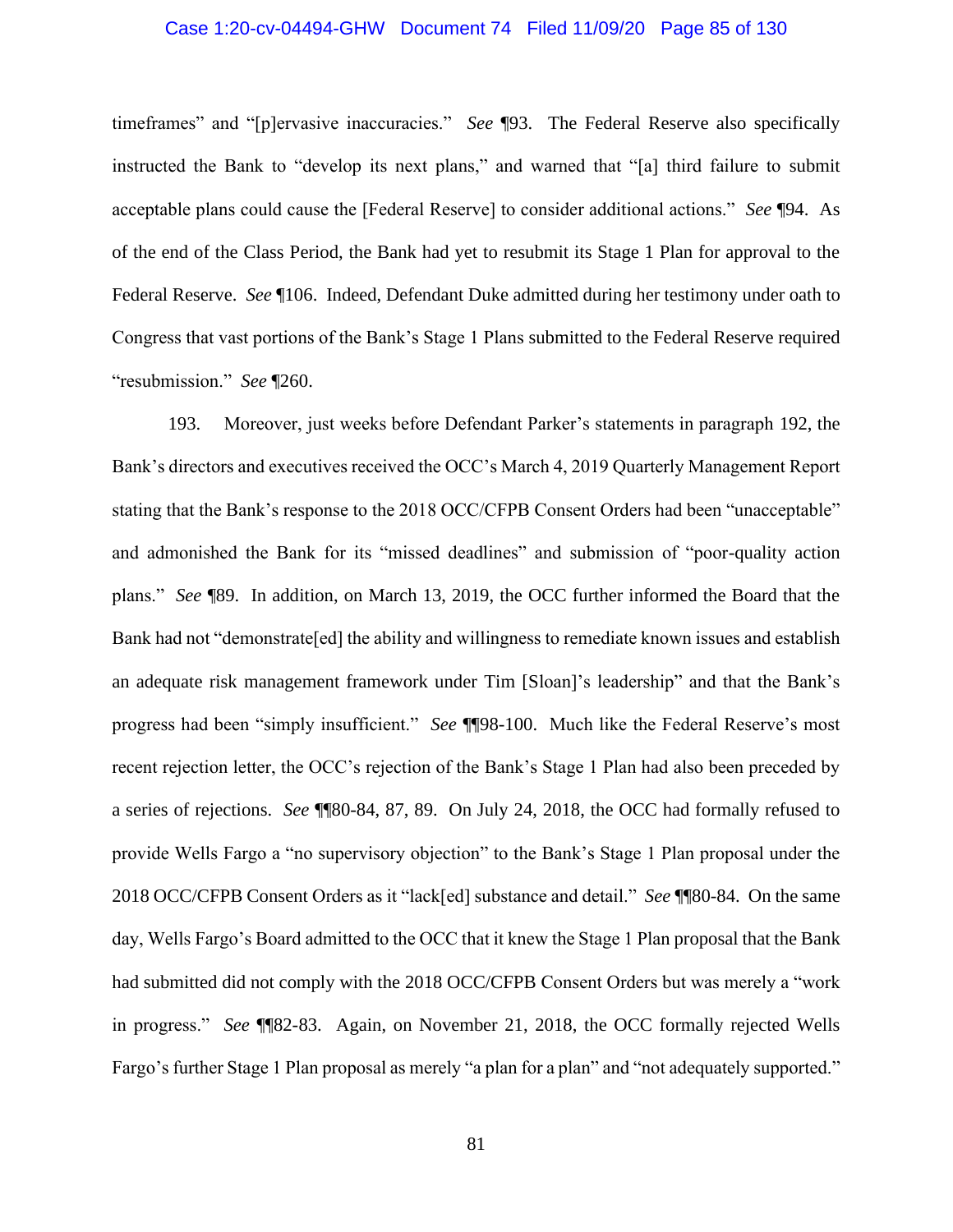timeframes" and "[p]ervasive inaccuracies." *See* ¶93. The Federal Reserve also specifically instructed the Bank to "develop its next plans," and warned that "[a] third failure to submit acceptable plans could cause the [Federal Reserve] to consider additional actions." *See* ¶94. As of the end of the Class Period, the Bank had yet to resubmit its Stage 1 Plan for approval to the Federal Reserve. *See* ¶106. Indeed, Defendant Duke admitted during her testimony under oath to Congress that vast portions of the Bank's Stage 1 Plans submitted to the Federal Reserve required "resubmission." *See* ¶260.

193. Moreover, just weeks before Defendant Parker's statements in paragraph 192, the Bank's directors and executives received the OCC's March 4, 2019 Quarterly Management Report stating that the Bank's response to the 2018 OCC/CFPB Consent Orders had been "unacceptable" and admonished the Bank for its "missed deadlines" and submission of "poor-quality action plans." *See* ¶89. In addition, on March 13, 2019, the OCC further informed the Board that the Bank had not "demonstrate[ed] the ability and willingness to remediate known issues and establish an adequate risk management framework under Tim [Sloan]'s leadership" and that the Bank's progress had been "simply insufficient." *See* ¶¶98-100. Much like the Federal Reserve's most recent rejection letter, the OCC's rejection of the Bank's Stage 1 Plan had also been preceded by a series of rejections. *See* ¶¶80-84, 87, 89. On July 24, 2018, the OCC had formally refused to provide Wells Fargo a "no supervisory objection" to the Bank's Stage 1 Plan proposal under the 2018 OCC/CFPB Consent Orders as it "lack[ed] substance and detail." *See* ¶¶80-84. On the same day, Wells Fargo's Board admitted to the OCC that it knew the Stage 1 Plan proposal that the Bank had submitted did not comply with the 2018 OCC/CFPB Consent Orders but was merely a "work in progress." *See* ¶¶82-83. Again, on November 21, 2018, the OCC formally rejected Wells Fargo's further Stage 1 Plan proposal as merely "a plan for a plan" and "not adequately supported."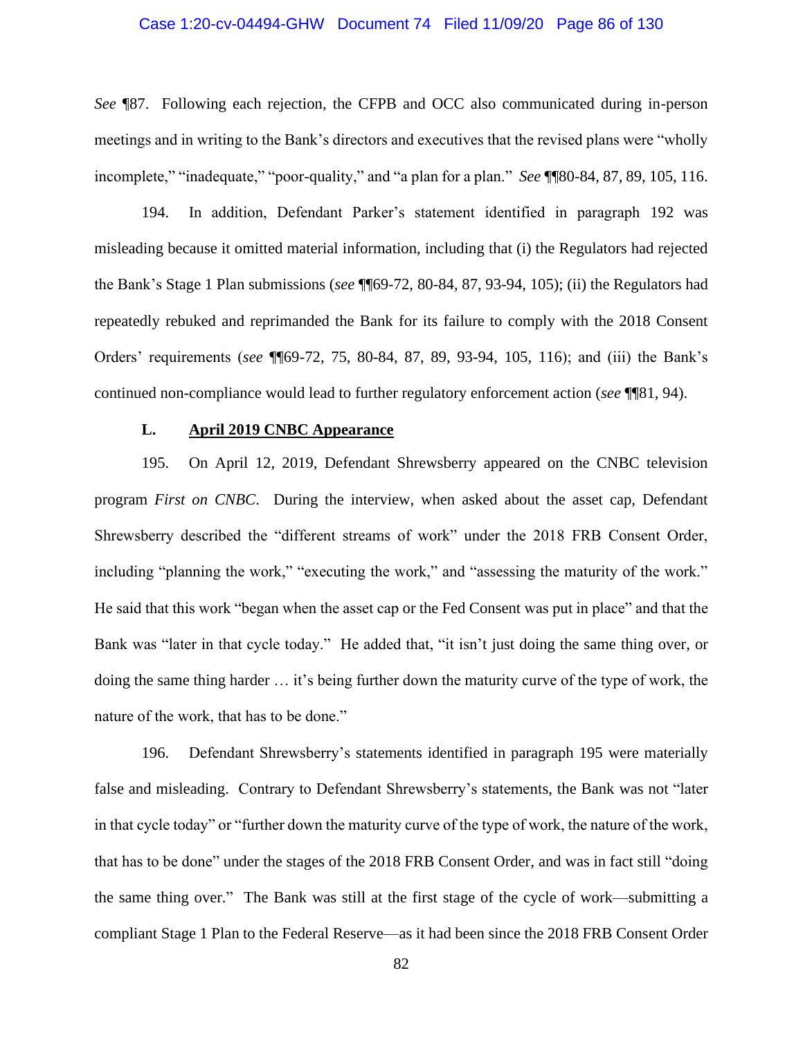*See* ¶87. Following each rejection, the CFPB and OCC also communicated during in-person meetings and in writing to the Bank's directors and executives that the revised plans were "wholly incomplete," "inadequate," "poor-quality," and "a plan for a plan." *See* ¶¶80-84, 87, 89, 105, 116.

194. In addition, Defendant Parker's statement identified in paragraph 192 was misleading because it omitted material information, including that (i) the Regulators had rejected the Bank's Stage 1 Plan submissions (*see* ¶¶69-72, 80-84, 87, 93-94, 105); (ii) the Regulators had repeatedly rebuked and reprimanded the Bank for its failure to comply with the 2018 Consent Orders' requirements (*see* ¶¶69-72, 75, 80-84, 87, 89, 93-94, 105, 116); and (iii) the Bank's continued non-compliance would lead to further regulatory enforcement action (*see* ¶¶81, 94).

### L. **April 2019 CNBC Appearance**

195. On April 12, 2019, Defendant Shrewsberry appeared on the CNBC television program *First on CNBC*. During the interview, when asked about the asset cap, Defendant Shrewsberry described the "different streams of work" under the 2018 FRB Consent Order, including "planning the work," "executing the work," and "assessing the maturity of the work." He said that this work "began when the asset cap or the Fed Consent was put in place" and that the Bank was "later in that cycle today." He added that, "it isn't just doing the same thing over, or doing the same thing harder … it's being further down the maturity curve of the type of work, the nature of the work, that has to be done."

196. Defendant Shrewsberry's statements identified in paragraph 195 were materially false and misleading. Contrary to Defendant Shrewsberry's statements, the Bank was not "later in that cycle today" or "further down the maturity curve of the type of work, the nature of the work, that has to be done" under the stages of the 2018 FRB Consent Order, and was in fact still "doing the same thing over." The Bank was still at the first stage of the cycle of work—submitting a compliant Stage 1 Plan to the Federal Reserve—as it had been since the 2018 FRB Consent Order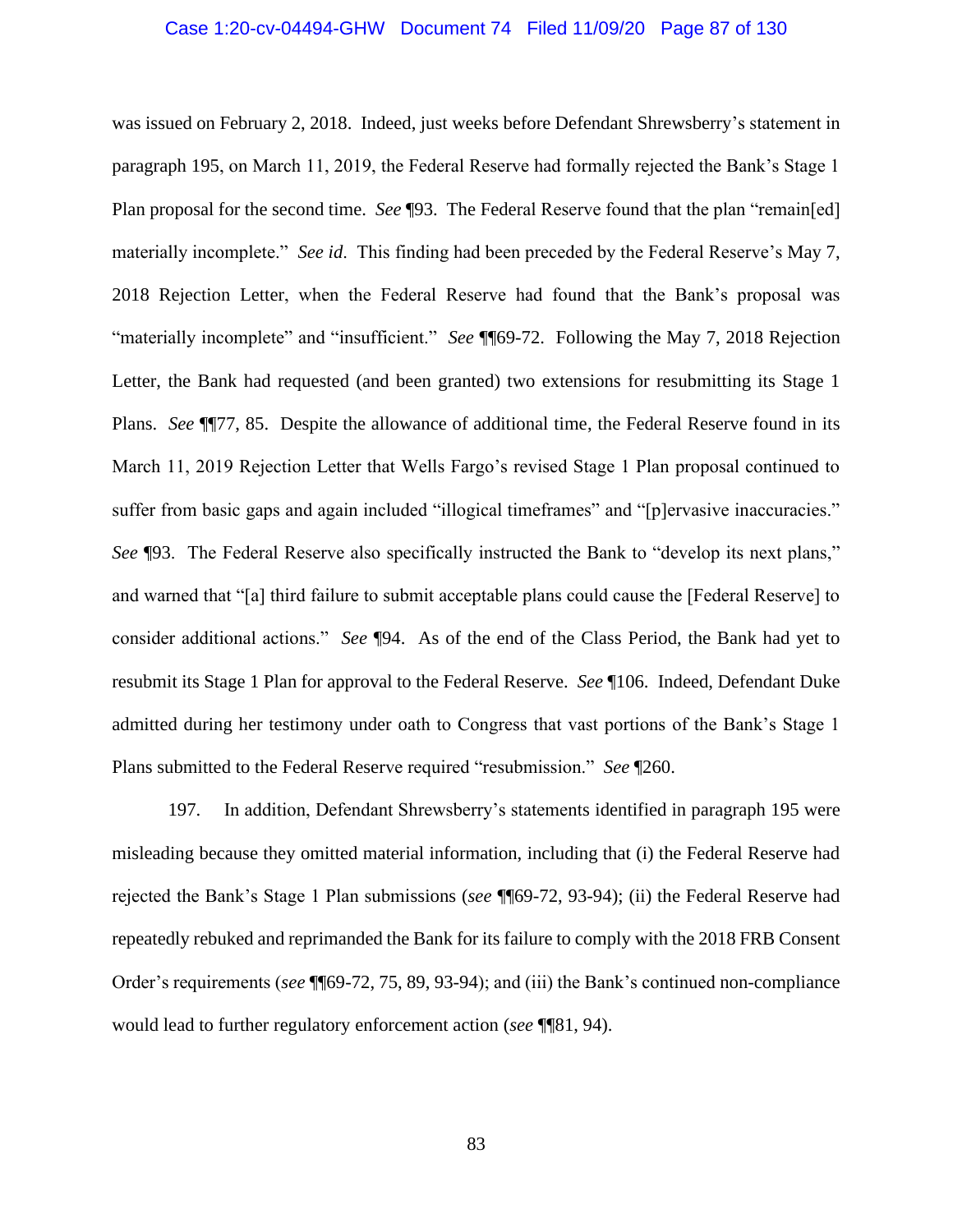was issued on February 2, 2018. Indeed, just weeks before Defendant Shrewsberry's statement in paragraph 195, on March 11, 2019, the Federal Reserve had formally rejected the Bank's Stage 1 Plan proposal for the second time. *See* ¶93. The Federal Reserve found that the plan "remain[ed] materially incomplete." *See id*. This finding had been preceded by the Federal Reserve's May 7, 2018 Rejection Letter, when the Federal Reserve had found that the Bank's proposal was "materially incomplete" and "insufficient." *See* ¶¶69-72. Following the May 7, 2018 Rejection Letter, the Bank had requested (and been granted) two extensions for resubmitting its Stage 1 Plans. *See* ¶¶77, 85. Despite the allowance of additional time, the Federal Reserve found in its March 11, 2019 Rejection Letter that Wells Fargo's revised Stage 1 Plan proposal continued to suffer from basic gaps and again included "illogical timeframes" and "[p]ervasive inaccuracies." *See* ¶93. The Federal Reserve also specifically instructed the Bank to "develop its next plans," and warned that "[a] third failure to submit acceptable plans could cause the [Federal Reserve] to consider additional actions." *See* ¶94. As of the end of the Class Period, the Bank had yet to resubmit its Stage 1 Plan for approval to the Federal Reserve. *See* ¶106. Indeed, Defendant Duke admitted during her testimony under oath to Congress that vast portions of the Bank's Stage 1 Plans submitted to the Federal Reserve required "resubmission." *See* ¶260.

197. In addition, Defendant Shrewsberry's statements identified in paragraph 195 were misleading because they omitted material information, including that (i) the Federal Reserve had rejected the Bank's Stage 1 Plan submissions (*see* ¶¶69-72, 93-94); (ii) the Federal Reserve had repeatedly rebuked and reprimanded the Bank for its failure to comply with the 2018 FRB Consent Order's requirements (*see* ¶¶69-72, 75, 89, 93-94); and (iii) the Bank's continued non-compliance would lead to further regulatory enforcement action (*see* ¶¶81, 94).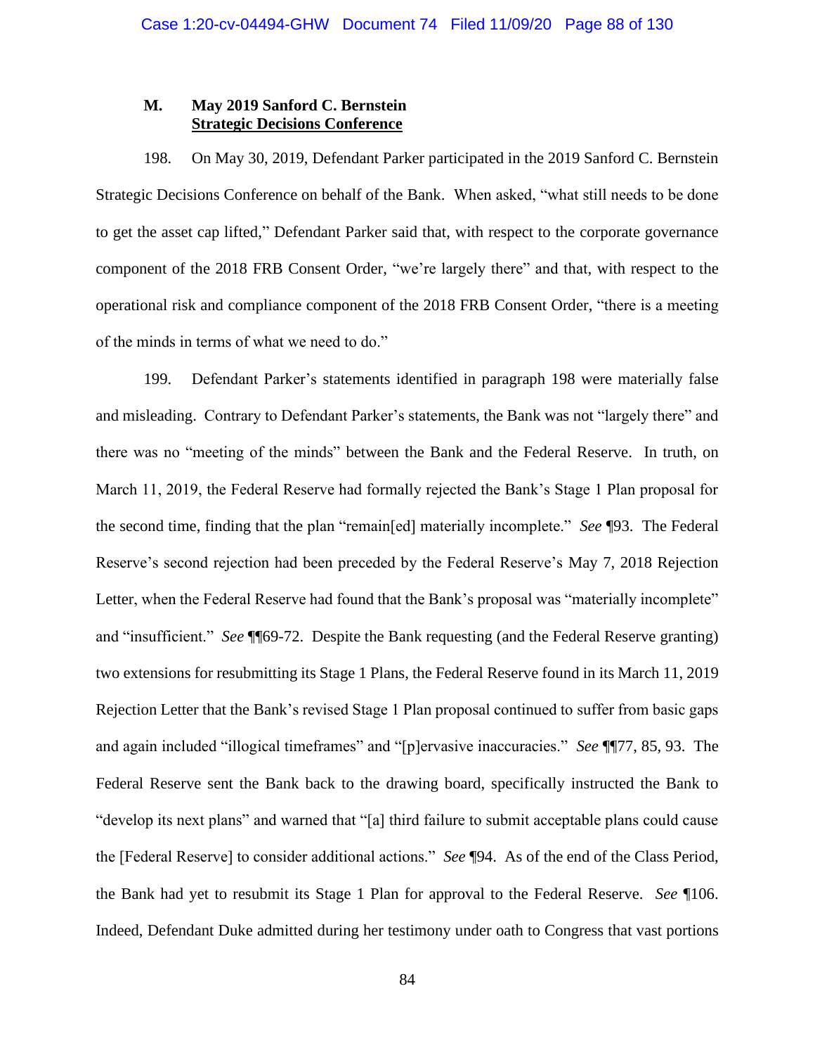### M. May 2019 Sanford C. Bernstein Strategic Decisions Conference

198. On May 30, 2019, Defendant Parker participated in the 2019 Sanford C. Bernstein Strategic Decisions Conference on behalf of the Bank. When asked, "what still needs to be done to get the asset cap lifted," Defendant Parker said that, with respect to the corporate governance component of the 2018 FRB Consent Order, "we're largely there" and that, with respect to the operational risk and compliance component of the 2018 FRB Consent Order, "there is a meeting of the minds in terms of what we need to do."

199. Defendant Parker's statements identified in paragraph 198 were materially false and misleading. Contrary to Defendant Parker's statements, the Bank was not "largely there" and there was no "meeting of the minds" between the Bank and the Federal Reserve. In truth, on March 11, 2019, the Federal Reserve had formally rejected the Bank's Stage 1 Plan proposal for the second time, finding that the plan "remain[ed] materially incomplete." *See* ¶93. The Federal Reserve's second rejection had been preceded by the Federal Reserve's May 7, 2018 Rejection Letter, when the Federal Reserve had found that the Bank's proposal was "materially incomplete" and "insufficient." *See* ¶¶69-72. Despite the Bank requesting (and the Federal Reserve granting) two extensions for resubmitting its Stage 1 Plans, the Federal Reserve found in its March 11, 2019 Rejection Letter that the Bank's revised Stage 1 Plan proposal continued to suffer from basic gaps and again included "illogical timeframes" and "[p]ervasive inaccuracies." *See* ¶¶77, 85, 93. The Federal Reserve sent the Bank back to the drawing board, specifically instructed the Bank to "develop its next plans" and warned that "[a] third failure to submit acceptable plans could cause the [Federal Reserve] to consider additional actions." *See* ¶94. As of the end of the Class Period, the Bank had yet to resubmit its Stage 1 Plan for approval to the Federal Reserve. *See* ¶106. Indeed, Defendant Duke admitted during her testimony under oath to Congress that vast portions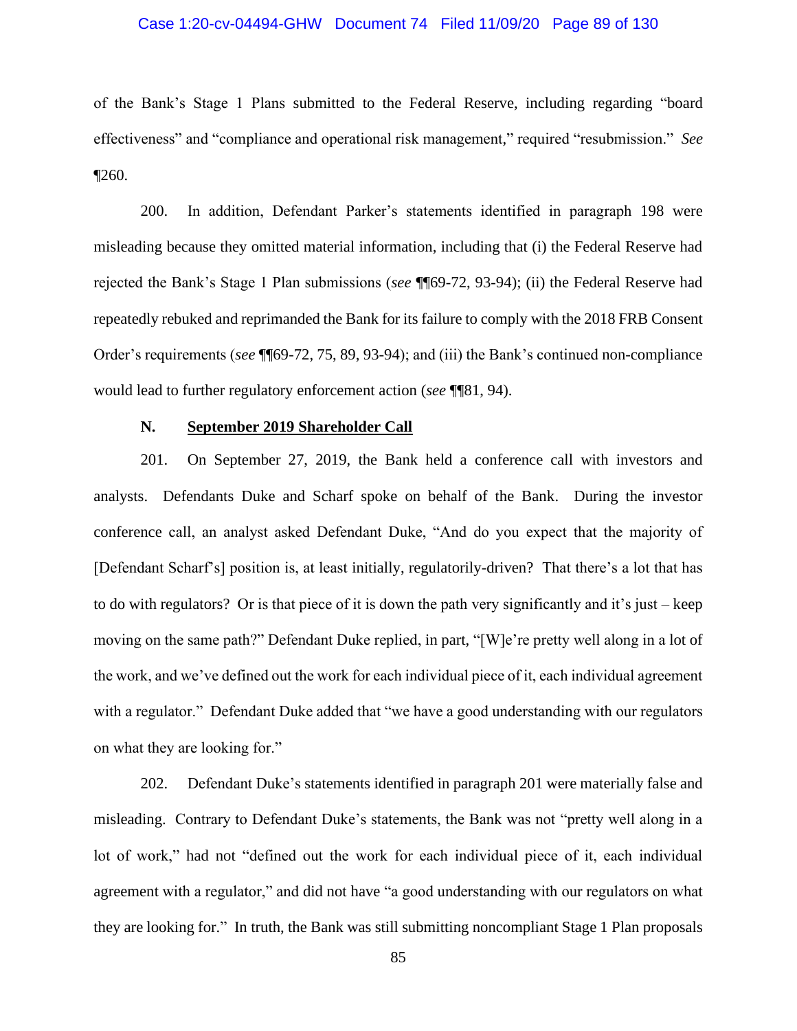of the Bank's Stage 1 Plans submitted to the Federal Reserve, including regarding "board effectiveness" and "compliance and operational risk management," required "resubmission." *See* ¶260.

200. In addition, Defendant Parker's statements identified in paragraph 198 were misleading because they omitted material information, including that (i) the Federal Reserve had rejected the Bank's Stage 1 Plan submissions (*see* ¶¶69-72, 93-94); (ii) the Federal Reserve had repeatedly rebuked and reprimanded the Bank for its failure to comply with the 2018 FRB Consent Order's requirements (*see* ¶¶69-72, 75, 89, 93-94); and (iii) the Bank's continued non-compliance would lead to further regulatory enforcement action (*see* ¶¶81, 94).

### N. <u>September 2019 Shareholder Call</u>

201. On September 27, 2019, the Bank held a conference call with investors and analysts. Defendants Duke and Scharf spoke on behalf of the Bank. During the investor conference call, an analyst asked Defendant Duke, "And do you expect that the majority of [Defendant Scharf's] position is, at least initially, regulatorily-driven? That there's a lot that has to do with regulators? Or is that piece of it is down the path very significantly and it's just – keep moving on the same path?" Defendant Duke replied, in part, "[W]e're pretty well along in a lot of the work, and we've defined out the work for each individual piece of it, each individual agreement with a regulator." Defendant Duke added that "we have a good understanding with our regulators on what they are looking for."

202. Defendant Duke's statements identified in paragraph 201 were materially false and misleading. Contrary to Defendant Duke's statements, the Bank was not "pretty well along in a lot of work," had not "defined out the work for each individual piece of it, each individual agreement with a regulator," and did not have "a good understanding with our regulators on what they are looking for." In truth, the Bank was still submitting noncompliant Stage 1 Plan proposals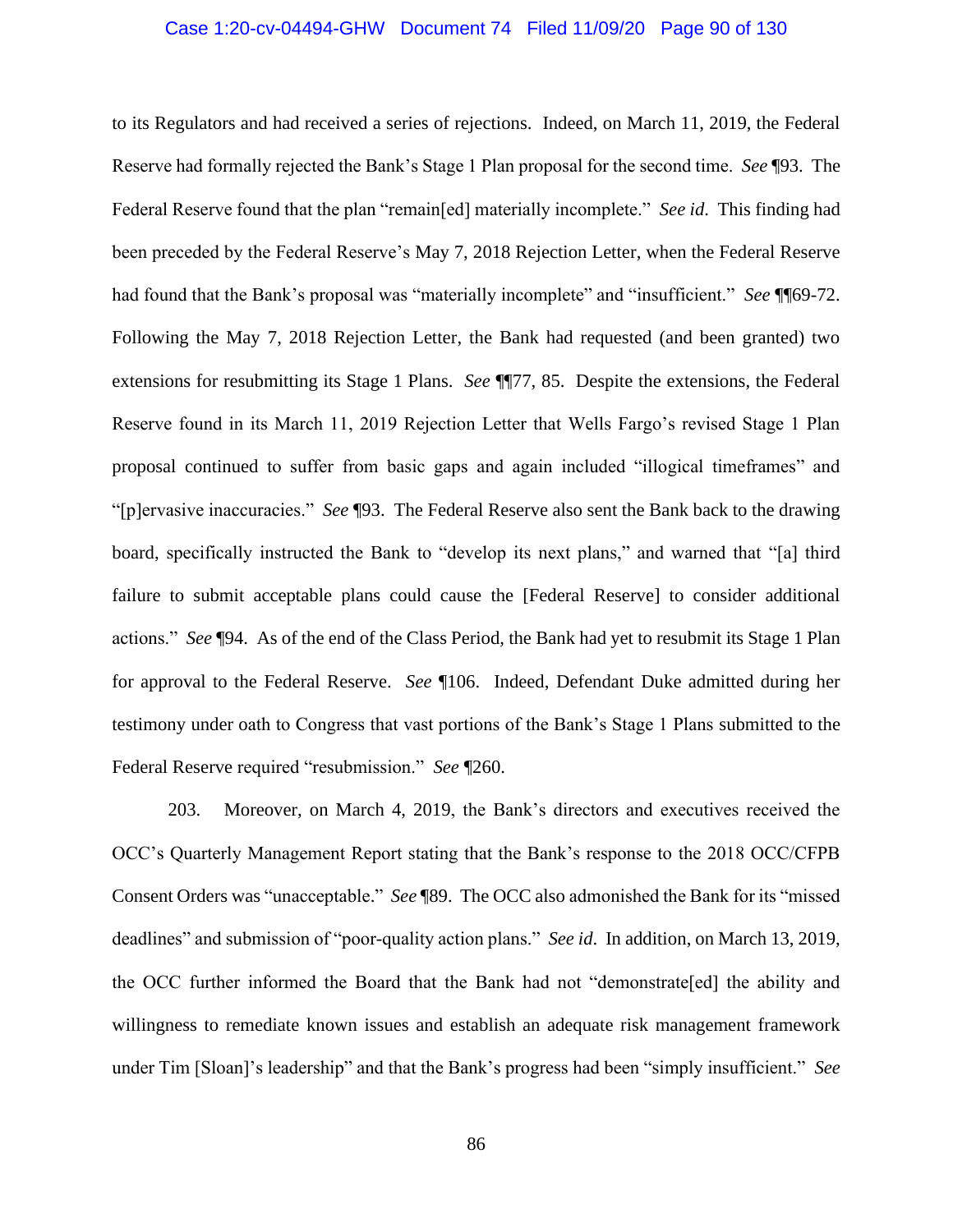to its Regulators and had received a series of rejections. Indeed, on March 11, 2019, the Federal Reserve had formally rejected the Bank's Stage 1 Plan proposal for the second time. *See* ¶93. The Federal Reserve found that the plan "remain[ed] materially incomplete." *See id*. This finding had been preceded by the Federal Reserve's May 7, 2018 Rejection Letter, when the Federal Reserve had found that the Bank's proposal was "materially incomplete" and "insufficient." *See* ¶¶69-72. Following the May 7, 2018 Rejection Letter, the Bank had requested (and been granted) two extensions for resubmitting its Stage 1 Plans. *See* ¶¶77, 85. Despite the extensions, the Federal Reserve found in its March 11, 2019 Rejection Letter that Wells Fargo's revised Stage 1 Plan proposal continued to suffer from basic gaps and again included "illogical timeframes" and "[p]ervasive inaccuracies." *See* ¶93. The Federal Reserve also sent the Bank back to the drawing board, specifically instructed the Bank to "develop its next plans," and warned that "[a] third failure to submit acceptable plans could cause the [Federal Reserve] to consider additional actions." *See* ¶94. As of the end of the Class Period, the Bank had yet to resubmit its Stage 1 Plan for approval to the Federal Reserve. *See* ¶106. Indeed, Defendant Duke admitted during her testimony under oath to Congress that vast portions of the Bank's Stage 1 Plans submitted to the Federal Reserve required "resubmission." *See* ¶260.

203. Moreover, on March 4, 2019, the Bank's directors and executives received the OCC's Quarterly Management Report stating that the Bank's response to the 2018 OCC/CFPB Consent Orders was "unacceptable." *See* ¶89. The OCC also admonished the Bank for its "missed deadlines" and submission of "poor-quality action plans." *See id*. In addition, on March 13, 2019, the OCC further informed the Board that the Bank had not "demonstrate[ed] the ability and willingness to remediate known issues and establish an adequate risk management framework under Tim [Sloan]'s leadership" and that the Bank's progress had been "simply insufficient." *See*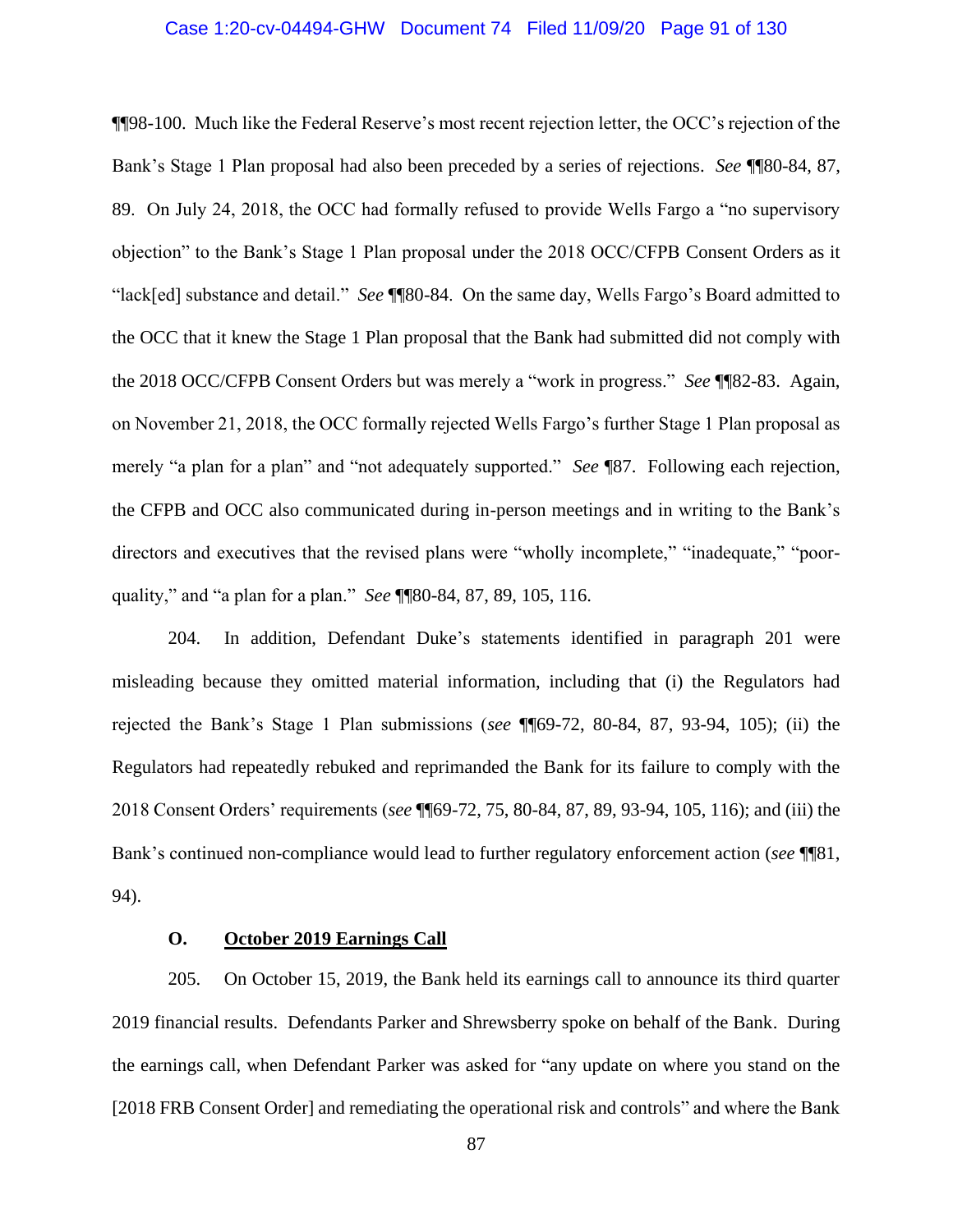¶¶98-100. Much like the Federal Reserve's most recent rejection letter, the OCC's rejection of the Bank's Stage 1 Plan proposal had also been preceded by a series of rejections. *See* ¶¶80-84, 87, 89. On July 24, 2018, the OCC had formally refused to provide Wells Fargo a "no supervisory objection" to the Bank's Stage 1 Plan proposal under the 2018 OCC/CFPB Consent Orders as it "lack[ed] substance and detail." *See* ¶¶80-84. On the same day, Wells Fargo's Board admitted to the OCC that it knew the Stage 1 Plan proposal that the Bank had submitted did not comply with the 2018 OCC/CFPB Consent Orders but was merely a "work in progress." *See* ¶¶82-83. Again, on November 21, 2018, the OCC formally rejected Wells Fargo's further Stage 1 Plan proposal as merely "a plan for a plan" and "not adequately supported." *See* ¶87. Following each rejection, the CFPB and OCC also communicated during in-person meetings and in writing to the Bank's directors and executives that the revised plans were "wholly incomplete," "inadequate," "poor-quality," and "a plan for a plan." *See* ¶¶80-84, 87, 89, 105, 116.

204. In addition, Defendant Duke's statements identified in paragraph 201 were misleading because they omitted material information, including that (i) the Regulators had rejected the Bank's Stage 1 Plan submissions (*see* ¶¶69-72, 80-84, 87, 93-94, 105); (ii) the Regulators had repeatedly rebuked and reprimanded the Bank for its failure to comply with the 2018 Consent Orders' requirements (*see* ¶¶69-72, 75, 80-84, 87, 89, 93-94, 105, 116); and (iii) the Bank's continued non-compliance would lead to further regulatory enforcement action (*see* ¶¶81, 94).

### O. October 2019 Earnings Call

205. On October 15, 2019, the Bank held its earnings call to announce its third quarter 2019 financial results. Defendants Parker and Shrewsberry spoke on behalf of the Bank. During the earnings call, when Defendant Parker was asked for "any update on where you stand on the [2018 FRB Consent Order] and remediating the operational risk and controls" and where the Bank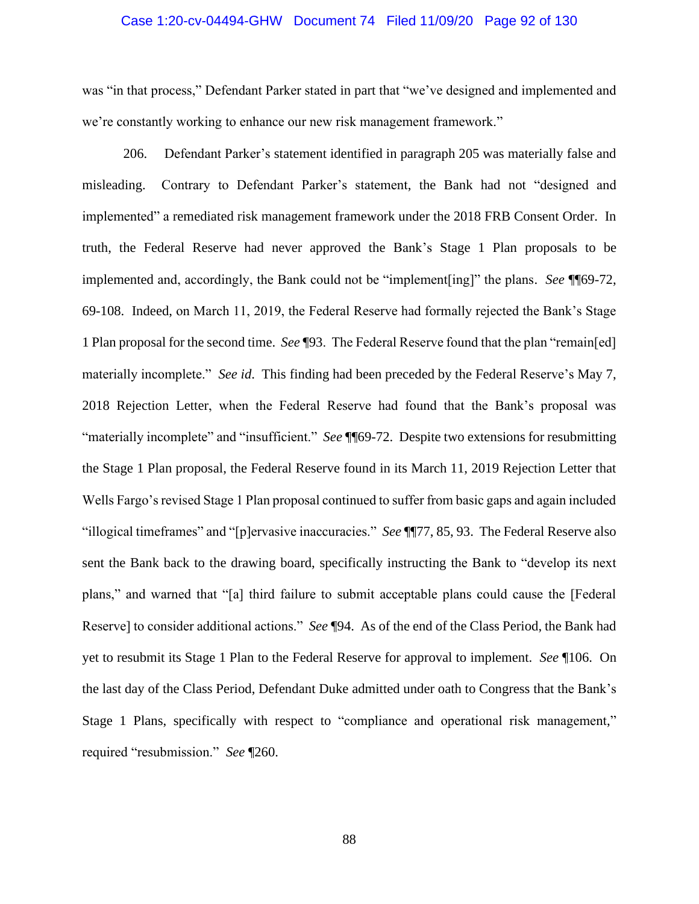was "in that process," Defendant Parker stated in part that "we've designed and implemented and we're constantly working to enhance our new risk management framework."

206. Defendant Parker's statement identified in paragraph 205 was materially false and misleading. Contrary to Defendant Parker's statement, the Bank had not "designed and implemented" a remediated risk management framework under the 2018 FRB Consent Order. In truth, the Federal Reserve had never approved the Bank's Stage 1 Plan proposals to be implemented and, accordingly, the Bank could not be "implement[ing]" the plans. *See* ¶¶69-72, 69-108. Indeed, on March 11, 2019, the Federal Reserve had formally rejected the Bank's Stage 1 Plan proposal for the second time. *See* ¶93. The Federal Reserve found that the plan "remain[ed] materially incomplete." *See id.* This finding had been preceded by the Federal Reserve's May 7, 2018 Rejection Letter, when the Federal Reserve had found that the Bank's proposal was "materially incomplete" and "insufficient." *See* ¶¶69-72. Despite two extensions for resubmitting the Stage 1 Plan proposal, the Federal Reserve found in its March 11, 2019 Rejection Letter that Wells Fargo's revised Stage 1 Plan proposal continued to suffer from basic gaps and again included "illogical timeframes" and "[p]ervasive inaccuracies." *See* ¶¶77, 85, 93. The Federal Reserve also sent the Bank back to the drawing board, specifically instructing the Bank to "develop its next plans," and warned that "[a] third failure to submit acceptable plans could cause the [Federal Reserve] to consider additional actions." *See* ¶94. As of the end of the Class Period, the Bank had yet to resubmit its Stage 1 Plan to the Federal Reserve for approval to implement. *See* ¶106. On the last day of the Class Period, Defendant Duke admitted under oath to Congress that the Bank's Stage 1 Plans, specifically with respect to "compliance and operational risk management," required "resubmission." *See* ¶260.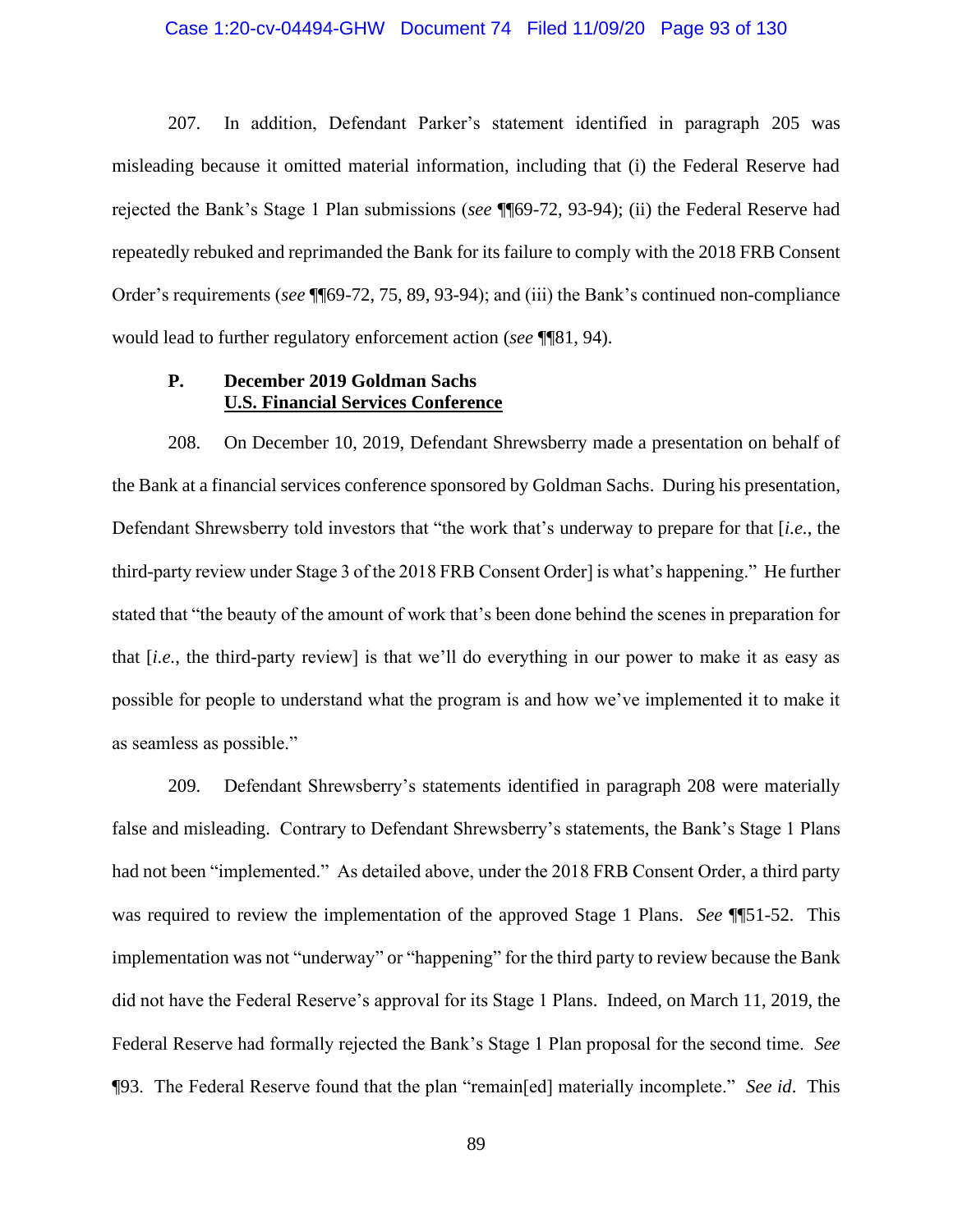207. In addition, Defendant Parker's statement identified in paragraph 205 was misleading because it omitted material information, including that (i) the Federal Reserve had rejected the Bank's Stage 1 Plan submissions (*see* ¶¶69-72, 93-94); (ii) the Federal Reserve had repeatedly rebuked and reprimanded the Bank for its failure to comply with the 2018 FRB Consent Order's requirements (*see* ¶¶69-72, 75, 89, 93-94); and (iii) the Bank's continued non-compliance would lead to further regulatory enforcement action (*see* ¶¶81, 94).

### P. December 2019 Goldman Sachs <u>U.S. Financial Services Conference</u>

208. On December 10, 2019, Defendant Shrewsberry made a presentation on behalf of the Bank at a financial services conference sponsored by Goldman Sachs. During his presentation, Defendant Shrewsberry told investors that "the work that's underway to prepare for that [*i.e.*, the third-party review under Stage 3 of the 2018 FRB Consent Order] is what's happening." He further stated that "the beauty of the amount of work that's been done behind the scenes in preparation for that [*i.e.*, the third-party review] is that we'll do everything in our power to make it as easy as possible for people to understand what the program is and how we've implemented it to make it as seamless as possible."

209. Defendant Shrewsberry's statements identified in paragraph 208 were materially false and misleading. Contrary to Defendant Shrewsberry's statements, the Bank's Stage 1 Plans had not been "implemented." As detailed above, under the 2018 FRB Consent Order, a third party was required to review the implementation of the approved Stage 1 Plans. *See* ¶¶51-52. This implementation was not "underway" or "happening" for the third party to review because the Bank did not have the Federal Reserve's approval for its Stage 1 Plans. Indeed, on March 11, 2019, the Federal Reserve had formally rejected the Bank's Stage 1 Plan proposal for the second time. *See* ¶93. The Federal Reserve found that the plan "remain[ed] materially incomplete." *See id*. This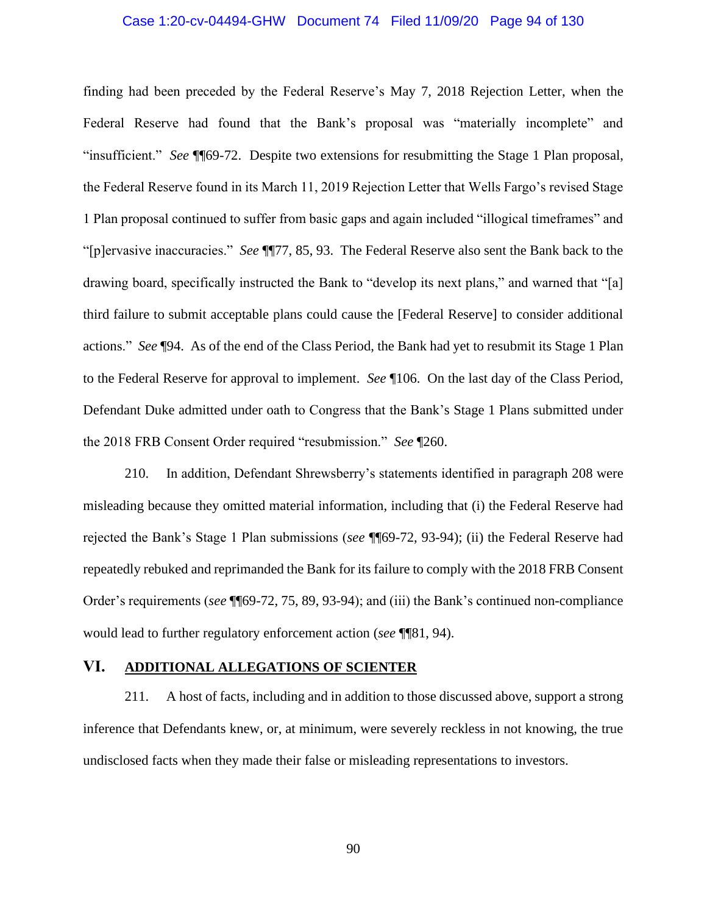finding had been preceded by the Federal Reserve's May 7, 2018 Rejection Letter, when the Federal Reserve had found that the Bank's proposal was "materially incomplete" and "insufficient." *See* ¶¶69-72. Despite two extensions for resubmitting the Stage 1 Plan proposal, the Federal Reserve found in its March 11, 2019 Rejection Letter that Wells Fargo's revised Stage 1 Plan proposal continued to suffer from basic gaps and again included "illogical timeframes" and "[p]ervasive inaccuracies." *See* ¶¶77, 85, 93. The Federal Reserve also sent the Bank back to the drawing board, specifically instructed the Bank to "develop its next plans," and warned that "[a] third failure to submit acceptable plans could cause the [Federal Reserve] to consider additional actions." *See* ¶94. As of the end of the Class Period, the Bank had yet to resubmit its Stage 1 Plan to the Federal Reserve for approval to implement. *See* ¶106. On the last day of the Class Period, Defendant Duke admitted under oath to Congress that the Bank's Stage 1 Plans submitted under the 2018 FRB Consent Order required "resubmission." *See* ¶260.

210. In addition, Defendant Shrewsberry's statements identified in paragraph 208 were misleading because they omitted material information, including that (i) the Federal Reserve had rejected the Bank's Stage 1 Plan submissions (*see* ¶¶69-72, 93-94); (ii) the Federal Reserve had repeatedly rebuked and reprimanded the Bank for its failure to comply with the 2018 FRB Consent Order's requirements (*see* ¶¶69-72, 75, 89, 93-94); and (iii) the Bank's continued non-compliance would lead to further regulatory enforcement action (*see* ¶¶81, 94).

## VI. ADDITIONAL ALLEGATIONS OF SCIENTER

211. A host of facts, including and in addition to those discussed above, support a strong inference that Defendants knew, or, at minimum, were severely reckless in not knowing, the true undisclosed facts when they made their false or misleading representations to investors.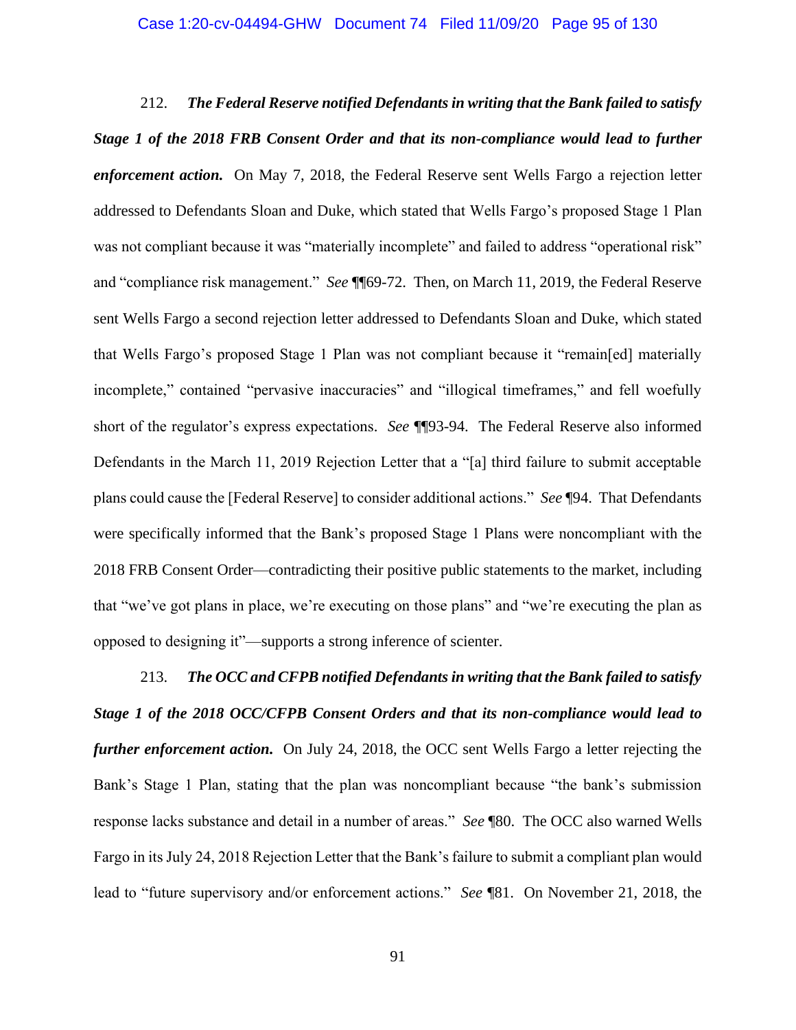212. ***The Federal Reserve notified Defendants in writing that the Bank failed to satisfy Stage 1 of the 2018 FRB Consent Order and that its non-compliance would lead to further enforcement action.*** On May 7, 2018, the Federal Reserve sent Wells Fargo a rejection letter addressed to Defendants Sloan and Duke, which stated that Wells Fargo's proposed Stage 1 Plan was not compliant because it was "materially incomplete" and failed to address "operational risk" and "compliance risk management." *See* ¶¶69-72. Then, on March 11, 2019, the Federal Reserve sent Wells Fargo a second rejection letter addressed to Defendants Sloan and Duke, which stated that Wells Fargo's proposed Stage 1 Plan was not compliant because it "remain[ed] materially incomplete," contained "pervasive inaccuracies" and "illogical timeframes," and fell woefully short of the regulator's express expectations. *See* ¶¶93-94. The Federal Reserve also informed Defendants in the March 11, 2019 Rejection Letter that a "[a] third failure to submit acceptable plans could cause the [Federal Reserve] to consider additional actions." *See* ¶94. That Defendants were specifically informed that the Bank's proposed Stage 1 Plans were noncompliant with the 2018 FRB Consent Order—contradicting their positive public statements to the market, including that "we've got plans in place, we're executing on those plans" and "we're executing the plan as opposed to designing it"—supports a strong inference of scienter.

213. ***The OCC and CFPB notified Defendants in writing that the Bank failed to satisfy Stage 1 of the 2018 OCC/CFPB Consent Orders and that its non-compliance would lead to further enforcement action.*** On July 24, 2018, the OCC sent Wells Fargo a letter rejecting the Bank's Stage 1 Plan, stating that the plan was noncompliant because "the bank's submission response lacks substance and detail in a number of areas." *See* ¶80. The OCC also warned Wells Fargo in its July 24, 2018 Rejection Letter that the Bank's failure to submit a compliant plan would lead to "future supervisory and/or enforcement actions." *See* ¶81. On November 21, 2018, the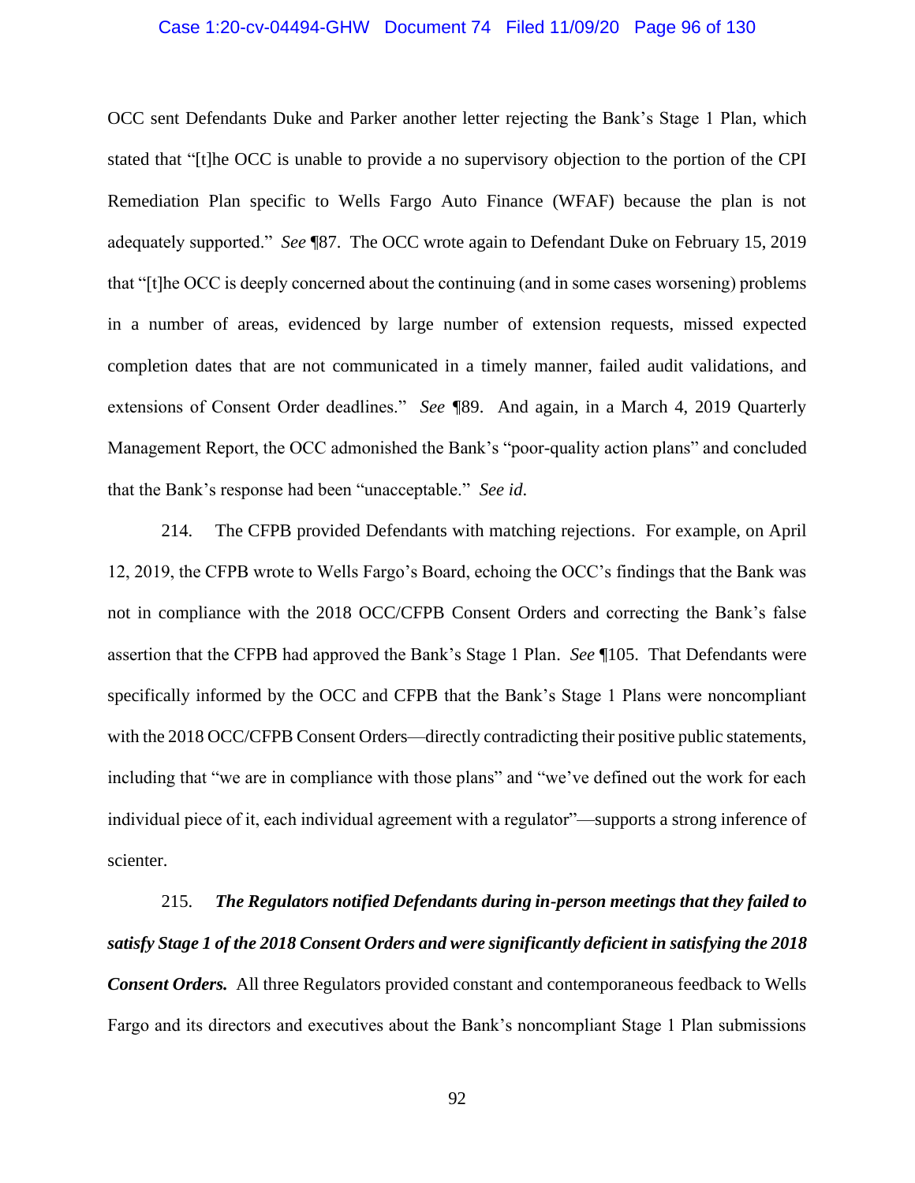OCC sent Defendants Duke and Parker another letter rejecting the Bank's Stage 1 Plan, which stated that "[t]he OCC is unable to provide a no supervisory objection to the portion of the CPI Remediation Plan specific to Wells Fargo Auto Finance (WFAF) because the plan is not adequately supported." *See* ¶87. The OCC wrote again to Defendant Duke on February 15, 2019 that "[t]he OCC is deeply concerned about the continuing (and in some cases worsening) problems in a number of areas, evidenced by large number of extension requests, missed expected completion dates that are not communicated in a timely manner, failed audit validations, and extensions of Consent Order deadlines." *See* ¶89. And again, in a March 4, 2019 Quarterly Management Report, the OCC admonished the Bank's "poor-quality action plans" and concluded that the Bank's response had been "unacceptable." *See id.*

214. The CFPB provided Defendants with matching rejections. For example, on April 12, 2019, the CFPB wrote to Wells Fargo's Board, echoing the OCC's findings that the Bank was not in compliance with the 2018 OCC/CFPB Consent Orders and correcting the Bank's false assertion that the CFPB had approved the Bank's Stage 1 Plan. *See* ¶105. That Defendants were specifically informed by the OCC and CFPB that the Bank's Stage 1 Plans were noncompliant with the 2018 OCC/CFPB Consent Orders—directly contradicting their positive public statements, including that "we are in compliance with those plans" and "we've defined out the work for each individual piece of it, each individual agreement with a regulator"—supports a strong inference of scienter.

215. ***The Regulators notified Defendants during in-person meetings that they failed to satisfy Stage 1 of the 2018 Consent Orders and were significantly deficient in satisfying the 2018 Consent Orders.*** All three Regulators provided constant and contemporaneous feedback to Wells Fargo and its directors and executives about the Bank's noncompliant Stage 1 Plan submissions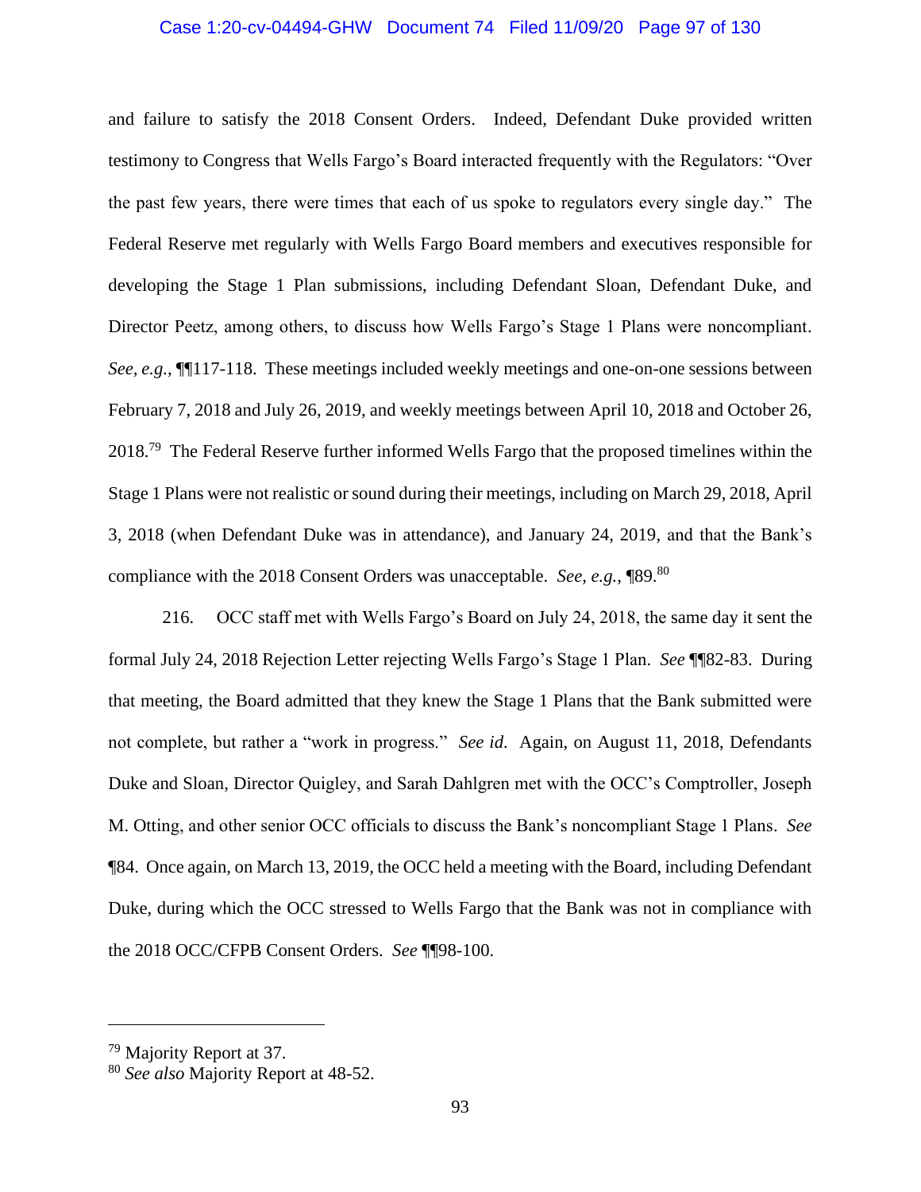and failure to satisfy the 2018 Consent Orders. Indeed, Defendant Duke provided written testimony to Congress that Wells Fargo's Board interacted frequently with the Regulators: "Over the past few years, there were times that each of us spoke to regulators every single day." The Federal Reserve met regularly with Wells Fargo Board members and executives responsible for developing the Stage 1 Plan submissions, including Defendant Sloan, Defendant Duke, and Director Peetz, among others, to discuss how Wells Fargo's Stage 1 Plans were noncompliant. *See, e.g.*, ¶¶117-118. These meetings included weekly meetings and one-on-one sessions between February 7, 2018 and July 26, 2019, and weekly meetings between April 10, 2018 and October 26, 2018.[79] The Federal Reserve further informed Wells Fargo that the proposed timelines within the Stage 1 Plans were not realistic or sound during their meetings, including on March 29, 2018, April 3, 2018 (when Defendant Duke was in attendance), and January 24, 2019, and that the Bank's compliance with the 2018 Consent Orders was unacceptable. *See, e.g.*, ¶89.[80]

216. OCC staff met with Wells Fargo's Board on July 24, 2018, the same day it sent the formal July 24, 2018 Rejection Letter rejecting Wells Fargo's Stage 1 Plan. *See* ¶¶82-83. During that meeting, the Board admitted that they knew the Stage 1 Plans that the Bank submitted were not complete, but rather a "work in progress." *See id.* Again, on August 11, 2018, Defendants Duke and Sloan, Director Quigley, and Sarah Dahlgren met with the OCC's Comptroller, Joseph M. Otting, and other senior OCC officials to discuss the Bank's noncompliant Stage 1 Plans. *See* ¶84. Once again, on March 13, 2019, the OCC held a meeting with the Board, including Defendant Duke, during which the OCC stressed to Wells Fargo that the Bank was not in compliance with the 2018 OCC/CFPB Consent Orders. *See* ¶¶98-100.

---

[79] Majority Report at 37.

[80] *See also* Majority Report at 48-52.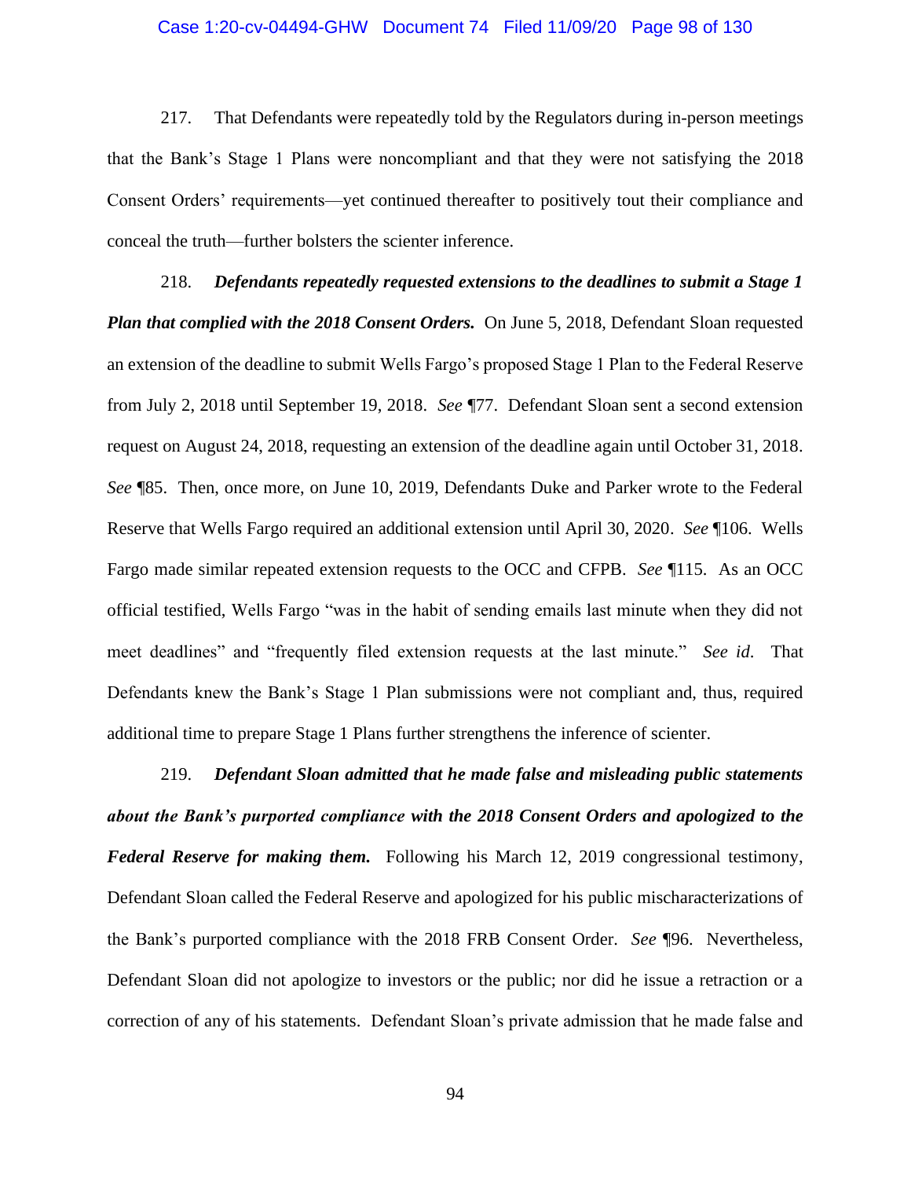217. That Defendants were repeatedly told by the Regulators during in-person meetings that the Bank's Stage 1 Plans were noncompliant and that they were not satisfying the 2018 Consent Orders' requirements—yet continued thereafter to positively tout their compliance and conceal the truth—further bolsters the scienter inference.

218. ***Defendants repeatedly requested extensions to the deadlines to submit a Stage 1 Plan that complied with the 2018 Consent Orders.*** On June 5, 2018, Defendant Sloan requested an extension of the deadline to submit Wells Fargo's proposed Stage 1 Plan to the Federal Reserve from July 2, 2018 until September 19, 2018. *See* ¶77. Defendant Sloan sent a second extension request on August 24, 2018, requesting an extension of the deadline again until October 31, 2018. *See* ¶85. Then, once more, on June 10, 2019, Defendants Duke and Parker wrote to the Federal Reserve that Wells Fargo required an additional extension until April 30, 2020. *See* ¶106. Wells Fargo made similar repeated extension requests to the OCC and CFPB. *See* ¶115. As an OCC official testified, Wells Fargo "was in the habit of sending emails last minute when they did not meet deadlines" and "frequently filed extension requests at the last minute." *See id*. That Defendants knew the Bank's Stage 1 Plan submissions were not compliant and, thus, required additional time to prepare Stage 1 Plans further strengthens the inference of scienter.

219. ***Defendant Sloan admitted that he made false and misleading public statements about the Bank's purported compliance with the 2018 Consent Orders and apologized to the Federal Reserve for making them.*** Following his March 12, 2019 congressional testimony, Defendant Sloan called the Federal Reserve and apologized for his public mischaracterizations of the Bank's purported compliance with the 2018 FRB Consent Order. *See* ¶96. Nevertheless, Defendant Sloan did not apologize to investors or the public; nor did he issue a retraction or a correction of any of his statements. Defendant Sloan's private admission that he made false and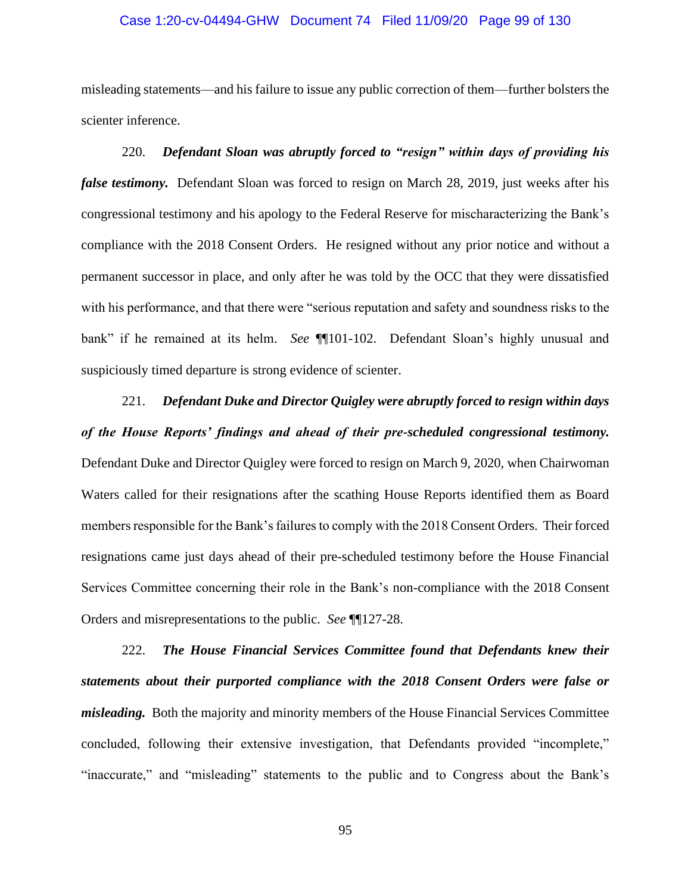misleading statements—and his failure to issue any public correction of them—further bolsters the scienter inference.

220. ***Defendant Sloan was abruptly forced to "resign" within days of providing his false testimony.*** Defendant Sloan was forced to resign on March 28, 2019, just weeks after his congressional testimony and his apology to the Federal Reserve for mischaracterizing the Bank's compliance with the 2018 Consent Orders. He resigned without any prior notice and without a permanent successor in place, and only after he was told by the OCC that they were dissatisfied with his performance, and that there were "serious reputation and safety and soundness risks to the bank" if he remained at its helm. *See* ¶¶101-102. Defendant Sloan's highly unusual and suspiciously timed departure is strong evidence of scienter.

221. ***Defendant Duke and Director Quigley were abruptly forced to resign within days of the House Reports' findings and ahead of their pre-scheduled congressional testimony.*** Defendant Duke and Director Quigley were forced to resign on March 9, 2020, when Chairwoman Waters called for their resignations after the scathing House Reports identified them as Board members responsible for the Bank's failures to comply with the 2018 Consent Orders. Their forced resignations came just days ahead of their pre-scheduled testimony before the House Financial Services Committee concerning their role in the Bank's non-compliance with the 2018 Consent Orders and misrepresentations to the public. *See* ¶¶127-28.

222. ***The House Financial Services Committee found that Defendants knew their statements about their purported compliance with the 2018 Consent Orders were false or misleading.*** Both the majority and minority members of the House Financial Services Committee concluded, following their extensive investigation, that Defendants provided "incomplete," "inaccurate," and "misleading" statements to the public and to Congress about the Bank's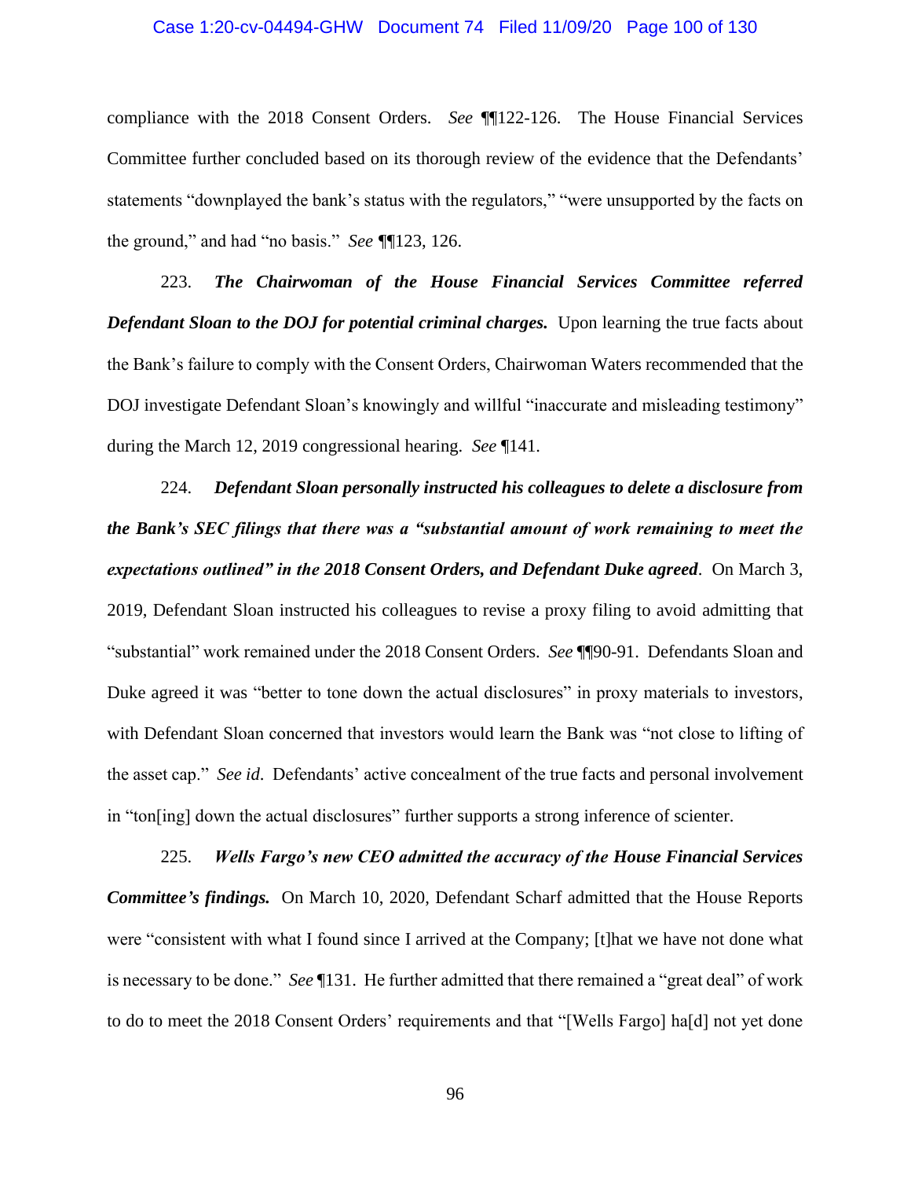compliance with the 2018 Consent Orders. *See* ¶¶122-126. The House Financial Services Committee further concluded based on its thorough review of the evidence that the Defendants' statements "downplayed the bank's status with the regulators," "were unsupported by the facts on the ground," and had "no basis." *See* ¶¶123, 126.

223. ***The Chairwoman of the House Financial Services Committee referred Defendant Sloan to the DOJ for potential criminal charges.*** Upon learning the true facts about the Bank's failure to comply with the Consent Orders, Chairwoman Waters recommended that the DOJ investigate Defendant Sloan's knowingly and willful "inaccurate and misleading testimony" during the March 12, 2019 congressional hearing. *See* ¶141.

224. ***Defendant Sloan personally instructed his colleagues to delete a disclosure from the Bank's SEC filings that there was a "substantial amount of work remaining to meet the expectations outlined" in the 2018 Consent Orders, and Defendant Duke agreed***. On March 3, 2019, Defendant Sloan instructed his colleagues to revise a proxy filing to avoid admitting that "substantial" work remained under the 2018 Consent Orders. *See* ¶¶90-91. Defendants Sloan and Duke agreed it was "better to tone down the actual disclosures" in proxy materials to investors, with Defendant Sloan concerned that investors would learn the Bank was "not close to lifting of the asset cap." *See id*. Defendants' active concealment of the true facts and personal involvement in "ton[ing] down the actual disclosures" further supports a strong inference of scienter.

225. ***Wells Fargo's new CEO admitted the accuracy of the House Financial Services Committee's findings.*** On March 10, 2020, Defendant Scharf admitted that the House Reports were "consistent with what I found since I arrived at the Company; [t]hat we have not done what is necessary to be done." *See* ¶131. He further admitted that there remained a "great deal" of work to do to meet the 2018 Consent Orders' requirements and that "[Wells Fargo] ha[d] not yet done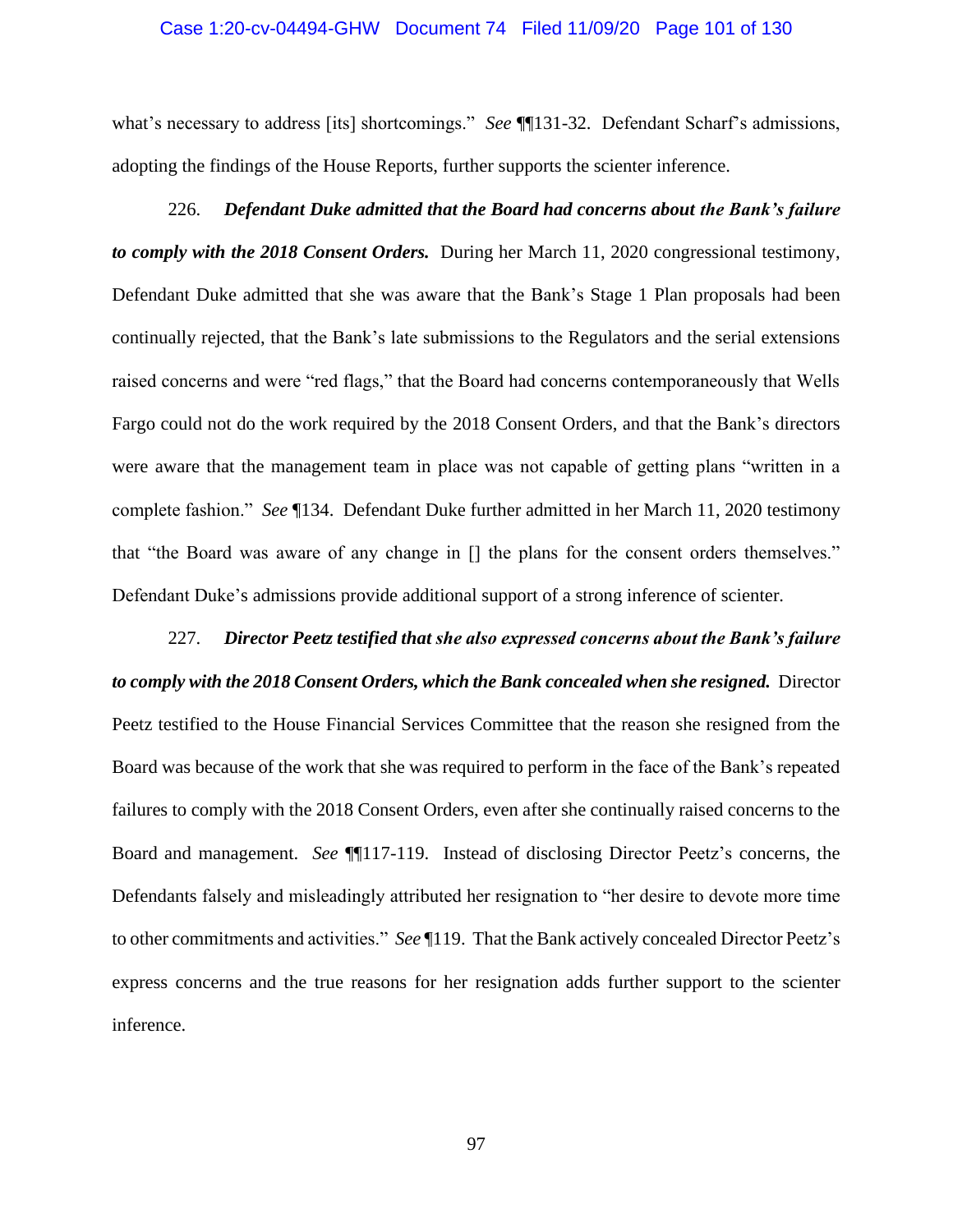what's necessary to address [its] shortcomings." *See* ¶¶131-32. Defendant Scharf's admissions, adopting the findings of the House Reports, further supports the scienter inference.

226. ***Defendant Duke admitted that the Board had concerns about the Bank's failure to comply with the 2018 Consent Orders.*** During her March 11, 2020 congressional testimony, Defendant Duke admitted that she was aware that the Bank's Stage 1 Plan proposals had been continually rejected, that the Bank's late submissions to the Regulators and the serial extensions raised concerns and were "red flags," that the Board had concerns contemporaneously that Wells Fargo could not do the work required by the 2018 Consent Orders, and that the Bank's directors were aware that the management team in place was not capable of getting plans "written in a complete fashion." *See* ¶134. Defendant Duke further admitted in her March 11, 2020 testimony that "the Board was aware of any change in [] the plans for the consent orders themselves." Defendant Duke's admissions provide additional support of a strong inference of scienter.

227. ***Director Peetz testified that she also expressed concerns about the Bank's failure to comply with the 2018 Consent Orders, which the Bank concealed when she resigned.*** Director Peetz testified to the House Financial Services Committee that the reason she resigned from the Board was because of the work that she was required to perform in the face of the Bank's repeated failures to comply with the 2018 Consent Orders, even after she continually raised concerns to the Board and management. *See* ¶¶117-119. Instead of disclosing Director Peetz's concerns, the Defendants falsely and misleadingly attributed her resignation to "her desire to devote more time to other commitments and activities." *See* ¶119. That the Bank actively concealed Director Peetz's express concerns and the true reasons for her resignation adds further support to the scienter inference.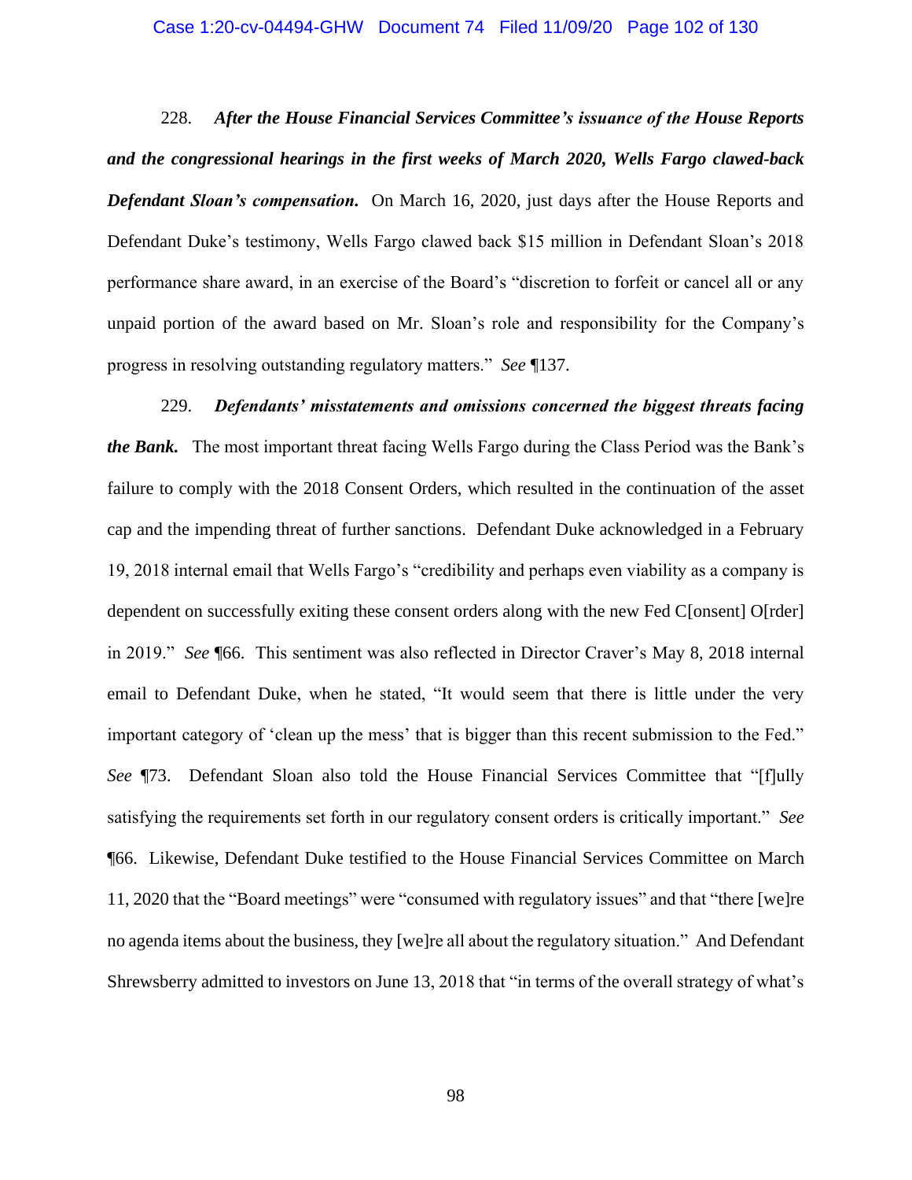228. ***After the House Financial Services Committee's issuance of the House Reports and the congressional hearings in the first weeks of March 2020, Wells Fargo clawed-back Defendant Sloan's compensation.*** On March 16, 2020, just days after the House Reports and Defendant Duke's testimony, Wells Fargo clawed back $15 million in Defendant Sloan's 2018 performance share award, in an exercise of the Board's "discretion to forfeit or cancel all or any unpaid portion of the award based on Mr. Sloan's role and responsibility for the Company's progress in resolving outstanding regulatory matters." *See* ¶137.

229. ***Defendants' misstatements and omissions concerned the biggest threats facing the Bank.*** The most important threat facing Wells Fargo during the Class Period was the Bank's failure to comply with the 2018 Consent Orders, which resulted in the continuation of the asset cap and the impending threat of further sanctions. Defendant Duke acknowledged in a February 19, 2018 internal email that Wells Fargo's "credibility and perhaps even viability as a company is dependent on successfully exiting these consent orders along with the new Fed C[onsent] O[rder] in 2019." *See* ¶66. This sentiment was also reflected in Director Craver's May 8, 2018 internal email to Defendant Duke, when he stated, "It would seem that there is little under the very important category of 'clean up the mess' that is bigger than this recent submission to the Fed." *See* ¶73. Defendant Sloan also told the House Financial Services Committee that "[f]ully satisfying the requirements set forth in our regulatory consent orders is critically important." *See* ¶66. Likewise, Defendant Duke testified to the House Financial Services Committee on March 11, 2020 that the "Board meetings" were "consumed with regulatory issues" and that "there [we]re no agenda items about the business, they [we]re all about the regulatory situation." And Defendant Shrewsberry admitted to investors on June 13, 2018 that "in terms of the overall strategy of what's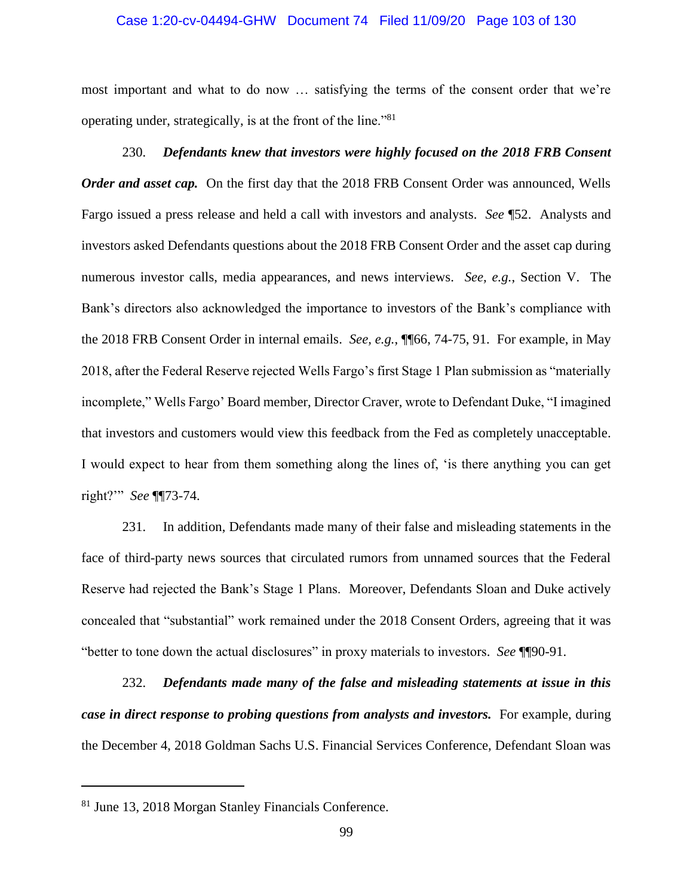most important and what to do now … satisfying the terms of the consent order that we're operating under, strategically, is at the front of the line."[81]

230. ***Defendants knew that investors were highly focused on the 2018 FRB Consent Order and asset cap.*** On the first day that the 2018 FRB Consent Order was announced, Wells Fargo issued a press release and held a call with investors and analysts. *See* ¶52. Analysts and investors asked Defendants questions about the 2018 FRB Consent Order and the asset cap during numerous investor calls, media appearances, and news interviews. *See, e.g.*, Section V. The Bank's directors also acknowledged the importance to investors of the Bank's compliance with the 2018 FRB Consent Order in internal emails. *See, e.g.*, ¶¶66, 74-75, 91. For example, in May 2018, after the Federal Reserve rejected Wells Fargo's first Stage 1 Plan submission as "materially incomplete," Wells Fargo' Board member, Director Craver, wrote to Defendant Duke, "I imagined that investors and customers would view this feedback from the Fed as completely unacceptable. I would expect to hear from them something along the lines of, 'is there anything you can get right?'" *See* ¶¶73-74.

231. In addition, Defendants made many of their false and misleading statements in the face of third-party news sources that circulated rumors from unnamed sources that the Federal Reserve had rejected the Bank's Stage 1 Plans. Moreover, Defendants Sloan and Duke actively concealed that "substantial" work remained under the 2018 Consent Orders, agreeing that it was "better to tone down the actual disclosures" in proxy materials to investors. *See* ¶¶90-91.

232. ***Defendants made many of the false and misleading statements at issue in this case in direct response to probing questions from analysts and investors.*** For example, during the December 4, 2018 Goldman Sachs U.S. Financial Services Conference, Defendant Sloan was

[81] June 13, 2018 Morgan Stanley Financials Conference.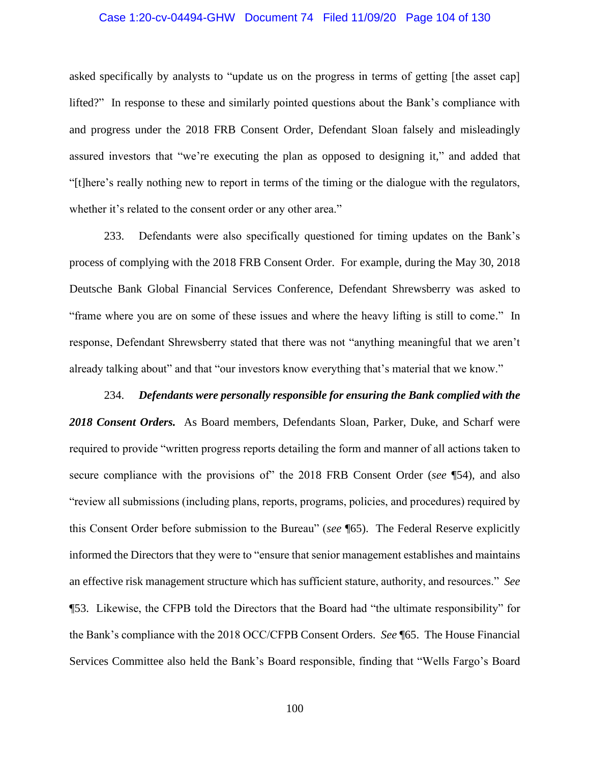asked specifically by analysts to "update us on the progress in terms of getting [the asset cap] lifted?" In response to these and similarly pointed questions about the Bank's compliance with and progress under the 2018 FRB Consent Order, Defendant Sloan falsely and misleadingly assured investors that "we're executing the plan as opposed to designing it," and added that "[t]here's really nothing new to report in terms of the timing or the dialogue with the regulators, whether it's related to the consent order or any other area."

233. Defendants were also specifically questioned for timing updates on the Bank's process of complying with the 2018 FRB Consent Order. For example, during the May 30, 2018 Deutsche Bank Global Financial Services Conference, Defendant Shrewsberry was asked to "frame where you are on some of these issues and where the heavy lifting is still to come." In response, Defendant Shrewsberry stated that there was not "anything meaningful that we aren't already talking about" and that "our investors know everything that's material that we know."

234. ***Defendants were personally responsible for ensuring the Bank complied with the 2018 Consent Orders.*** As Board members, Defendants Sloan, Parker, Duke, and Scharf were required to provide "written progress reports detailing the form and manner of all actions taken to secure compliance with the provisions of" the 2018 FRB Consent Order (*see* ¶54), and also "review all submissions (including plans, reports, programs, policies, and procedures) required by this Consent Order before submission to the Bureau" (*see* ¶65). The Federal Reserve explicitly informed the Directors that they were to "ensure that senior management establishes and maintains an effective risk management structure which has sufficient stature, authority, and resources." *See* ¶53. Likewise, the CFPB told the Directors that the Board had "the ultimate responsibility" for the Bank's compliance with the 2018 OCC/CFPB Consent Orders. *See* ¶65. The House Financial Services Committee also held the Bank's Board responsible, finding that "Wells Fargo's Board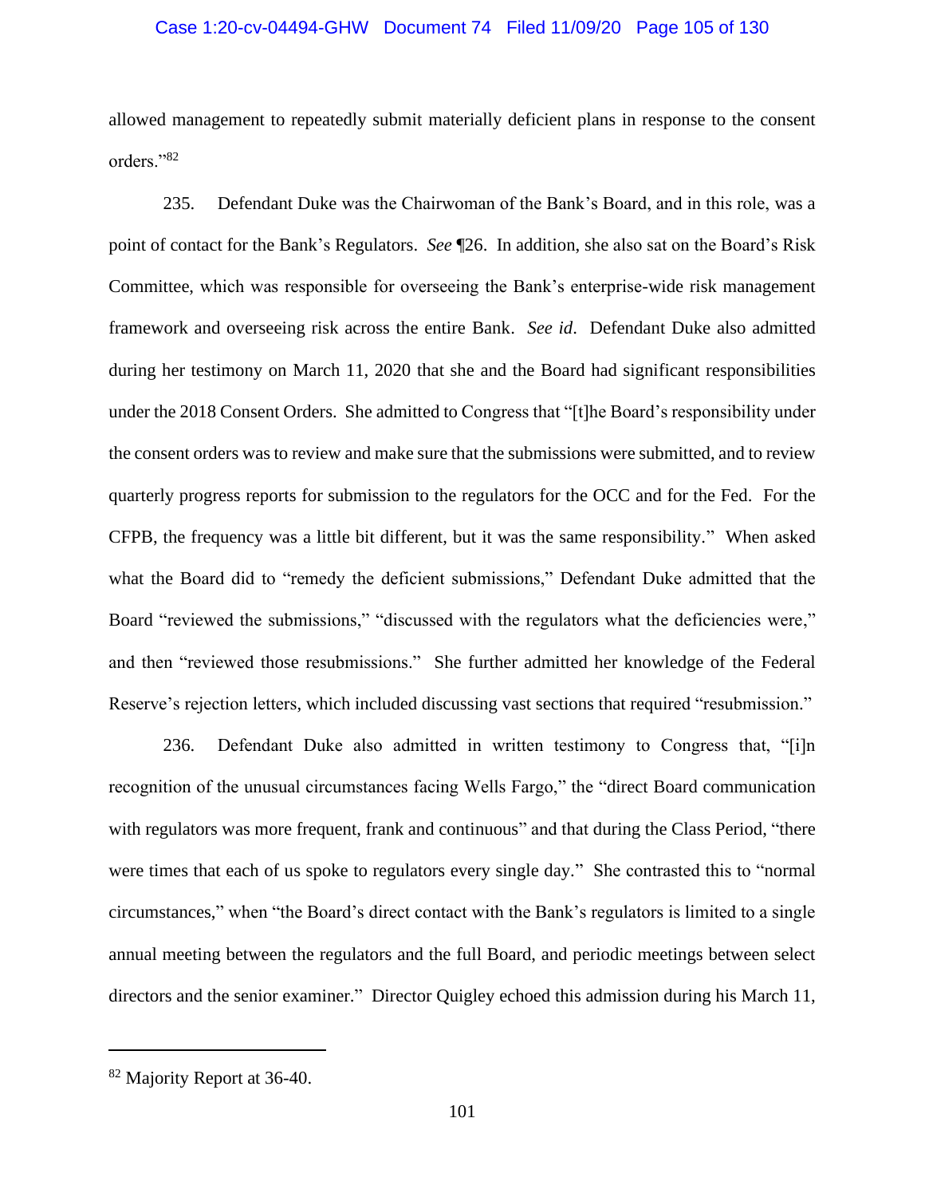allowed management to repeatedly submit materially deficient plans in response to the consent orders."[82]

235. Defendant Duke was the Chairwoman of the Bank's Board, and in this role, was a point of contact for the Bank's Regulators. *See* ¶26. In addition, she also sat on the Board's Risk Committee, which was responsible for overseeing the Bank's enterprise-wide risk management framework and overseeing risk across the entire Bank. *See id*. Defendant Duke also admitted during her testimony on March 11, 2020 that she and the Board had significant responsibilities under the 2018 Consent Orders. She admitted to Congress that "[t]he Board's responsibility under the consent orders was to review and make sure that the submissions were submitted, and to review quarterly progress reports for submission to the regulators for the OCC and for the Fed. For the CFPB, the frequency was a little bit different, but it was the same responsibility." When asked what the Board did to "remedy the deficient submissions," Defendant Duke admitted that the Board "reviewed the submissions," "discussed with the regulators what the deficiencies were," and then "reviewed those resubmissions." She further admitted her knowledge of the Federal Reserve's rejection letters, which included discussing vast sections that required "resubmission."

236. Defendant Duke also admitted in written testimony to Congress that, "[i]n recognition of the unusual circumstances facing Wells Fargo," the "direct Board communication with regulators was more frequent, frank and continuous" and that during the Class Period, "there were times that each of us spoke to regulators every single day." She contrasted this to "normal circumstances," when "the Board's direct contact with the Bank's regulators is limited to a single annual meeting between the regulators and the full Board, and periodic meetings between select directors and the senior examiner." Director Quigley echoed this admission during his March 11,

---

[82] Majority Report at 36-40.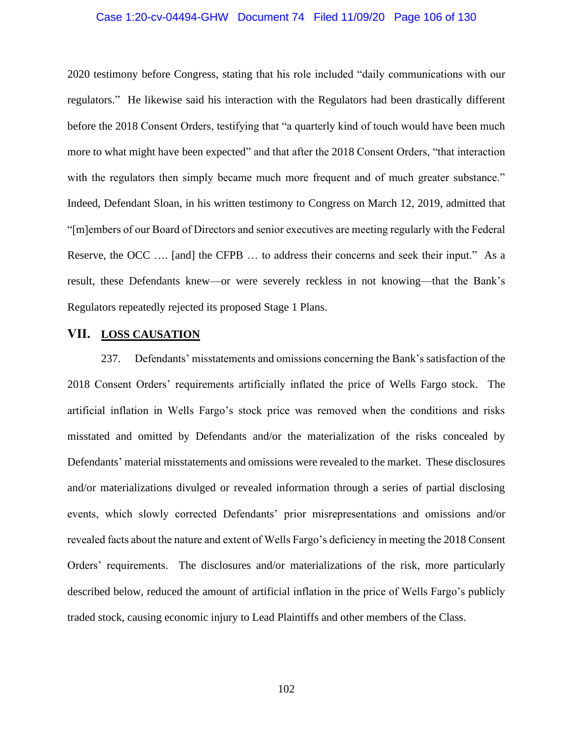2020 testimony before Congress, stating that his role included "daily communications with our regulators." He likewise said his interaction with the Regulators had been drastically different before the 2018 Consent Orders, testifying that "a quarterly kind of touch would have been much more to what might have been expected" and that after the 2018 Consent Orders, "that interaction with the regulators then simply became much more frequent and of much greater substance." Indeed, Defendant Sloan, in his written testimony to Congress on March 12, 2019, admitted that "[m]embers of our Board of Directors and senior executives are meeting regularly with the Federal Reserve, the OCC …. [and] the CFPB … to address their concerns and seek their input." As a result, these Defendants knew—or were severely reckless in not knowing—that the Bank's Regulators repeatedly rejected its proposed Stage 1 Plans.

## VII. LOSS CAUSATION

237. Defendants' misstatements and omissions concerning the Bank's satisfaction of the 2018 Consent Orders' requirements artificially inflated the price of Wells Fargo stock. The artificial inflation in Wells Fargo's stock price was removed when the conditions and risks misstated and omitted by Defendants and/or the materialization of the risks concealed by Defendants' material misstatements and omissions were revealed to the market. These disclosures and/or materializations divulged or revealed information through a series of partial disclosing events, which slowly corrected Defendants' prior misrepresentations and omissions and/or revealed facts about the nature and extent of Wells Fargo's deficiency in meeting the 2018 Consent Orders' requirements. The disclosures and/or materializations of the risk, more particularly described below, reduced the amount of artificial inflation in the price of Wells Fargo's publicly traded stock, causing economic injury to Lead Plaintiffs and other members of the Class.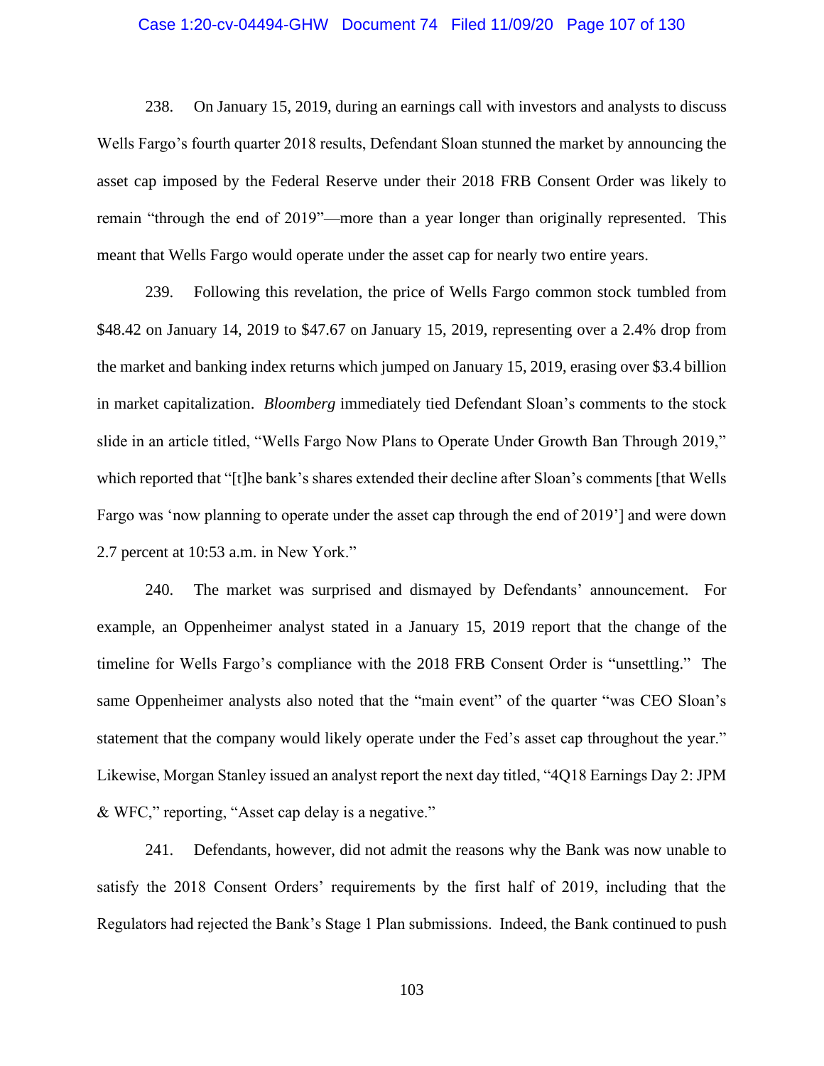238. On January 15, 2019, during an earnings call with investors and analysts to discuss Wells Fargo's fourth quarter 2018 results, Defendant Sloan stunned the market by announcing the asset cap imposed by the Federal Reserve under their 2018 FRB Consent Order was likely to remain "through the end of 2019"—more than a year longer than originally represented. This meant that Wells Fargo would operate under the asset cap for nearly two entire years.

239. Following this revelation, the price of Wells Fargo common stock tumbled from $48.42 on January 14, 2019 to $47.67 on January 15, 2019, representing over a 2.4% drop from the market and banking index returns which jumped on January 15, 2019, erasing over $3.4 billion in market capitalization. *Bloomberg* immediately tied Defendant Sloan's comments to the stock slide in an article titled, "Wells Fargo Now Plans to Operate Under Growth Ban Through 2019," which reported that "[t]he bank's shares extended their decline after Sloan's comments [that Wells Fargo was 'now planning to operate under the asset cap through the end of 2019'] and were down 2.7 percent at 10:53 a.m. in New York."

240. The market was surprised and dismayed by Defendants' announcement. For example, an Oppenheimer analyst stated in a January 15, 2019 report that the change of the timeline for Wells Fargo's compliance with the 2018 FRB Consent Order is "unsettling." The same Oppenheimer analysts also noted that the "main event" of the quarter "was CEO Sloan's statement that the company would likely operate under the Fed's asset cap throughout the year." Likewise, Morgan Stanley issued an analyst report the next day titled, "4Q18 Earnings Day 2: JPM & WFC," reporting, "Asset cap delay is a negative."

241. Defendants, however, did not admit the reasons why the Bank was now unable to satisfy the 2018 Consent Orders' requirements by the first half of 2019, including that the Regulators had rejected the Bank's Stage 1 Plan submissions. Indeed, the Bank continued to push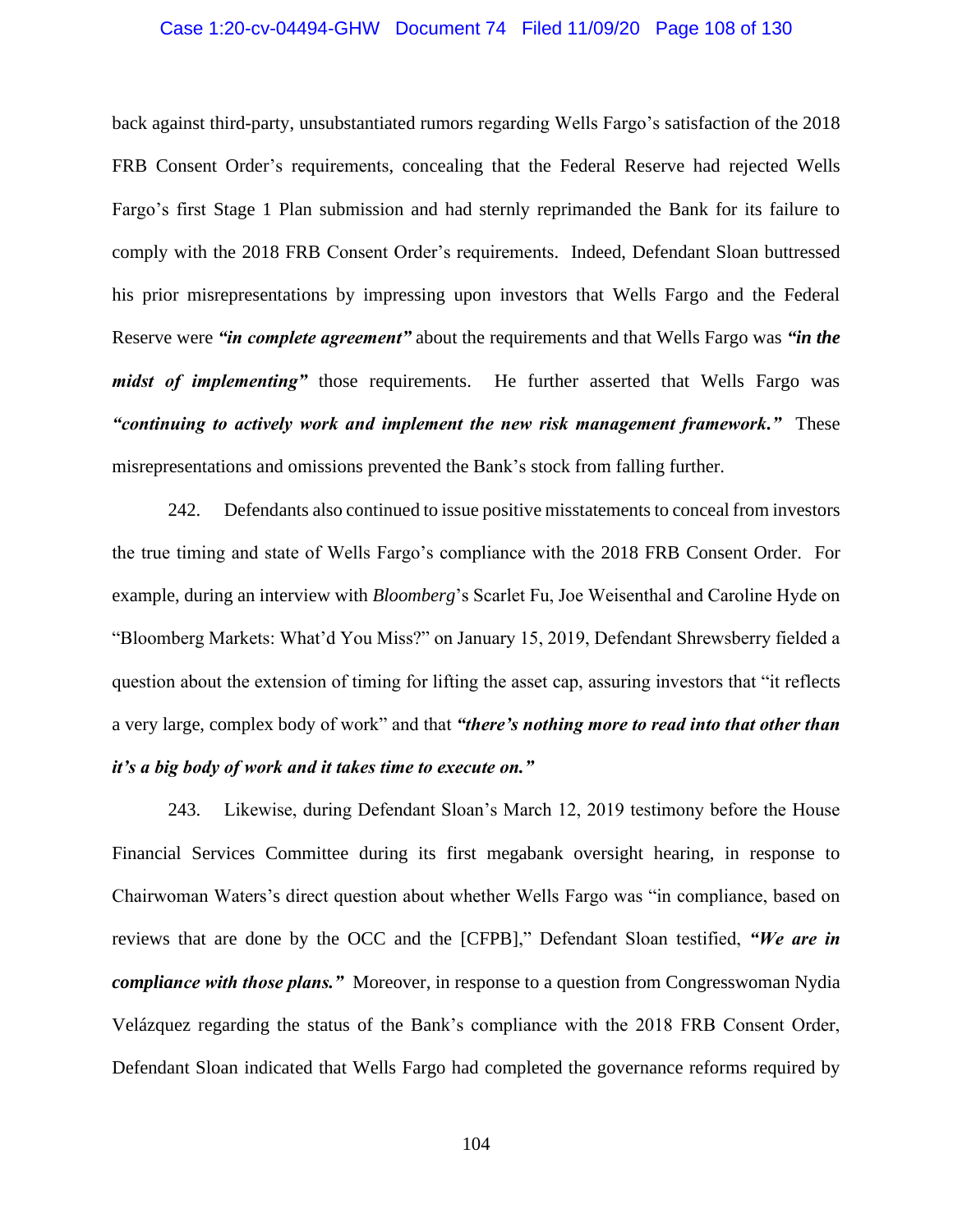back against third-party, unsubstantiated rumors regarding Wells Fargo's satisfaction of the 2018 FRB Consent Order's requirements, concealing that the Federal Reserve had rejected Wells Fargo's first Stage 1 Plan submission and had sternly reprimanded the Bank for its failure to comply with the 2018 FRB Consent Order's requirements. Indeed, Defendant Sloan buttressed his prior misrepresentations by impressing upon investors that Wells Fargo and the Federal Reserve were ***"in complete agreement"*** about the requirements and that Wells Fargo was ***"in the midst of implementing"*** those requirements. He further asserted that Wells Fargo was ***"continuing to actively work and implement the new risk management framework."*** These misrepresentations and omissions prevented the Bank's stock from falling further.

242. Defendants also continued to issue positive misstatements to conceal from investors the true timing and state of Wells Fargo's compliance with the 2018 FRB Consent Order. For example, during an interview with *Bloomberg*'s Scarlet Fu, Joe Weisenthal and Caroline Hyde on "Bloomberg Markets: What'd You Miss?" on January 15, 2019, Defendant Shrewsberry fielded a question about the extension of timing for lifting the asset cap, assuring investors that "it reflects a very large, complex body of work" and that ***"there's nothing more to read into that other than it's a big body of work and it takes time to execute on."***

243. Likewise, during Defendant Sloan's March 12, 2019 testimony before the House Financial Services Committee during its first megabank oversight hearing, in response to Chairwoman Waters's direct question about whether Wells Fargo was "in compliance, based on reviews that are done by the OCC and the [CFPB]," Defendant Sloan testified, ***"We are in compliance with those plans."*** Moreover, in response to a question from Congresswoman Nydia Velázquez regarding the status of the Bank's compliance with the 2018 FRB Consent Order, Defendant Sloan indicated that Wells Fargo had completed the governance reforms required by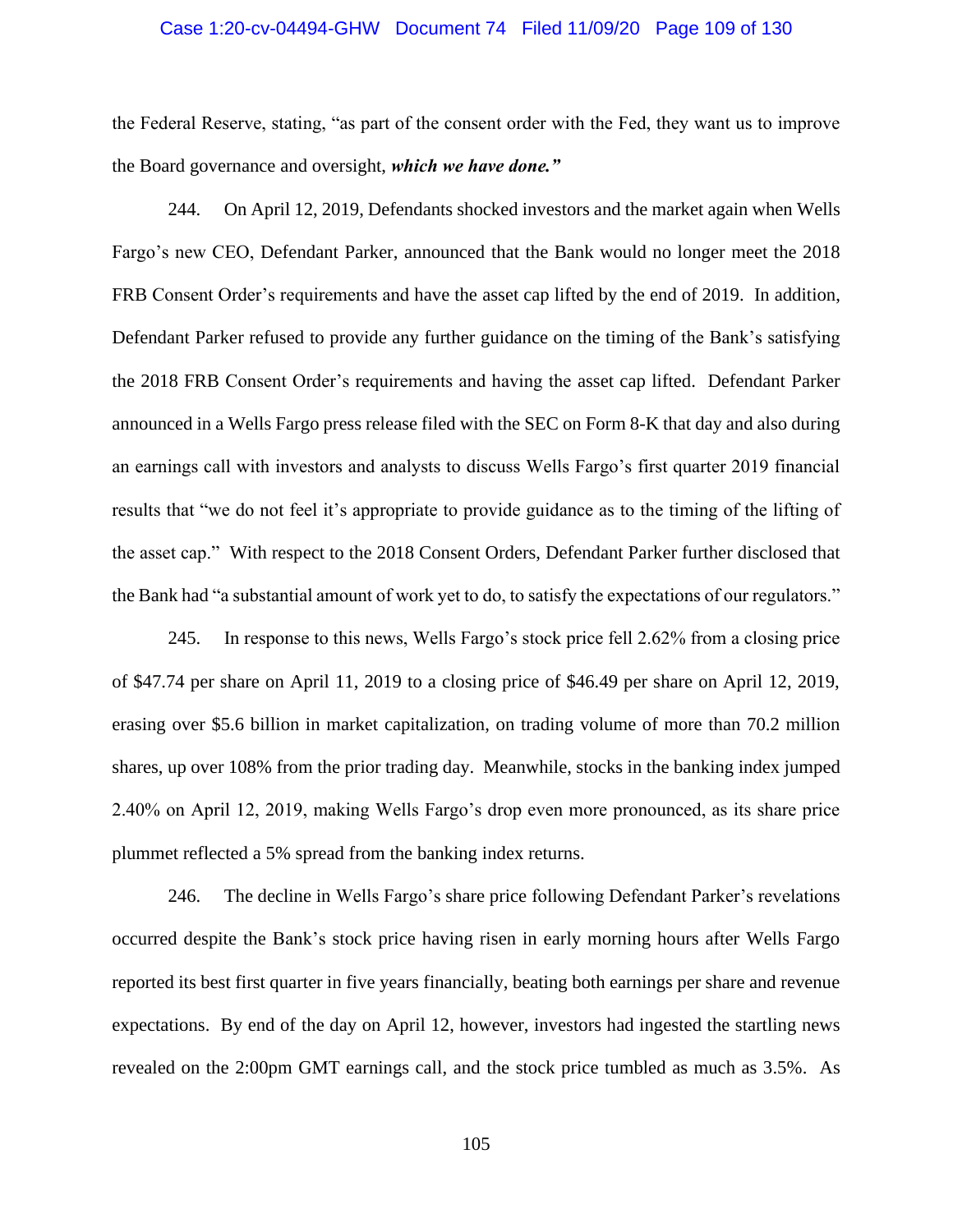the Federal Reserve, stating, "as part of the consent order with the Fed, they want us to improve the Board governance and oversight, ***which we have done."***

244. On April 12, 2019, Defendants shocked investors and the market again when Wells Fargo's new CEO, Defendant Parker, announced that the Bank would no longer meet the 2018 FRB Consent Order's requirements and have the asset cap lifted by the end of 2019. In addition, Defendant Parker refused to provide any further guidance on the timing of the Bank's satisfying the 2018 FRB Consent Order's requirements and having the asset cap lifted. Defendant Parker announced in a Wells Fargo press release filed with the SEC on Form 8-K that day and also during an earnings call with investors and analysts to discuss Wells Fargo's first quarter 2019 financial results that "we do not feel it's appropriate to provide guidance as to the timing of the lifting of the asset cap." With respect to the 2018 Consent Orders, Defendant Parker further disclosed that the Bank had "a substantial amount of work yet to do, to satisfy the expectations of our regulators."

245. In response to this news, Wells Fargo's stock price fell 2.62% from a closing price of $47.74 per share on April 11, 2019 to a closing price of $46.49 per share on April 12, 2019, erasing over $5.6 billion in market capitalization, on trading volume of more than 70.2 million shares, up over 108% from the prior trading day. Meanwhile, stocks in the banking index jumped 2.40% on April 12, 2019, making Wells Fargo's drop even more pronounced, as its share price plummet reflected a 5% spread from the banking index returns.

246. The decline in Wells Fargo's share price following Defendant Parker's revelations occurred despite the Bank's stock price having risen in early morning hours after Wells Fargo reported its best first quarter in five years financially, beating both earnings per share and revenue expectations. By end of the day on April 12, however, investors had ingested the startling news revealed on the 2:00pm GMT earnings call, and the stock price tumbled as much as 3.5%. As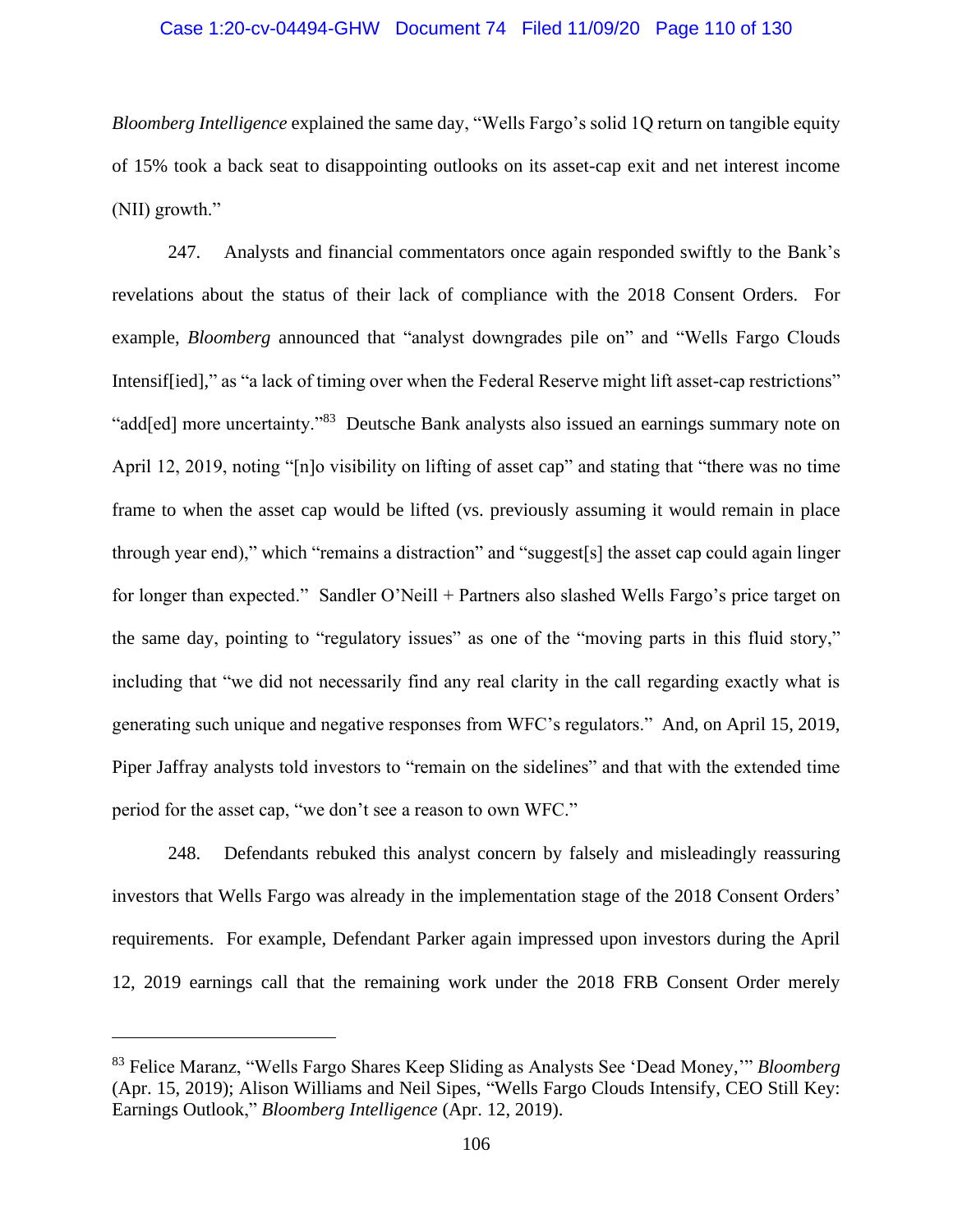*Bloomberg Intelligence* explained the same day, "Wells Fargo's solid 1Q return on tangible equity of 15% took a back seat to disappointing outlooks on its asset-cap exit and net interest income (NII) growth."

247. Analysts and financial commentators once again responded swiftly to the Bank's revelations about the status of their lack of compliance with the 2018 Consent Orders. For example, *Bloomberg* announced that "analyst downgrades pile on" and "Wells Fargo Clouds Intensif[ied]," as "a lack of timing over when the Federal Reserve might lift asset-cap restrictions" "add[ed] more uncertainty."[83] Deutsche Bank analysts also issued an earnings summary note on April 12, 2019, noting "[n]o visibility on lifting of asset cap" and stating that "there was no time frame to when the asset cap would be lifted (vs. previously assuming it would remain in place through year end)," which "remains a distraction" and "suggest[s] the asset cap could again linger for longer than expected." Sandler O'Neill + Partners also slashed Wells Fargo's price target on the same day, pointing to "regulatory issues" as one of the "moving parts in this fluid story," including that "we did not necessarily find any real clarity in the call regarding exactly what is generating such unique and negative responses from WFC's regulators." And, on April 15, 2019, Piper Jaffray analysts told investors to "remain on the sidelines" and that with the extended time period for the asset cap, "we don't see a reason to own WFC."

248. Defendants rebuked this analyst concern by falsely and misleadingly reassuring investors that Wells Fargo was already in the implementation stage of the 2018 Consent Orders' requirements. For example, Defendant Parker again impressed upon investors during the April 12, 2019 earnings call that the remaining work under the 2018 FRB Consent Order merely

---

[83] Felice Maranz, "Wells Fargo Shares Keep Sliding as Analysts See 'Dead Money,'" *Bloomberg* (Apr. 15, 2019); Alison Williams and Neil Sipes, "Wells Fargo Clouds Intensify, CEO Still Key: Earnings Outlook," *Bloomberg Intelligence* (Apr. 12, 2019).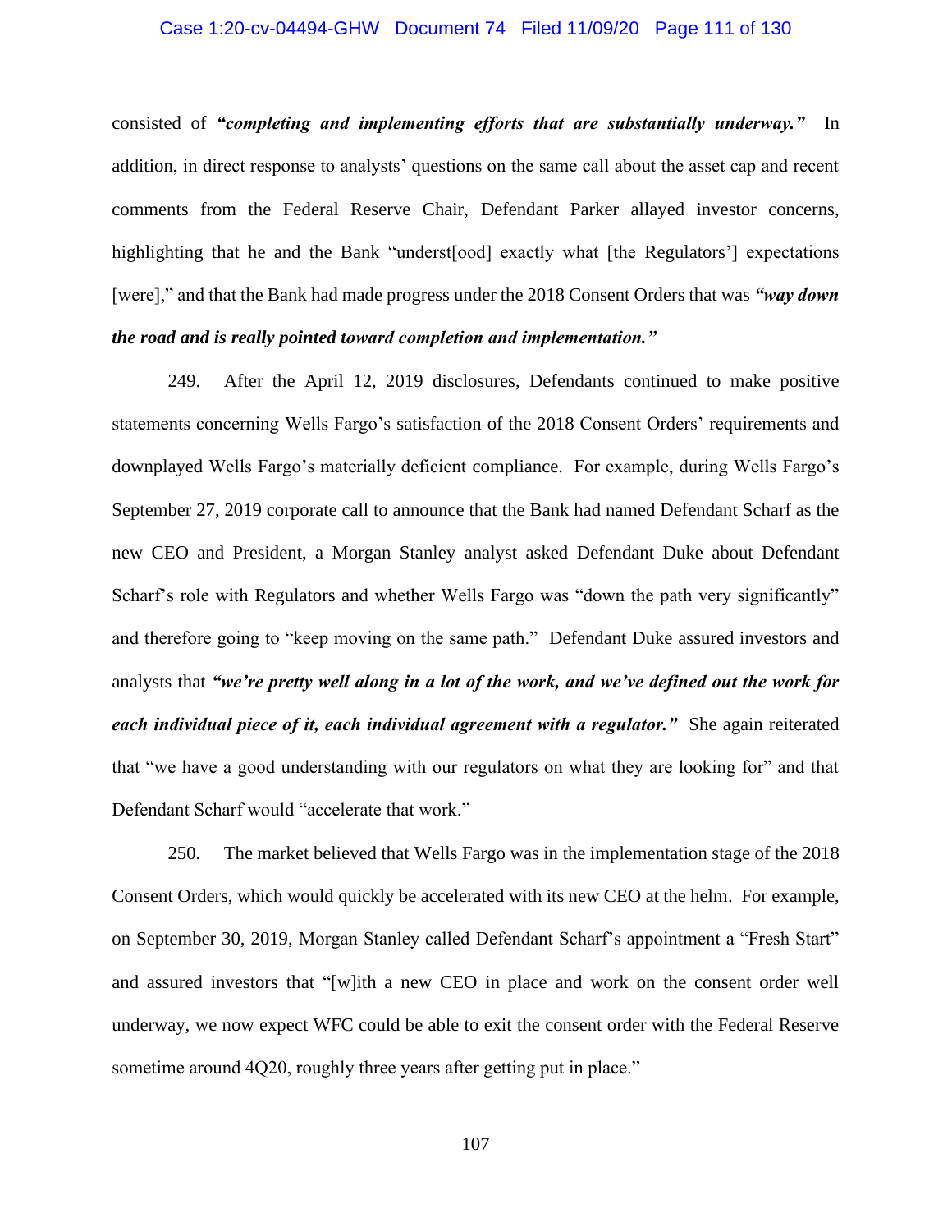consisted of ***"completing and implementing efforts that are substantially underway."*** In addition, in direct response to analysts' questions on the same call about the asset cap and recent comments from the Federal Reserve Chair, Defendant Parker allayed investor concerns, highlighting that he and the Bank "underst[ood] exactly what [the Regulators'] expectations [were]," and that the Bank had made progress under the 2018 Consent Orders that was ***"way down the road and is really pointed toward completion and implementation."***

249. After the April 12, 2019 disclosures, Defendants continued to make positive statements concerning Wells Fargo's satisfaction of the 2018 Consent Orders' requirements and downplayed Wells Fargo's materially deficient compliance. For example, during Wells Fargo's September 27, 2019 corporate call to announce that the Bank had named Defendant Scharf as the new CEO and President, a Morgan Stanley analyst asked Defendant Duke about Defendant Scharf's role with Regulators and whether Wells Fargo was "down the path very significantly" and therefore going to "keep moving on the same path." Defendant Duke assured investors and analysts that ***"we're pretty well along in a lot of the work, and we've defined out the work for each individual piece of it, each individual agreement with a regulator."*** She again reiterated that "we have a good understanding with our regulators on what they are looking for" and that Defendant Scharf would "accelerate that work."

250. The market believed that Wells Fargo was in the implementation stage of the 2018 Consent Orders, which would quickly be accelerated with its new CEO at the helm. For example, on September 30, 2019, Morgan Stanley called Defendant Scharf's appointment a "Fresh Start" and assured investors that "[w]ith a new CEO in place and work on the consent order well underway, we now expect WFC could be able to exit the consent order with the Federal Reserve sometime around 4Q20, roughly three years after getting put in place."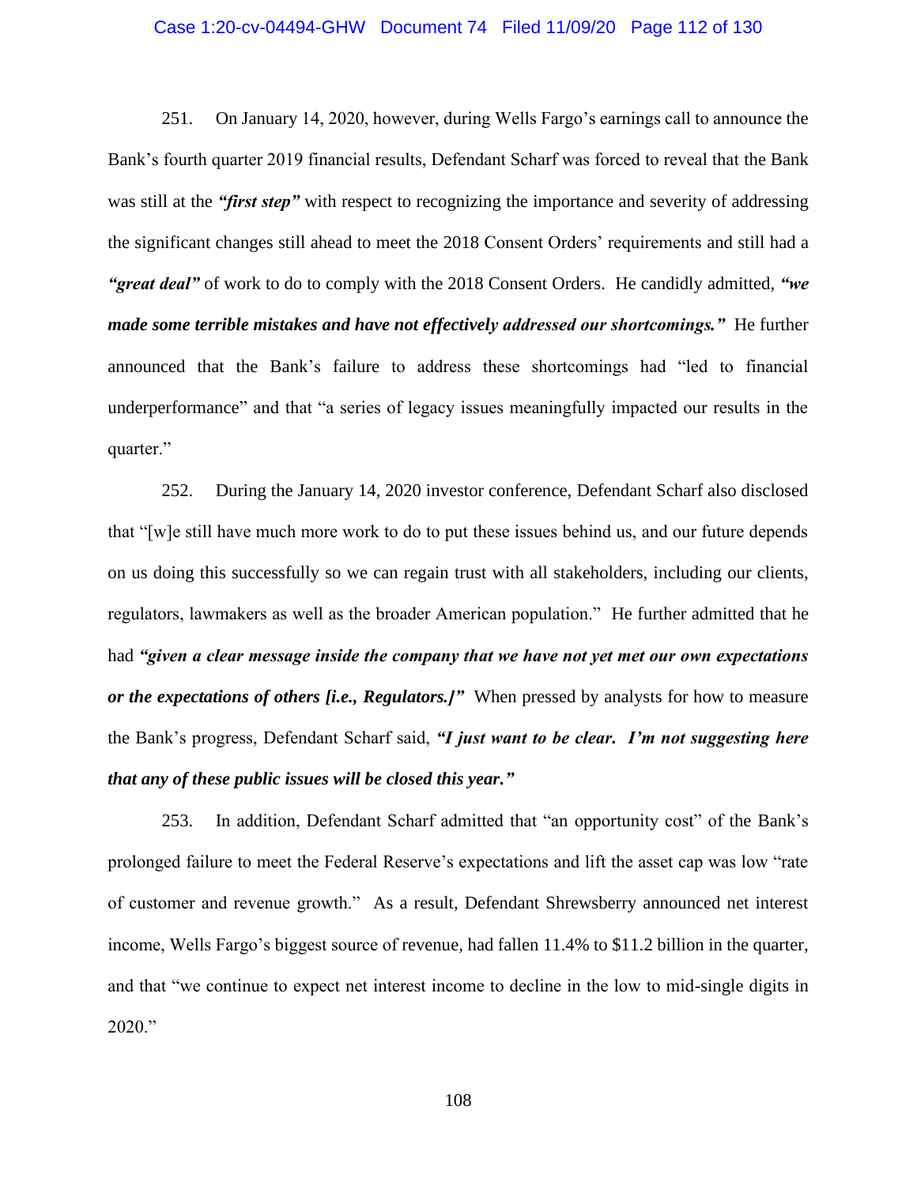251. On January 14, 2020, however, during Wells Fargo's earnings call to announce the Bank's fourth quarter 2019 financial results, Defendant Scharf was forced to reveal that the Bank was still at the ***"first step"*** with respect to recognizing the importance and severity of addressing the significant changes still ahead to meet the 2018 Consent Orders' requirements and still had a ***"great deal"*** of work to do to comply with the 2018 Consent Orders. He candidly admitted, ***"we made some terrible mistakes and have not effectively addressed our shortcomings."*** He further announced that the Bank's failure to address these shortcomings had "led to financial underperformance" and that "a series of legacy issues meaningfully impacted our results in the quarter."

252. During the January 14, 2020 investor conference, Defendant Scharf also disclosed that "[w]e still have much more work to do to put these issues behind us, and our future depends on us doing this successfully so we can regain trust with all stakeholders, including our clients, regulators, lawmakers as well as the broader American population." He further admitted that he had ***"given a clear message inside the company that we have not yet met our own expectations or the expectations of others [i.e., Regulators.]"*** When pressed by analysts for how to measure the Bank's progress, Defendant Scharf said, ***"I just want to be clear. I'm not suggesting here that any of these public issues will be closed this year."***

253. In addition, Defendant Scharf admitted that "an opportunity cost" of the Bank's prolonged failure to meet the Federal Reserve's expectations and lift the asset cap was low "rate of customer and revenue growth." As a result, Defendant Shrewsberry announced net interest income, Wells Fargo's biggest source of revenue, had fallen 11.4% to $11.2 billion in the quarter, and that "we continue to expect net interest income to decline in the low to mid-single digits in 2020."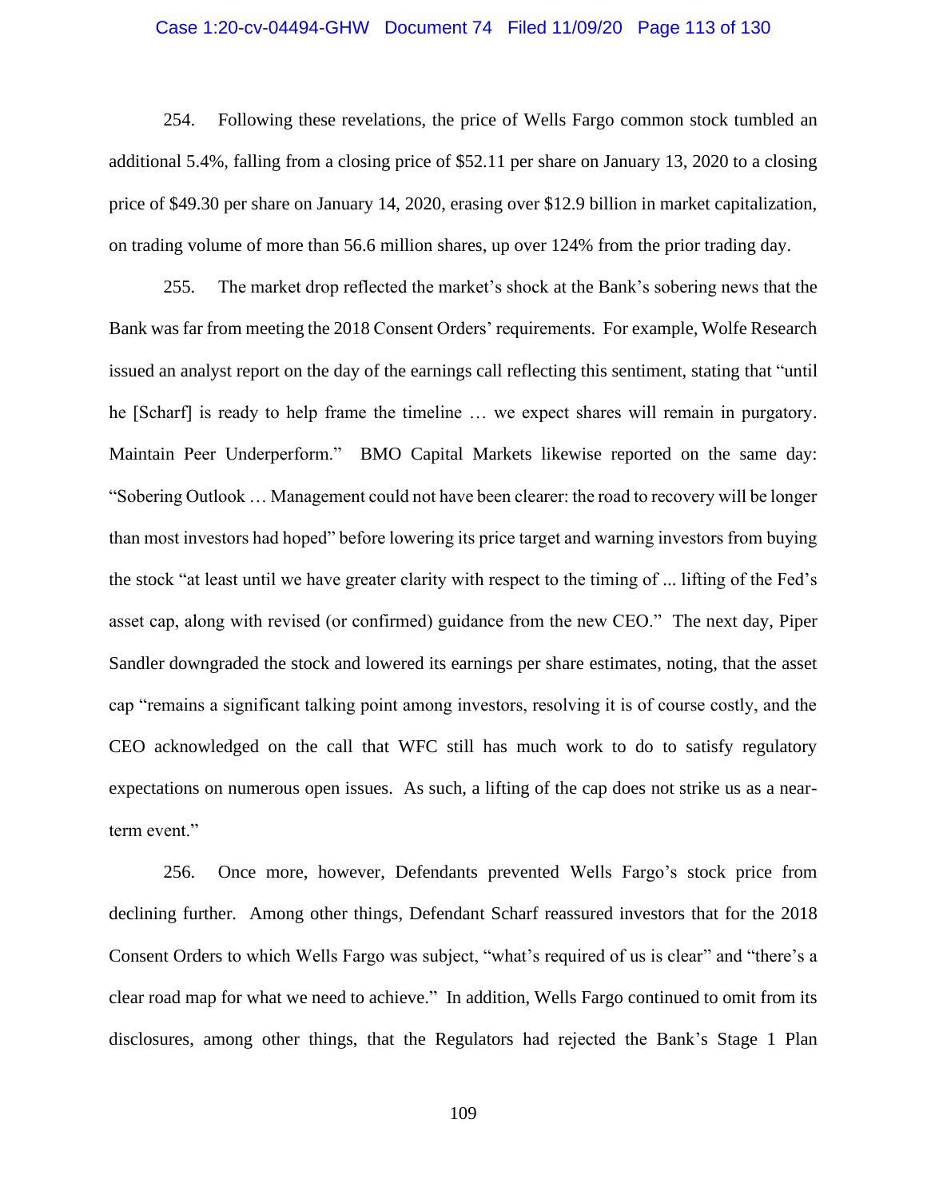254. Following these revelations, the price of Wells Fargo common stock tumbled an additional 5.4%, falling from a closing price of $52.11 per share on January 13, 2020 to a closing price of $49.30 per share on January 14, 2020, erasing over $12.9 billion in market capitalization, on trading volume of more than 56.6 million shares, up over 124% from the prior trading day.

255. The market drop reflected the market's shock at the Bank's sobering news that the Bank was far from meeting the 2018 Consent Orders' requirements. For example, Wolfe Research issued an analyst report on the day of the earnings call reflecting this sentiment, stating that "until he [Scharf] is ready to help frame the timeline … we expect shares will remain in purgatory. Maintain Peer Underperform." BMO Capital Markets likewise reported on the same day: "Sobering Outlook … Management could not have been clearer: the road to recovery will be longer than most investors had hoped" before lowering its price target and warning investors from buying the stock "at least until we have greater clarity with respect to the timing of ... lifting of the Fed's asset cap, along with revised (or confirmed) guidance from the new CEO." The next day, Piper Sandler downgraded the stock and lowered its earnings per share estimates, noting, that the asset cap "remains a significant talking point among investors, resolving it is of course costly, and the CEO acknowledged on the call that WFC still has much work to do to satisfy regulatory expectations on numerous open issues. As such, a lifting of the cap does not strike us as a near-term event."

256. Once more, however, Defendants prevented Wells Fargo's stock price from declining further. Among other things, Defendant Scharf reassured investors that for the 2018 Consent Orders to which Wells Fargo was subject, "what's required of us is clear" and "there's a clear road map for what we need to achieve." In addition, Wells Fargo continued to omit from its disclosures, among other things, that the Regulators had rejected the Bank's Stage 1 Plan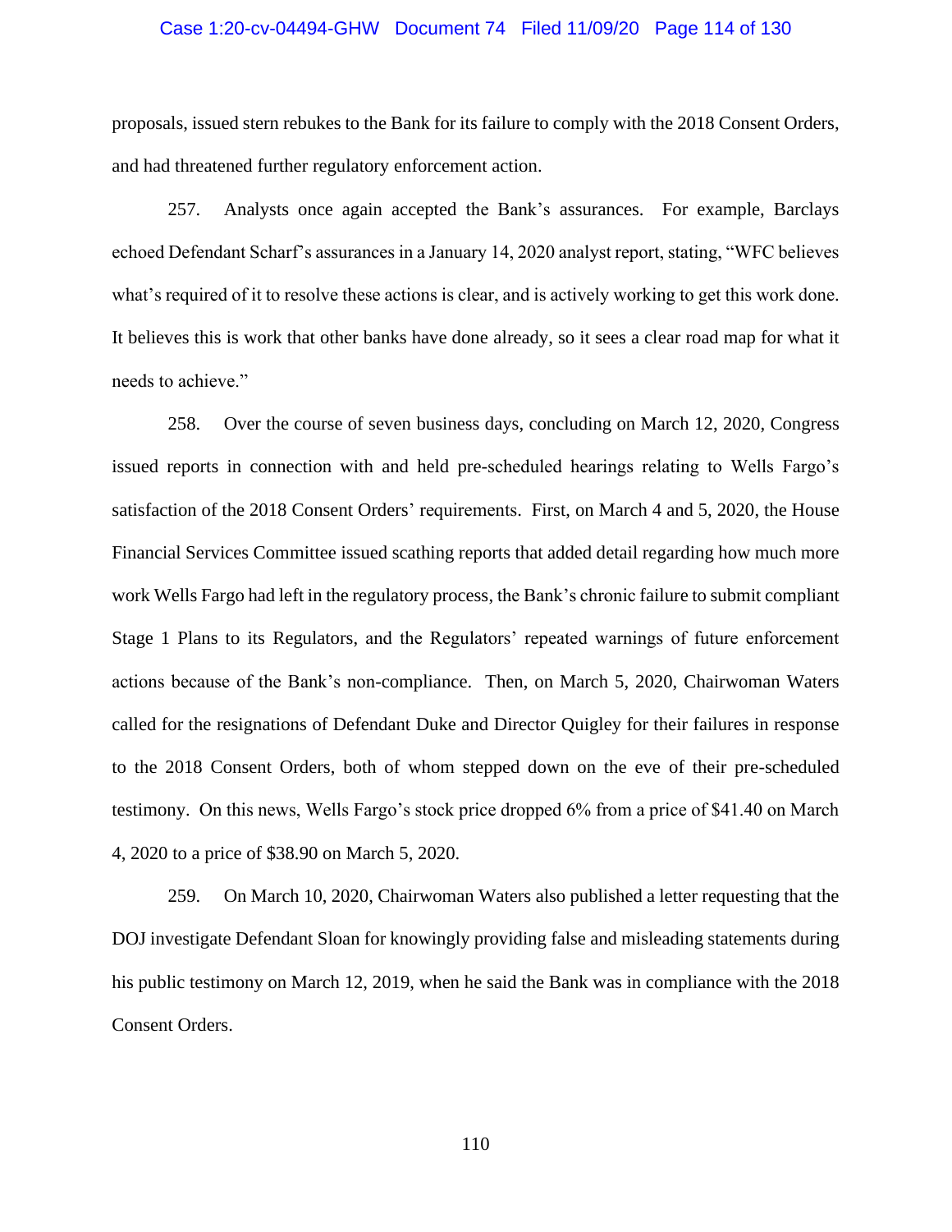proposals, issued stern rebukes to the Bank for its failure to comply with the 2018 Consent Orders, and had threatened further regulatory enforcement action.

257. Analysts once again accepted the Bank's assurances. For example, Barclays echoed Defendant Scharf's assurances in a January 14, 2020 analyst report, stating, "WFC believes what's required of it to resolve these actions is clear, and is actively working to get this work done. It believes this is work that other banks have done already, so it sees a clear road map for what it needs to achieve."

258. Over the course of seven business days, concluding on March 12, 2020, Congress issued reports in connection with and held pre-scheduled hearings relating to Wells Fargo's satisfaction of the 2018 Consent Orders' requirements. First, on March 4 and 5, 2020, the House Financial Services Committee issued scathing reports that added detail regarding how much more work Wells Fargo had left in the regulatory process, the Bank's chronic failure to submit compliant Stage 1 Plans to its Regulators, and the Regulators' repeated warnings of future enforcement actions because of the Bank's non-compliance. Then, on March 5, 2020, Chairwoman Waters called for the resignations of Defendant Duke and Director Quigley for their failures in response to the 2018 Consent Orders, both of whom stepped down on the eve of their pre-scheduled testimony. On this news, Wells Fargo's stock price dropped 6% from a price of $41.40 on March 4, 2020 to a price of $38.90 on March 5, 2020.

259. On March 10, 2020, Chairwoman Waters also published a letter requesting that the DOJ investigate Defendant Sloan for knowingly providing false and misleading statements during his public testimony on March 12, 2019, when he said the Bank was in compliance with the 2018 Consent Orders.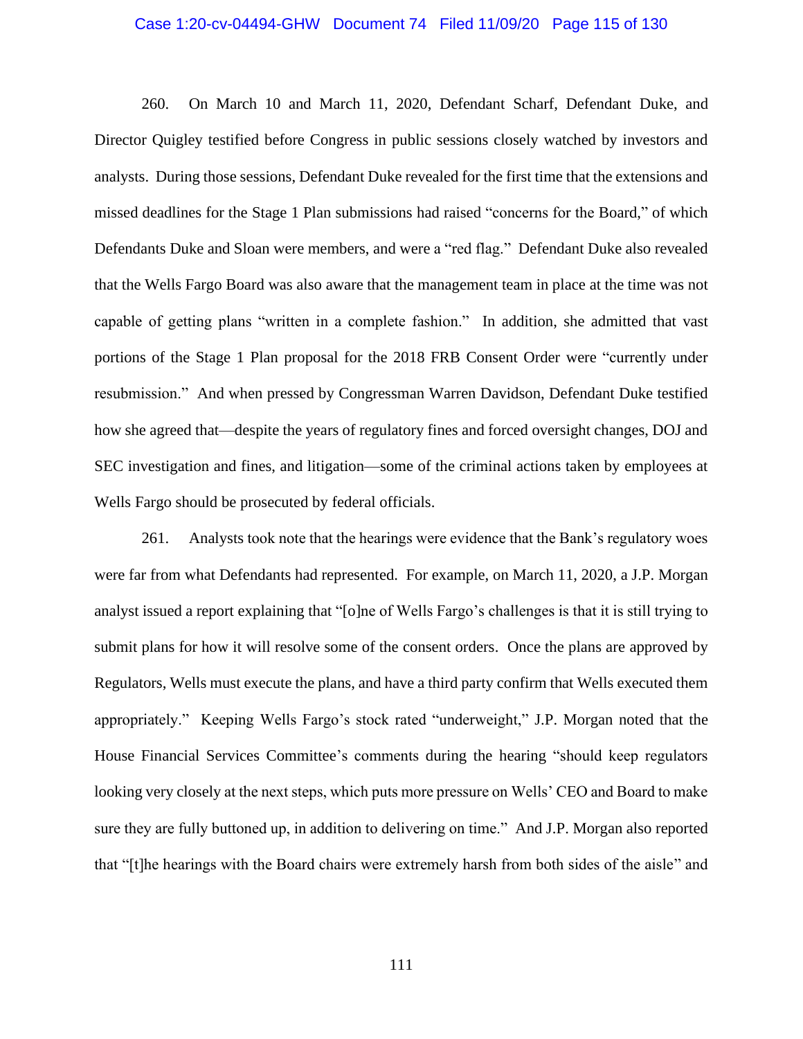260. On March 10 and March 11, 2020, Defendant Scharf, Defendant Duke, and Director Quigley testified before Congress in public sessions closely watched by investors and analysts. During those sessions, Defendant Duke revealed for the first time that the extensions and missed deadlines for the Stage 1 Plan submissions had raised "concerns for the Board," of which Defendants Duke and Sloan were members, and were a "red flag." Defendant Duke also revealed that the Wells Fargo Board was also aware that the management team in place at the time was not capable of getting plans "written in a complete fashion." In addition, she admitted that vast portions of the Stage 1 Plan proposal for the 2018 FRB Consent Order were "currently under resubmission." And when pressed by Congressman Warren Davidson, Defendant Duke testified how she agreed that—despite the years of regulatory fines and forced oversight changes, DOJ and SEC investigation and fines, and litigation—some of the criminal actions taken by employees at Wells Fargo should be prosecuted by federal officials.

261. Analysts took note that the hearings were evidence that the Bank's regulatory woes were far from what Defendants had represented. For example, on March 11, 2020, a J.P. Morgan analyst issued a report explaining that "[o]ne of Wells Fargo's challenges is that it is still trying to submit plans for how it will resolve some of the consent orders. Once the plans are approved by Regulators, Wells must execute the plans, and have a third party confirm that Wells executed them appropriately." Keeping Wells Fargo's stock rated "underweight," J.P. Morgan noted that the House Financial Services Committee's comments during the hearing "should keep regulators looking very closely at the next steps, which puts more pressure on Wells' CEO and Board to make sure they are fully buttoned up, in addition to delivering on time." And J.P. Morgan also reported that "[t]he hearings with the Board chairs were extremely harsh from both sides of the aisle" and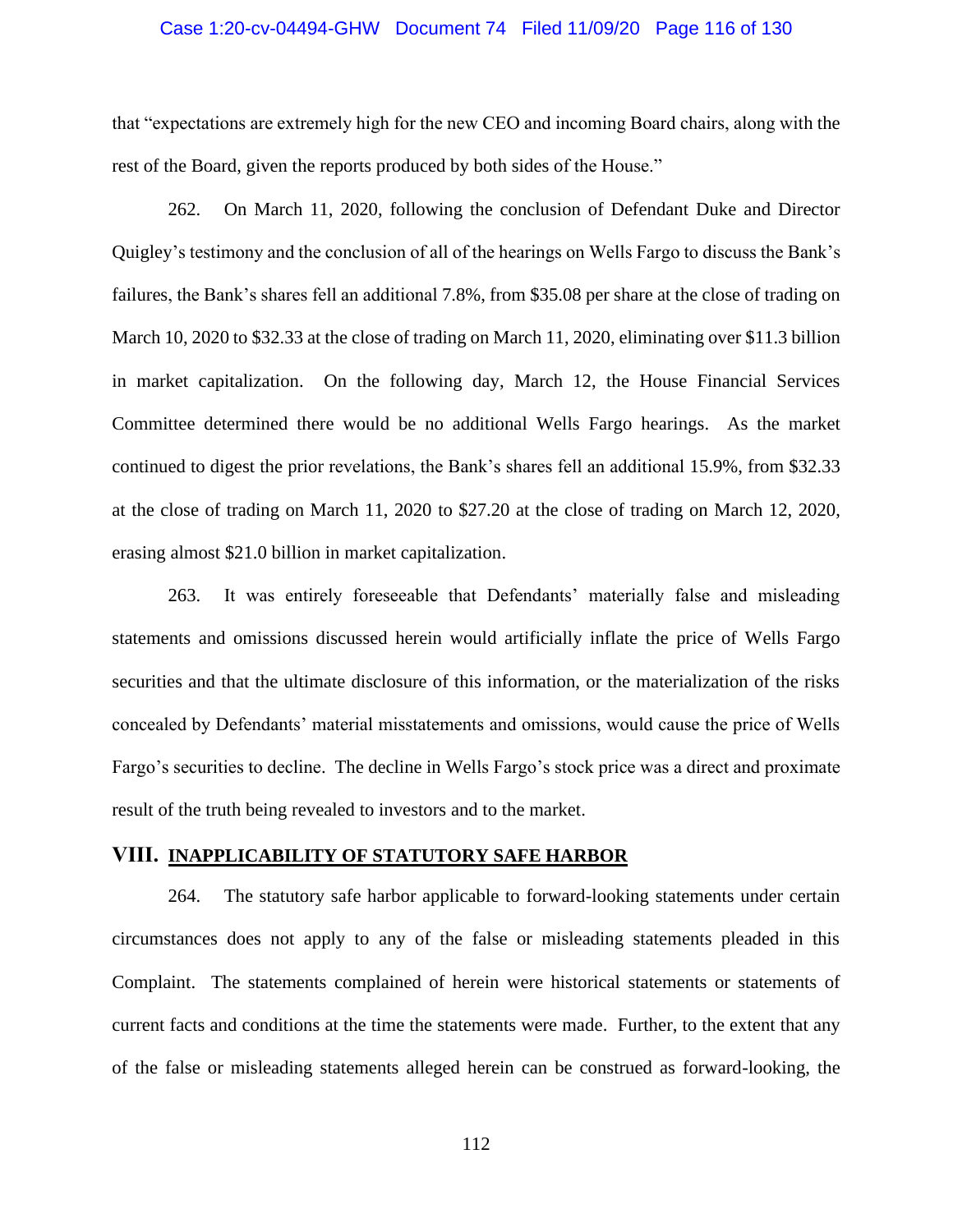that "expectations are extremely high for the new CEO and incoming Board chairs, along with the rest of the Board, given the reports produced by both sides of the House."

262. On March 11, 2020, following the conclusion of Defendant Duke and Director Quigley's testimony and the conclusion of all of the hearings on Wells Fargo to discuss the Bank's failures, the Bank's shares fell an additional 7.8%, from $35.08 per share at the close of trading on March 10, 2020 to $32.33 at the close of trading on March 11, 2020, eliminating over $11.3 billion in market capitalization. On the following day, March 12, the House Financial Services Committee determined there would be no additional Wells Fargo hearings. As the market continued to digest the prior revelations, the Bank's shares fell an additional 15.9%, from $32.33 at the close of trading on March 11, 2020 to $27.20 at the close of trading on March 12, 2020, erasing almost $21.0 billion in market capitalization.

263. It was entirely foreseeable that Defendants' materially false and misleading statements and omissions discussed herein would artificially inflate the price of Wells Fargo securities and that the ultimate disclosure of this information, or the materialization of the risks concealed by Defendants' material misstatements and omissions, would cause the price of Wells Fargo's securities to decline. The decline in Wells Fargo's stock price was a direct and proximate result of the truth being revealed to investors and to the market.

## VIII. INAPPLICABILITY OF STATUTORY SAFE HARBOR

264. The statutory safe harbor applicable to forward-looking statements under certain circumstances does not apply to any of the false or misleading statements pleaded in this Complaint. The statements complained of herein were historical statements or statements of current facts and conditions at the time the statements were made. Further, to the extent that any of the false or misleading statements alleged herein can be construed as forward-looking, the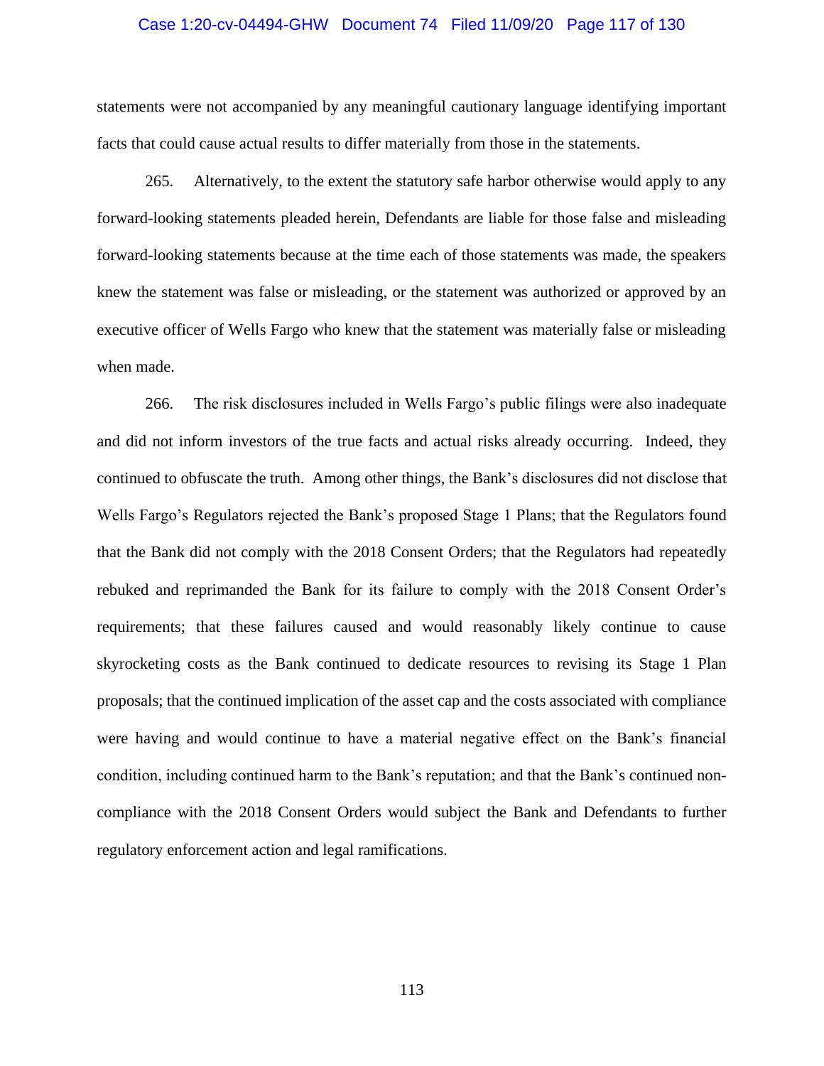statements were not accompanied by any meaningful cautionary language identifying important facts that could cause actual results to differ materially from those in the statements.

265. Alternatively, to the extent the statutory safe harbor otherwise would apply to any forward-looking statements pleaded herein, Defendants are liable for those false and misleading forward-looking statements because at the time each of those statements was made, the speakers knew the statement was false or misleading, or the statement was authorized or approved by an executive officer of Wells Fargo who knew that the statement was materially false or misleading when made.

266. The risk disclosures included in Wells Fargo's public filings were also inadequate and did not inform investors of the true facts and actual risks already occurring. Indeed, they continued to obfuscate the truth. Among other things, the Bank's disclosures did not disclose that Wells Fargo's Regulators rejected the Bank's proposed Stage 1 Plans; that the Regulators found that the Bank did not comply with the 2018 Consent Orders; that the Regulators had repeatedly rebuked and reprimanded the Bank for its failure to comply with the 2018 Consent Order's requirements; that these failures caused and would reasonably likely continue to cause skyrocketing costs as the Bank continued to dedicate resources to revising its Stage 1 Plan proposals; that the continued implication of the asset cap and the costs associated with compliance were having and would continue to have a material negative effect on the Bank's financial condition, including continued harm to the Bank's reputation; and that the Bank's continued non-compliance with the 2018 Consent Orders would subject the Bank and Defendants to further regulatory enforcement action and legal ramifications.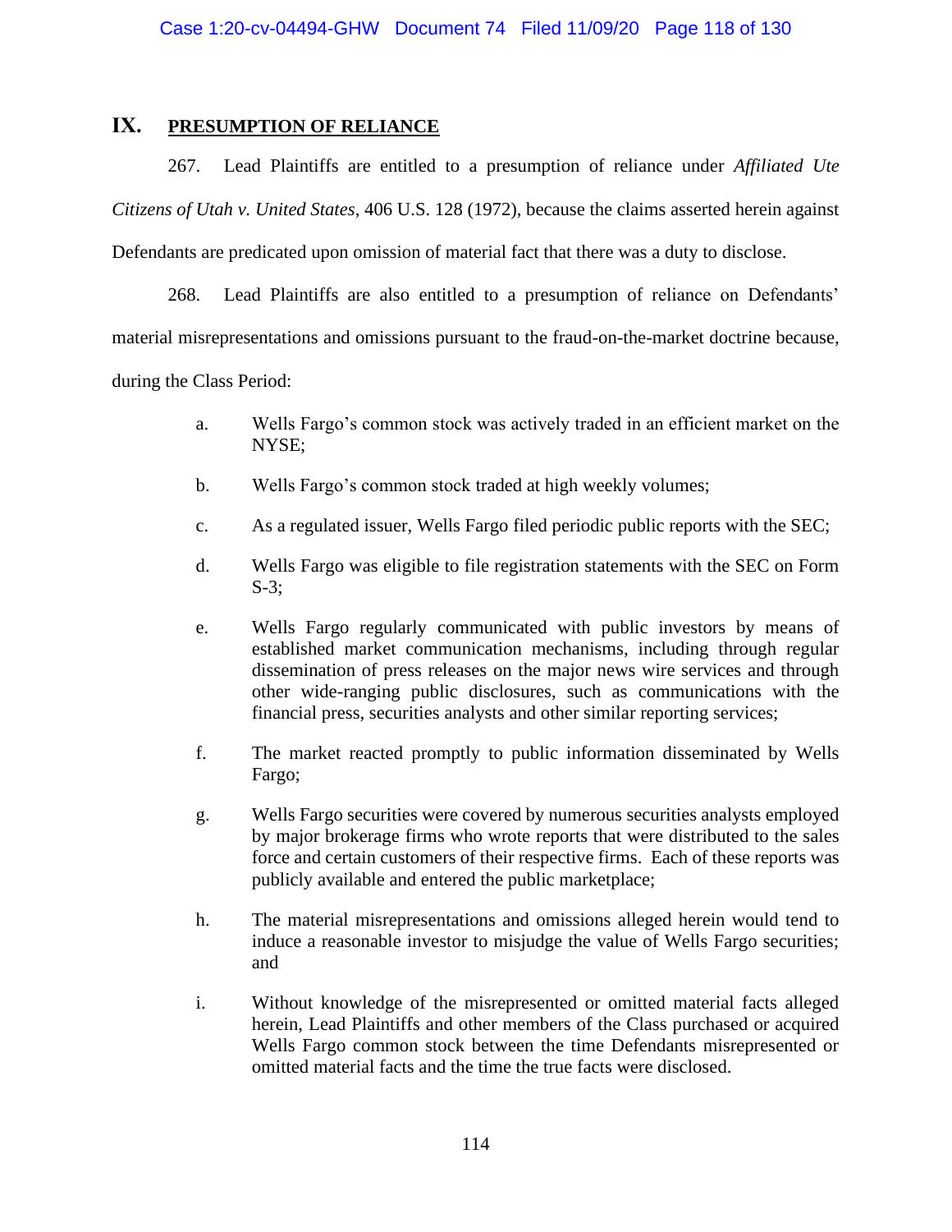## IX. PRESUMPTION OF RELIANCE

267. Lead Plaintiffs are entitled to a presumption of reliance under *Affiliated Ute Citizens of Utah v. United States*, 406 U.S. 128 (1972), because the claims asserted herein against Defendants are predicated upon omission of material fact that there was a duty to disclose.

268. Lead Plaintiffs are also entitled to a presumption of reliance on Defendants' material misrepresentations and omissions pursuant to the fraud-on-the-market doctrine because, during the Class Period:

a. Wells Fargo's common stock was actively traded in an efficient market on the NYSE;

b. Wells Fargo's common stock traded at high weekly volumes;

c. As a regulated issuer, Wells Fargo filed periodic public reports with the SEC;

d. Wells Fargo was eligible to file registration statements with the SEC on Form S-3;

e. Wells Fargo regularly communicated with public investors by means of established market communication mechanisms, including through regular dissemination of press releases on the major news wire services and through other wide-ranging public disclosures, such as communications with the financial press, securities analysts and other similar reporting services;

f. The market reacted promptly to public information disseminated by Wells Fargo;

g. Wells Fargo securities were covered by numerous securities analysts employed by major brokerage firms who wrote reports that were distributed to the sales force and certain customers of their respective firms. Each of these reports was publicly available and entered the public marketplace;

h. The material misrepresentations and omissions alleged herein would tend to induce a reasonable investor to misjudge the value of Wells Fargo securities; and

i. Without knowledge of the misrepresented or omitted material facts alleged herein, Lead Plaintiffs and other members of the Class purchased or acquired Wells Fargo common stock between the time Defendants misrepresented or omitted material facts and the time the true facts were disclosed.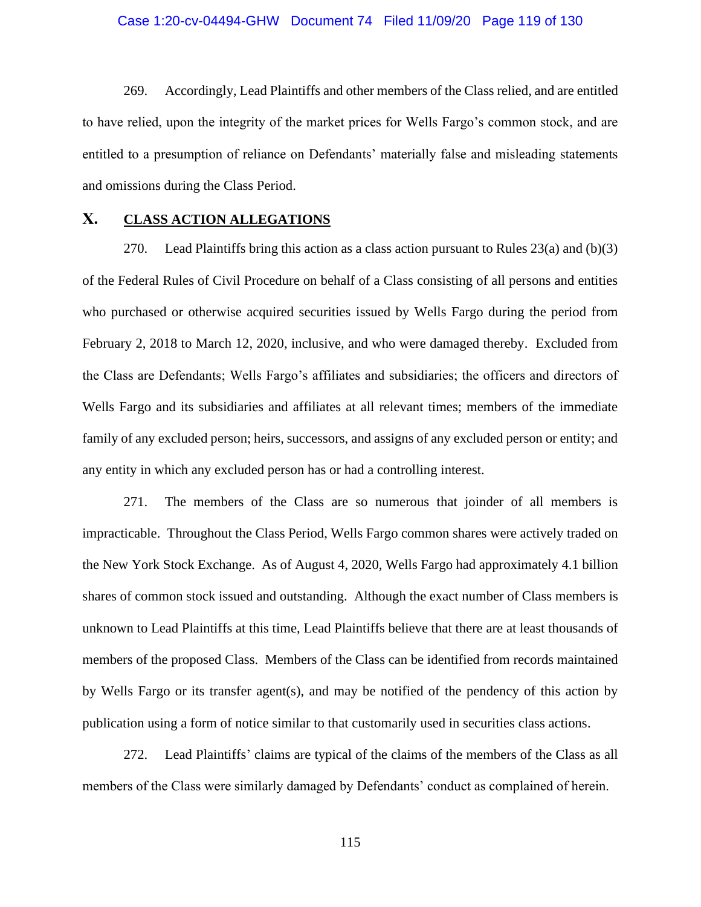269. Accordingly, Lead Plaintiffs and other members of the Class relied, and are entitled to have relied, upon the integrity of the market prices for Wells Fargo's common stock, and are entitled to a presumption of reliance on Defendants' materially false and misleading statements and omissions during the Class Period.

## X. CLASS ACTION ALLEGATIONS

270. Lead Plaintiffs bring this action as a class action pursuant to Rules 23(a) and (b)(3) of the Federal Rules of Civil Procedure on behalf of a Class consisting of all persons and entities who purchased or otherwise acquired securities issued by Wells Fargo during the period from February 2, 2018 to March 12, 2020, inclusive, and who were damaged thereby. Excluded from the Class are Defendants; Wells Fargo's affiliates and subsidiaries; the officers and directors of Wells Fargo and its subsidiaries and affiliates at all relevant times; members of the immediate family of any excluded person; heirs, successors, and assigns of any excluded person or entity; and any entity in which any excluded person has or had a controlling interest.

271. The members of the Class are so numerous that joinder of all members is impracticable. Throughout the Class Period, Wells Fargo common shares were actively traded on the New York Stock Exchange. As of August 4, 2020, Wells Fargo had approximately 4.1 billion shares of common stock issued and outstanding. Although the exact number of Class members is unknown to Lead Plaintiffs at this time, Lead Plaintiffs believe that there are at least thousands of members of the proposed Class. Members of the Class can be identified from records maintained by Wells Fargo or its transfer agent(s), and may be notified of the pendency of this action by publication using a form of notice similar to that customarily used in securities class actions.

272. Lead Plaintiffs' claims are typical of the claims of the members of the Class as all members of the Class were similarly damaged by Defendants' conduct as complained of herein.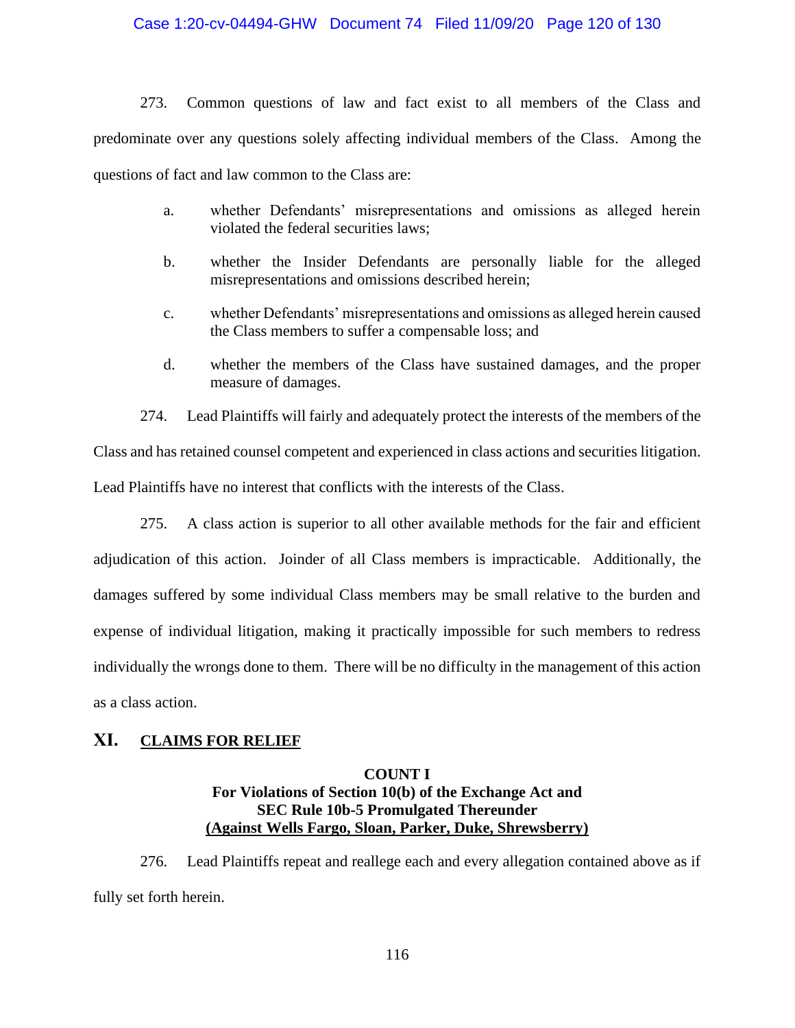273. Common questions of law and fact exist to all members of the Class and predominate over any questions solely affecting individual members of the Class. Among the questions of fact and law common to the Class are:

a. whether Defendants' misrepresentations and omissions as alleged herein violated the federal securities laws;

b. whether the Insider Defendants are personally liable for the alleged misrepresentations and omissions described herein;

c. whether Defendants' misrepresentations and omissions as alleged herein caused the Class members to suffer a compensable loss; and

d. whether the members of the Class have sustained damages, and the proper measure of damages.

274. Lead Plaintiffs will fairly and adequately protect the interests of the members of the Class and has retained counsel competent and experienced in class actions and securities litigation. Lead Plaintiffs have no interest that conflicts with the interests of the Class.

275. A class action is superior to all other available methods for the fair and efficient adjudication of this action. Joinder of all Class members is impracticable. Additionally, the damages suffered by some individual Class members may be small relative to the burden and expense of individual litigation, making it practically impossible for such members to redress individually the wrongs done to them. There will be no difficulty in the management of this action as a class action.

## XI. <u>CLAIMS FOR RELIEF</u>

### COUNT I
### For Violations of Section 10(b) of the Exchange Act and SEC Rule 10b-5 Promulgated Thereunder
### <u>(Against Wells Fargo, Sloan, Parker, Duke, Shrewsberry)</u>

276. Lead Plaintiffs repeat and reallege each and every allegation contained above as if fully set forth herein.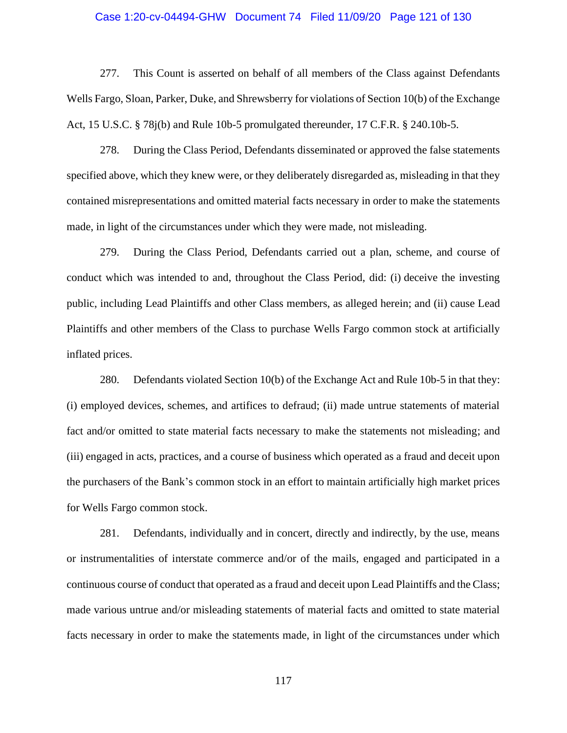277. This Count is asserted on behalf of all members of the Class against Defendants Wells Fargo, Sloan, Parker, Duke, and Shrewsberry for violations of Section 10(b) of the Exchange Act, 15 U.S.C. § 78j(b) and Rule 10b-5 promulgated thereunder, 17 C.F.R. § 240.10b-5.

278. During the Class Period, Defendants disseminated or approved the false statements specified above, which they knew were, or they deliberately disregarded as, misleading in that they contained misrepresentations and omitted material facts necessary in order to make the statements made, in light of the circumstances under which they were made, not misleading.

279. During the Class Period, Defendants carried out a plan, scheme, and course of conduct which was intended to and, throughout the Class Period, did: (i) deceive the investing public, including Lead Plaintiffs and other Class members, as alleged herein; and (ii) cause Lead Plaintiffs and other members of the Class to purchase Wells Fargo common stock at artificially inflated prices.

280. Defendants violated Section 10(b) of the Exchange Act and Rule 10b-5 in that they: (i) employed devices, schemes, and artifices to defraud; (ii) made untrue statements of material fact and/or omitted to state material facts necessary to make the statements not misleading; and (iii) engaged in acts, practices, and a course of business which operated as a fraud and deceit upon the purchasers of the Bank's common stock in an effort to maintain artificially high market prices for Wells Fargo common stock.

281. Defendants, individually and in concert, directly and indirectly, by the use, means or instrumentalities of interstate commerce and/or of the mails, engaged and participated in a continuous course of conduct that operated as a fraud and deceit upon Lead Plaintiffs and the Class; made various untrue and/or misleading statements of material facts and omitted to state material facts necessary in order to make the statements made, in light of the circumstances under which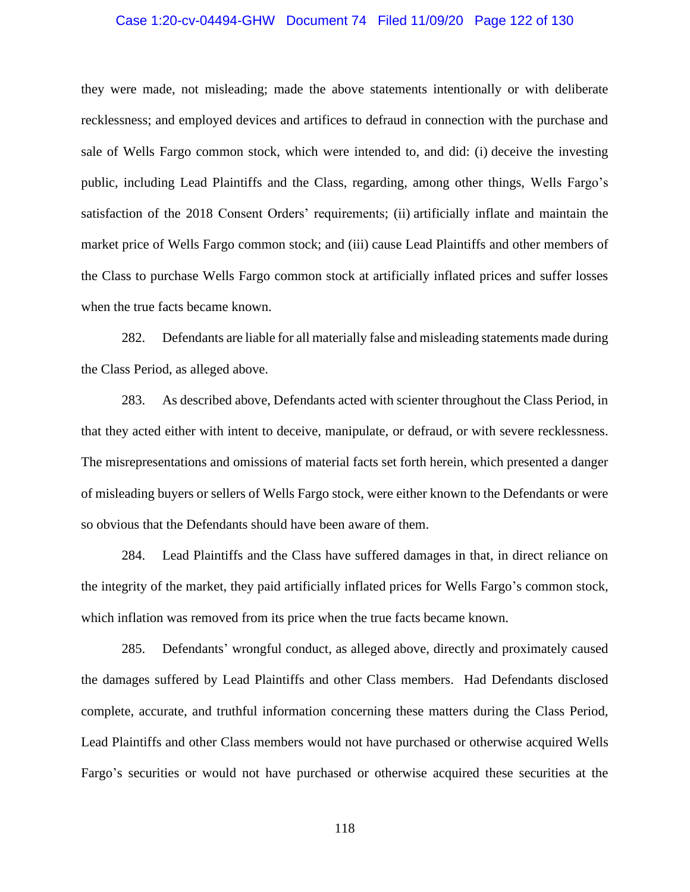they were made, not misleading; made the above statements intentionally or with deliberate recklessness; and employed devices and artifices to defraud in connection with the purchase and sale of Wells Fargo common stock, which were intended to, and did: (i) deceive the investing public, including Lead Plaintiffs and the Class, regarding, among other things, Wells Fargo's satisfaction of the 2018 Consent Orders' requirements; (ii) artificially inflate and maintain the market price of Wells Fargo common stock; and (iii) cause Lead Plaintiffs and other members of the Class to purchase Wells Fargo common stock at artificially inflated prices and suffer losses when the true facts became known.

282. Defendants are liable for all materially false and misleading statements made during the Class Period, as alleged above.

283. As described above, Defendants acted with scienter throughout the Class Period, in that they acted either with intent to deceive, manipulate, or defraud, or with severe recklessness. The misrepresentations and omissions of material facts set forth herein, which presented a danger of misleading buyers or sellers of Wells Fargo stock, were either known to the Defendants or were so obvious that the Defendants should have been aware of them.

284. Lead Plaintiffs and the Class have suffered damages in that, in direct reliance on the integrity of the market, they paid artificially inflated prices for Wells Fargo's common stock, which inflation was removed from its price when the true facts became known.

285. Defendants' wrongful conduct, as alleged above, directly and proximately caused the damages suffered by Lead Plaintiffs and other Class members. Had Defendants disclosed complete, accurate, and truthful information concerning these matters during the Class Period, Lead Plaintiffs and other Class members would not have purchased or otherwise acquired Wells Fargo's securities or would not have purchased or otherwise acquired these securities at the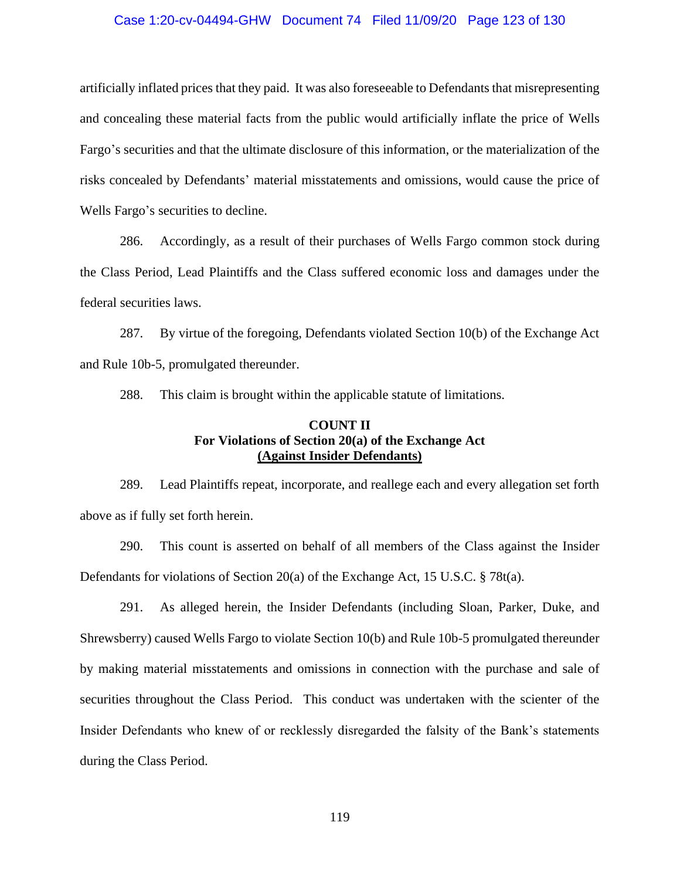artificially inflated prices that they paid. It was also foreseeable to Defendants that misrepresenting and concealing these material facts from the public would artificially inflate the price of Wells Fargo's securities and that the ultimate disclosure of this information, or the materialization of the risks concealed by Defendants' material misstatements and omissions, would cause the price of Wells Fargo's securities to decline.

286. Accordingly, as a result of their purchases of Wells Fargo common stock during the Class Period, Lead Plaintiffs and the Class suffered economic loss and damages under the federal securities laws.

287. By virtue of the foregoing, Defendants violated Section 10(b) of the Exchange Act and Rule 10b-5, promulgated thereunder.

288. This claim is brought within the applicable statute of limitations.

**COUNT II**
**For Violations of Section 20(a) of the Exchange Act**
**(Against Insider Defendants)**

289. Lead Plaintiffs repeat, incorporate, and reallege each and every allegation set forth above as if fully set forth herein.

290. This count is asserted on behalf of all members of the Class against the Insider Defendants for violations of Section 20(a) of the Exchange Act, 15 U.S.C. § 78t(a).

291. As alleged herein, the Insider Defendants (including Sloan, Parker, Duke, and Shrewsberry) caused Wells Fargo to violate Section 10(b) and Rule 10b-5 promulgated thereunder by making material misstatements and omissions in connection with the purchase and sale of securities throughout the Class Period. This conduct was undertaken with the scienter of the Insider Defendants who knew of or recklessly disregarded the falsity of the Bank's statements during the Class Period.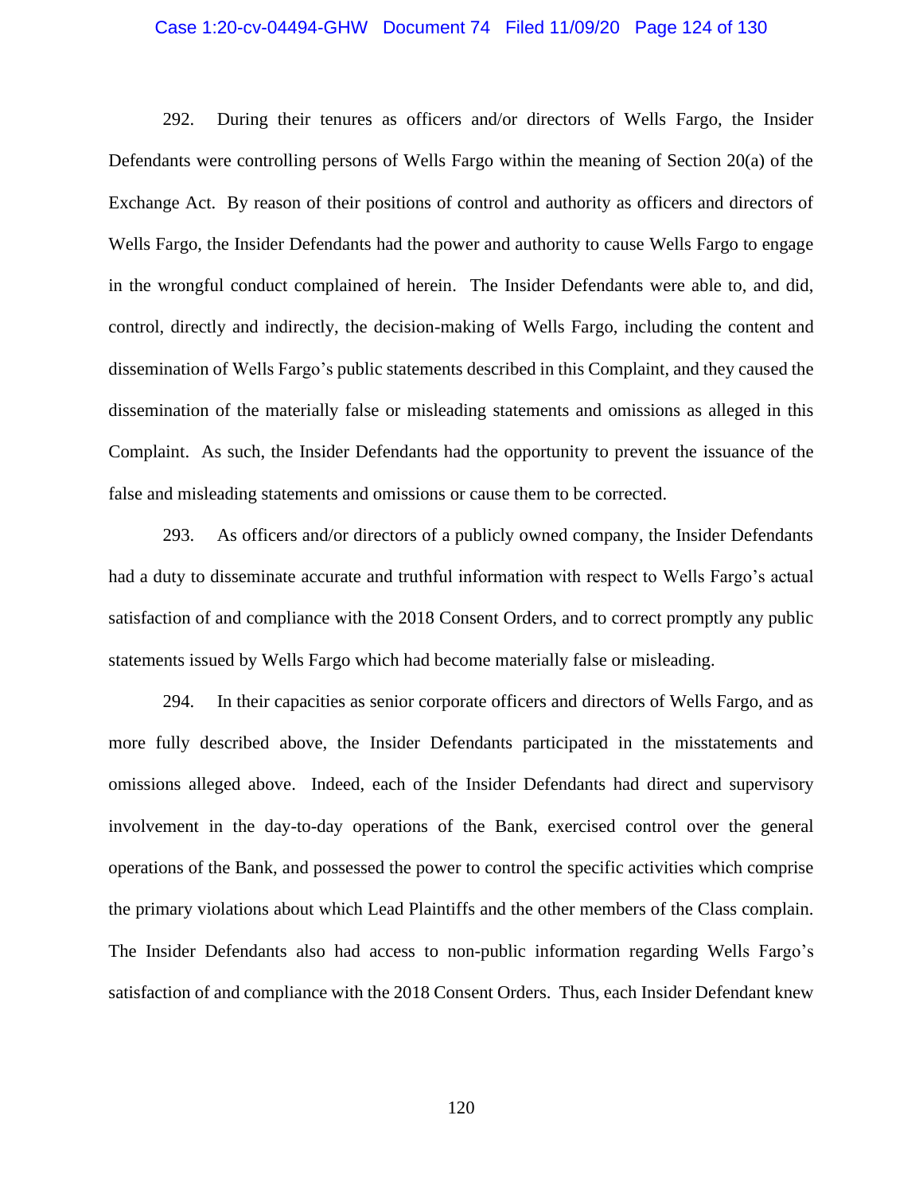292. During their tenures as officers and/or directors of Wells Fargo, the Insider Defendants were controlling persons of Wells Fargo within the meaning of Section 20(a) of the Exchange Act. By reason of their positions of control and authority as officers and directors of Wells Fargo, the Insider Defendants had the power and authority to cause Wells Fargo to engage in the wrongful conduct complained of herein. The Insider Defendants were able to, and did, control, directly and indirectly, the decision-making of Wells Fargo, including the content and dissemination of Wells Fargo's public statements described in this Complaint, and they caused the dissemination of the materially false or misleading statements and omissions as alleged in this Complaint. As such, the Insider Defendants had the opportunity to prevent the issuance of the false and misleading statements and omissions or cause them to be corrected.

293. As officers and/or directors of a publicly owned company, the Insider Defendants had a duty to disseminate accurate and truthful information with respect to Wells Fargo's actual satisfaction of and compliance with the 2018 Consent Orders, and to correct promptly any public statements issued by Wells Fargo which had become materially false or misleading.

294. In their capacities as senior corporate officers and directors of Wells Fargo, and as more fully described above, the Insider Defendants participated in the misstatements and omissions alleged above. Indeed, each of the Insider Defendants had direct and supervisory involvement in the day-to-day operations of the Bank, exercised control over the general operations of the Bank, and possessed the power to control the specific activities which comprise the primary violations about which Lead Plaintiffs and the other members of the Class complain. The Insider Defendants also had access to non-public information regarding Wells Fargo's satisfaction of and compliance with the 2018 Consent Orders. Thus, each Insider Defendant knew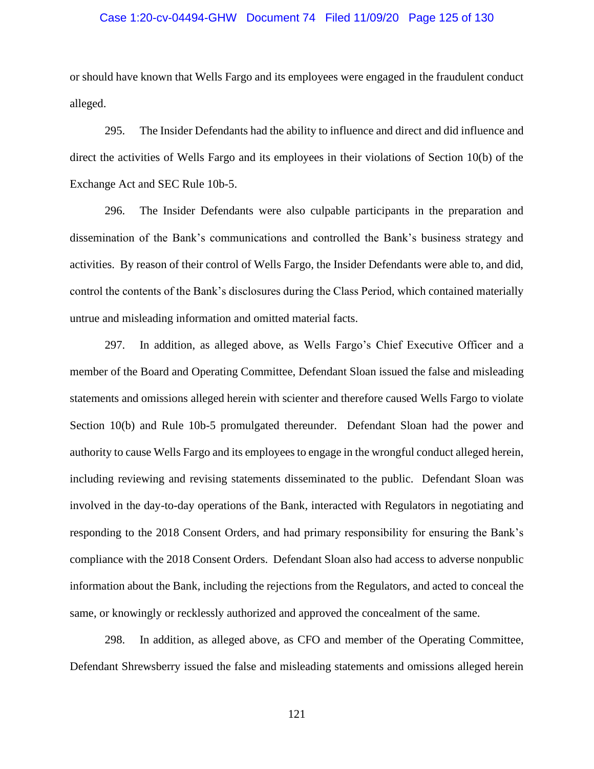or should have known that Wells Fargo and its employees were engaged in the fraudulent conduct alleged.

295. The Insider Defendants had the ability to influence and direct and did influence and direct the activities of Wells Fargo and its employees in their violations of Section 10(b) of the Exchange Act and SEC Rule 10b-5.

296. The Insider Defendants were also culpable participants in the preparation and dissemination of the Bank's communications and controlled the Bank's business strategy and activities. By reason of their control of Wells Fargo, the Insider Defendants were able to, and did, control the contents of the Bank's disclosures during the Class Period, which contained materially untrue and misleading information and omitted material facts.

297. In addition, as alleged above, as Wells Fargo's Chief Executive Officer and a member of the Board and Operating Committee, Defendant Sloan issued the false and misleading statements and omissions alleged herein with scienter and therefore caused Wells Fargo to violate Section 10(b) and Rule 10b-5 promulgated thereunder. Defendant Sloan had the power and authority to cause Wells Fargo and its employees to engage in the wrongful conduct alleged herein, including reviewing and revising statements disseminated to the public. Defendant Sloan was involved in the day-to-day operations of the Bank, interacted with Regulators in negotiating and responding to the 2018 Consent Orders, and had primary responsibility for ensuring the Bank's compliance with the 2018 Consent Orders. Defendant Sloan also had access to adverse nonpublic information about the Bank, including the rejections from the Regulators, and acted to conceal the same, or knowingly or recklessly authorized and approved the concealment of the same.

298. In addition, as alleged above, as CFO and member of the Operating Committee, Defendant Shrewsberry issued the false and misleading statements and omissions alleged herein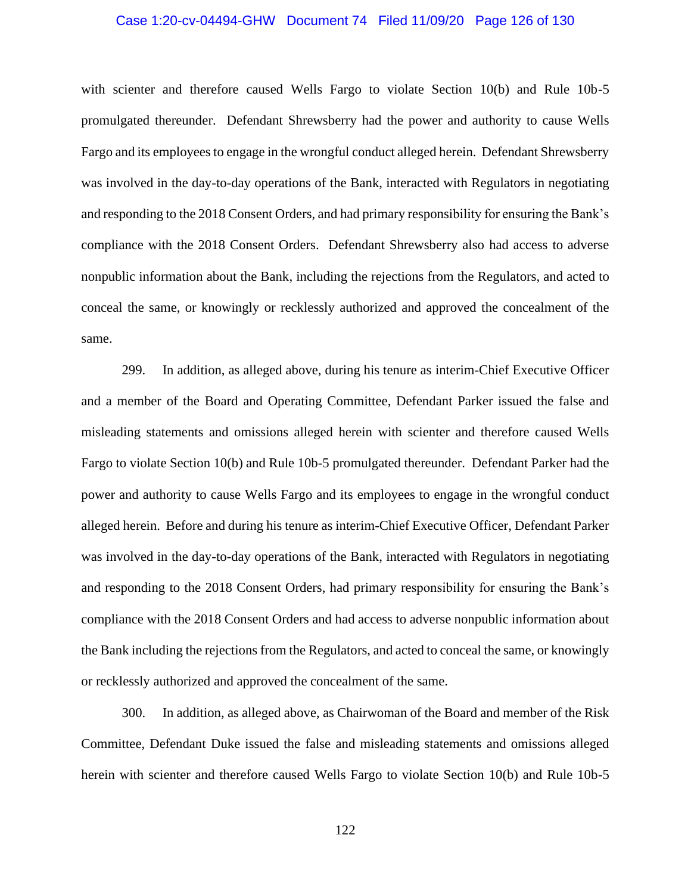with scienter and therefore caused Wells Fargo to violate Section 10(b) and Rule 10b-5 promulgated thereunder. Defendant Shrewsberry had the power and authority to cause Wells Fargo and its employees to engage in the wrongful conduct alleged herein. Defendant Shrewsberry was involved in the day-to-day operations of the Bank, interacted with Regulators in negotiating and responding to the 2018 Consent Orders, and had primary responsibility for ensuring the Bank's compliance with the 2018 Consent Orders. Defendant Shrewsberry also had access to adverse nonpublic information about the Bank, including the rejections from the Regulators, and acted to conceal the same, or knowingly or recklessly authorized and approved the concealment of the same.

299. In addition, as alleged above, during his tenure as interim-Chief Executive Officer and a member of the Board and Operating Committee, Defendant Parker issued the false and misleading statements and omissions alleged herein with scienter and therefore caused Wells Fargo to violate Section 10(b) and Rule 10b-5 promulgated thereunder. Defendant Parker had the power and authority to cause Wells Fargo and its employees to engage in the wrongful conduct alleged herein. Before and during his tenure as interim-Chief Executive Officer, Defendant Parker was involved in the day-to-day operations of the Bank, interacted with Regulators in negotiating and responding to the 2018 Consent Orders, had primary responsibility for ensuring the Bank's compliance with the 2018 Consent Orders and had access to adverse nonpublic information about the Bank including the rejections from the Regulators, and acted to conceal the same, or knowingly or recklessly authorized and approved the concealment of the same.

300. In addition, as alleged above, as Chairwoman of the Board and member of the Risk Committee, Defendant Duke issued the false and misleading statements and omissions alleged herein with scienter and therefore caused Wells Fargo to violate Section 10(b) and Rule 10b-5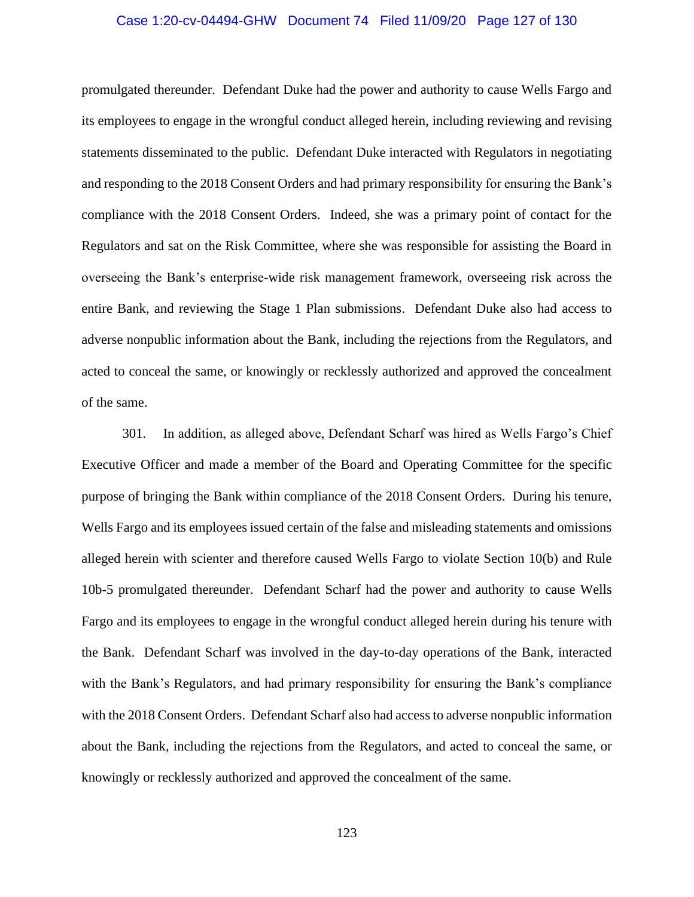promulgated thereunder. Defendant Duke had the power and authority to cause Wells Fargo and its employees to engage in the wrongful conduct alleged herein, including reviewing and revising statements disseminated to the public. Defendant Duke interacted with Regulators in negotiating and responding to the 2018 Consent Orders and had primary responsibility for ensuring the Bank's compliance with the 2018 Consent Orders. Indeed, she was a primary point of contact for the Regulators and sat on the Risk Committee, where she was responsible for assisting the Board in overseeing the Bank's enterprise-wide risk management framework, overseeing risk across the entire Bank, and reviewing the Stage 1 Plan submissions. Defendant Duke also had access to adverse nonpublic information about the Bank, including the rejections from the Regulators, and acted to conceal the same, or knowingly or recklessly authorized and approved the concealment of the same.

301. In addition, as alleged above, Defendant Scharf was hired as Wells Fargo's Chief Executive Officer and made a member of the Board and Operating Committee for the specific purpose of bringing the Bank within compliance of the 2018 Consent Orders. During his tenure, Wells Fargo and its employees issued certain of the false and misleading statements and omissions alleged herein with scienter and therefore caused Wells Fargo to violate Section 10(b) and Rule 10b-5 promulgated thereunder. Defendant Scharf had the power and authority to cause Wells Fargo and its employees to engage in the wrongful conduct alleged herein during his tenure with the Bank. Defendant Scharf was involved in the day-to-day operations of the Bank, interacted with the Bank's Regulators, and had primary responsibility for ensuring the Bank's compliance with the 2018 Consent Orders. Defendant Scharf also had access to adverse nonpublic information about the Bank, including the rejections from the Regulators, and acted to conceal the same, or knowingly or recklessly authorized and approved the concealment of the same.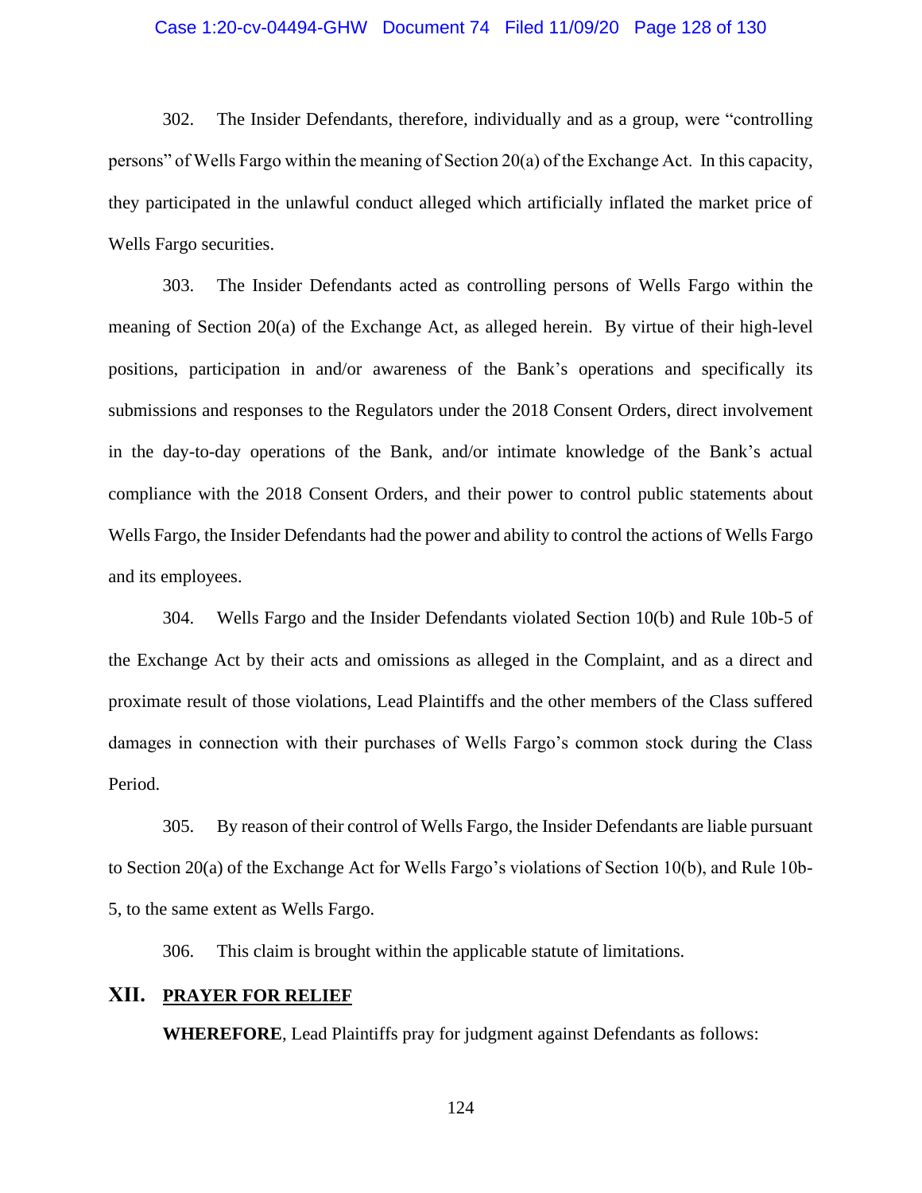302. The Insider Defendants, therefore, individually and as a group, were "controlling persons" of Wells Fargo within the meaning of Section 20(a) of the Exchange Act. In this capacity, they participated in the unlawful conduct alleged which artificially inflated the market price of Wells Fargo securities.

303. The Insider Defendants acted as controlling persons of Wells Fargo within the meaning of Section 20(a) of the Exchange Act, as alleged herein. By virtue of their high-level positions, participation in and/or awareness of the Bank's operations and specifically its submissions and responses to the Regulators under the 2018 Consent Orders, direct involvement in the day-to-day operations of the Bank, and/or intimate knowledge of the Bank's actual compliance with the 2018 Consent Orders, and their power to control public statements about Wells Fargo, the Insider Defendants had the power and ability to control the actions of Wells Fargo and its employees.

304. Wells Fargo and the Insider Defendants violated Section 10(b) and Rule 10b-5 of the Exchange Act by their acts and omissions as alleged in the Complaint, and as a direct and proximate result of those violations, Lead Plaintiffs and the other members of the Class suffered damages in connection with their purchases of Wells Fargo's common stock during the Class Period.

305. By reason of their control of Wells Fargo, the Insider Defendants are liable pursuant to Section 20(a) of the Exchange Act for Wells Fargo's violations of Section 10(b), and Rule 10b-5, to the same extent as Wells Fargo.

306. This claim is brought within the applicable statute of limitations.

## XII. PRAYER FOR RELIEF

**WHEREFORE**, Lead Plaintiffs pray for judgment against Defendants as follows: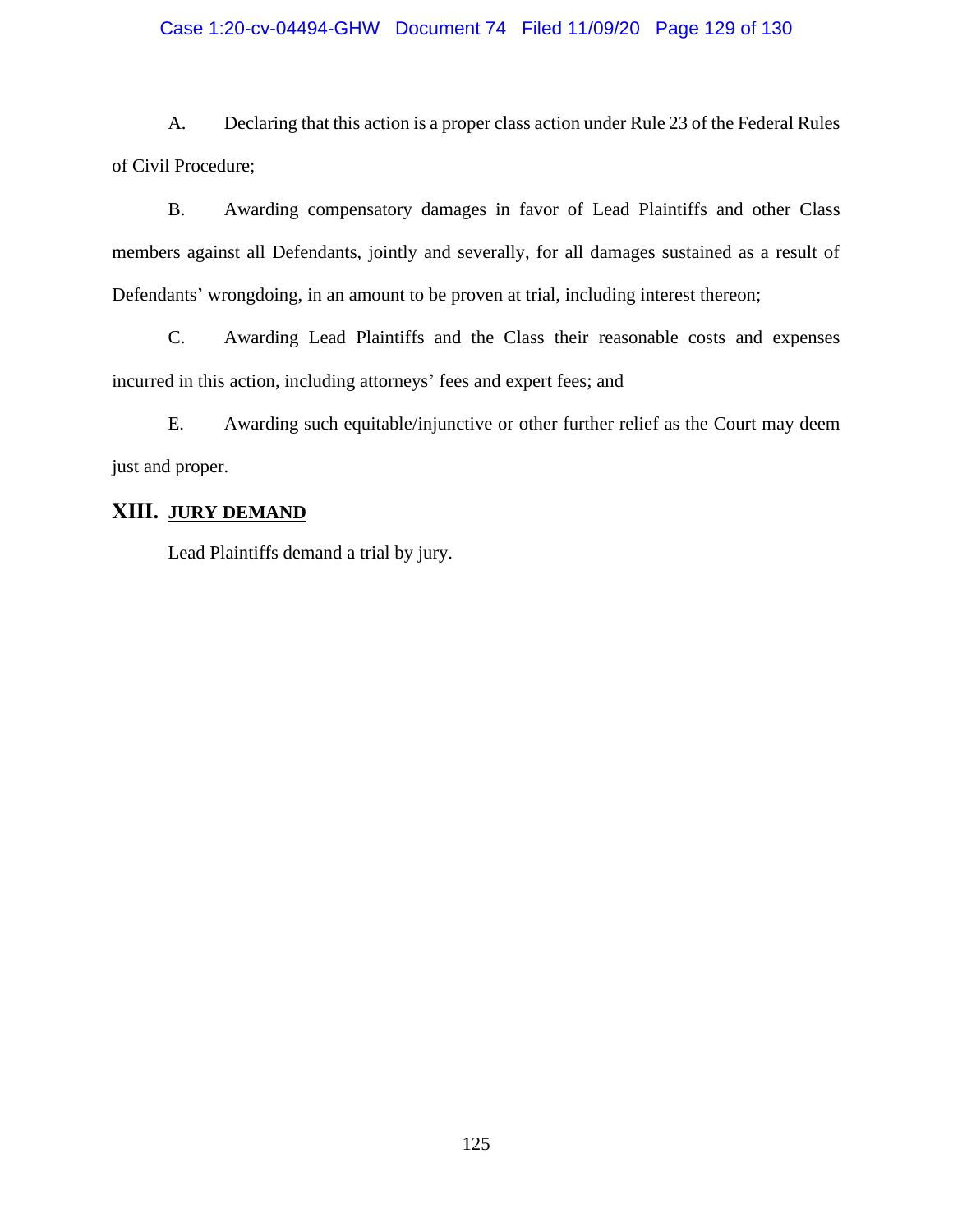A. Declaring that this action is a proper class action under Rule 23 of the Federal Rules of Civil Procedure;

B. Awarding compensatory damages in favor of Lead Plaintiffs and other Class members against all Defendants, jointly and severally, for all damages sustained as a result of Defendants' wrongdoing, in an amount to be proven at trial, including interest thereon;

C. Awarding Lead Plaintiffs and the Class their reasonable costs and expenses incurred in this action, including attorneys' fees and expert fees; and

E. Awarding such equitable/injunctive or other further relief as the Court may deem just and proper.

## XIII. JURY DEMAND

Lead Plaintiffs demand a trial by jury.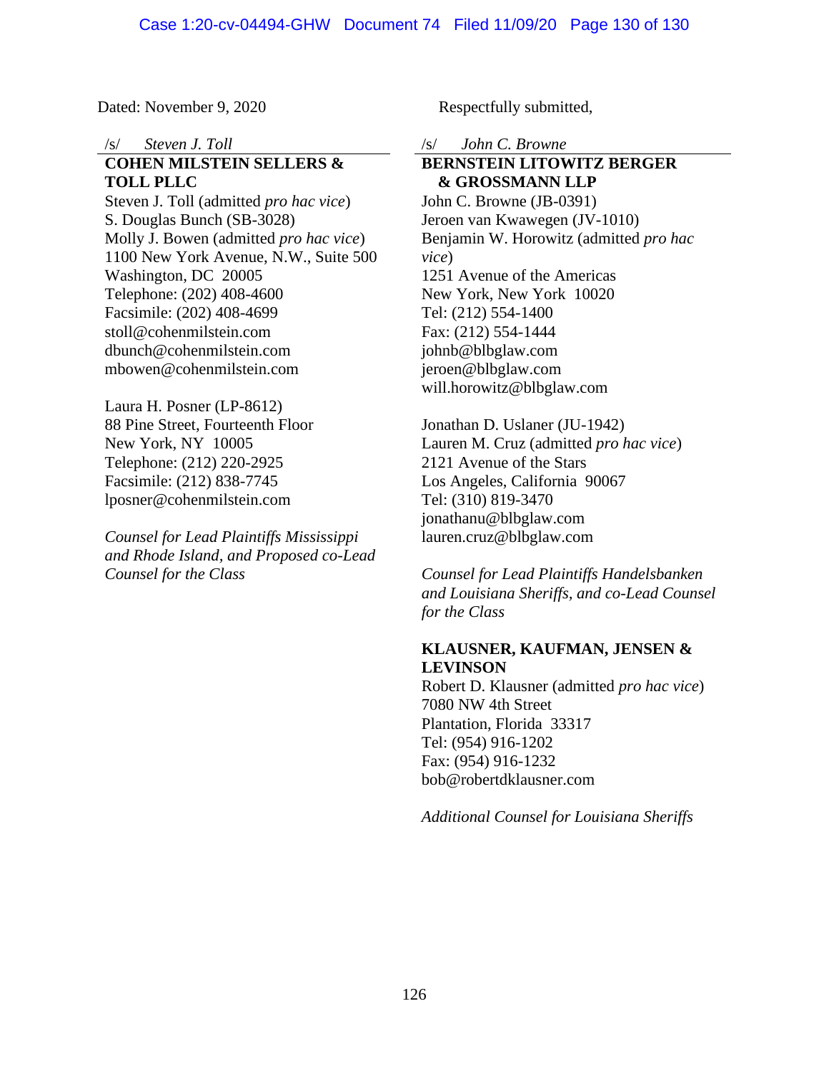Dated: November 9, 2020

Respectfully submitted,

/s/ *Steven J. Toll*

**COHEN MILSTEIN SELLERS & TOLL PLLC**
Steven J. Toll (admitted *pro hac vice*)
S. Douglas Bunch (SB-3028)
Molly J. Bowen (admitted *pro hac vice*)
1100 New York Avenue, N.W., Suite 500
Washington, DC 20005
Telephone: (202) 408-4600
Facsimile: (202) 408-4699
stoll@cohenmilstein.com
dbunch@cohenmilstein.com
mbowen@cohenmilstein.com

Laura H. Posner (LP-8612)
88 Pine Street, Fourteenth Floor
New York, NY 10005
Telephone: (212) 220-2925
Facsimile: (212) 838-7745
lposner@cohenmilstein.com

*Counsel for Lead Plaintiffs Mississippi and Rhode Island, and Proposed co-Lead Counsel for the Class*

/s/ *John C. Browne*

**BERNSTEIN LITOWITZ BERGER & GROSSMANN LLP**
John C. Browne (JB-0391)
Jeroen van Kwawegen (JV-1010)
Benjamin W. Horowitz (admitted *pro hac vice*)
1251 Avenue of the Americas
New York, New York 10020
Tel: (212) 554-1400
Fax: (212) 554-1444
johnb@blbglaw.com
jeroen@blbglaw.com
will.horowitz@blbglaw.com

Jonathan D. Uslaner (JU-1942)
Lauren M. Cruz (admitted *pro hac vice*)
2121 Avenue of the Stars
Los Angeles, California 90067
Tel: (310) 819-3470
jonathanu@blbglaw.com
lauren.cruz@blbglaw.com

*Counsel for Lead Plaintiffs Handelsbanken and Louisiana Sheriffs, and co-Lead Counsel for the Class*

**KLAUSNER, KAUFMAN, JENSEN & LEVINSON**
Robert D. Klausner (admitted *pro hac vice*)
7080 NW 4th Street
Plantation, Florida 33317
Tel: (954) 916-1202
Fax: (954) 916-1232
bob@robertdklausner.com

*Additional Counsel for Louisiana Sheriffs*